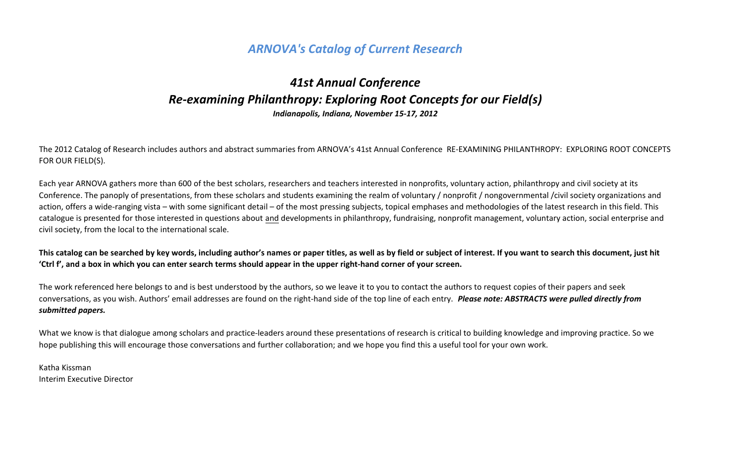# *ARNOVA's Catalog of Current Research*

## *41st Annual Conference*
## *Re-examining Philanthropy: Exploring Root Concepts for our Field(s)*

***Indianapolis, Indiana, November 15-17, 2012***

The 2012 Catalog of Research includes authors and abstract summaries from ARNOVA's 41st Annual Conference RE-EXAMINING PHILANTHROPY: EXPLORING ROOT CONCEPTS FOR OUR FIELD(S).

Each year ARNOVA gathers more than 600 of the best scholars, researchers and teachers interested in nonprofits, voluntary action, philanthropy and civil society at its Conference. The panoply of presentations, from these scholars and students examining the realm of voluntary / nonprofit / nongovernmental /civil society organizations and action, offers a wide-ranging vista – with some significant detail – of the most pressing subjects, topical emphases and methodologies of the latest research in this field. This catalogue is presented for those interested in questions about and developments in philanthropy, fundraising, nonprofit management, voluntary action, social enterprise and civil society, from the local to the international scale.

**This catalog can be searched by key words, including author's names or paper titles, as well as by field or subject of interest. If you want to search this document, just hit 'Ctrl f', and a box in which you can enter search terms should appear in the upper right-hand corner of your screen.**

The work referenced here belongs to and is best understood by the authors, so we leave it to you to contact the authors to request copies of their papers and seek conversations, as you wish. Authors' email addresses are found on the right-hand side of the top line of each entry. ***Please note: ABSTRACTS were pulled directly from submitted papers.***

What we know is that dialogue among scholars and practice-leaders around these presentations of research is critical to building knowledge and improving practice. So we hope publishing this will encourage those conversations and further collaboration; and we hope you find this a useful tool for your own work.

Katha Kissman
Interim Executive Director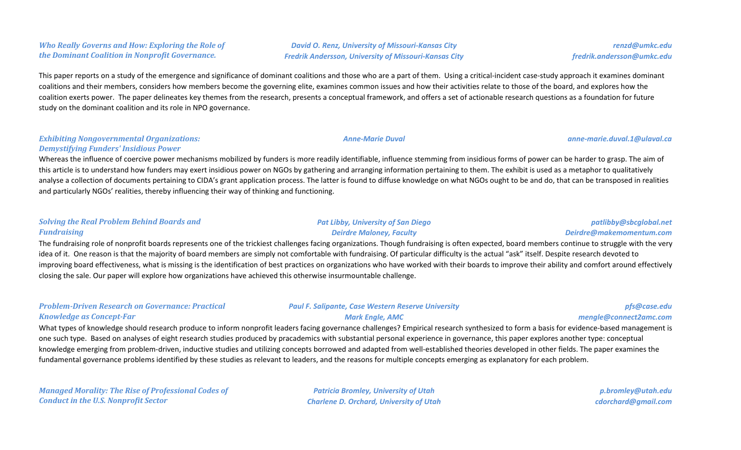### *Who Really Governs and How: Exploring the Role of the Dominant Coalition in Nonprofit Governance.*

*David O. Renz, University of Missouri-Kansas City* — *renzd@umkc.edu*
*Fredrik Andersson, University of Missouri-Kansas City* — *fredrik.andersson@umkc.edu*

This paper reports on a study of the emergence and significance of dominant coalitions and those who are a part of them. Using a critical-incident case-study approach it examines dominant coalitions and their members, considers how members become the governing elite, examines common issues and how their activities relate to those of the board, and explores how the coalition exerts power. The paper delineates key themes from the research, presents a conceptual framework, and offers a set of actionable research questions as a foundation for future study on the dominant coalition and its role in NPO governance.

### *Exhibiting Nongovernmental Organizations: Demystifying Funders' Insidious Power*

*Anne-Marie Duval* — *anne-marie.duval.1@ulaval.ca*

Whereas the influence of coercive power mechanisms mobilized by funders is more readily identifiable, influence stemming from insidious forms of power can be harder to grasp. The aim of this article is to understand how funders may exert insidious power on NGOs by gathering and arranging information pertaining to them. The exhibit is used as a metaphor to qualitatively analyse a collection of documents pertaining to CIDA's grant application process. The latter is found to diffuse knowledge on what NGOs ought to be and do, that can be transposed in realities and particularly NGOs' realities, thereby influencing their way of thinking and functioning.

### *Solving the Real Problem Behind Boards and Fundraising*

*Pat Libby, University of San Diego* — *patlibby@sbcglobal.net*
*Deirdre Maloney, Faculty* — *Deirdre@makemomentum.com*

The fundraising role of nonprofit boards represents one of the trickiest challenges facing organizations. Though fundraising is often expected, board members continue to struggle with the very idea of it. One reason is that the majority of board members are simply not comfortable with fundraising. Of particular difficulty is the actual "ask" itself. Despite research devoted to improving board effectiveness, what is missing is the identification of best practices on organizations who have worked with their boards to improve their ability and comfort around effectively closing the sale. Our paper will explore how organizations have achieved this otherwise insurmountable challenge.

### *Problem-Driven Research on Governance: Practical Knowledge as Concept-Far*

*Paul F. Salipante, Case Western Reserve University* — *pfs@case.edu*
*Mark Engle, AMC* — *mengle@connect2amc.com*

What types of knowledge should research produce to inform nonprofit leaders facing governance challenges? Empirical research synthesized to form a basis for evidence-based management is one such type. Based on analyses of eight research studies produced by pracademics with substantial personal experience in governance, this paper explores another type: conceptual knowledge emerging from problem-driven, inductive studies and utilizing concepts borrowed and adapted from well-established theories developed in other fields. The paper examines the fundamental governance problems identified by these studies as relevant to leaders, and the reasons for multiple concepts emerging as explanatory for each problem.

### *Managed Morality: The Rise of Professional Codes of Conduct in the U.S. Nonprofit Sector*

*Patricia Bromley, University of Utah* — *p.bromley@utah.edu*
*Charlene D. Orchard, University of Utah* — *cdorchard@gmail.com*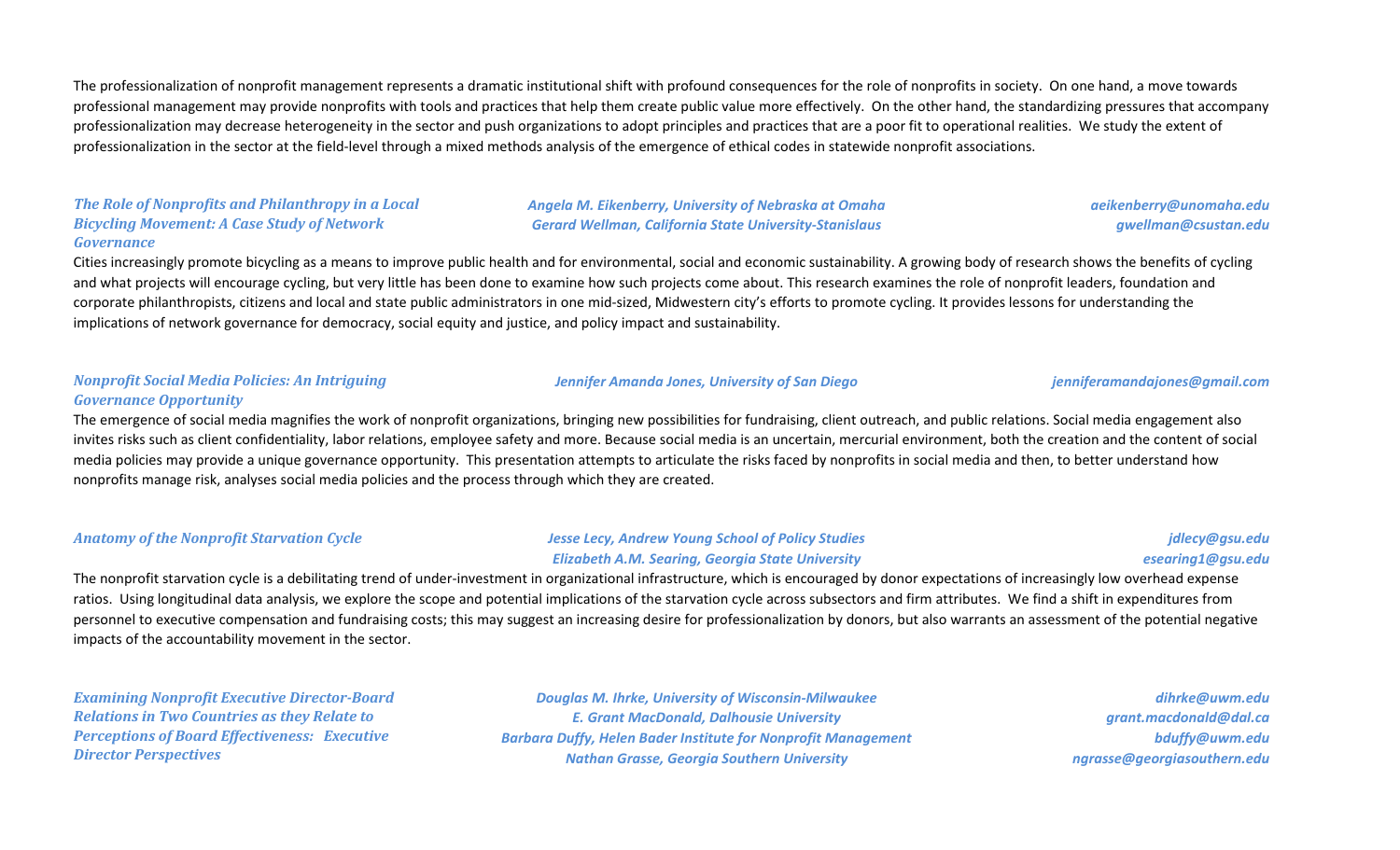The professionalization of nonprofit management represents a dramatic institutional shift with profound consequences for the role of nonprofits in society. On one hand, a move towards professional management may provide nonprofits with tools and practices that help them create public value more effectively. On the other hand, the standardizing pressures that accompany professionalization may decrease heterogeneity in the sector and push organizations to adopt principles and practices that are a poor fit to operational realities. We study the extent of professionalization in the sector at the field-level through a mixed methods analysis of the emergence of ethical codes in statewide nonprofit associations.

***The Role of Nonprofits and Philanthropy in a Local Bicycling Movement: A Case Study of Network Governance***

*Angela M. Eikenberry, University of Nebraska at Omaha* — *aeikenberry@unomaha.edu*
*Gerard Wellman, California State University-Stanislaus* — *gwellman@csustan.edu*

Cities increasingly promote bicycling as a means to improve public health and for environmental, social and economic sustainability. A growing body of research shows the benefits of cycling and what projects will encourage cycling, but very little has been done to examine how such projects come about. This research examines the role of nonprofit leaders, foundation and corporate philanthropists, citizens and local and state public administrators in one mid-sized, Midwestern city's efforts to promote cycling. It provides lessons for understanding the implications of network governance for democracy, social equity and justice, and policy impact and sustainability.

***Nonprofit Social Media Policies: An Intriguing Governance Opportunity***

*Jennifer Amanda Jones, University of San Diego* — *jenniferamandajones@gmail.com*

The emergence of social media magnifies the work of nonprofit organizations, bringing new possibilities for fundraising, client outreach, and public relations. Social media engagement also invites risks such as client confidentiality, labor relations, employee safety and more. Because social media is an uncertain, mercurial environment, both the creation and the content of social media policies may provide a unique governance opportunity. This presentation attempts to articulate the risks faced by nonprofits in social media and then, to better understand how nonprofits manage risk, analyses social media policies and the process through which they are created.

***Anatomy of the Nonprofit Starvation Cycle***

*Jesse Lecy, Andrew Young School of Policy Studies* — *jdlecy@gsu.edu*
*Elizabeth A.M. Searing, Georgia State University* — *esearing1@gsu.edu*

The nonprofit starvation cycle is a debilitating trend of under-investment in organizational infrastructure, which is encouraged by donor expectations of increasingly low overhead expense ratios. Using longitudinal data analysis, we explore the scope and potential implications of the starvation cycle across subsectors and firm attributes. We find a shift in expenditures from personnel to executive compensation and fundraising costs; this may suggest an increasing desire for professionalization by donors, but also warrants an assessment of the potential negative impacts of the accountability movement in the sector.

***Examining Nonprofit Executive Director-Board Relations in Two Countries as they Relate to Perceptions of Board Effectiveness: Executive Director Perspectives***

*Douglas M. Ihrke, University of Wisconsin-Milwaukee* — *dihrke@uwm.edu*
*E. Grant MacDonald, Dalhousie University* — *grant.macdonald@dal.ca*
*Barbara Duffy, Helen Bader Institute for Nonprofit Management* — *bduffy@uwm.edu*
*Nathan Grasse, Georgia Southern University* — *ngrasse@georgiasouthern.edu*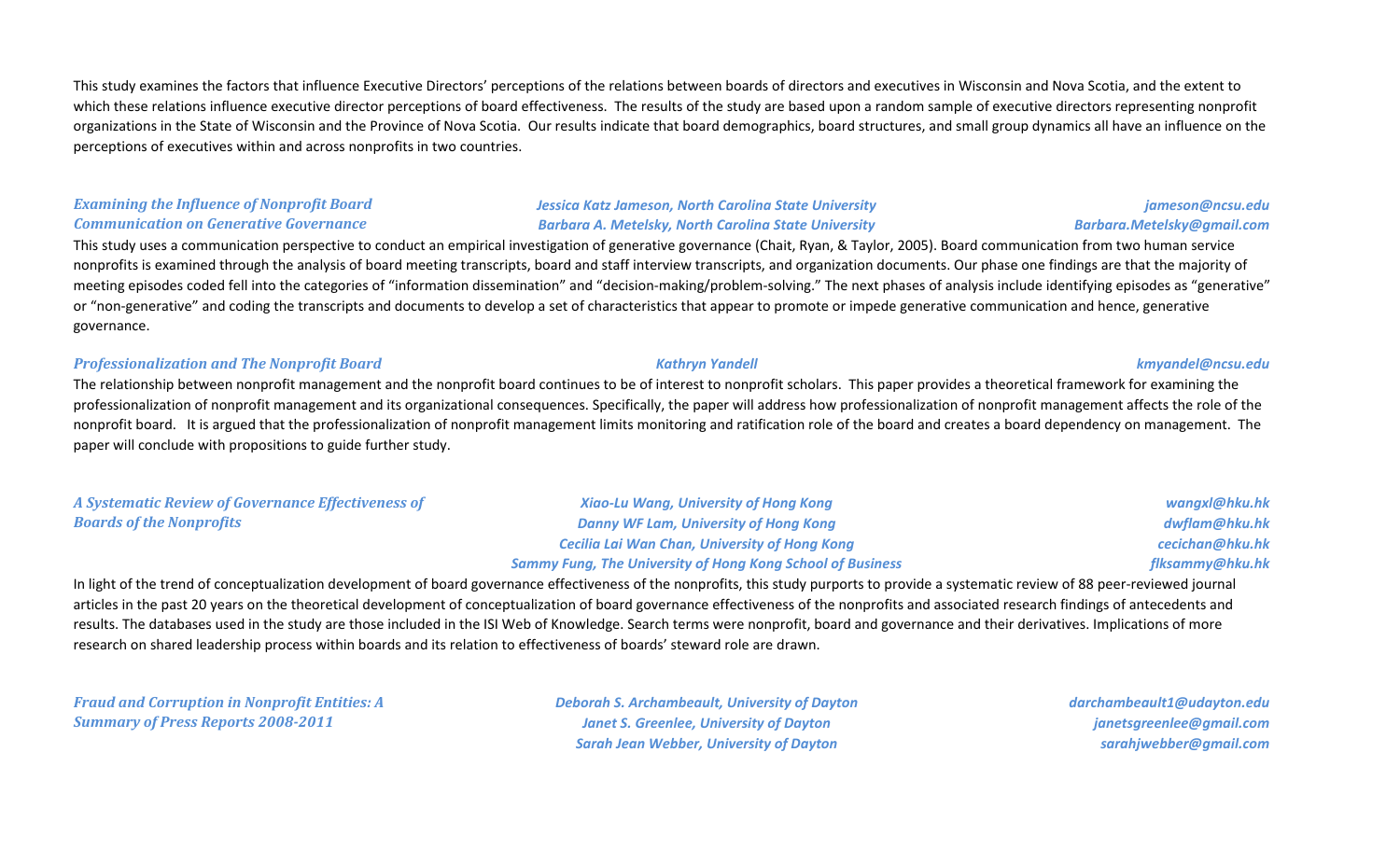This study examines the factors that influence Executive Directors' perceptions of the relations between boards of directors and executives in Wisconsin and Nova Scotia, and the extent to which these relations influence executive director perceptions of board effectiveness. The results of the study are based upon a random sample of executive directors representing nonprofit organizations in the State of Wisconsin and the Province of Nova Scotia. Our results indicate that board demographics, board structures, and small group dynamics all have an influence on the perceptions of executives within and across nonprofits in two countries.

### *Examining the Influence of Nonprofit Board Communication on Generative Governance*

*Jessica Katz Jameson, North Carolina State University* — *jameson@ncsu.edu*
*Barbara A. Metelsky, North Carolina State University* — *Barbara.Metelsky@gmail.com*

This study uses a communication perspective to conduct an empirical investigation of generative governance (Chait, Ryan, & Taylor, 2005). Board communication from two human service nonprofits is examined through the analysis of board meeting transcripts, board and staff interview transcripts, and organization documents. Our phase one findings are that the majority of meeting episodes coded fell into the categories of "information dissemination" and "decision-making/problem-solving." The next phases of analysis include identifying episodes as "generative" or "non-generative" and coding the transcripts and documents to develop a set of characteristics that appear to promote or impede generative communication and hence, generative governance.

### *Professionalization and The Nonprofit Board*

*Kathryn Yandell* — *kmyandel@ncsu.edu*

The relationship between nonprofit management and the nonprofit board continues to be of interest to nonprofit scholars. This paper provides a theoretical framework for examining the professionalization of nonprofit management and its organizational consequences. Specifically, the paper will address how professionalization of nonprofit management affects the role of the nonprofit board. It is argued that the professionalization of nonprofit management limits monitoring and ratification role of the board and creates a board dependency on management. The paper will conclude with propositions to guide further study.

### *A Systematic Review of Governance Effectiveness of Boards of the Nonprofits*

*Xiao-Lu Wang, University of Hong Kong* — *wangxl@hku.hk*
*Danny WF Lam, University of Hong Kong* — *dwflam@hku.hk*
*Cecilia Lai Wan Chan, University of Hong Kong* — *cecichan@hku.hk*
*Sammy Fung, The University of Hong Kong School of Business* — *flksammy@hku.hk*

In light of the trend of conceptualization development of board governance effectiveness of the nonprofits, this study purports to provide a systematic review of 88 peer-reviewed journal articles in the past 20 years on the theoretical development of conceptualization of board governance effectiveness of the nonprofits and associated research findings of antecedents and results. The databases used in the study are those included in the ISI Web of Knowledge. Search terms were nonprofit, board and governance and their derivatives. Implications of more research on shared leadership process within boards and its relation to effectiveness of boards' steward role are drawn.

### *Fraud and Corruption in Nonprofit Entities: A Summary of Press Reports 2008-2011*

*Deborah S. Archambeault, University of Dayton* — *darchambeault1@udayton.edu*
*Janet S. Greenlee, University of Dayton* — *janetsgreenlee@gmail.com*
*Sarah Jean Webber, University of Dayton* — *sarahjwebber@gmail.com*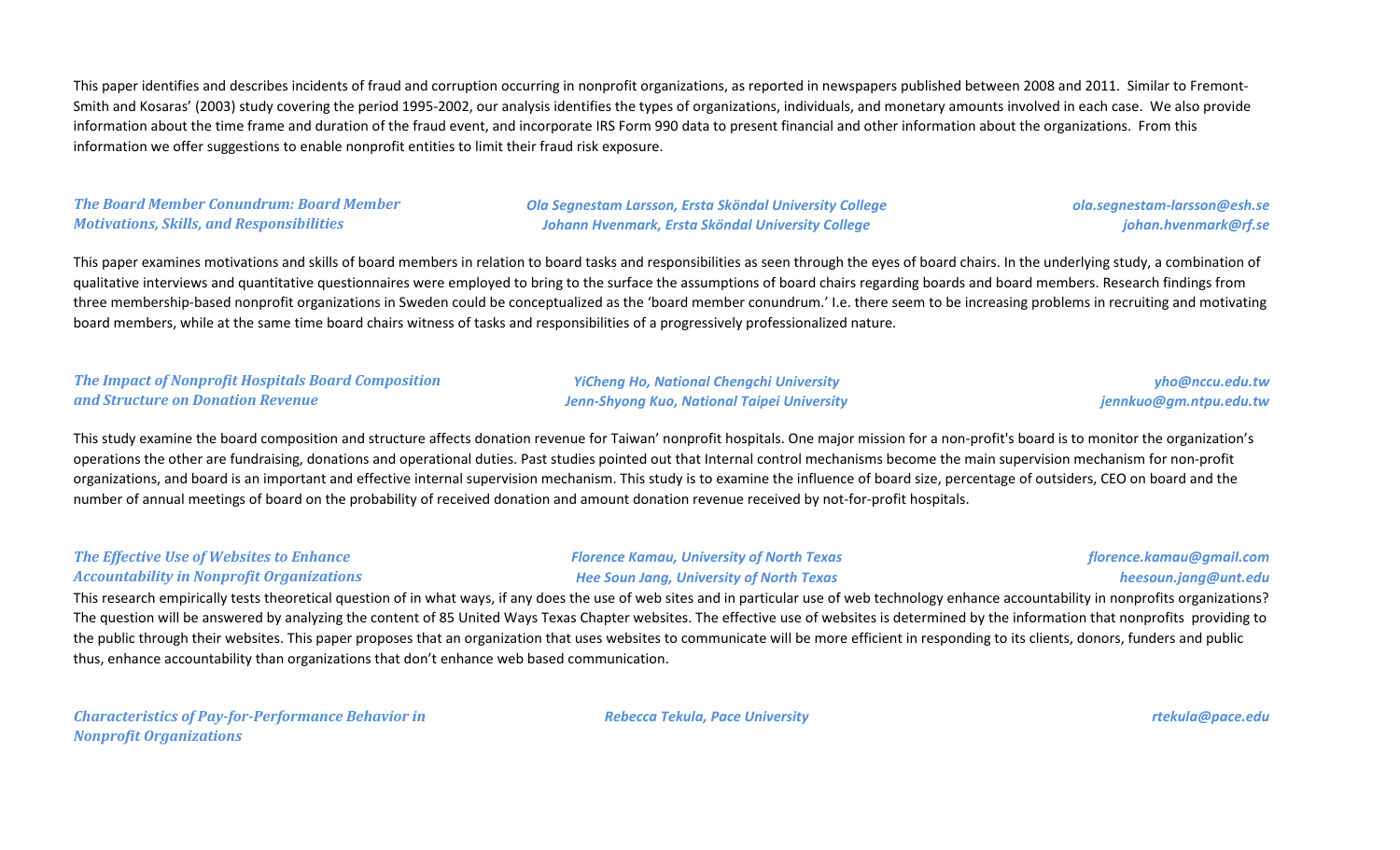This paper identifies and describes incidents of fraud and corruption occurring in nonprofit organizations, as reported in newspapers published between 2008 and 2011. Similar to Fremont-Smith and Kosaras' (2003) study covering the period 1995-2002, our analysis identifies the types of organizations, individuals, and monetary amounts involved in each case. We also provide information about the time frame and duration of the fraud event, and incorporate IRS Form 990 data to present financial and other information about the organizations. From this information we offer suggestions to enable nonprofit entities to limit their fraud risk exposure.

### *The Board Member Conundrum: Board Member Motivations, Skills, and Responsibilities*

*Ola Segnestam Larsson, Ersta Sköndal University College* — *ola.segnestam-larsson@esh.se*
*Johann Hvenmark, Ersta Sköndal University College* — *johan.hvenmark@rf.se*

This paper examines motivations and skills of board members in relation to board tasks and responsibilities as seen through the eyes of board chairs. In the underlying study, a combination of qualitative interviews and quantitative questionnaires were employed to bring to the surface the assumptions of board chairs regarding boards and board members. Research findings from three membership-based nonprofit organizations in Sweden could be conceptualized as the 'board member conundrum.' I.e. there seem to be increasing problems in recruiting and motivating board members, while at the same time board chairs witness of tasks and responsibilities of a progressively professionalized nature.

### *The Impact of Nonprofit Hospitals Board Composition and Structure on Donation Revenue*

*YiCheng Ho, National Chengchi University* — *yho@nccu.edu.tw*
*Jenn-Shyong Kuo, National Taipei University* — *jennkuo@gm.ntpu.edu.tw*

This study examine the board composition and structure affects donation revenue for Taiwan' nonprofit hospitals. One major mission for a non-profit's board is to monitor the organization's operations the other are fundraising, donations and operational duties. Past studies pointed out that Internal control mechanisms become the main supervision mechanism for non-profit organizations, and board is an important and effective internal supervision mechanism. This study is to examine the influence of board size, percentage of outsiders, CEO on board and the number of annual meetings of board on the probability of received donation and amount donation revenue received by not-for-profit hospitals.

### *The Effective Use of Websites to Enhance Accountability in Nonprofit Organizations*

*Florence Kamau, University of North Texas* — *florence.kamau@gmail.com*
*Hee Soun Jang, University of North Texas* — *heesoun.jang@unt.edu*

This research empirically tests theoretical question of in what ways, if any does the use of web sites and in particular use of web technology enhance accountability in nonprofits organizations? The question will be answered by analyzing the content of 85 United Ways Texas Chapter websites. The effective use of websites is determined by the information that nonprofits providing to the public through their websites. This paper proposes that an organization that uses websites to communicate will be more efficient in responding to its clients, donors, funders and public thus, enhance accountability than organizations that don't enhance web based communication.

### *Characteristics of Pay-for-Performance Behavior in Nonprofit Organizations*

*Rebecca Tekula, Pace University* — *rtekula@pace.edu*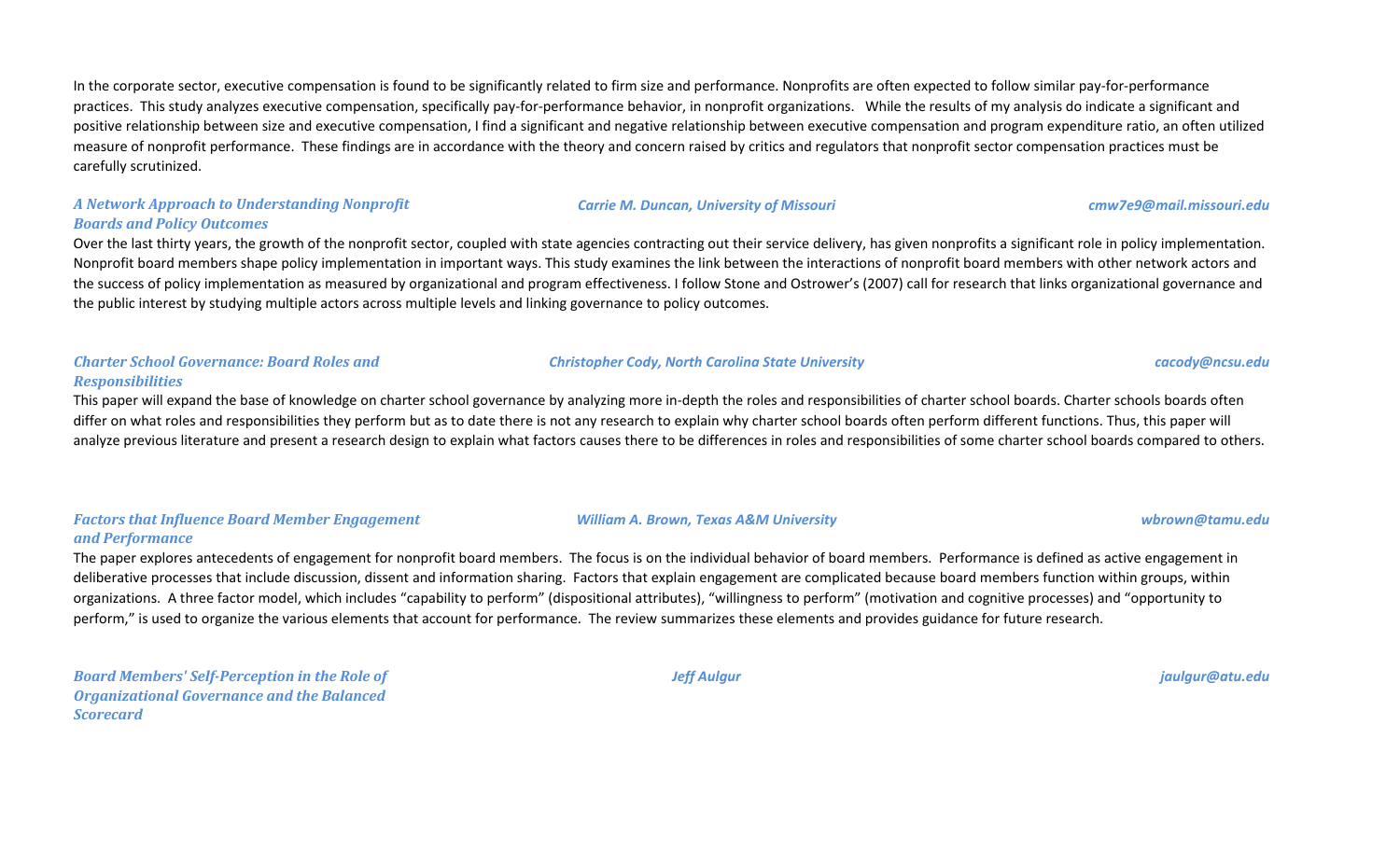In the corporate sector, executive compensation is found to be significantly related to firm size and performance. Nonprofits are often expected to follow similar pay-for-performance practices. This study analyzes executive compensation, specifically pay-for-performance behavior, in nonprofit organizations. While the results of my analysis do indicate a significant and positive relationship between size and executive compensation, I find a significant and negative relationship between executive compensation and program expenditure ratio, an often utilized measure of nonprofit performance. These findings are in accordance with the theory and concern raised by critics and regulators that nonprofit sector compensation practices must be carefully scrutinized.

***A Network Approach to Understanding Nonprofit Boards and Policy Outcomes*** — *Carrie M. Duncan, University of Missouri* — *cmw7e9@mail.missouri.edu*

Over the last thirty years, the growth of the nonprofit sector, coupled with state agencies contracting out their service delivery, has given nonprofits a significant role in policy implementation. Nonprofit board members shape policy implementation in important ways. This study examines the link between the interactions of nonprofit board members with other network actors and the success of policy implementation as measured by organizational and program effectiveness. I follow Stone and Ostrower's (2007) call for research that links organizational governance and the public interest by studying multiple actors across multiple levels and linking governance to policy outcomes.

***Charter School Governance: Board Roles and Responsibilities*** — *Christopher Cody, North Carolina State University* — *cacody@ncsu.edu*

This paper will expand the base of knowledge on charter school governance by analyzing more in-depth the roles and responsibilities of charter school boards. Charter schools boards often differ on what roles and responsibilities they perform but as to date there is not any research to explain why charter school boards often perform different functions. Thus, this paper will analyze previous literature and present a research design to explain what factors causes there to be differences in roles and responsibilities of some charter school boards compared to others.

***Factors that Influence Board Member Engagement and Performance*** — *William A. Brown, Texas A&M University* — *wbrown@tamu.edu*

The paper explores antecedents of engagement for nonprofit board members. The focus is on the individual behavior of board members. Performance is defined as active engagement in deliberative processes that include discussion, dissent and information sharing. Factors that explain engagement are complicated because board members function within groups, within organizations. A three factor model, which includes "capability to perform" (dispositional attributes), "willingness to perform" (motivation and cognitive processes) and "opportunity to perform," is used to organize the various elements that account for performance. The review summarizes these elements and provides guidance for future research.

***Board Members' Self-Perception in the Role of Organizational Governance and the Balanced Scorecard*** — *Jeff Aulgur* — *jaulgur@atu.edu*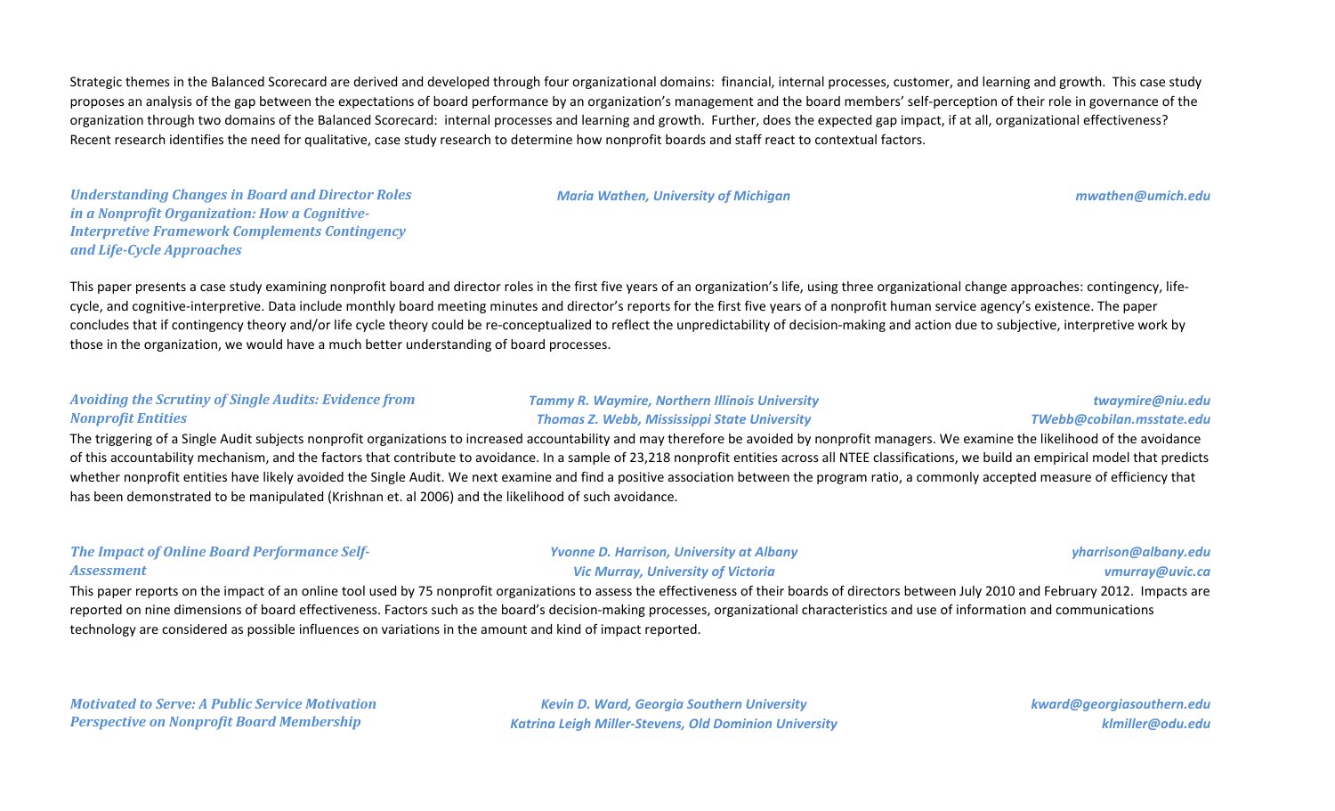Strategic themes in the Balanced Scorecard are derived and developed through four organizational domains: financial, internal processes, customer, and learning and growth. This case study proposes an analysis of the gap between the expectations of board performance by an organization's management and the board members' self-perception of their role in governance of the organization through two domains of the Balanced Scorecard: internal processes and learning and growth. Further, does the expected gap impact, if at all, organizational effectiveness? Recent research identifies the need for qualitative, case study research to determine how nonprofit boards and staff react to contextual factors.

***Understanding Changes in Board and Director Roles in a Nonprofit Organization: How a Cognitive-Interpretive Framework Complements Contingency and Life-Cycle Approaches***

*Maria Wathen, University of Michigan* — *mwathen@umich.edu*

This paper presents a case study examining nonprofit board and director roles in the first five years of an organization's life, using three organizational change approaches: contingency, life-cycle, and cognitive-interpretive. Data include monthly board meeting minutes and director's reports for the first five years of a nonprofit human service agency's existence. The paper concludes that if contingency theory and/or life cycle theory could be re-conceptualized to reflect the unpredictability of decision-making and action due to subjective, interpretive work by those in the organization, we would have a much better understanding of board processes.

***Avoiding the Scrutiny of Single Audits: Evidence from Nonprofit Entities***

*Tammy R. Waymire, Northern Illinois University* — *twaymire@niu.edu*
*Thomas Z. Webb, Mississippi State University* — *TWebb@cobilan.msstate.edu*

The triggering of a Single Audit subjects nonprofit organizations to increased accountability and may therefore be avoided by nonprofit managers. We examine the likelihood of the avoidance of this accountability mechanism, and the factors that contribute to avoidance. In a sample of 23,218 nonprofit entities across all NTEE classifications, we build an empirical model that predicts whether nonprofit entities have likely avoided the Single Audit. We next examine and find a positive association between the program ratio, a commonly accepted measure of efficiency that has been demonstrated to be manipulated (Krishnan et. al 2006) and the likelihood of such avoidance.

***The Impact of Online Board Performance Self-Assessment***

*Yvonne D. Harrison, University at Albany* — *yharrison@albany.edu*
*Vic Murray, University of Victoria* — *vmurray@uvic.ca*

This paper reports on the impact of an online tool used by 75 nonprofit organizations to assess the effectiveness of their boards of directors between July 2010 and February 2012. Impacts are reported on nine dimensions of board effectiveness. Factors such as the board's decision-making processes, organizational characteristics and use of information and communications technology are considered as possible influences on variations in the amount and kind of impact reported.

***Motivated to Serve: A Public Service Motivation Perspective on Nonprofit Board Membership***

*Kevin D. Ward, Georgia Southern University* — *kward@georgiasouthern.edu*
*Katrina Leigh Miller-Stevens, Old Dominion University* — *klmiller@odu.edu*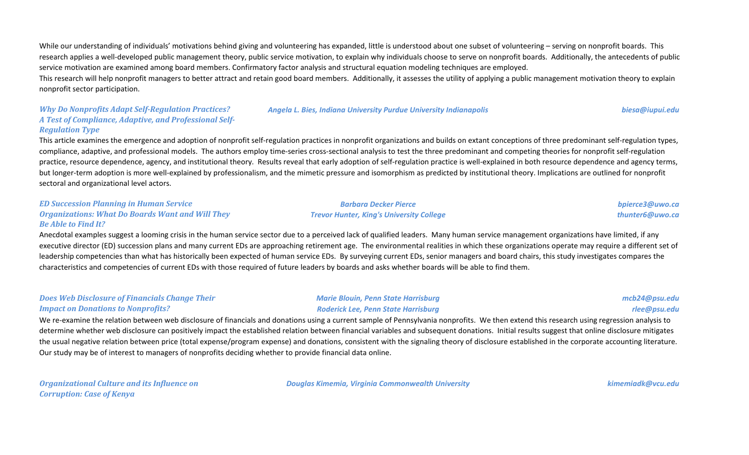While our understanding of individuals' motivations behind giving and volunteering has expanded, little is understood about one subset of volunteering – serving on nonprofit boards. This research applies a well-developed public management theory, public service motivation, to explain why individuals choose to serve on nonprofit boards. Additionally, the antecedents of public service motivation are examined among board members. Confirmatory factor analysis and structural equation modeling techniques are employed.
This research will help nonprofit managers to better attract and retain good board members. Additionally, it assesses the utility of applying a public management motivation theory to explain nonprofit sector participation.

***Why Do Nonprofits Adapt Self-Regulation Practices? A Test of Compliance, Adaptive, and Professional Self-Regulation Type***

*Angela L. Bies, Indiana University Purdue University Indianapolis* — *biesa@iupui.edu*

This article examines the emergence and adoption of nonprofit self-regulation practices in nonprofit organizations and builds on extant conceptions of three predominant self-regulation types, compliance, adaptive, and professional models. The authors employ time-series cross-sectional analysis to test the three predominant and competing theories for nonprofit self-regulation practice, resource dependence, agency, and institutional theory. Results reveal that early adoption of self-regulation practice is well-explained in both resource dependence and agency terms, but longer-term adoption is more well-explained by professionalism, and the mimetic pressure and isomorphism as predicted by institutional theory. Implications are outlined for nonprofit sectoral and organizational level actors.

***ED Succession Planning in Human Service Organizations: What Do Boards Want and Will They Be Able to Find It?***

*Barbara Decker Pierce* — *bpierce3@uwo.ca*
*Trevor Hunter, King's University College* — *thunter6@uwo.ca*

Anecdotal examples suggest a looming crisis in the human service sector due to a perceived lack of qualified leaders. Many human service management organizations have limited, if any executive director (ED) succession plans and many current EDs are approaching retirement age. The environmental realities in which these organizations operate may require a different set of leadership competencies than what has historically been expected of human service EDs. By surveying current EDs, senior managers and board chairs, this study investigates compares the characteristics and competencies of current EDs with those required of future leaders by boards and asks whether boards will be able to find them.

***Does Web Disclosure of Financials Change Their Impact on Donations to Nonprofits?***

*Marie Blouin, Penn State Harrisburg* — *mcb24@psu.edu*
*Roderick Lee, Penn State Harrisburg* — *rlee@psu.edu*

We re-examine the relation between web disclosure of financials and donations using a current sample of Pennsylvania nonprofits. We then extend this research using regression analysis to determine whether web disclosure can positively impact the established relation between financial variables and subsequent donations. Initial results suggest that online disclosure mitigates the usual negative relation between price (total expense/program expense) and donations, consistent with the signaling theory of disclosure established in the corporate accounting literature. Our study may be of interest to managers of nonprofits deciding whether to provide financial data online.

***Organizational Culture and its Influence on Corruption: Case of Kenya***

*Douglas Kimemia, Virginia Commonwealth University* — *kimemiadk@vcu.edu*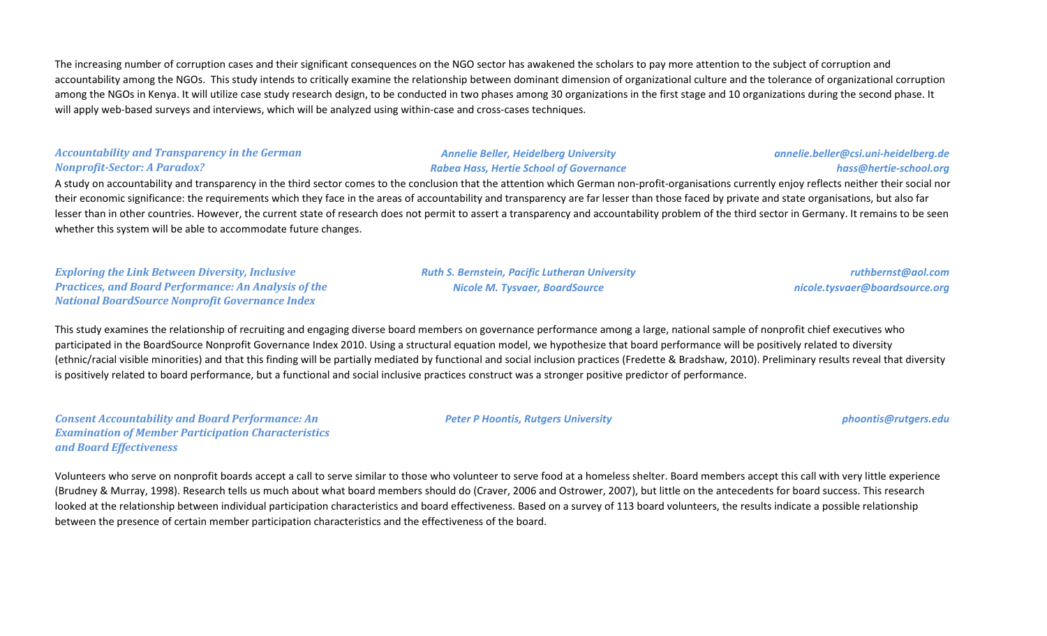The increasing number of corruption cases and their significant consequences on the NGO sector has awakened the scholars to pay more attention to the subject of corruption and accountability among the NGOs. This study intends to critically examine the relationship between dominant dimension of organizational culture and the tolerance of organizational corruption among the NGOs in Kenya. It will utilize case study research design, to be conducted in two phases among 30 organizations in the first stage and 10 organizations during the second phase. It will apply web-based surveys and interviews, which will be analyzed using within-case and cross-cases techniques.

***Accountability and Transparency in the German Nonprofit-Sector: A Paradox?***

*Annelie Beller, Heidelberg University* — *annelie.beller@csi.uni-heidelberg.de*
*Rabea Hass, Hertie School of Governance* — *hass@hertie-school.org*

A study on accountability and transparency in the third sector comes to the conclusion that the attention which German non-profit-organisations currently enjoy reflects neither their social nor their economic significance: the requirements which they face in the areas of accountability and transparency are far lesser than those faced by private and state organisations, but also far lesser than in other countries. However, the current state of research does not permit to assert a transparency and accountability problem of the third sector in Germany. It remains to be seen whether this system will be able to accommodate future changes.

***Exploring the Link Between Diversity, Inclusive Practices, and Board Performance: An Analysis of the National BoardSource Nonprofit Governance Index***

*Ruth S. Bernstein, Pacific Lutheran University* — *ruthbernst@aol.com*
*Nicole M. Tysvaer, BoardSource* — *nicole.tysvaer@boardsource.org*

This study examines the relationship of recruiting and engaging diverse board members on governance performance among a large, national sample of nonprofit chief executives who participated in the BoardSource Nonprofit Governance Index 2010. Using a structural equation model, we hypothesize that board performance will be positively related to diversity (ethnic/racial visible minorities) and that this finding will be partially mediated by functional and social inclusion practices (Fredette & Bradshaw, 2010). Preliminary results reveal that diversity is positively related to board performance, but a functional and social inclusive practices construct was a stronger positive predictor of performance.

***Consent Accountability and Board Performance: An Examination of Member Participation Characteristics and Board Effectiveness***

*Peter P Hoontis, Rutgers University* — *phoontis@rutgers.edu*

Volunteers who serve on nonprofit boards accept a call to serve similar to those who volunteer to serve food at a homeless shelter. Board members accept this call with very little experience (Brudney & Murray, 1998). Research tells us much about what board members should do (Craver, 2006 and Ostrower, 2007), but little on the antecedents for board success. This research looked at the relationship between individual participation characteristics and board effectiveness. Based on a survey of 113 board volunteers, the results indicate a possible relationship between the presence of certain member participation characteristics and the effectiveness of the board.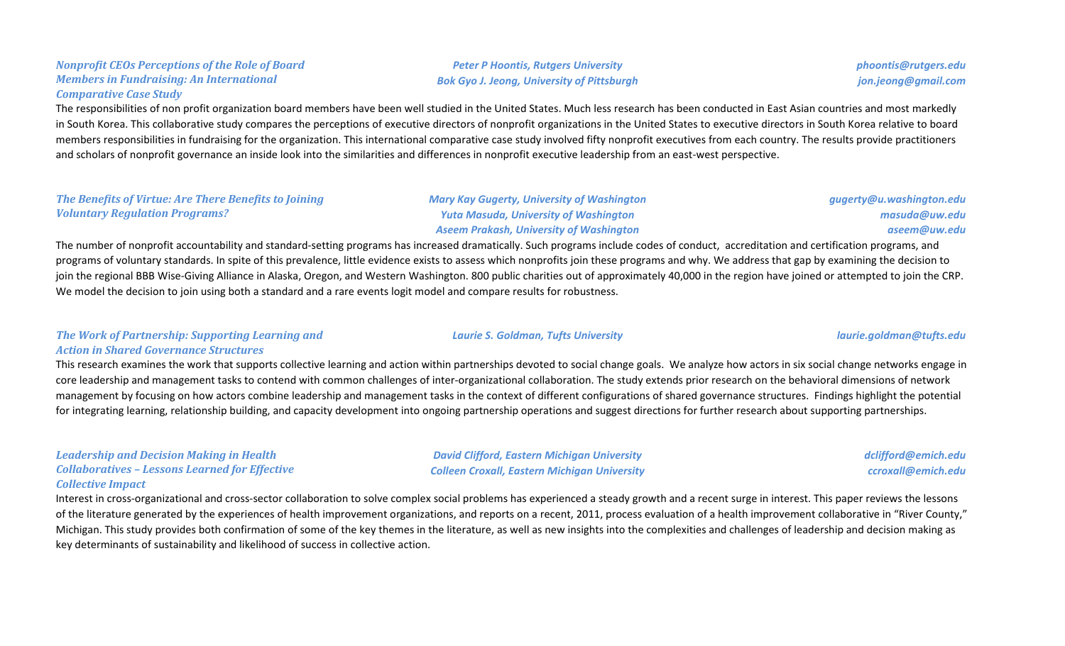### *Nonprofit CEOs Perceptions of the Role of Board Members in Fundraising: An International Comparative Case Study*

*Peter P Hoontis, Rutgers University* — *phoontis@rutgers.edu*
*Bok Gyo J. Jeong, University of Pittsburgh* — *jon.jeong@gmail.com*

The responsibilities of non profit organization board members have been well studied in the United States. Much less research has been conducted in East Asian countries and most markedly in South Korea. This collaborative study compares the perceptions of executive directors of nonprofit organizations in the United States to executive directors in South Korea relative to board members responsibilities in fundraising for the organization. This international comparative case study involved fifty nonprofit executives from each country. The results provide practitioners and scholars of nonprofit governance an inside look into the similarities and differences in nonprofit executive leadership from an east-west perspective.

### *The Benefits of Virtue: Are There Benefits to Joining Voluntary Regulation Programs?*

*Mary Kay Gugerty, University of Washington* — *gugerty@u.washington.edu*
*Yuta Masuda, University of Washington* — *masuda@uw.edu*
*Aseem Prakash, University of Washington* — *aseem@uw.edu*

The number of nonprofit accountability and standard-setting programs has increased dramatically. Such programs include codes of conduct, accreditation and certification programs, and programs of voluntary standards. In spite of this prevalence, little evidence exists to assess which nonprofits join these programs and why. We address that gap by examining the decision to join the regional BBB Wise-Giving Alliance in Alaska, Oregon, and Western Washington. 800 public charities out of approximately 40,000 in the region have joined or attempted to join the CRP. We model the decision to join using both a standard and a rare events logit model and compare results for robustness.

### *The Work of Partnership: Supporting Learning and Action in Shared Governance Structures*

*Laurie S. Goldman, Tufts University* — *laurie.goldman@tufts.edu*

This research examines the work that supports collective learning and action within partnerships devoted to social change goals. We analyze how actors in six social change networks engage in core leadership and management tasks to contend with common challenges of inter-organizational collaboration. The study extends prior research on the behavioral dimensions of network management by focusing on how actors combine leadership and management tasks in the context of different configurations of shared governance structures. Findings highlight the potential for integrating learning, relationship building, and capacity development into ongoing partnership operations and suggest directions for further research about supporting partnerships.

### *Leadership and Decision Making in Health Collaboratives – Lessons Learned for Effective Collective Impact*

*David Clifford, Eastern Michigan University* — *dclifford@emich.edu*
*Colleen Croxall, Eastern Michigan University* — *ccroxall@emich.edu*

Interest in cross-organizational and cross-sector collaboration to solve complex social problems has experienced a steady growth and a recent surge in interest. This paper reviews the lessons of the literature generated by the experiences of health improvement organizations, and reports on a recent, 2011, process evaluation of a health improvement collaborative in "River County," Michigan. This study provides both confirmation of some of the key themes in the literature, as well as new insights into the complexities and challenges of leadership and decision making as key determinants of sustainability and likelihood of success in collective action.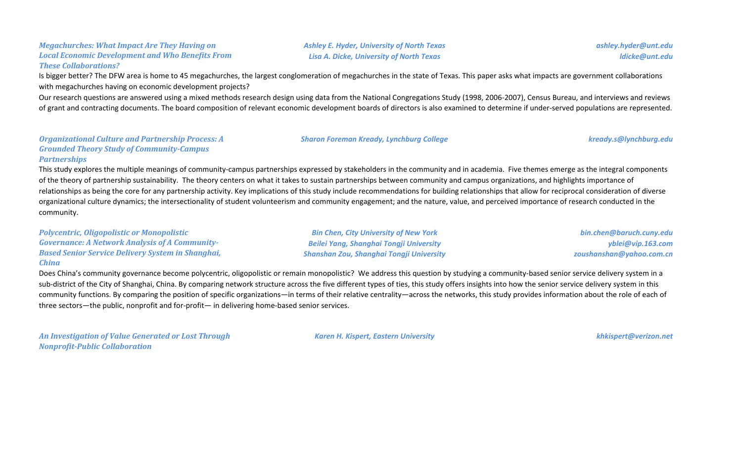***Megachurches: What Impact Are They Having on Local Economic Development and Who Benefits From These Collaborations?***

*Ashley E. Hyder, University of North Texas* — *ashley.hyder@unt.edu*
*Lisa A. Dicke, University of North Texas* — *ldicke@unt.edu*

Is bigger better? The DFW area is home to 45 megachurches, the largest conglomeration of megachurches in the state of Texas. This paper asks what impacts are government collaborations with megachurches having on economic development projects?

Our research questions are answered using a mixed methods research design using data from the National Congregations Study (1998, 2006-2007), Census Bureau, and interviews and reviews of grant and contracting documents. The board composition of relevant economic development boards of directors is also examined to determine if under-served populations are represented.

***Organizational Culture and Partnership Process: A Grounded Theory Study of Community-Campus Partnerships***

*Sharon Foreman Kready, Lynchburg College* — *kready.s@lynchburg.edu*

This study explores the multiple meanings of community-campus partnerships expressed by stakeholders in the community and in academia. Five themes emerge as the integral components of the theory of partnership sustainability. The theory centers on what it takes to sustain partnerships between community and campus organizations, and highlights importance of relationships as being the core for any partnership activity. Key implications of this study include recommendations for building relationships that allow for reciprocal consideration of diverse organizational culture dynamics; the intersectionality of student volunteerism and community engagement; and the nature, value, and perceived importance of research conducted in the community.

***Polycentric, Oligopolistic or Monopolistic Governance: A Network Analysis of A Community-Based Senior Service Delivery System in Shanghai, China***

*Bin Chen, City University of New York* — *bin.chen@baruch.cuny.edu*
*Beilei Yang, Shanghai Tongji University* — *yblei@vip.163.com*
*Shanshan Zou, Shanghai Tongji University* — *zoushanshan@yahoo.com.cn*

Does China's community governance become polycentric, oligopolistic or remain monopolistic? We address this question by studying a community-based senior service delivery system in a sub-district of the City of Shanghai, China. By comparing network structure across the five different types of ties, this study offers insights into how the senior service delivery system in this community functions. By comparing the position of specific organizations—in terms of their relative centrality—across the networks, this study provides information about the role of each of three sectors—the public, nonprofit and for-profit— in delivering home-based senior services.

***An Investigation of Value Generated or Lost Through Nonprofit-Public Collaboration***

*Karen H. Kispert, Eastern University* — *khkispert@verizon.net*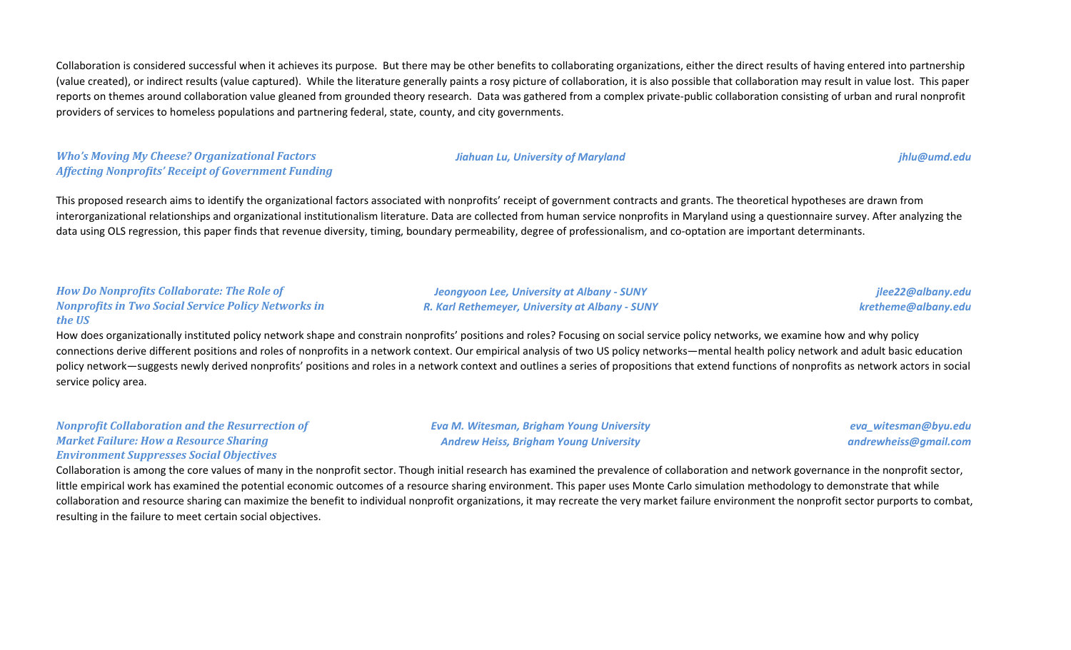Collaboration is considered successful when it achieves its purpose. But there may be other benefits to collaborating organizations, either the direct results of having entered into partnership (value created), or indirect results (value captured). While the literature generally paints a rosy picture of collaboration, it is also possible that collaboration may result in value lost. This paper reports on themes around collaboration value gleaned from grounded theory research. Data was gathered from a complex private-public collaboration consisting of urban and rural nonprofit providers of services to homeless populations and partnering federal, state, county, and city governments.

***Who's Moving My Cheese? Organizational Factors Affecting Nonprofits' Receipt of Government Funding***

*Jiahuan Lu, University of Maryland* — *jhlu@umd.edu*

This proposed research aims to identify the organizational factors associated with nonprofits' receipt of government contracts and grants. The theoretical hypotheses are drawn from interorganizational relationships and organizational institutionalism literature. Data are collected from human service nonprofits in Maryland using a questionnaire survey. After analyzing the data using OLS regression, this paper finds that revenue diversity, timing, boundary permeability, degree of professionalism, and co-optation are important determinants.

***How Do Nonprofits Collaborate: The Role of Nonprofits in Two Social Service Policy Networks in the US***

*Jeongyoon Lee, University at Albany - SUNY* — *jlee22@albany.edu*
*R. Karl Rethemeyer, University at Albany - SUNY* — *kretheme@albany.edu*

How does organizationally instituted policy network shape and constrain nonprofits' positions and roles? Focusing on social service policy networks, we examine how and why policy connections derive different positions and roles of nonprofits in a network context. Our empirical analysis of two US policy networks—mental health policy network and adult basic education policy network—suggests newly derived nonprofits' positions and roles in a network context and outlines a series of propositions that extend functions of nonprofits as network actors in social service policy area.

***Nonprofit Collaboration and the Resurrection of Market Failure: How a Resource Sharing Environment Suppresses Social Objectives***

*Eva M. Witesman, Brigham Young University* — *eva_witesman@byu.edu*
*Andrew Heiss, Brigham Young University* — *andrewheiss@gmail.com*

Collaboration is among the core values of many in the nonprofit sector. Though initial research has examined the prevalence of collaboration and network governance in the nonprofit sector, little empirical work has examined the potential economic outcomes of a resource sharing environment. This paper uses Monte Carlo simulation methodology to demonstrate that while collaboration and resource sharing can maximize the benefit to individual nonprofit organizations, it may recreate the very market failure environment the nonprofit sector purports to combat, resulting in the failure to meet certain social objectives.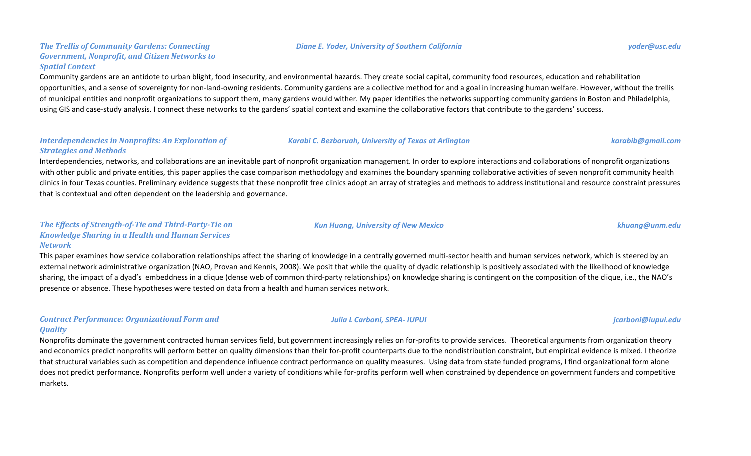### *The Trellis of Community Gardens: Connecting Government, Nonprofit, and Citizen Networks to Spatial Context*

*Diane E. Yoder, University of Southern California* — *yoder@usc.edu*

Community gardens are an antidote to urban blight, food insecurity, and environmental hazards. They create social capital, community food resources, education and rehabilitation opportunities, and a sense of sovereignty for non-land-owning residents. Community gardens are a collective method for and a goal in increasing human welfare. However, without the trellis of municipal entities and nonprofit organizations to support them, many gardens would wither. My paper identifies the networks supporting community gardens in Boston and Philadelphia, using GIS and case-study analysis. I connect these networks to the gardens' spatial context and examine the collaborative factors that contribute to the gardens' success.

### *Interdependencies in Nonprofits: An Exploration of Strategies and Methods*

*Karabi C. Bezboruah, University of Texas at Arlington* — *karabib@gmail.com*

Interdependencies, networks, and collaborations are an inevitable part of nonprofit organization management. In order to explore interactions and collaborations of nonprofit organizations with other public and private entities, this paper applies the case comparison methodology and examines the boundary spanning collaborative activities of seven nonprofit community health clinics in four Texas counties. Preliminary evidence suggests that these nonprofit free clinics adopt an array of strategies and methods to address institutional and resource constraint pressures that is contextual and often dependent on the leadership and governance.

### *The Effects of Strength-of-Tie and Third-Party-Tie on Knowledge Sharing in a Health and Human Services Network*

*Kun Huang, University of New Mexico* — *khuang@unm.edu*

This paper examines how service collaboration relationships affect the sharing of knowledge in a centrally governed multi-sector health and human services network, which is steered by an external network administrative organization (NAO, Provan and Kennis, 2008). We posit that while the quality of dyadic relationship is positively associated with the likelihood of knowledge sharing, the impact of a dyad's embeddness in a clique (dense web of common third-party relationships) on knowledge sharing is contingent on the composition of the clique, i.e., the NAO's presence or absence. These hypotheses were tested on data from a health and human services network.

### *Contract Performance: Organizational Form and Quality*

*Julia L Carboni, SPEA- IUPUI* — *jcarboni@iupui.edu*

Nonprofits dominate the government contracted human services field, but government increasingly relies on for-profits to provide services. Theoretical arguments from organization theory and economics predict nonprofits will perform better on quality dimensions than their for-profit counterparts due to the nondistribution constraint, but empirical evidence is mixed. I theorize that structural variables such as competition and dependence influence contract performance on quality measures. Using data from state funded programs, I find organizational form alone does not predict performance. Nonprofits perform well under a variety of conditions while for-profits perform well when constrained by dependence on government funders and competitive markets.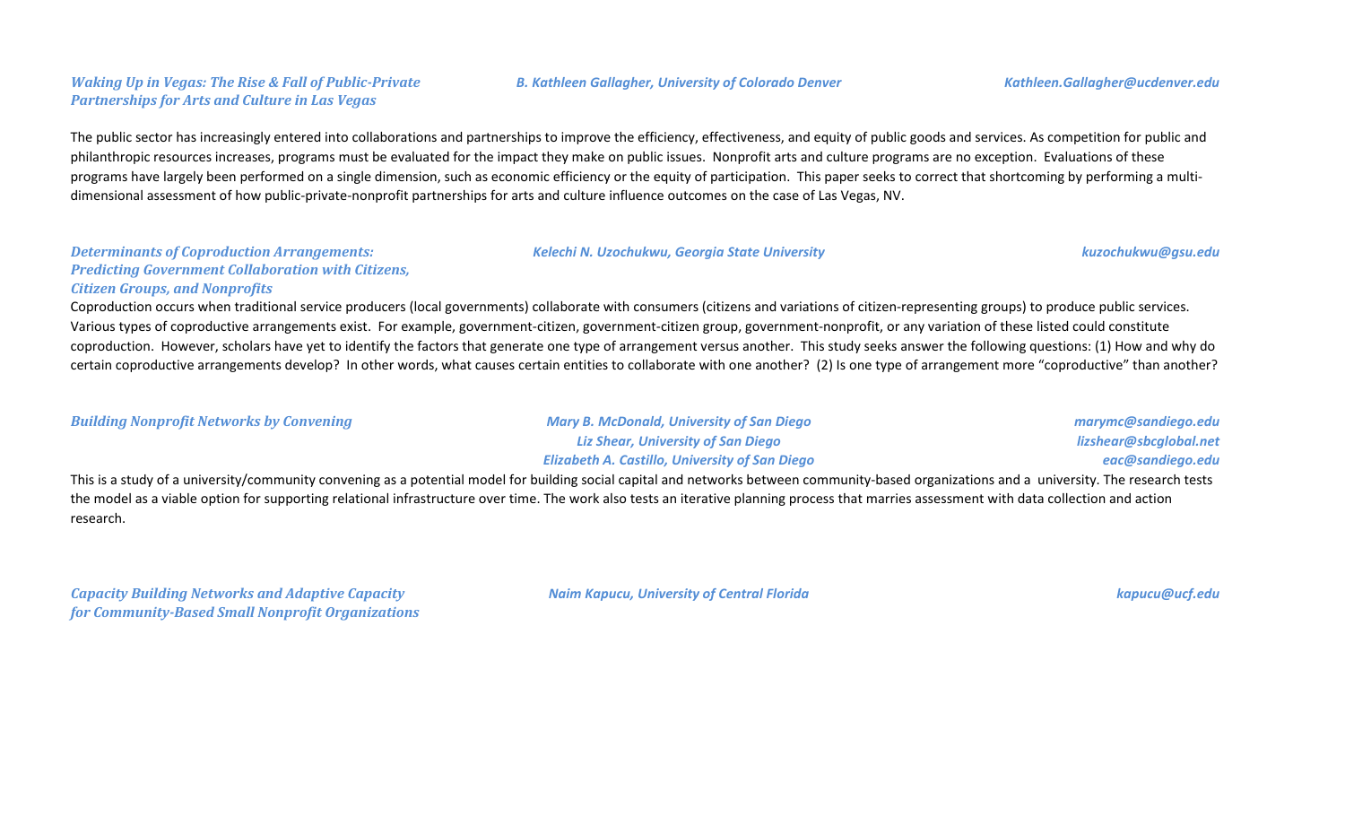***Waking Up in Vegas: The Rise & Fall of Public-Private Partnerships for Arts and Culture in Las Vegas***

***B. Kathleen Gallagher, University of Colorado Denver*** — ***Kathleen.Gallagher@ucdenver.edu***

The public sector has increasingly entered into collaborations and partnerships to improve the efficiency, effectiveness, and equity of public goods and services. As competition for public and philanthropic resources increases, programs must be evaluated for the impact they make on public issues. Nonprofit arts and culture programs are no exception. Evaluations of these programs have largely been performed on a single dimension, such as economic efficiency or the equity of participation. This paper seeks to correct that shortcoming by performing a multi-dimensional assessment of how public-private-nonprofit partnerships for arts and culture influence outcomes on the case of Las Vegas, NV.

***Determinants of Coproduction Arrangements: Predicting Government Collaboration with Citizens, Citizen Groups, and Nonprofits***

***Kelechi N. Uzochukwu, Georgia State University*** — ***kuzochukwu@gsu.edu***

Coproduction occurs when traditional service producers (local governments) collaborate with consumers (citizens and variations of citizen-representing groups) to produce public services. Various types of coproductive arrangements exist. For example, government-citizen, government-citizen group, government-nonprofit, or any variation of these listed could constitute coproduction. However, scholars have yet to identify the factors that generate one type of arrangement versus another. This study seeks answer the following questions: (1) How and why do certain coproductive arrangements develop? In other words, what causes certain entities to collaborate with one another? (2) Is one type of arrangement more "coproductive" than another?

***Building Nonprofit Networks by Convening***

***Mary B. McDonald, University of San Diego*** — ***marymc@sandiego.edu***
***Liz Shear, University of San Diego*** — ***lizshear@sbcglobal.net***
***Elizabeth A. Castillo, University of San Diego*** — ***eac@sandiego.edu***

This is a study of a university/community convening as a potential model for building social capital and networks between community-based organizations and a university. The research tests the model as a viable option for supporting relational infrastructure over time. The work also tests an iterative planning process that marries assessment with data collection and action research.

***Capacity Building Networks and Adaptive Capacity for Community-Based Small Nonprofit Organizations***

***Naim Kapucu, University of Central Florida*** — ***kapucu@ucf.edu***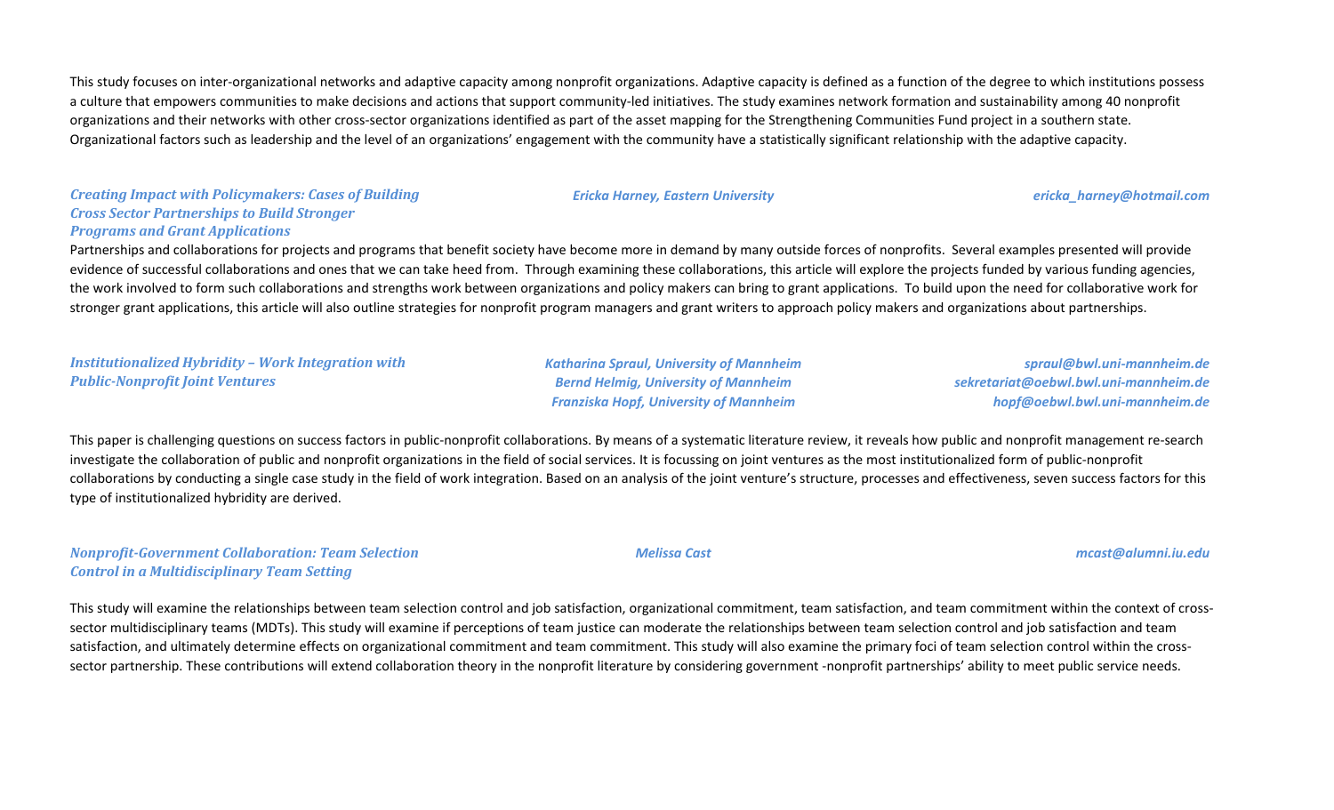This study focuses on inter-organizational networks and adaptive capacity among nonprofit organizations. Adaptive capacity is defined as a function of the degree to which institutions possess a culture that empowers communities to make decisions and actions that support community-led initiatives. The study examines network formation and sustainability among 40 nonprofit organizations and their networks with other cross-sector organizations identified as part of the asset mapping for the Strengthening Communities Fund project in a southern state. Organizational factors such as leadership and the level of an organizations' engagement with the community have a statistically significant relationship with the adaptive capacity.

***Creating Impact with Policymakers: Cases of Building Cross Sector Partnerships to Build Stronger Programs and Grant Applications***

*Ericka Harney, Eastern University* — *ericka_harney@hotmail.com*

Partnerships and collaborations for projects and programs that benefit society have become more in demand by many outside forces of nonprofits. Several examples presented will provide evidence of successful collaborations and ones that we can take heed from. Through examining these collaborations, this article will explore the projects funded by various funding agencies, the work involved to form such collaborations and strengths work between organizations and policy makers can bring to grant applications. To build upon the need for collaborative work for stronger grant applications, this article will also outline strategies for nonprofit program managers and grant writers to approach policy makers and organizations about partnerships.

***Institutionalized Hybridity – Work Integration with Public-Nonprofit Joint Ventures***

*Katharina Spraul, University of Mannheim* — *spraul@bwl.uni-mannheim.de*
*Bernd Helmig, University of Mannheim* — *sekretariat@oebwl.bwl.uni-mannheim.de*
*Franziska Hopf, University of Mannheim* — *hopf@oebwl.bwl.uni-mannheim.de*

This paper is challenging questions on success factors in public-nonprofit collaborations. By means of a systematic literature review, it reveals how public and nonprofit management re-search investigate the collaboration of public and nonprofit organizations in the field of social services. It is focussing on joint ventures as the most institutionalized form of public-nonprofit collaborations by conducting a single case study in the field of work integration. Based on an analysis of the joint venture's structure, processes and effectiveness, seven success factors for this type of institutionalized hybridity are derived.

***Nonprofit-Government Collaboration: Team Selection Control in a Multidisciplinary Team Setting***

*Melissa Cast* — *mcast@alumni.iu.edu*

This study will examine the relationships between team selection control and job satisfaction, organizational commitment, team satisfaction, and team commitment within the context of cross-sector multidisciplinary teams (MDTs). This study will examine if perceptions of team justice can moderate the relationships between team selection control and job satisfaction and team satisfaction, and ultimately determine effects on organizational commitment and team commitment. This study will also examine the primary foci of team selection control within the cross-sector partnership. These contributions will extend collaboration theory in the nonprofit literature by considering government -nonprofit partnerships' ability to meet public service needs.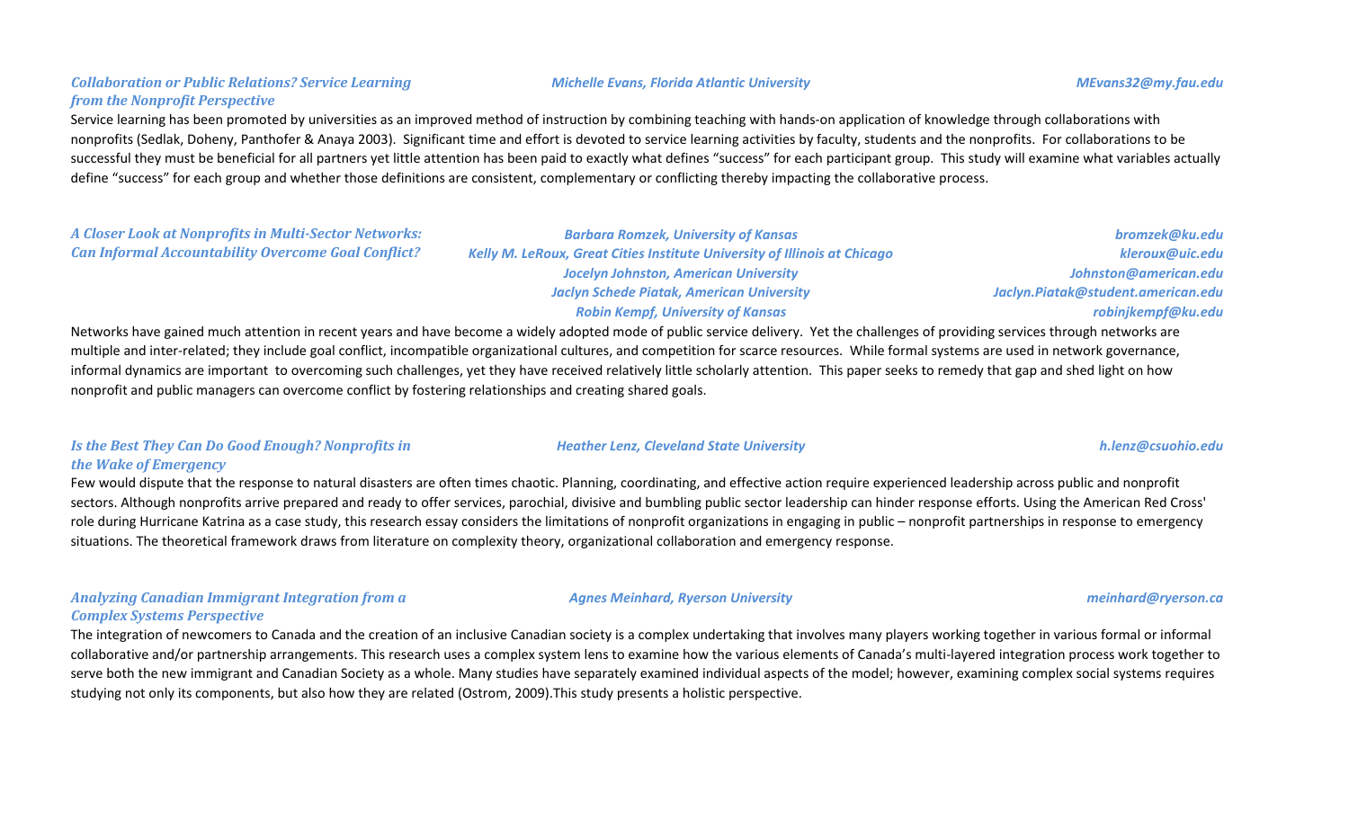### *Collaboration or Public Relations? Service Learning from the Nonprofit Perspective*

***Michelle Evans, Florida Atlantic University*** — ***MEvans32@my.fau.edu***

Service learning has been promoted by universities as an improved method of instruction by combining teaching with hands-on application of knowledge through collaborations with nonprofits (Sedlak, Doheny, Panthofer & Anaya 2003). Significant time and effort is devoted to service learning activities by faculty, students and the nonprofits. For collaborations to be successful they must be beneficial for all partners yet little attention has been paid to exactly what defines "success" for each participant group. This study will examine what variables actually define "success" for each group and whether those definitions are consistent, complementary or conflicting thereby impacting the collaborative process.

### *A Closer Look at Nonprofits in Multi-Sector Networks: Can Informal Accountability Overcome Goal Conflict?*

***Barbara Romzek, University of Kansas*** — ***bromzek@ku.edu***
***Kelly M. LeRoux, Great Cities Institute University of Illinois at Chicago*** — ***kleroux@uic.edu***
***Jocelyn Johnston, American University*** — ***Johnston@american.edu***
***Jaclyn Schede Piatak, American University*** — ***Jaclyn.Piatak@student.american.edu***
***Robin Kempf, University of Kansas*** — ***robinjkempf@ku.edu***

Networks have gained much attention in recent years and have become a widely adopted mode of public service delivery. Yet the challenges of providing services through networks are multiple and inter-related; they include goal conflict, incompatible organizational cultures, and competition for scarce resources. While formal systems are used in network governance, informal dynamics are important to overcoming such challenges, yet they have received relatively little scholarly attention. This paper seeks to remedy that gap and shed light on how nonprofit and public managers can overcome conflict by fostering relationships and creating shared goals.

### *Is the Best They Can Do Good Enough? Nonprofits in the Wake of Emergency*

***Heather Lenz, Cleveland State University*** — ***h.lenz@csuohio.edu***

Few would dispute that the response to natural disasters are often times chaotic. Planning, coordinating, and effective action require experienced leadership across public and nonprofit sectors. Although nonprofits arrive prepared and ready to offer services, parochial, divisive and bumbling public sector leadership can hinder response efforts. Using the American Red Cross' role during Hurricane Katrina as a case study, this research essay considers the limitations of nonprofit organizations in engaging in public – nonprofit partnerships in response to emergency situations. The theoretical framework draws from literature on complexity theory, organizational collaboration and emergency response.

### *Analyzing Canadian Immigrant Integration from a Complex Systems Perspective*

***Agnes Meinhard, Ryerson University*** — ***meinhard@ryerson.ca***

The integration of newcomers to Canada and the creation of an inclusive Canadian society is a complex undertaking that involves many players working together in various formal or informal collaborative and/or partnership arrangements. This research uses a complex system lens to examine how the various elements of Canada's multi-layered integration process work together to serve both the new immigrant and Canadian Society as a whole. Many studies have separately examined individual aspects of the model; however, examining complex social systems requires studying not only its components, but also how they are related (Ostrom, 2009).This study presents a holistic perspective.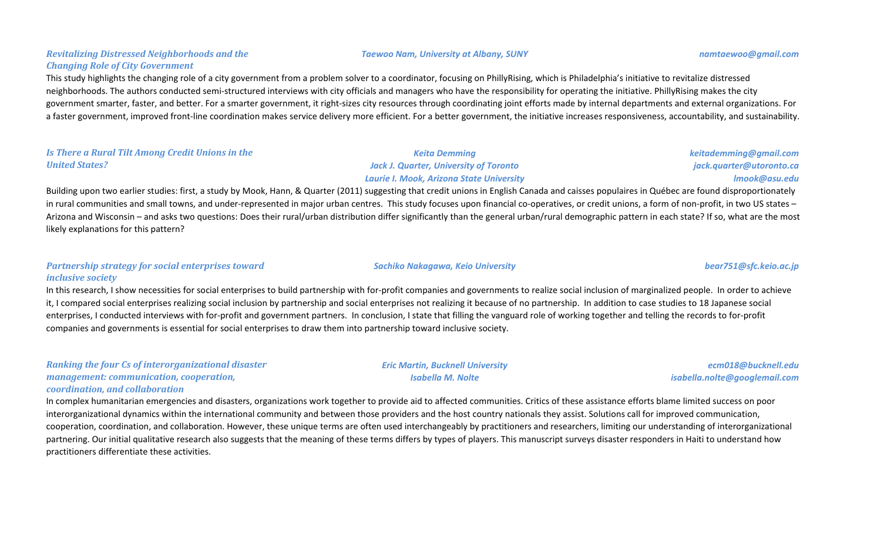### *Revitalizing Distressed Neighborhoods and the Changing Role of City Government*

*Taewoo Nam, University at Albany, SUNY* — *namtaewoo@gmail.com*

This study highlights the changing role of a city government from a problem solver to a coordinator, focusing on PhillyRising, which is Philadelphia's initiative to revitalize distressed neighborhoods. The authors conducted semi-structured interviews with city officials and managers who have the responsibility for operating the initiative. PhillyRising makes the city government smarter, faster, and better. For a smarter government, it right-sizes city resources through coordinating joint efforts made by internal departments and external organizations. For a faster government, improved front-line coordination makes service delivery more efficient. For a better government, the initiative increases responsiveness, accountability, and sustainability.

### *Is There a Rural Tilt Among Credit Unions in the United States?*

*Keita Demming* — *keitademming@gmail.com*
*Jack J. Quarter, University of Toronto* — *jack.quarter@utoronto.ca*
*Laurie I. Mook, Arizona State University* — *lmook@asu.edu*

Building upon two earlier studies: first, a study by Mook, Hann, & Quarter (2011) suggesting that credit unions in English Canada and caisses populaires in Québec are found disproportionately in rural communities and small towns, and under-represented in major urban centres. This study focuses upon financial co-operatives, or credit unions, a form of non-profit, in two US states – Arizona and Wisconsin – and asks two questions: Does their rural/urban distribution differ significantly than the general urban/rural demographic pattern in each state? If so, what are the most likely explanations for this pattern?

### *Partnership strategy for social enterprises toward inclusive society*

*Sachiko Nakagawa, Keio University* — *bear751@sfc.keio.ac.jp*

In this research, I show necessities for social enterprises to build partnership with for-profit companies and governments to realize social inclusion of marginalized people. In order to achieve it, I compared social enterprises realizing social inclusion by partnership and social enterprises not realizing it because of no partnership. In addition to case studies to 18 Japanese social enterprises, I conducted interviews with for-profit and government partners. In conclusion, I state that filling the vanguard role of working together and telling the records to for-profit companies and governments is essential for social enterprises to draw them into partnership toward inclusive society.

### *Ranking the four Cs of interorganizational disaster management: communication, cooperation, coordination, and collaboration*

*Eric Martin, Bucknell University* — *ecm018@bucknell.edu*
*Isabella M. Nolte* — *isabella.nolte@googlemail.com*

In complex humanitarian emergencies and disasters, organizations work together to provide aid to affected communities. Critics of these assistance efforts blame limited success on poor interorganizational dynamics within the international community and between those providers and the host country nationals they assist. Solutions call for improved communication, cooperation, coordination, and collaboration. However, these unique terms are often used interchangeably by practitioners and researchers, limiting our understanding of interorganizational partnering. Our initial qualitative research also suggests that the meaning of these terms differs by types of players. This manuscript surveys disaster responders in Haiti to understand how practitioners differentiate these activities.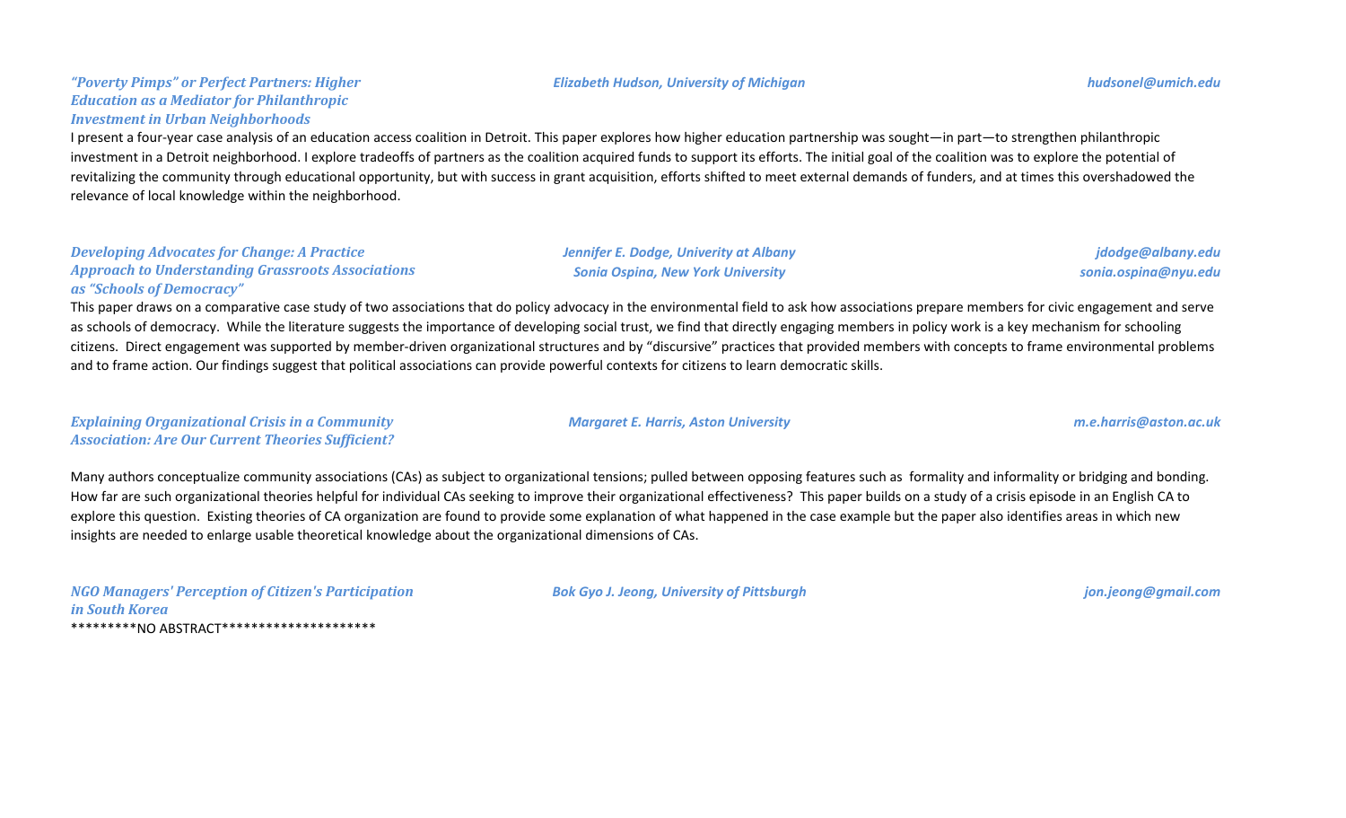### *"Poverty Pimps" or Perfect Partners: Higher Education as a Mediator for Philanthropic Investment in Urban Neighborhoods*

***Elizabeth Hudson, University of Michigan*** — ***hudsonel@umich.edu***

I present a four-year case analysis of an education access coalition in Detroit. This paper explores how higher education partnership was sought—in part—to strengthen philanthropic investment in a Detroit neighborhood. I explore tradeoffs of partners as the coalition acquired funds to support its efforts. The initial goal of the coalition was to explore the potential of revitalizing the community through educational opportunity, but with success in grant acquisition, efforts shifted to meet external demands of funders, and at times this overshadowed the relevance of local knowledge within the neighborhood.

### *Developing Advocates for Change: A Practice Approach to Understanding Grassroots Associations as "Schools of Democracy"*

***Jennifer E. Dodge, Univerity at Albany*** — ***jdodge@albany.edu***
***Sonia Ospina, New York University*** — ***sonia.ospina@nyu.edu***

This paper draws on a comparative case study of two associations that do policy advocacy in the environmental field to ask how associations prepare members for civic engagement and serve as schools of democracy. While the literature suggests the importance of developing social trust, we find that directly engaging members in policy work is a key mechanism for schooling citizens. Direct engagement was supported by member-driven organizational structures and by "discursive" practices that provided members with concepts to frame environmental problems and to frame action. Our findings suggest that political associations can provide powerful contexts for citizens to learn democratic skills.

### *Explaining Organizational Crisis in a Community Association: Are Our Current Theories Sufficient?*

***Margaret E. Harris, Aston University*** — ***m.e.harris@aston.ac.uk***

Many authors conceptualize community associations (CAs) as subject to organizational tensions; pulled between opposing features such as formality and informality or bridging and bonding. How far are such organizational theories helpful for individual CAs seeking to improve their organizational effectiveness? This paper builds on a study of a crisis episode in an English CA to explore this question. Existing theories of CA organization are found to provide some explanation of what happened in the case example but the paper also identifies areas in which new insights are needed to enlarge usable theoretical knowledge about the organizational dimensions of CAs.

### *NGO Managers' Perception of Citizen's Participation in South Korea*

***Bok Gyo J. Jeong, University of Pittsburgh*** — ***jon.jeong@gmail.com***

*********NO ABSTRACT*********************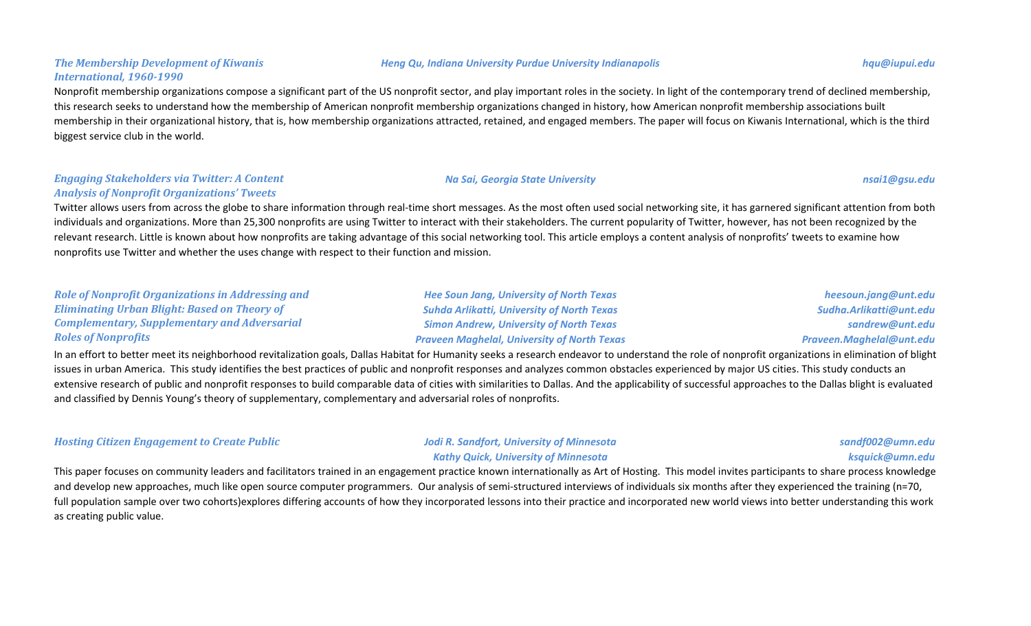***The Membership Development of Kiwanis International, 1960-1990***

***Heng Qu, Indiana University Purdue University Indianapolis*** — *hqu@iupui.edu*

Nonprofit membership organizations compose a significant part of the US nonprofit sector, and play important roles in the society. In light of the contemporary trend of declined membership, this research seeks to understand how the membership of American nonprofit membership organizations changed in history, how American nonprofit membership associations built membership in their organizational history, that is, how membership organizations attracted, retained, and engaged members. The paper will focus on Kiwanis International, which is the third biggest service club in the world.

***Engaging Stakeholders via Twitter: A Content Analysis of Nonprofit Organizations' Tweets***

***Na Sai, Georgia State University*** — *nsai1@gsu.edu*

Twitter allows users from across the globe to share information through real-time short messages. As the most often used social networking site, it has garnered significant attention from both individuals and organizations. More than 25,300 nonprofits are using Twitter to interact with their stakeholders. The current popularity of Twitter, however, has not been recognized by the relevant research. Little is known about how nonprofits are taking advantage of this social networking tool. This article employs a content analysis of nonprofits' tweets to examine how nonprofits use Twitter and whether the uses change with respect to their function and mission.

***Role of Nonprofit Organizations in Addressing and Eliminating Urban Blight: Based on Theory of Complementary, Supplementary and Adversarial Roles of Nonprofits***

***Hee Soun Jang, University of North Texas*** — *heesoun.jang@unt.edu*
***Suhda Arlikatti, University of North Texas*** — *Sudha.Arlikatti@unt.edu*
***Simon Andrew, University of North Texas*** — *sandrew@unt.edu*
***Praveen Maghelal, University of North Texas*** — *Praveen.Maghelal@unt.edu*

In an effort to better meet its neighborhood revitalization goals, Dallas Habitat for Humanity seeks a research endeavor to understand the role of nonprofit organizations in elimination of blight issues in urban America. This study identifies the best practices of public and nonprofit responses and analyzes common obstacles experienced by major US cities. This study conducts an extensive research of public and nonprofit responses to build comparable data of cities with similarities to Dallas. And the applicability of successful approaches to the Dallas blight is evaluated and classified by Dennis Young's theory of supplementary, complementary and adversarial roles of nonprofits.

***Hosting Citizen Engagement to Create Public***

***Jodi R. Sandfort, University of Minnesota*** — *sandf002@umn.edu*
***Kathy Quick, University of Minnesota*** — *ksquick@umn.edu*

This paper focuses on community leaders and facilitators trained in an engagement practice known internationally as Art of Hosting. This model invites participants to share process knowledge and develop new approaches, much like open source computer programmers. Our analysis of semi-structured interviews of individuals six months after they experienced the training (n=70, full population sample over two cohorts)explores differing accounts of how they incorporated lessons into their practice and incorporated new world views into better understanding this work as creating public value.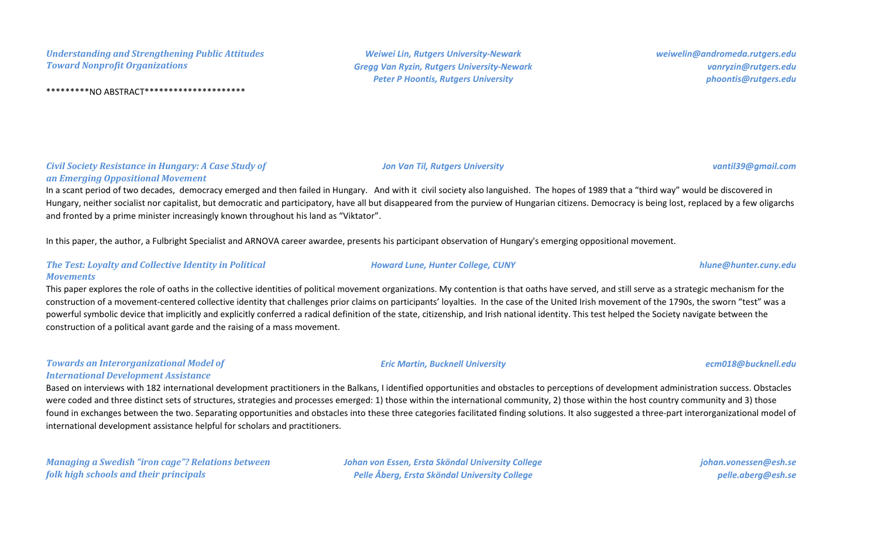### *Understanding and Strengthening Public Attitudes Toward Nonprofit Organizations*

*Weiwei Lin, Rutgers University-Newark* — *weiwelin@andromeda.rutgers.edu*
*Gregg Van Ryzin, Rutgers University-Newark* — *vanryzin@rutgers.edu*
*Peter P Hoontis, Rutgers University* — *phoontis@rutgers.edu*

*********NO ABSTRACT*********************

### *Civil Society Resistance in Hungary: A Case Study of an Emerging Oppositional Movement*

*Jon Van Til, Rutgers University* — *vantil39@gmail.com*

In a scant period of two decades, democracy emerged and then failed in Hungary. And with it civil society also languished. The hopes of 1989 that a "third way" would be discovered in Hungary, neither socialist nor capitalist, but democratic and participatory, have all but disappeared from the purview of Hungarian citizens. Democracy is being lost, replaced by a few oligarchs and fronted by a prime minister increasingly known throughout his land as "Viktator".

In this paper, the author, a Fulbright Specialist and ARNOVA career awardee, presents his participant observation of Hungary's emerging oppositional movement.

### *The Test: Loyalty and Collective Identity in Political Movements*

*Howard Lune, Hunter College, CUNY* — *hlune@hunter.cuny.edu*

This paper explores the role of oaths in the collective identities of political movement organizations. My contention is that oaths have served, and still serve as a strategic mechanism for the construction of a movement-centered collective identity that challenges prior claims on participants' loyalties. In the case of the United Irish movement of the 1790s, the sworn "test" was a powerful symbolic device that implicitly and explicitly conferred a radical definition of the state, citizenship, and Irish national identity. This test helped the Society navigate between the construction of a political avant garde and the raising of a mass movement.

### *Towards an Interorganizational Model of International Development Assistance*

*Eric Martin, Bucknell University* — *ecm018@bucknell.edu*

Based on interviews with 182 international development practitioners in the Balkans, I identified opportunities and obstacles to perceptions of development administration success. Obstacles were coded and three distinct sets of structures, strategies and processes emerged: 1) those within the international community, 2) those within the host country community and 3) those found in exchanges between the two. Separating opportunities and obstacles into these three categories facilitated finding solutions. It also suggested a three-part interorganizational model of international development assistance helpful for scholars and practitioners.

### *Managing a Swedish "iron cage"? Relations between folk high schools and their principals*

*Johan von Essen, Ersta Sköndal University College* — *johan.vonessen@esh.se*
*Pelle Åberg, Ersta Sköndal University College* — *pelle.aberg@esh.se*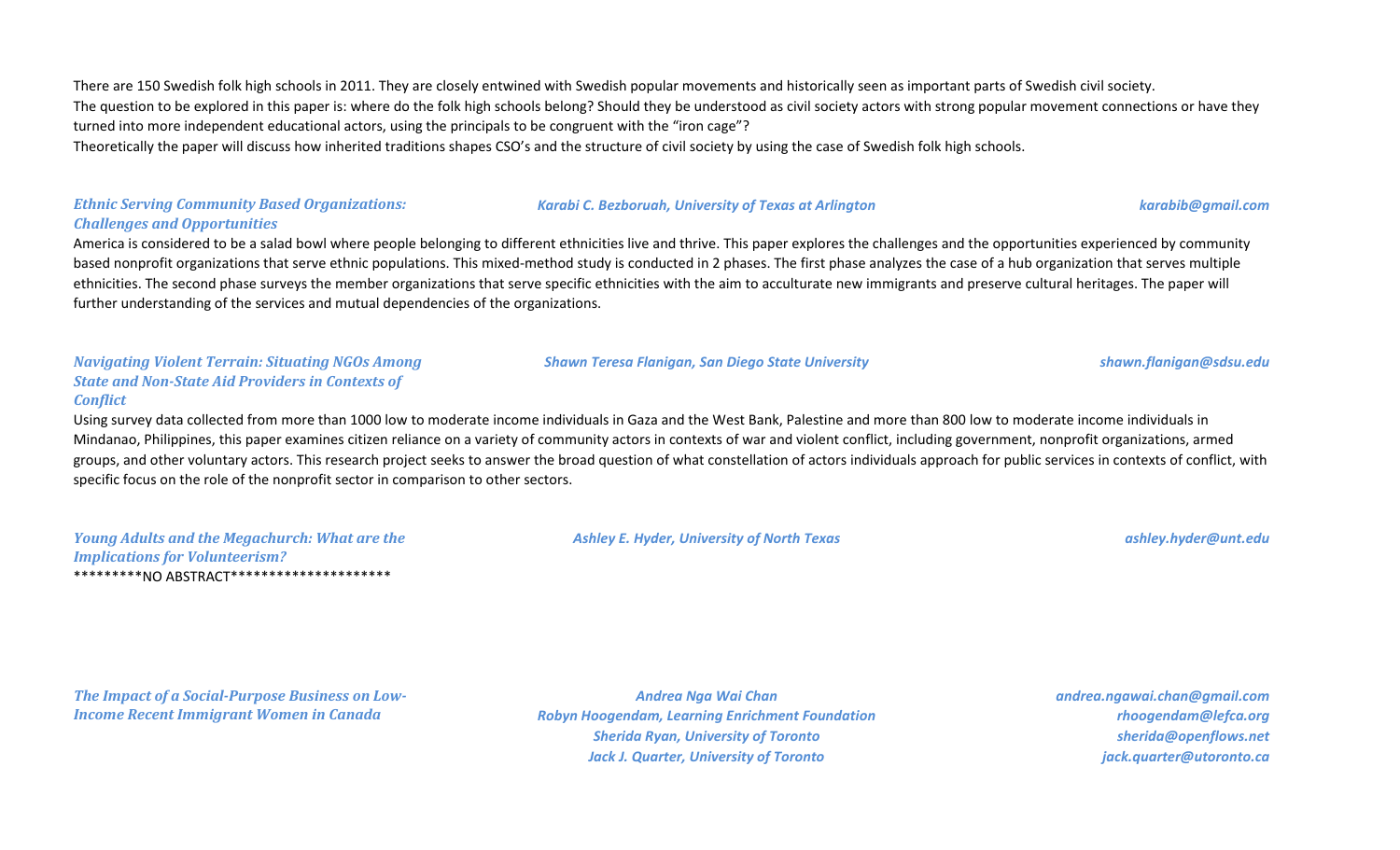There are 150 Swedish folk high schools in 2011. They are closely entwined with Swedish popular movements and historically seen as important parts of Swedish civil society.
The question to be explored in this paper is: where do the folk high schools belong? Should they be understood as civil society actors with strong popular movement connections or have they turned into more independent educational actors, using the principals to be congruent with the "iron cage"?
Theoretically the paper will discuss how inherited traditions shapes CSO's and the structure of civil society by using the case of Swedish folk high schools.

***Ethnic Serving Community Based Organizations: Challenges and Opportunities***

*Karabi C. Bezboruah, University of Texas at Arlington* — *karabib@gmail.com*

America is considered to be a salad bowl where people belonging to different ethnicities live and thrive. This paper explores the challenges and the opportunities experienced by community based nonprofit organizations that serve ethnic populations. This mixed-method study is conducted in 2 phases. The first phase analyzes the case of a hub organization that serves multiple ethnicities. The second phase surveys the member organizations that serve specific ethnicities with the aim to acculturate new immigrants and preserve cultural heritages. The paper will further understanding of the services and mutual dependencies of the organizations.

***Navigating Violent Terrain: Situating NGOs Among State and Non-State Aid Providers in Contexts of Conflict***

*Shawn Teresa Flanigan, San Diego State University* — *shawn.flanigan@sdsu.edu*

Using survey data collected from more than 1000 low to moderate income individuals in Gaza and the West Bank, Palestine and more than 800 low to moderate income individuals in Mindanao, Philippines, this paper examines citizen reliance on a variety of community actors in contexts of war and violent conflict, including government, nonprofit organizations, armed groups, and other voluntary actors. This research project seeks to answer the broad question of what constellation of actors individuals approach for public services in contexts of conflict, with specific focus on the role of the nonprofit sector in comparison to other sectors.

***Young Adults and the Megachurch: What are the Implications for Volunteerism?***

*Ashley E. Hyder, University of North Texas* — *ashley.hyder@unt.edu*

*********NO ABSTRACT*********************

***The Impact of a Social-Purpose Business on Low-Income Recent Immigrant Women in Canada***

*Andrea Nga Wai Chan* — *andrea.ngawai.chan@gmail.com*
*Robyn Hoogendam, Learning Enrichment Foundation* — *rhoogendam@lefca.org*
*Sherida Ryan, University of Toronto* — *sherida@openflows.net*
*Jack J. Quarter, University of Toronto* — *jack.quarter@utoronto.ca*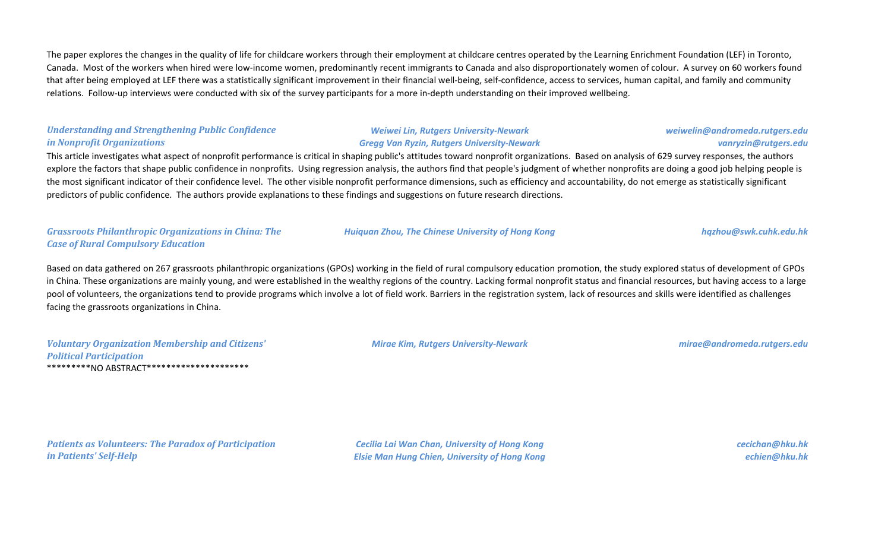The paper explores the changes in the quality of life for childcare workers through their employment at childcare centres operated by the Learning Enrichment Foundation (LEF) in Toronto, Canada. Most of the workers when hired were low-income women, predominantly recent immigrants to Canada and also disproportionately women of colour. A survey on 60 workers found that after being employed at LEF there was a statistically significant improvement in their financial well-being, self-confidence, access to services, human capital, and family and community relations. Follow-up interviews were conducted with six of the survey participants for a more in-depth understanding on their improved wellbeing.

***Understanding and Strengthening Public Confidence in Nonprofit Organizations***

*Weiwei Lin, Rutgers University-Newark* — *weiwelin@andromeda.rutgers.edu*
*Gregg Van Ryzin, Rutgers University-Newark* — *vanryzin@rutgers.edu*

This article investigates what aspect of nonprofit performance is critical in shaping public's attitudes toward nonprofit organizations. Based on analysis of 629 survey responses, the authors explore the factors that shape public confidence in nonprofits. Using regression analysis, the authors find that people's judgment of whether nonprofits are doing a good job helping people is the most significant indicator of their confidence level. The other visible nonprofit performance dimensions, such as efficiency and accountability, do not emerge as statistically significant predictors of public confidence. The authors provide explanations to these findings and suggestions on future research directions.

***Grassroots Philanthropic Organizations in China: The Case of Rural Compulsory Education***

*Huiquan Zhou, The Chinese University of Hong Kong* — *hqzhou@swk.cuhk.edu.hk*

Based on data gathered on 267 grassroots philanthropic organizations (GPOs) working in the field of rural compulsory education promotion, the study explored status of development of GPOs in China. These organizations are mainly young, and were established in the wealthy regions of the country. Lacking formal nonprofit status and financial resources, but having access to a large pool of volunteers, the organizations tend to provide programs which involve a lot of field work. Barriers in the registration system, lack of resources and skills were identified as challenges facing the grassroots organizations in China.

***Voluntary Organization Membership and Citizens' Political Participation***

*Mirae Kim, Rutgers University-Newark* — *mirae@andromeda.rutgers.edu*

*********NO ABSTRACT*********************

***Patients as Volunteers: The Paradox of Participation in Patients' Self-Help***

*Cecilia Lai Wan Chan, University of Hong Kong* — *cecichan@hku.hk*
*Elsie Man Hung Chien, University of Hong Kong* — *echien@hku.hk*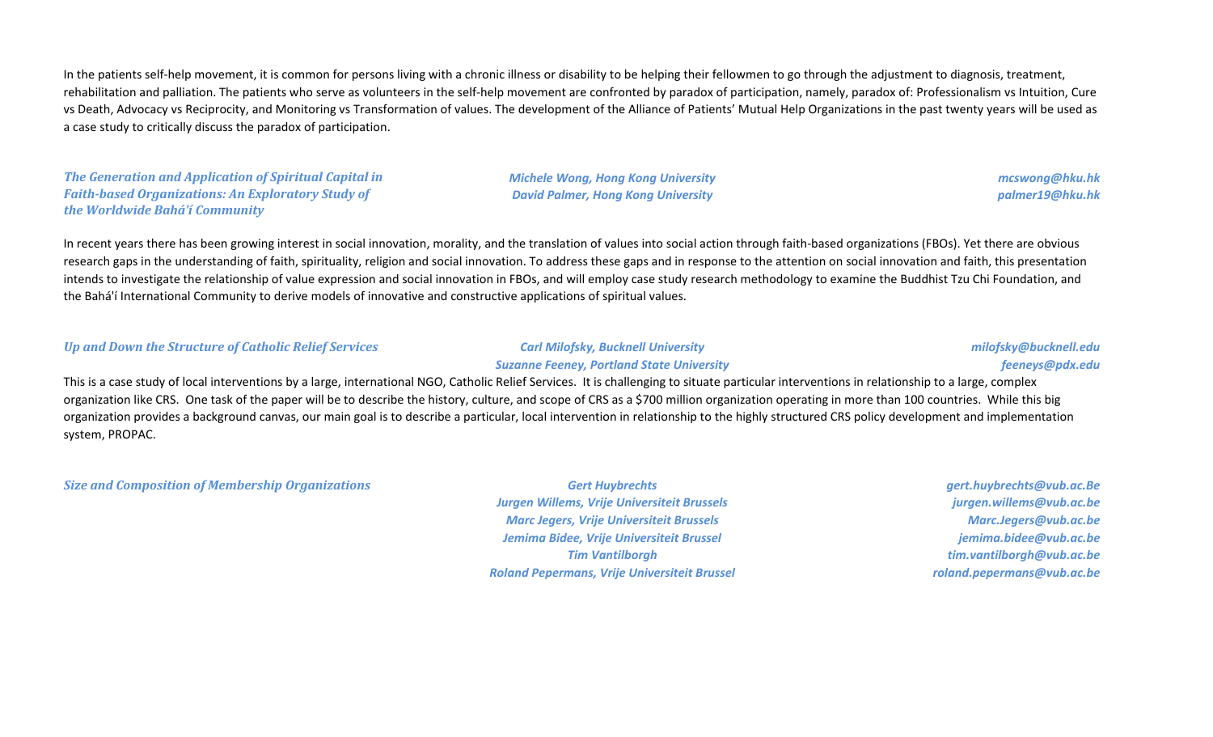In the patients self-help movement, it is common for persons living with a chronic illness or disability to be helping their fellowmen to go through the adjustment to diagnosis, treatment, rehabilitation and palliation. The patients who serve as volunteers in the self-help movement are confronted by paradox of participation, namely, paradox of: Professionalism vs Intuition, Cure vs Death, Advocacy vs Reciprocity, and Monitoring vs Transformation of values. The development of the Alliance of Patients' Mutual Help Organizations in the past twenty years will be used as a case study to critically discuss the paradox of participation.

***The Generation and Application of Spiritual Capital in Faith-based Organizations: An Exploratory Study of the Worldwide Bahá'í Community***

*Michele Wong, Hong Kong University* — *mcswong@hku.hk*
*David Palmer, Hong Kong University* — *palmer19@hku.hk*

In recent years there has been growing interest in social innovation, morality, and the translation of values into social action through faith-based organizations (FBOs). Yet there are obvious research gaps in the understanding of faith, spirituality, religion and social innovation. To address these gaps and in response to the attention on social innovation and faith, this presentation intends to investigate the relationship of value expression and social innovation in FBOs, and will employ case study research methodology to examine the Buddhist Tzu Chi Foundation, and the Bahá'í International Community to derive models of innovative and constructive applications of spiritual values.

***Up and Down the Structure of Catholic Relief Services***

*Carl Milofsky, Bucknell University* — *milofsky@bucknell.edu*
*Suzanne Feeney, Portland State University* — *feeneys@pdx.edu*

This is a case study of local interventions by a large, international NGO, Catholic Relief Services. It is challenging to situate particular interventions in relationship to a large, complex organization like CRS. One task of the paper will be to describe the history, culture, and scope of CRS as a $700 million organization operating in more than 100 countries. While this big organization provides a background canvas, our main goal is to describe a particular, local intervention in relationship to the highly structured CRS policy development and implementation system, PROPAC.

***Size and Composition of Membership Organizations***

*Gert Huybrechts* — *gert.huybrechts@vub.ac.Be*
*Jurgen Willems, Vrije Universiteit Brussels* — *jurgen.willems@vub.ac.be*
*Marc Jegers, Vrije Universiteit Brussels* — *Marc.Jegers@vub.ac.be*
*Jemima Bidee, Vrije Universiteit Brussel* — *jemima.bidee@vub.ac.be*
*Tim Vantilborgh* — *tim.vantilborgh@vub.ac.be*
*Roland Pepermans, Vrije Universiteit Brussel* — *roland.pepermans@vub.ac.be*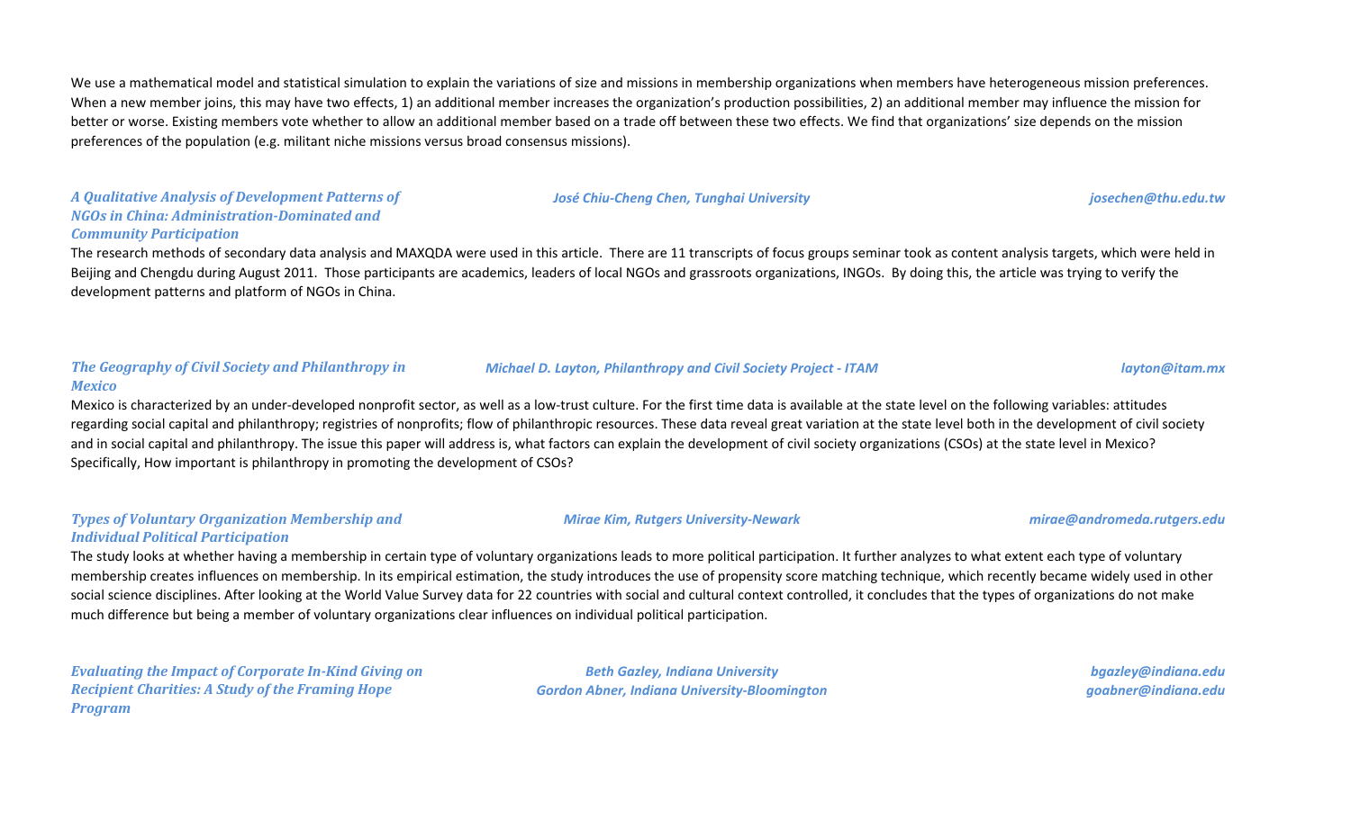We use a mathematical model and statistical simulation to explain the variations of size and missions in membership organizations when members have heterogeneous mission preferences. When a new member joins, this may have two effects, 1) an additional member increases the organization's production possibilities, 2) an additional member may influence the mission for better or worse. Existing members vote whether to allow an additional member based on a trade off between these two effects. We find that organizations' size depends on the mission preferences of the population (e.g. militant niche missions versus broad consensus missions).

***A Qualitative Analysis of Development Patterns of NGOs in China: Administration-Dominated and Community Participation***

*José Chiu-Cheng Chen, Tunghai University* — *josechen@thu.edu.tw*

The research methods of secondary data analysis and MAXQDA were used in this article. There are 11 transcripts of focus groups seminar took as content analysis targets, which were held in Beijing and Chengdu during August 2011. Those participants are academics, leaders of local NGOs and grassroots organizations, INGOs. By doing this, the article was trying to verify the development patterns and platform of NGOs in China.

***The Geography of Civil Society and Philanthropy in Mexico***

*Michael D. Layton, Philanthropy and Civil Society Project - ITAM* — *layton@itam.mx*

Mexico is characterized by an under-developed nonprofit sector, as well as a low-trust culture. For the first time data is available at the state level on the following variables: attitudes regarding social capital and philanthropy; registries of nonprofits; flow of philanthropic resources. These data reveal great variation at the state level both in the development of civil society and in social capital and philanthropy. The issue this paper will address is, what factors can explain the development of civil society organizations (CSOs) at the state level in Mexico? Specifically, How important is philanthropy in promoting the development of CSOs?

***Types of Voluntary Organization Membership and Individual Political Participation***

*Mirae Kim, Rutgers University-Newark* — *mirae@andromeda.rutgers.edu*

The study looks at whether having a membership in certain type of voluntary organizations leads to more political participation. It further analyzes to what extent each type of voluntary membership creates influences on membership. In its empirical estimation, the study introduces the use of propensity score matching technique, which recently became widely used in other social science disciplines. After looking at the World Value Survey data for 22 countries with social and cultural context controlled, it concludes that the types of organizations do not make much difference but being a member of voluntary organizations clear influences on individual political participation.

***Evaluating the Impact of Corporate In-Kind Giving on Recipient Charities: A Study of the Framing Hope Program***

*Beth Gazley, Indiana University* — *bgazley@indiana.edu*
*Gordon Abner, Indiana University-Bloomington* — *goabner@indiana.edu*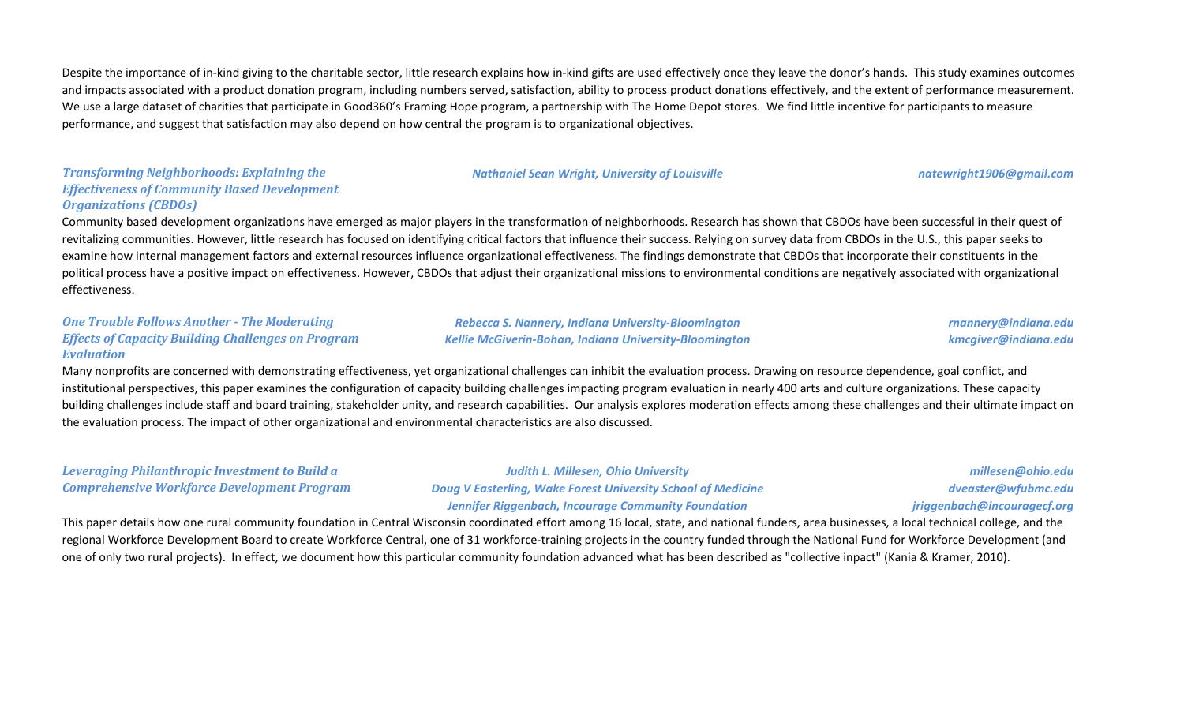Despite the importance of in-kind giving to the charitable sector, little research explains how in-kind gifts are used effectively once they leave the donor's hands. This study examines outcomes and impacts associated with a product donation program, including numbers served, satisfaction, ability to process product donations effectively, and the extent of performance measurement. We use a large dataset of charities that participate in Good360's Framing Hope program, a partnership with The Home Depot stores. We find little incentive for participants to measure performance, and suggest that satisfaction may also depend on how central the program is to organizational objectives.

***Transforming Neighborhoods: Explaining the Effectiveness of Community Based Development Organizations (CBDOs)***

***Nathaniel Sean Wright, University of Louisville*** — ***natewright1906@gmail.com***

Community based development organizations have emerged as major players in the transformation of neighborhoods. Research has shown that CBDOs have been successful in their quest of revitalizing communities. However, little research has focused on identifying critical factors that influence their success. Relying on survey data from CBDOs in the U.S., this paper seeks to examine how internal management factors and external resources influence organizational effectiveness. The findings demonstrate that CBDOs that incorporate their constituents in the political process have a positive impact on effectiveness. However, CBDOs that adjust their organizational missions to environmental conditions are negatively associated with organizational effectiveness.

***One Trouble Follows Another - The Moderating Effects of Capacity Building Challenges on Program Evaluation***

***Rebecca S. Nannery, Indiana University-Bloomington*** — ***rnannery@indiana.edu***
***Kellie McGiverin-Bohan, Indiana University-Bloomington*** — ***kmcgiver@indiana.edu***

Many nonprofits are concerned with demonstrating effectiveness, yet organizational challenges can inhibit the evaluation process. Drawing on resource dependence, goal conflict, and institutional perspectives, this paper examines the configuration of capacity building challenges impacting program evaluation in nearly 400 arts and culture organizations. These capacity building challenges include staff and board training, stakeholder unity, and research capabilities. Our analysis explores moderation effects among these challenges and their ultimate impact on the evaluation process. The impact of other organizational and environmental characteristics are also discussed.

***Leveraging Philanthropic Investment to Build a Comprehensive Workforce Development Program***

***Judith L. Millesen, Ohio University*** — ***millesen@ohio.edu***
***Doug V Easterling, Wake Forest University School of Medicine*** — ***dveaster@wfubmc.edu***
***Jennifer Riggenbach, Incourage Community Foundation*** — ***jriggenbach@incouragecf.org***

This paper details how one rural community foundation in Central Wisconsin coordinated effort among 16 local, state, and national funders, area businesses, a local technical college, and the regional Workforce Development Board to create Workforce Central, one of 31 workforce-training projects in the country funded through the National Fund for Workforce Development (and one of only two rural projects). In effect, we document how this particular community foundation advanced what has been described as "collective inpact" (Kania & Kramer, 2010).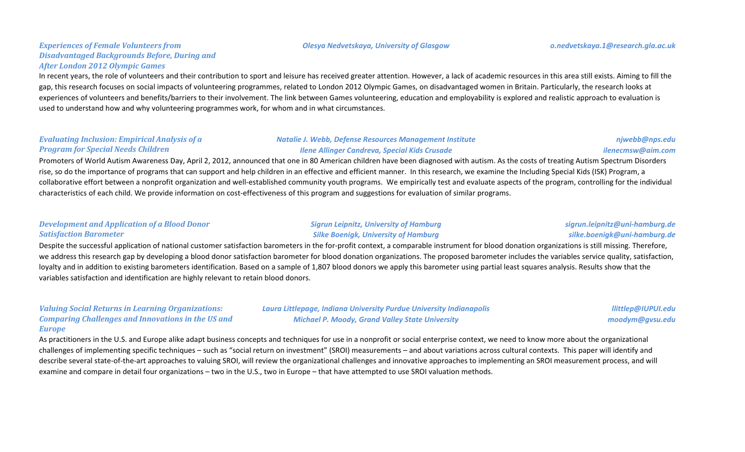### *Experiences of Female Volunteers from Disadvantaged Backgrounds Before, During and After London 2012 Olympic Games*

*Olesya Nedvetskaya, University of Glasgow* — *o.nedvetskaya.1@research.gla.ac.uk*

In recent years, the role of volunteers and their contribution to sport and leisure has received greater attention. However, a lack of academic resources in this area still exists. Aiming to fill the gap, this research focuses on social impacts of volunteering programmes, related to London 2012 Olympic Games, on disadvantaged women in Britain. Particularly, the research looks at experiences of volunteers and benefits/barriers to their involvement. The link between Games volunteering, education and employability is explored and realistic approach to evaluation is used to understand how and why volunteering programmes work, for whom and in what circumstances.

### *Evaluating Inclusion: Empirical Analysis of a Program for Special Needs Children*

*Natalie J. Webb, Defense Resources Management Institute* — *njwebb@nps.edu*
*Ilene Allinger Candreva, Special Kids Crusade* — *ilenecmsw@aim.com*

Promoters of World Autism Awareness Day, April 2, 2012, announced that one in 80 American children have been diagnosed with autism. As the costs of treating Autism Spectrum Disorders rise, so do the importance of programs that can support and help children in an effective and efficient manner. In this research, we examine the Including Special Kids (ISK) Program, a collaborative effort between a nonprofit organization and well-established community youth programs. We empirically test and evaluate aspects of the program, controlling for the individual characteristics of each child. We provide information on cost-effectiveness of this program and suggestions for evaluation of similar programs.

### *Development and Application of a Blood Donor Satisfaction Barometer*

*Sigrun Leipnitz, University of Hamburg* — *sigrun.leipnitz@uni-hamburg.de*
*Silke Boenigk, University of Hamburg* — *silke.boenigk@uni-hamburg.de*

Despite the successful application of national customer satisfaction barometers in the for-profit context, a comparable instrument for blood donation organizations is still missing. Therefore, we address this research gap by developing a blood donor satisfaction barometer for blood donation organizations. The proposed barometer includes the variables service quality, satisfaction, loyalty and in addition to existing barometers identification. Based on a sample of 1,807 blood donors we apply this barometer using partial least squares analysis. Results show that the variables satisfaction and identification are highly relevant to retain blood donors.

### *Valuing Social Returns in Learning Organizations: Comparing Challenges and Innovations in the US and Europe*

*Laura Littlepage, Indiana University Purdue University Indianapolis* — *llittlep@IUPUI.edu*
*Michael P. Moody, Grand Valley State University* — *moodym@gvsu.edu*

As practitioners in the U.S. and Europe alike adapt business concepts and techniques for use in a nonprofit or social enterprise context, we need to know more about the organizational challenges of implementing specific techniques – such as "social return on investment" (SROI) measurements – and about variations across cultural contexts. This paper will identify and describe several state-of-the-art approaches to valuing SROI, will review the organizational challenges and innovative approaches to implementing an SROI measurement process, and will examine and compare in detail four organizations – two in the U.S., two in Europe – that have attempted to use SROI valuation methods.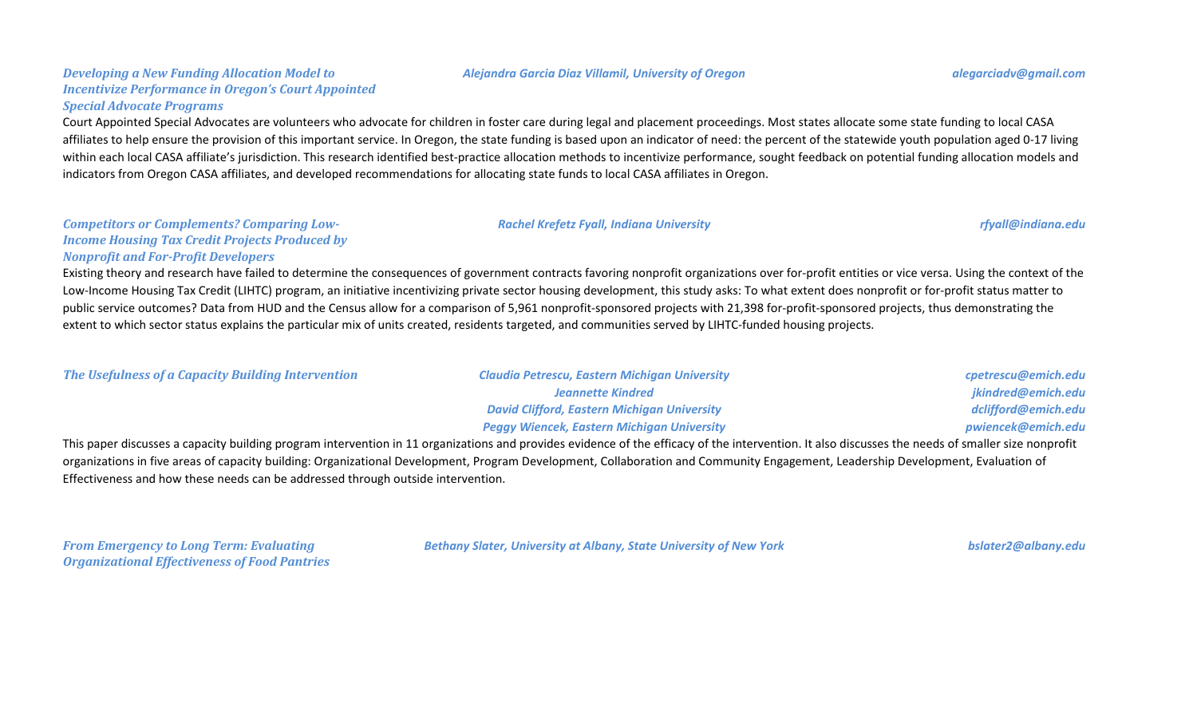***Developing a New Funding Allocation Model to Incentivize Performance in Oregon's Court Appointed Special Advocate Programs***

*Alejandra Garcia Diaz Villamil, University of Oregon* — *alegarciadv@gmail.com*

Court Appointed Special Advocates are volunteers who advocate for children in foster care during legal and placement proceedings. Most states allocate some state funding to local CASA affiliates to help ensure the provision of this important service. In Oregon, the state funding is based upon an indicator of need: the percent of the statewide youth population aged 0-17 living within each local CASA affiliate's jurisdiction. This research identified best-practice allocation methods to incentivize performance, sought feedback on potential funding allocation models and indicators from Oregon CASA affiliates, and developed recommendations for allocating state funds to local CASA affiliates in Oregon.

***Competitors or Complements? Comparing Low-Income Housing Tax Credit Projects Produced by Nonprofit and For-Profit Developers***

*Rachel Krefetz Fyall, Indiana University* — *rfyall@indiana.edu*

Existing theory and research have failed to determine the consequences of government contracts favoring nonprofit organizations over for-profit entities or vice versa. Using the context of the Low-Income Housing Tax Credit (LIHTC) program, an initiative incentivizing private sector housing development, this study asks: To what extent does nonprofit or for-profit status matter to public service outcomes? Data from HUD and the Census allow for a comparison of 5,961 nonprofit-sponsored projects with 21,398 for-profit-sponsored projects, thus demonstrating the extent to which sector status explains the particular mix of units created, residents targeted, and communities served by LIHTC-funded housing projects.

***The Usefulness of a Capacity Building Intervention***

*Claudia Petrescu, Eastern Michigan University* — *cpetrescu@emich.edu*
*Jeannette Kindred* — *jkindred@emich.edu*
*David Clifford, Eastern Michigan University* — *dclifford@emich.edu*
*Peggy Wiencek, Eastern Michigan University* — *pwiencek@emich.edu*

This paper discusses a capacity building program intervention in 11 organizations and provides evidence of the efficacy of the intervention. It also discusses the needs of smaller size nonprofit organizations in five areas of capacity building: Organizational Development, Program Development, Collaboration and Community Engagement, Leadership Development, Evaluation of Effectiveness and how these needs can be addressed through outside intervention.

***From Emergency to Long Term: Evaluating Organizational Effectiveness of Food Pantries***

*Bethany Slater, University at Albany, State University of New York* — *bslater2@albany.edu*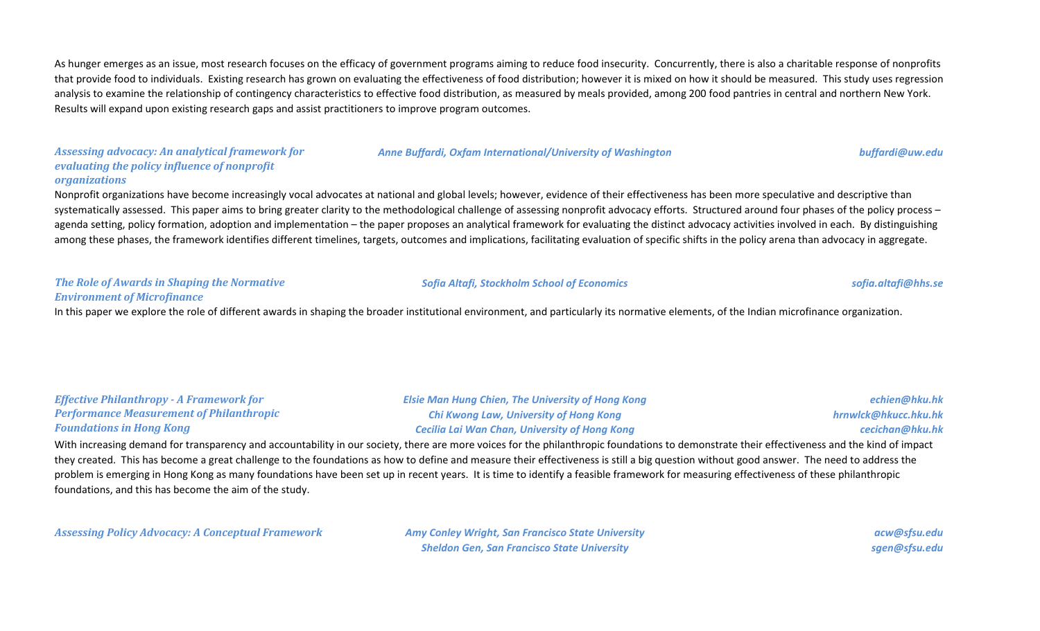As hunger emerges as an issue, most research focuses on the efficacy of government programs aiming to reduce food insecurity. Concurrently, there is also a charitable response of nonprofits that provide food to individuals. Existing research has grown on evaluating the effectiveness of food distribution; however it is mixed on how it should be measured. This study uses regression analysis to examine the relationship of contingency characteristics to effective food distribution, as measured by meals provided, among 200 food pantries in central and northern New York. Results will expand upon existing research gaps and assist practitioners to improve program outcomes.

***Assessing advocacy: An analytical framework for evaluating the policy influence of nonprofit organizations***

***Anne Buffardi, Oxfam International/University of Washington*** — ***buffardi@uw.edu***

Nonprofit organizations have become increasingly vocal advocates at national and global levels; however, evidence of their effectiveness has been more speculative and descriptive than systematically assessed. This paper aims to bring greater clarity to the methodological challenge of assessing nonprofit advocacy efforts. Structured around four phases of the policy process – agenda setting, policy formation, adoption and implementation – the paper proposes an analytical framework for evaluating the distinct advocacy activities involved in each. By distinguishing among these phases, the framework identifies different timelines, targets, outcomes and implications, facilitating evaluation of specific shifts in the policy arena than advocacy in aggregate.

***The Role of Awards in Shaping the Normative Environment of Microfinance***

***Sofia Altafi, Stockholm School of Economics*** — ***sofia.altafi@hhs.se***

In this paper we explore the role of different awards in shaping the broader institutional environment, and particularly its normative elements, of the Indian microfinance organization.

***Effective Philanthropy - A Framework for Performance Measurement of Philanthropic Foundations in Hong Kong***

***Elsie Man Hung Chien, The University of Hong Kong*** — ***echien@hku.hk***
***Chi Kwong Law, University of Hong Kong*** — ***hrnwlck@hkucc.hku.hk***
***Cecilia Lai Wan Chan, University of Hong Kong*** — ***cecichan@hku.hk***

With increasing demand for transparency and accountability in our society, there are more voices for the philanthropic foundations to demonstrate their effectiveness and the kind of impact they created. This has become a great challenge to the foundations as how to define and measure their effectiveness is still a big question without good answer. The need to address the problem is emerging in Hong Kong as many foundations have been set up in recent years. It is time to identify a feasible framework for measuring effectiveness of these philanthropic foundations, and this has become the aim of the study.

***Assessing Policy Advocacy: A Conceptual Framework***

***Amy Conley Wright, San Francisco State University*** — ***acw@sfsu.edu***
***Sheldon Gen, San Francisco State University*** — ***sgen@sfsu.edu***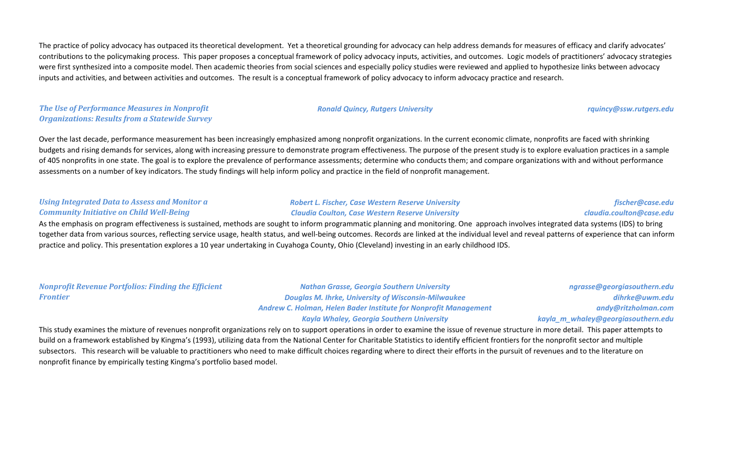The practice of policy advocacy has outpaced its theoretical development. Yet a theoretical grounding for advocacy can help address demands for measures of efficacy and clarify advocates' contributions to the policymaking process. This paper proposes a conceptual framework of policy advocacy inputs, activities, and outcomes. Logic models of practitioners' advocacy strategies were first synthesized into a composite model. Then academic theories from social sciences and especially policy studies were reviewed and applied to hypothesize links between advocacy inputs and activities, and between activities and outcomes. The result is a conceptual framework of policy advocacy to inform advocacy practice and research.

***The Use of Performance Measures in Nonprofit Organizations: Results from a Statewide Survey***

*Ronald Quincy, Rutgers University* — *rquincy@ssw.rutgers.edu*

Over the last decade, performance measurement has been increasingly emphasized among nonprofit organizations. In the current economic climate, nonprofits are faced with shrinking budgets and rising demands for services, along with increasing pressure to demonstrate program effectiveness. The purpose of the present study is to explore evaluation practices in a sample of 405 nonprofits in one state. The goal is to explore the prevalence of performance assessments; determine who conducts them; and compare organizations with and without performance assessments on a number of key indicators. The study findings will help inform policy and practice in the field of nonprofit management.

***Using Integrated Data to Assess and Monitor a Community Initiative on Child Well-Being***

*Robert L. Fischer, Case Western Reserve University* — *fischer@case.edu*
*Claudia Coulton, Case Western Reserve University* — *claudia.coulton@case.edu*

As the emphasis on program effectiveness is sustained, methods are sought to inform programmatic planning and monitoring. One approach involves integrated data systems (IDS) to bring together data from various sources, reflecting service usage, health status, and well-being outcomes. Records are linked at the individual level and reveal patterns of experience that can inform practice and policy. This presentation explores a 10 year undertaking in Cuyahoga County, Ohio (Cleveland) investing in an early childhood IDS.

***Nonprofit Revenue Portfolios: Finding the Efficient Frontier***

*Nathan Grasse, Georgia Southern University* — *ngrasse@georgiasouthern.edu*
*Douglas M. Ihrke, University of Wisconsin-Milwaukee* — *dihrke@uwm.edu*
*Andrew C. Holman, Helen Bader Institute for Nonprofit Management* — *andy@ritzholman.com*
*Kayla Whaley, Georgia Southern University* — *kayla_m_whaley@georgiasouthern.edu*

This study examines the mixture of revenues nonprofit organizations rely on to support operations in order to examine the issue of revenue structure in more detail. This paper attempts to build on a framework established by Kingma's (1993), utilizing data from the National Center for Charitable Statistics to identify efficient frontiers for the nonprofit sector and multiple subsectors. This research will be valuable to practitioners who need to make difficult choices regarding where to direct their efforts in the pursuit of revenues and to the literature on nonprofit finance by empirically testing Kingma's portfolio based model.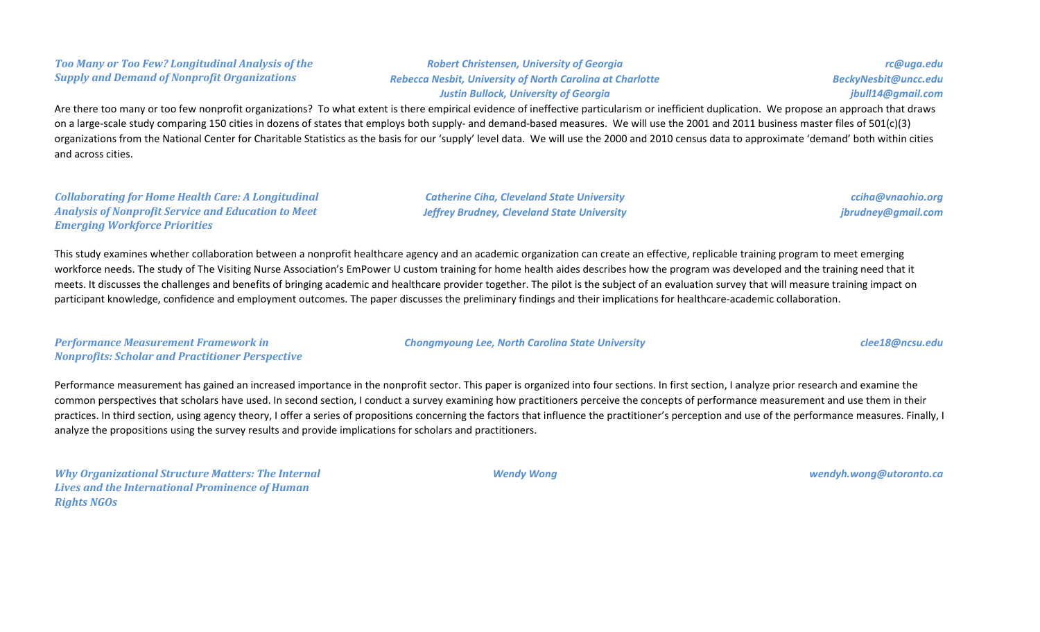***Too Many or Too Few? Longitudinal Analysis of the Supply and Demand of Nonprofit Organizations***

***Robert Christensen, University of Georgia***
***Rebecca Nesbit, University of North Carolina at Charlotte***
***Justin Bullock, University of Georgia***

***rc@uga.edu***
***BeckyNesbit@uncc.edu***
***jbull14@gmail.com***

Are there too many or too few nonprofit organizations? To what extent is there empirical evidence of ineffective particularism or inefficient duplication. We propose an approach that draws on a large-scale study comparing 150 cities in dozens of states that employs both supply- and demand-based measures. We will use the 2001 and 2011 business master files of 501(c)(3) organizations from the National Center for Charitable Statistics as the basis for our 'supply' level data. We will use the 2000 and 2010 census data to approximate 'demand' both within cities and across cities.

***Collaborating for Home Health Care: A Longitudinal Analysis of Nonprofit Service and Education to Meet Emerging Workforce Priorities***

***Catherine Ciha, Cleveland State University***
***Jeffrey Brudney, Cleveland State University***

***cciha@vnaohio.org***
***jbrudney@gmail.com***

This study examines whether collaboration between a nonprofit healthcare agency and an academic organization can create an effective, replicable training program to meet emerging workforce needs. The study of The Visiting Nurse Association's EmPower U custom training for home health aides describes how the program was developed and the training need that it meets. It discusses the challenges and benefits of bringing academic and healthcare provider together. The pilot is the subject of an evaluation survey that will measure training impact on participant knowledge, confidence and employment outcomes. The paper discusses the preliminary findings and their implications for healthcare-academic collaboration.

***Performance Measurement Framework in Nonprofits: Scholar and Practitioner Perspective***

***Chongmyoung Lee, North Carolina State University***

***clee18@ncsu.edu***

Performance measurement has gained an increased importance in the nonprofit sector. This paper is organized into four sections. In first section, I analyze prior research and examine the common perspectives that scholars have used. In second section, I conduct a survey examining how practitioners perceive the concepts of performance measurement and use them in their practices. In third section, using agency theory, I offer a series of propositions concerning the factors that influence the practitioner's perception and use of the performance measures. Finally, I analyze the propositions using the survey results and provide implications for scholars and practitioners.

***Why Organizational Structure Matters: The Internal Lives and the International Prominence of Human Rights NGOs***

***Wendy Wong***

***wendyh.wong@utoronto.ca***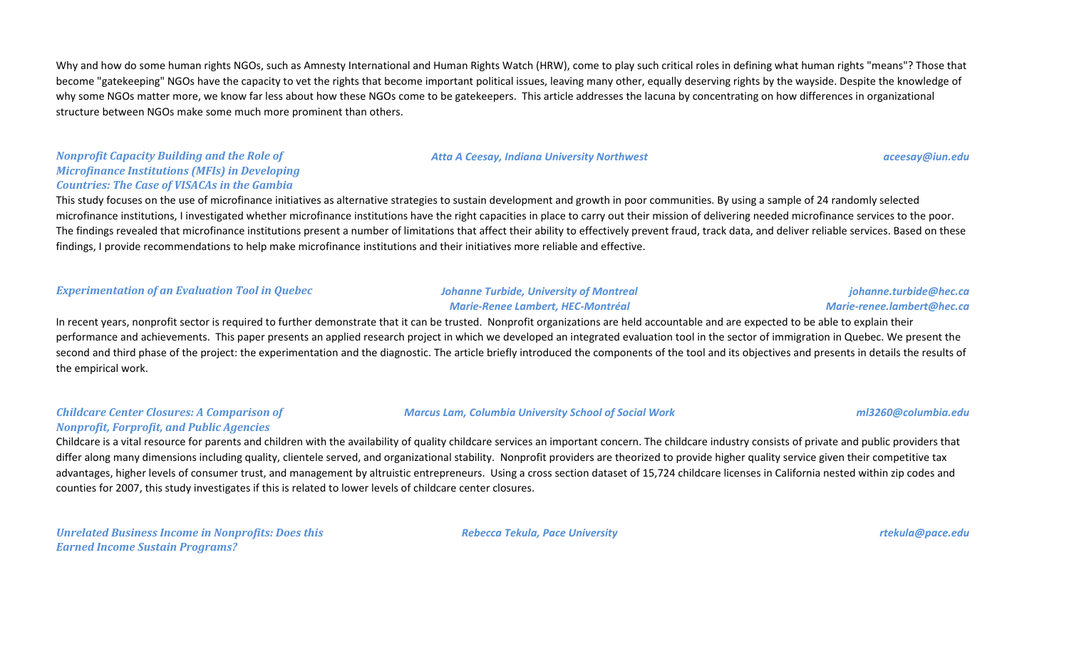Why and how do some human rights NGOs, such as Amnesty International and Human Rights Watch (HRW), come to play such critical roles in defining what human rights "means"? Those that become "gatekeeping" NGOs have the capacity to vet the rights that become important political issues, leaving many other, equally deserving rights by the wayside. Despite the knowledge of why some NGOs matter more, we know far less about how these NGOs come to be gatekeepers. This article addresses the lacuna by concentrating on how differences in organizational structure between NGOs make some much more prominent than others.

***Nonprofit Capacity Building and the Role of Microfinance Institutions (MFIs) in Developing Countries: The Case of VISACAs in the Gambia***

*Atta A Ceesay, Indiana University Northwest* — *aceesay@iun.edu*

This study focuses on the use of microfinance initiatives as alternative strategies to sustain development and growth in poor communities. By using a sample of 24 randomly selected microfinance institutions, I investigated whether microfinance institutions have the right capacities in place to carry out their mission of delivering needed microfinance services to the poor. The findings revealed that microfinance institutions present a number of limitations that affect their ability to effectively prevent fraud, track data, and deliver reliable services. Based on these findings, I provide recommendations to help make microfinance institutions and their initiatives more reliable and effective.

***Experimentation of an Evaluation Tool in Quebec***

*Johanne Turbide, University of Montreal* — *johanne.turbide@hec.ca*
*Marie-Renee Lambert, HEC-Montréal* — *Marie-renee.lambert@hec.ca*

In recent years, nonprofit sector is required to further demonstrate that it can be trusted. Nonprofit organizations are held accountable and are expected to be able to explain their performance and achievements. This paper presents an applied research project in which we developed an integrated evaluation tool in the sector of immigration in Quebec. We present the second and third phase of the project: the experimentation and the diagnostic. The article briefly introduced the components of the tool and its objectives and presents in details the results of the empirical work.

***Childcare Center Closures: A Comparison of Nonprofit, Forprofit, and Public Agencies***

*Marcus Lam, Columbia University School of Social Work* — *ml3260@columbia.edu*

Childcare is a vital resource for parents and children with the availability of quality childcare services an important concern. The childcare industry consists of private and public providers that differ along many dimensions including quality, clientele served, and organizational stability. Nonprofit providers are theorized to provide higher quality service given their competitive tax advantages, higher levels of consumer trust, and management by altruistic entrepreneurs. Using a cross section dataset of 15,724 childcare licenses in California nested within zip codes and counties for 2007, this study investigates if this is related to lower levels of childcare center closures.

***Unrelated Business Income in Nonprofits: Does this Earned Income Sustain Programs?***

*Rebecca Tekula, Pace University* — *rtekula@pace.edu*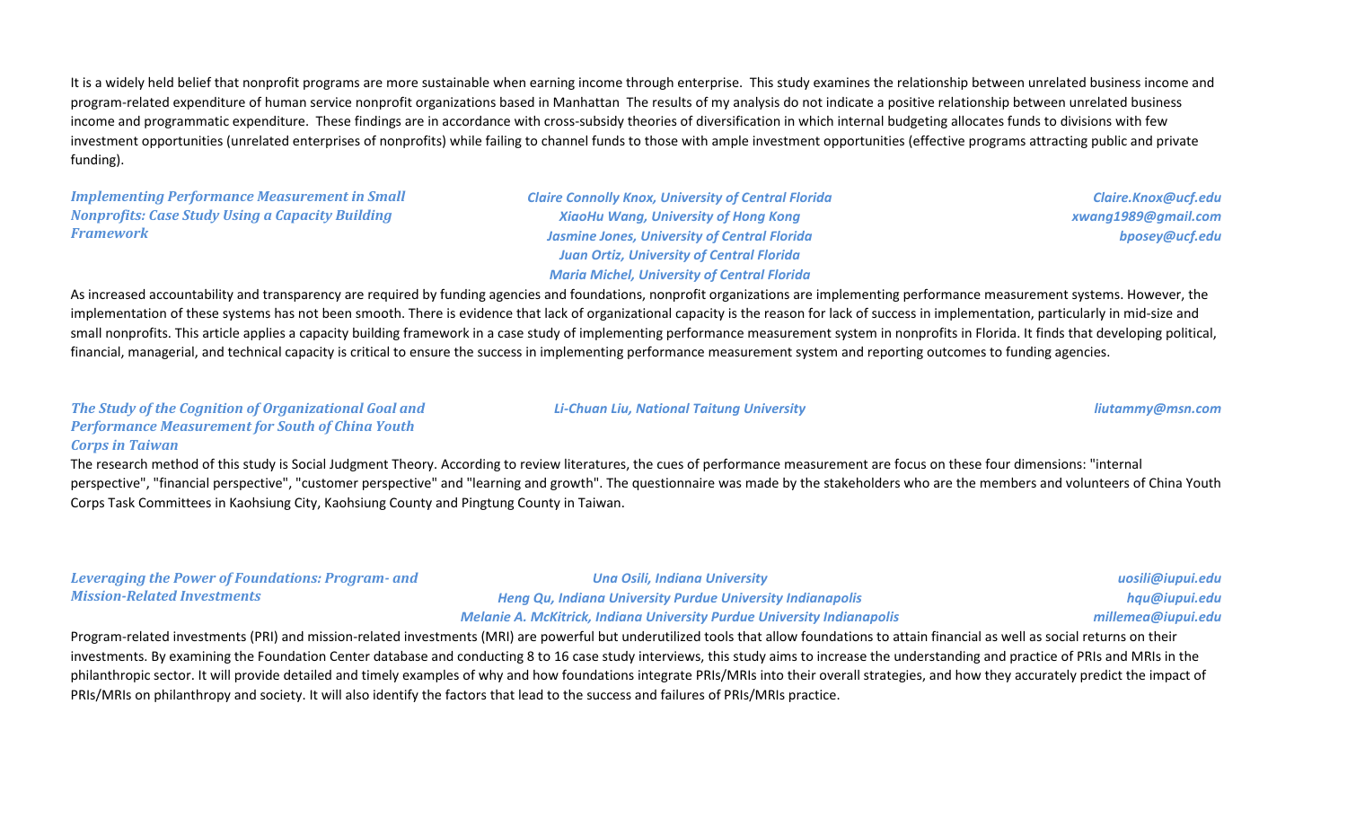It is a widely held belief that nonprofit programs are more sustainable when earning income through enterprise.  This study examines the relationship between unrelated business income and program-related expenditure of human service nonprofit organizations based in Manhattan  The results of my analysis do not indicate a positive relationship between unrelated business income and programmatic expenditure.  These findings are in accordance with cross-subsidy theories of diversification in which internal budgeting allocates funds to divisions with few investment opportunities (unrelated enterprises of nonprofits) while failing to channel funds to those with ample investment opportunities (effective programs attracting public and private funding).

***Implementing Performance Measurement in Small Nonprofits: Case Study Using a Capacity Building Framework***

*Claire Connolly Knox, University of Central Florida* — *Claire.Knox@ucf.edu*
*XiaoHu Wang, University of Hong Kong* — *xwang1989@gmail.com*
*Jasmine Jones, University of Central Florida* — *bposey@ucf.edu*
*Juan Ortiz, University of Central Florida*
*Maria Michel, University of Central Florida*

As increased accountability and transparency are required by funding agencies and foundations, nonprofit organizations are implementing performance measurement systems. However, the implementation of these systems has not been smooth. There is evidence that lack of organizational capacity is the reason for lack of success in implementation, particularly in mid-size and small nonprofits. This article applies a capacity building framework in a case study of implementing performance measurement system in nonprofits in Florida. It finds that developing political, financial, managerial, and technical capacity is critical to ensure the success in implementing performance measurement system and reporting outcomes to funding agencies.

***The Study of the Cognition of Organizational Goal and Performance Measurement for South of China Youth Corps in Taiwan***

*Li-Chuan Liu, National Taitung University* — *liutammy@msn.com*

The research method of this study is Social Judgment Theory. According to review literatures, the cues of performance measurement are focus on these four dimensions: "internal perspective", "financial perspective", "customer perspective" and "learning and growth". The questionnaire was made by the stakeholders who are the members and volunteers of China Youth Corps Task Committees in Kaohsiung City, Kaohsiung County and Pingtung County in Taiwan.

***Leveraging the Power of Foundations: Program- and Mission-Related Investments***

*Una Osili, Indiana University* — *uosili@iupui.edu*
*Heng Qu, Indiana University Purdue University Indianapolis* — *hqu@iupui.edu*
*Melanie A. McKitrick, Indiana University Purdue University Indianapolis* — *millemea@iupui.edu*

Program-related investments (PRI) and mission-related investments (MRI) are powerful but underutilized tools that allow foundations to attain financial as well as social returns on their investments. By examining the Foundation Center database and conducting 8 to 16 case study interviews, this study aims to increase the understanding and practice of PRIs and MRIs in the philanthropic sector. It will provide detailed and timely examples of why and how foundations integrate PRIs/MRIs into their overall strategies, and how they accurately predict the impact of PRIs/MRIs on philanthropy and society. It will also identify the factors that lead to the success and failures of PRIs/MRIs practice.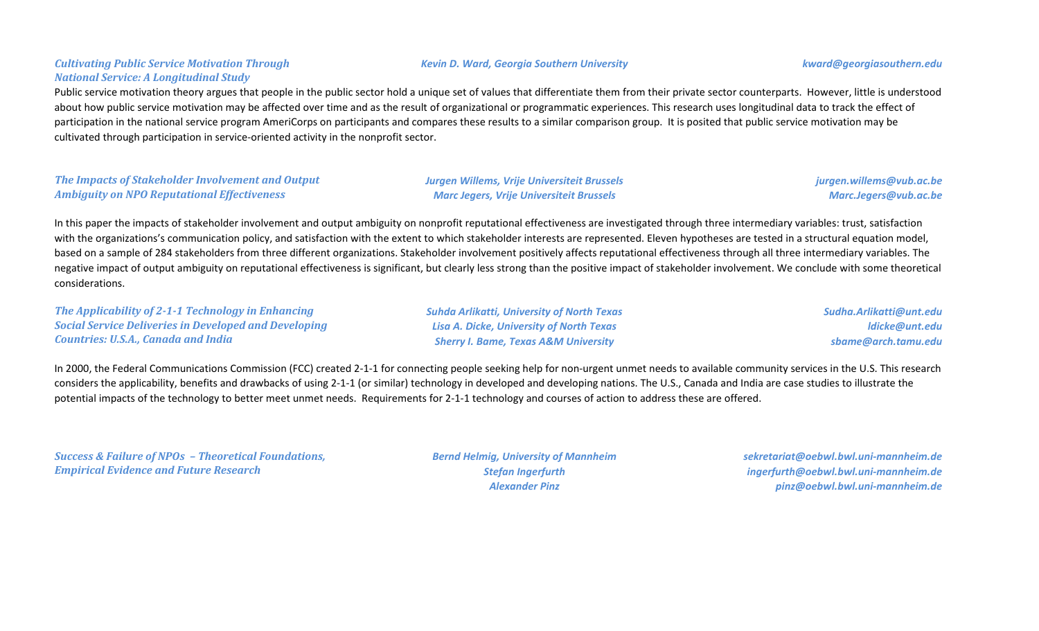***Cultivating Public Service Motivation Through National Service: A Longitudinal Study***

***Kevin D. Ward, Georgia Southern University*** — ***kward@georgiasouthern.edu***

Public service motivation theory argues that people in the public sector hold a unique set of values that differentiate them from their private sector counterparts. However, little is understood about how public service motivation may be affected over time and as the result of organizational or programmatic experiences. This research uses longitudinal data to track the effect of participation in the national service program AmeriCorps on participants and compares these results to a similar comparison group. It is posited that public service motivation may be cultivated through participation in service-oriented activity in the nonprofit sector.

***The Impacts of Stakeholder Involvement and Output Ambiguity on NPO Reputational Effectiveness***

***Jurgen Willems, Vrije Universiteit Brussels*** — ***jurgen.willems@vub.ac.be***
***Marc Jegers, Vrije Universiteit Brussels*** — ***Marc.Jegers@vub.ac.be***

In this paper the impacts of stakeholder involvement and output ambiguity on nonprofit reputational effectiveness are investigated through three intermediary variables: trust, satisfaction with the organizations's communication policy, and satisfaction with the extent to which stakeholder interests are represented. Eleven hypotheses are tested in a structural equation model, based on a sample of 284 stakeholders from three different organizations. Stakeholder involvement positively affects reputational effectiveness through all three intermediary variables. The negative impact of output ambiguity on reputational effectiveness is significant, but clearly less strong than the positive impact of stakeholder involvement. We conclude with some theoretical considerations.

***The Applicability of 2-1-1 Technology in Enhancing Social Service Deliveries in Developed and Developing Countries: U.S.A., Canada and India***

***Suhda Arlikatti, University of North Texas*** — ***Sudha.Arlikatti@unt.edu***
***Lisa A. Dicke, University of North Texas*** — ***ldicke@unt.edu***
***Sherry I. Bame, Texas A&M University*** — ***sbame@arch.tamu.edu***

In 2000, the Federal Communications Commission (FCC) created 2-1-1 for connecting people seeking help for non-urgent unmet needs to available community services in the U.S. This research considers the applicability, benefits and drawbacks of using 2-1-1 (or similar) technology in developed and developing nations. The U.S., Canada and India are case studies to illustrate the potential impacts of the technology to better meet unmet needs. Requirements for 2-1-1 technology and courses of action to address these are offered.

***Success & Failure of NPOs – Theoretical Foundations, Empirical Evidence and Future Research***

***Bernd Helmig, University of Mannheim*** — ***sekretariat@oebwl.bwl.uni-mannheim.de***
***Stefan Ingerfurth*** — ***ingerfurth@oebwl.bwl.uni-mannheim.de***
***Alexander Pinz*** — ***pinz@oebwl.bwl.uni-mannheim.de***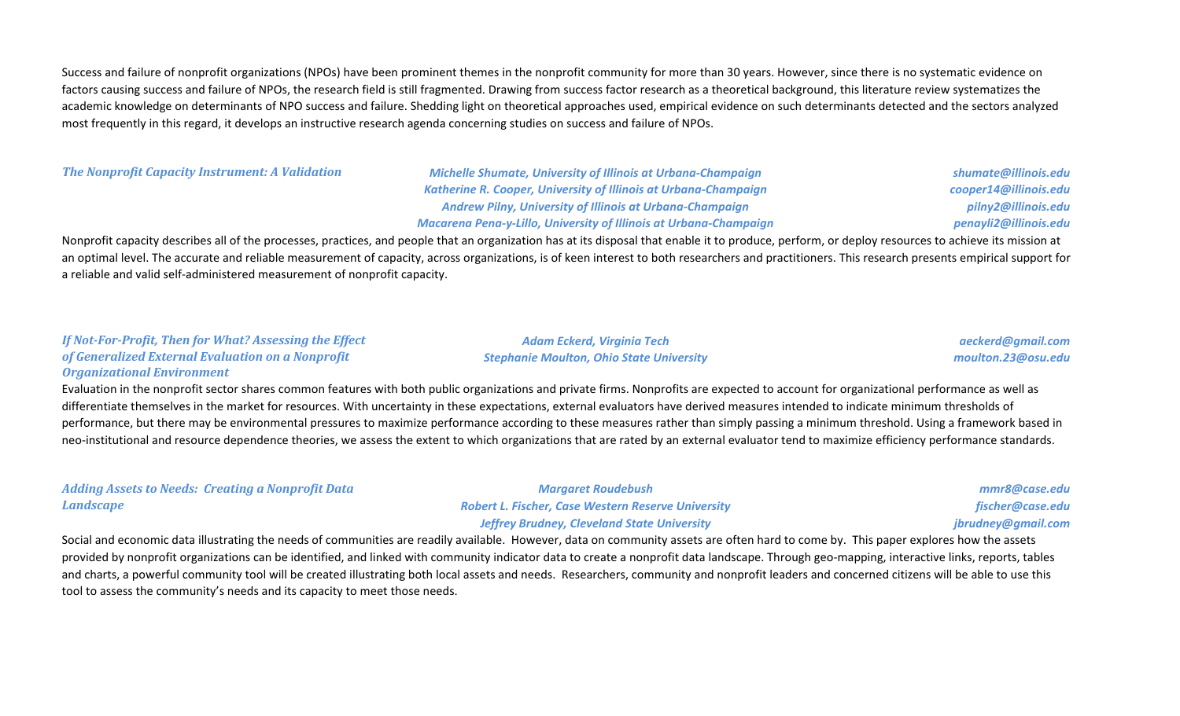Success and failure of nonprofit organizations (NPOs) have been prominent themes in the nonprofit community for more than 30 years. However, since there is no systematic evidence on factors causing success and failure of NPOs, the research field is still fragmented. Drawing from success factor research as a theoretical background, this literature review systematizes the academic knowledge on determinants of NPO success and failure. Shedding light on theoretical approaches used, empirical evidence on such determinants detected and the sectors analyzed most frequently in this regard, it develops an instructive research agenda concerning studies on success and failure of NPOs.

### *The Nonprofit Capacity Instrument: A Validation*

*Michelle Shumate, University of Illinois at Urbana-Champaign* — *shumate@illinois.edu*
*Katherine R. Cooper, University of Illinois at Urbana-Champaign* — *cooper14@illinois.edu*
*Andrew Pilny, University of Illinois at Urbana-Champaign* — *pilny2@illinois.edu*
*Macarena Pena-y-Lillo, University of Illinois at Urbana-Champaign* — *penayli2@illinois.edu*

Nonprofit capacity describes all of the processes, practices, and people that an organization has at its disposal that enable it to produce, perform, or deploy resources to achieve its mission at an optimal level. The accurate and reliable measurement of capacity, across organizations, is of keen interest to both researchers and practitioners. This research presents empirical support for a reliable and valid self-administered measurement of nonprofit capacity.

### *If Not-For-Profit, Then for What? Assessing the Effect of Generalized External Evaluation on a Nonprofit Organizational Environment*

*Adam Eckerd, Virginia Tech* — *aeckerd@gmail.com*
*Stephanie Moulton, Ohio State University* — *moulton.23@osu.edu*

Evaluation in the nonprofit sector shares common features with both public organizations and private firms. Nonprofits are expected to account for organizational performance as well as differentiate themselves in the market for resources. With uncertainty in these expectations, external evaluators have derived measures intended to indicate minimum thresholds of performance, but there may be environmental pressures to maximize performance according to these measures rather than simply passing a minimum threshold. Using a framework based in neo-institutional and resource dependence theories, we assess the extent to which organizations that are rated by an external evaluator tend to maximize efficiency performance standards.

### *Adding Assets to Needs: Creating a Nonprofit Data Landscape*

*Margaret Roudebush* — *mmr8@case.edu*
*Robert L. Fischer, Case Western Reserve University* — *fischer@case.edu*
*Jeffrey Brudney, Cleveland State University* — *jbrudney@gmail.com*

Social and economic data illustrating the needs of communities are readily available. However, data on community assets are often hard to come by. This paper explores how the assets provided by nonprofit organizations can be identified, and linked with community indicator data to create a nonprofit data landscape. Through geo-mapping, interactive links, reports, tables and charts, a powerful community tool will be created illustrating both local assets and needs. Researchers, community and nonprofit leaders and concerned citizens will be able to use this tool to assess the community's needs and its capacity to meet those needs.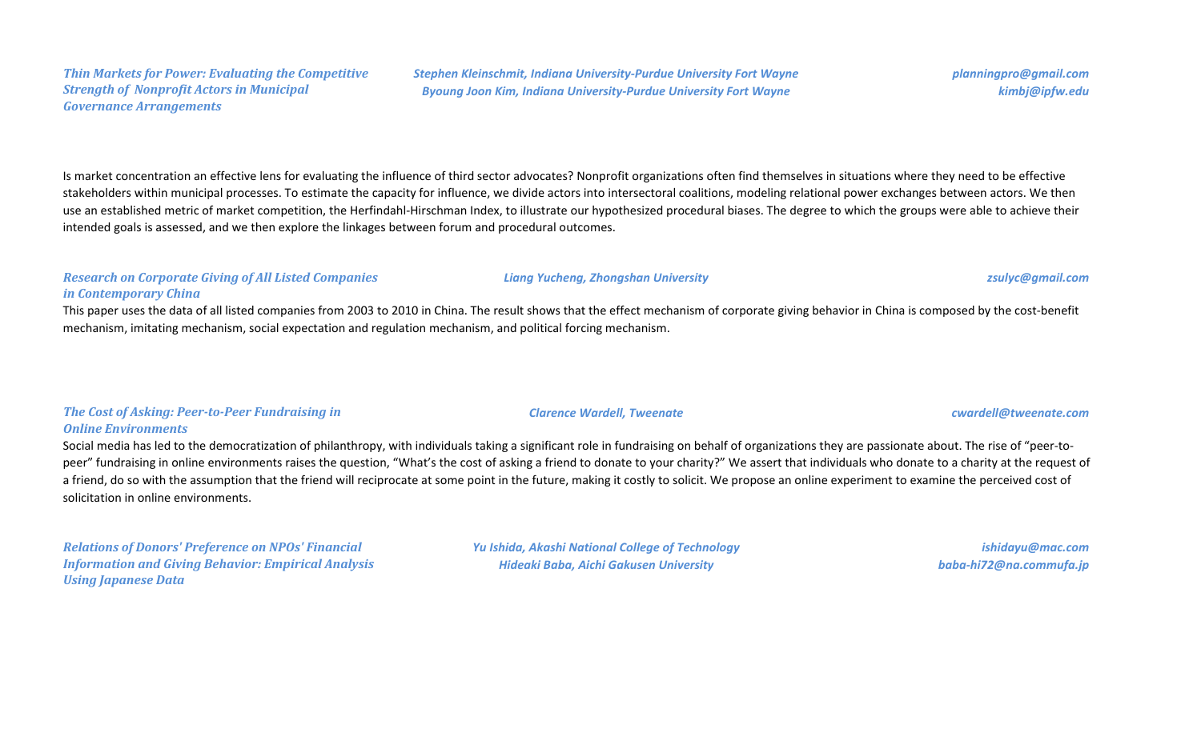### *Thin Markets for Power: Evaluating the Competitive Strength of Nonprofit Actors in Municipal Governance Arrangements*

*Stephen Kleinschmit, Indiana University-Purdue University Fort Wayne* — *planningpro@gmail.com*
*Byoung Joon Kim, Indiana University-Purdue University Fort Wayne* — *kimbj@ipfw.edu*

Is market concentration an effective lens for evaluating the influence of third sector advocates? Nonprofit organizations often find themselves in situations where they need to be effective stakeholders within municipal processes. To estimate the capacity for influence, we divide actors into intersectoral coalitions, modeling relational power exchanges between actors. We then use an established metric of market competition, the Herfindahl-Hirschman Index, to illustrate our hypothesized procedural biases. The degree to which the groups were able to achieve their intended goals is assessed, and we then explore the linkages between forum and procedural outcomes.

### *Research on Corporate Giving of All Listed Companies in Contemporary China*

*Liang Yucheng, Zhongshan University* — *zsulyc@gmail.com*

This paper uses the data of all listed companies from 2003 to 2010 in China. The result shows that the effect mechanism of corporate giving behavior in China is composed by the cost-benefit mechanism, imitating mechanism, social expectation and regulation mechanism, and political forcing mechanism.

### *The Cost of Asking: Peer-to-Peer Fundraising in Online Environments*

*Clarence Wardell, Tweenate* — *cwardell@tweenate.com*

Social media has led to the democratization of philanthropy, with individuals taking a significant role in fundraising on behalf of organizations they are passionate about. The rise of "peer-to-peer" fundraising in online environments raises the question, "What's the cost of asking a friend to donate to your charity?" We assert that individuals who donate to a charity at the request of a friend, do so with the assumption that the friend will reciprocate at some point in the future, making it costly to solicit. We propose an online experiment to examine the perceived cost of solicitation in online environments.

### *Relations of Donors' Preference on NPOs' Financial Information and Giving Behavior: Empirical Analysis Using Japanese Data*

*Yu Ishida, Akashi National College of Technology* — *ishidayu@mac.com*
*Hideaki Baba, Aichi Gakusen University* — *baba-hi72@na.commufa.jp*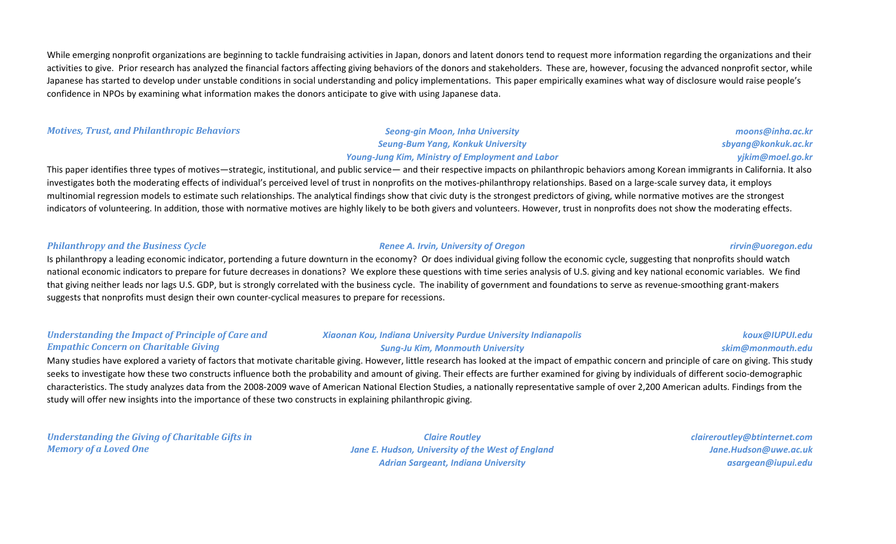While emerging nonprofit organizations are beginning to tackle fundraising activities in Japan, donors and latent donors tend to request more information regarding the organizations and their activities to give. Prior research has analyzed the financial factors affecting giving behaviors of the donors and stakeholders. These are, however, focusing the advanced nonprofit sector, while Japanese has started to develop under unstable conditions in social understanding and policy implementations. This paper empirically examines what way of disclosure would raise people's confidence in NPOs by examining what information makes the donors anticipate to give with using Japanese data.

### *Motives, Trust, and Philanthropic Behaviors*

*Seong-gin Moon, Inha University* — *moons@inha.ac.kr*
*Seung-Bum Yang, Konkuk University* — *sbyang@konkuk.ac.kr*
*Young-Jung Kim, Ministry of Employment and Labor* — *yjkim@moel.go.kr*

This paper identifies three types of motives—strategic, institutional, and public service— and their respective impacts on philanthropic behaviors among Korean immigrants in California. It also investigates both the moderating effects of individual's perceived level of trust in nonprofits on the motives-philanthropy relationships. Based on a large-scale survey data, it employs multinomial regression models to estimate such relationships. The analytical findings show that civic duty is the strongest predictors of giving, while normative motives are the strongest indicators of volunteering. In addition, those with normative motives are highly likely to be both givers and volunteers. However, trust in nonprofits does not show the moderating effects.

### *Philanthropy and the Business Cycle*

*Renee A. Irvin, University of Oregon* — *rirvin@uoregon.edu*

Is philanthropy a leading economic indicator, portending a future downturn in the economy? Or does individual giving follow the economic cycle, suggesting that nonprofits should watch national economic indicators to prepare for future decreases in donations? We explore these questions with time series analysis of U.S. giving and key national economic variables. We find that giving neither leads nor lags U.S. GDP, but is strongly correlated with the business cycle. The inability of government and foundations to serve as revenue-smoothing grant-makers suggests that nonprofits must design their own counter-cyclical measures to prepare for recessions.

### *Understanding the Impact of Principle of Care and Empathic Concern on Charitable Giving*

*Xiaonan Kou, Indiana University Purdue University Indianapolis* — *koux@IUPUI.edu*
*Sung-Ju Kim, Monmouth University* — *skim@monmouth.edu*

Many studies have explored a variety of factors that motivate charitable giving. However, little research has looked at the impact of empathic concern and principle of care on giving. This study seeks to investigate how these two constructs influence both the probability and amount of giving. Their effects are further examined for giving by individuals of different socio-demographic characteristics. The study analyzes data from the 2008-2009 wave of American National Election Studies, a nationally representative sample of over 2,200 American adults. Findings from the study will offer new insights into the importance of these two constructs in explaining philanthropic giving.

### *Understanding the Giving of Charitable Gifts in Memory of a Loved One*

*Claire Routley* — *claireroutley@btinternet.com*
*Jane E. Hudson, University of the West of England* — *Jane.Hudson@uwe.ac.uk*
*Adrian Sargeant, Indiana University* — *asargean@iupui.edu*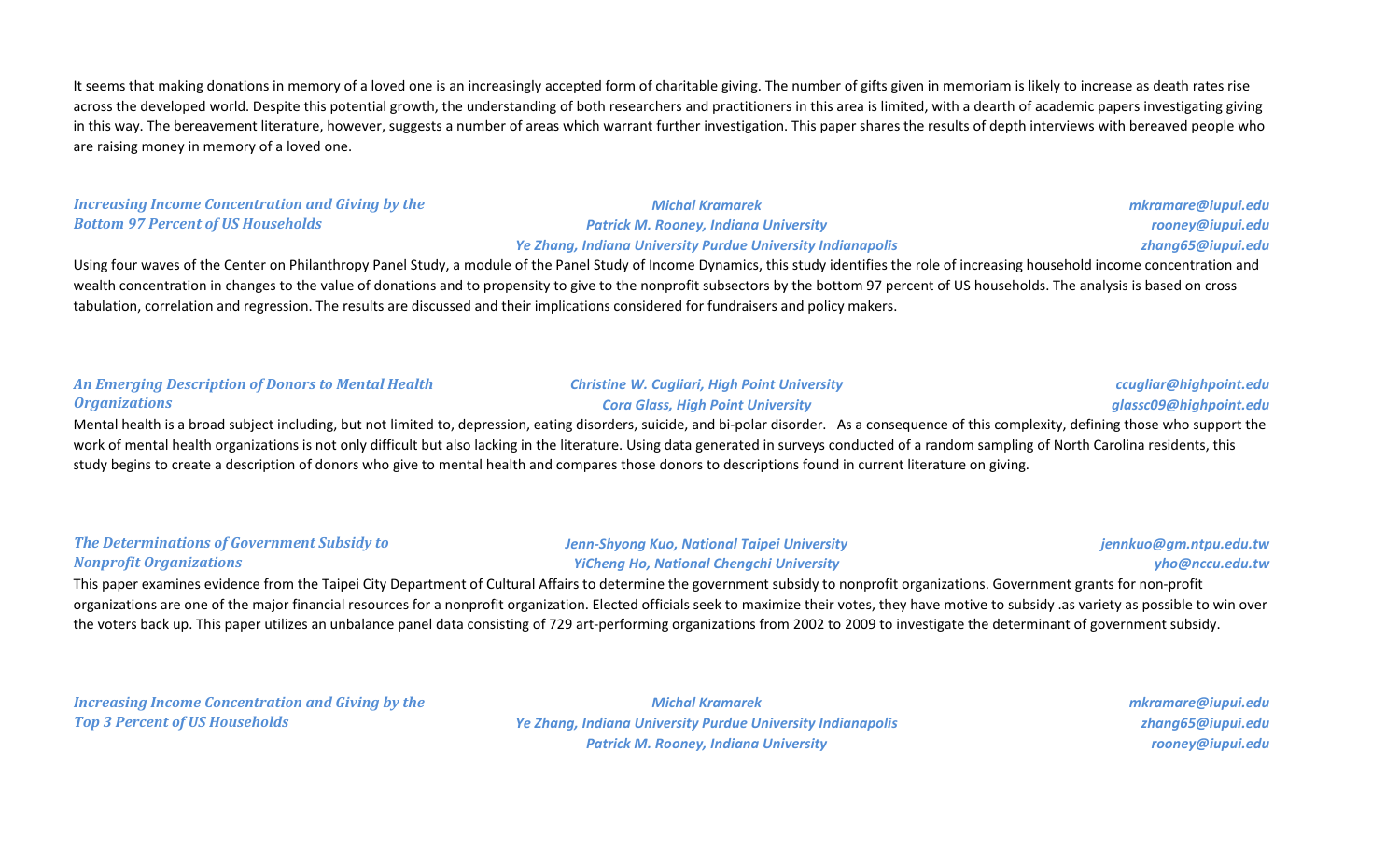It seems that making donations in memory of a loved one is an increasingly accepted form of charitable giving. The number of gifts given in memoriam is likely to increase as death rates rise across the developed world. Despite this potential growth, the understanding of both researchers and practitioners in this area is limited, with a dearth of academic papers investigating giving in this way. The bereavement literature, however, suggests a number of areas which warrant further investigation. This paper shares the results of depth interviews with bereaved people who are raising money in memory of a loved one.

### *Increasing Income Concentration and Giving by the Bottom 97 Percent of US Households*

*Michal Kramarek* — *mkramare@iupui.edu*
*Patrick M. Rooney, Indiana University* — *rooney@iupui.edu*
*Ye Zhang, Indiana University Purdue University Indianapolis* — *zhang65@iupui.edu*

Using four waves of the Center on Philanthropy Panel Study, a module of the Panel Study of Income Dynamics, this study identifies the role of increasing household income concentration and wealth concentration in changes to the value of donations and to propensity to give to the nonprofit subsectors by the bottom 97 percent of US households. The analysis is based on cross tabulation, correlation and regression. The results are discussed and their implications considered for fundraisers and policy makers.

### *An Emerging Description of Donors to Mental Health Organizations*

*Christine W. Cugliari, High Point University* — *ccugliar@highpoint.edu*
*Cora Glass, High Point University* — *glassc09@highpoint.edu*

Mental health is a broad subject including, but not limited to, depression, eating disorders, suicide, and bi-polar disorder. As a consequence of this complexity, defining those who support the work of mental health organizations is not only difficult but also lacking in the literature. Using data generated in surveys conducted of a random sampling of North Carolina residents, this study begins to create a description of donors who give to mental health and compares those donors to descriptions found in current literature on giving.

### *The Determinations of Government Subsidy to Nonprofit Organizations*

*Jenn-Shyong Kuo, National Taipei University* — *jennkuo@gm.ntpu.edu.tw*
*YiCheng Ho, National Chengchi University* — *yho@nccu.edu.tw*

This paper examines evidence from the Taipei City Department of Cultural Affairs to determine the government subsidy to nonprofit organizations. Government grants for non-profit organizations are one of the major financial resources for a nonprofit organization. Elected officials seek to maximize their votes, they have motive to subsidy .as variety as possible to win over the voters back up. This paper utilizes an unbalance panel data consisting of 729 art-performing organizations from 2002 to 2009 to investigate the determinant of government subsidy.

### *Increasing Income Concentration and Giving by the Top 3 Percent of US Households*

*Michal Kramarek* — *mkramare@iupui.edu*
*Ye Zhang, Indiana University Purdue University Indianapolis* — *zhang65@iupui.edu*
*Patrick M. Rooney, Indiana University* — *rooney@iupui.edu*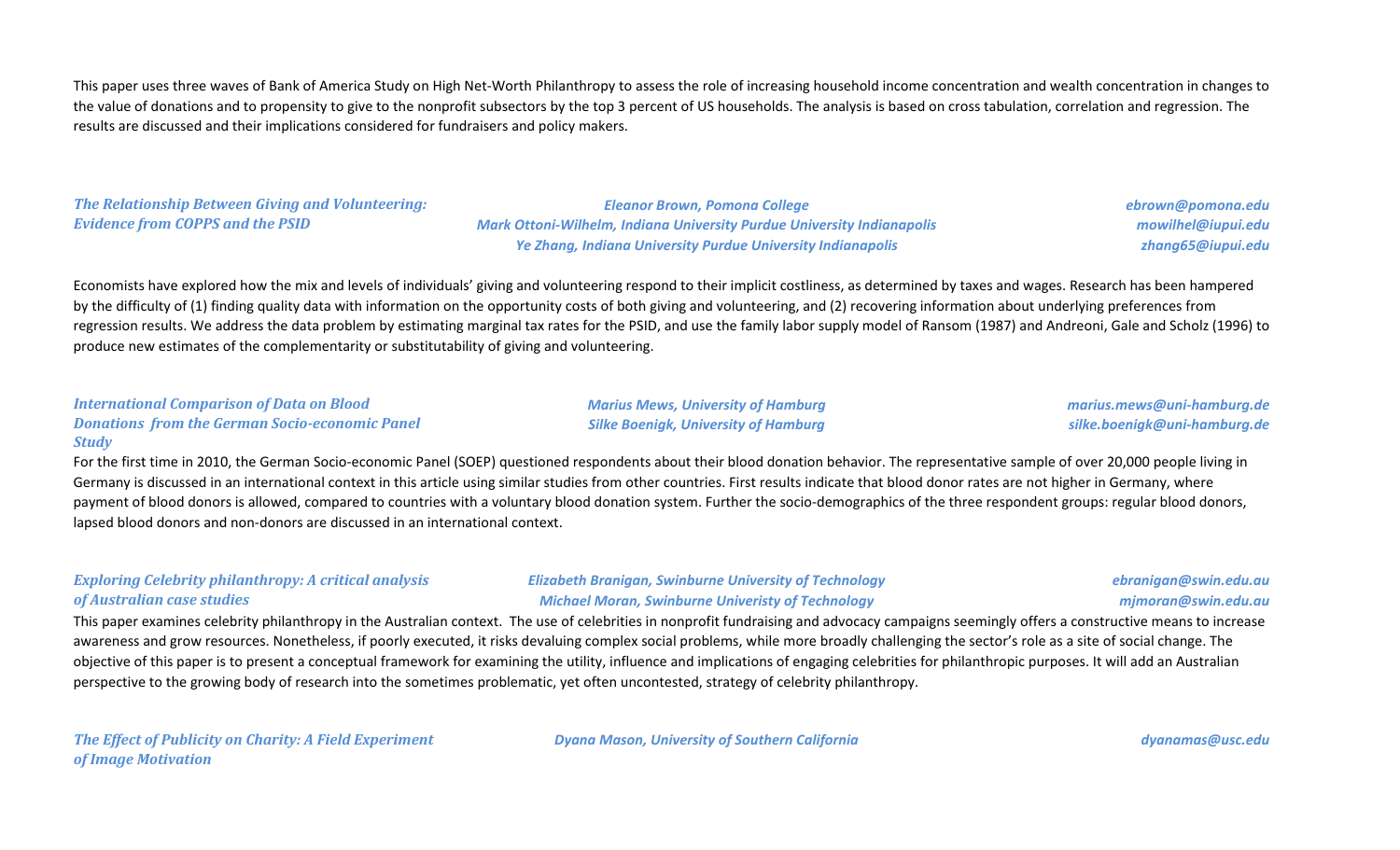This paper uses three waves of Bank of America Study on High Net-Worth Philanthropy to assess the role of increasing household income concentration and wealth concentration in changes to the value of donations and to propensity to give to the nonprofit subsectors by the top 3 percent of US households. The analysis is based on cross tabulation, correlation and regression. The results are discussed and their implications considered for fundraisers and policy makers.

***The Relationship Between Giving and Volunteering: Evidence from COPPS and the PSID***

*Eleanor Brown, Pomona College* — *ebrown@pomona.edu*
*Mark Ottoni-Wilhelm, Indiana University Purdue University Indianapolis* — *mowilhel@iupui.edu*
*Ye Zhang, Indiana University Purdue University Indianapolis* — *zhang65@iupui.edu*

Economists have explored how the mix and levels of individuals' giving and volunteering respond to their implicit costliness, as determined by taxes and wages. Research has been hampered by the difficulty of (1) finding quality data with information on the opportunity costs of both giving and volunteering, and (2) recovering information about underlying preferences from regression results. We address the data problem by estimating marginal tax rates for the PSID, and use the family labor supply model of Ransom (1987) and Andreoni, Gale and Scholz (1996) to produce new estimates of the complementarity or substitutability of giving and volunteering.

***International Comparison of Data on Blood Donations from the German Socio-economic Panel Study***

*Marius Mews, University of Hamburg* — *marius.mews@uni-hamburg.de*
*Silke Boenigk, University of Hamburg* — *silke.boenigk@uni-hamburg.de*

For the first time in 2010, the German Socio-economic Panel (SOEP) questioned respondents about their blood donation behavior. The representative sample of over 20,000 people living in Germany is discussed in an international context in this article using similar studies from other countries. First results indicate that blood donor rates are not higher in Germany, where payment of blood donors is allowed, compared to countries with a voluntary blood donation system. Further the socio-demographics of the three respondent groups: regular blood donors, lapsed blood donors and non-donors are discussed in an international context.

***Exploring Celebrity philanthropy: A critical analysis of Australian case studies***

*Elizabeth Branigan, Swinburne University of Technology* — *ebranigan@swin.edu.au*
*Michael Moran, Swinburne Univeristy of Technology* — *mjmoran@swin.edu.au*

This paper examines celebrity philanthropy in the Australian context. The use of celebrities in nonprofit fundraising and advocacy campaigns seemingly offers a constructive means to increase awareness and grow resources. Nonetheless, if poorly executed, it risks devaluing complex social problems, while more broadly challenging the sector's role as a site of social change. The objective of this paper is to present a conceptual framework for examining the utility, influence and implications of engaging celebrities for philanthropic purposes. It will add an Australian perspective to the growing body of research into the sometimes problematic, yet often uncontested, strategy of celebrity philanthropy.

***The Effect of Publicity on Charity: A Field Experiment of Image Motivation***

*Dyana Mason, University of Southern California* — *dyanamas@usc.edu*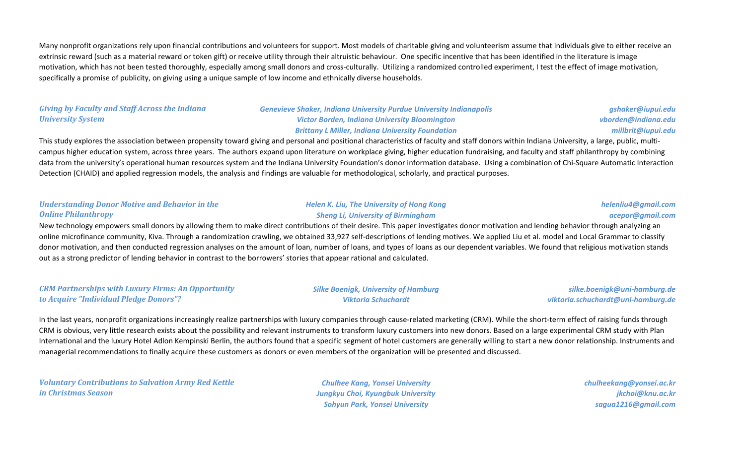Many nonprofit organizations rely upon financial contributions and volunteers for support. Most models of charitable giving and volunteerism assume that individuals give to either receive an extrinsic reward (such as a material reward or token gift) or receive utility through their altruistic behaviour. One specific incentive that has been identified in the literature is image motivation, which has not been tested thoroughly, especially among small donors and cross-culturally. Utilizing a randomized controlled experiment, I test the effect of image motivation, specifically a promise of publicity, on giving using a unique sample of low income and ethnically diverse households.

### *Giving by Faculty and Staff Across the Indiana University System*

*Genevieve Shaker, Indiana University Purdue University Indianapolis* — *gshaker@iupui.edu*
*Victor Borden, Indiana University Bloomington* — *vborden@indiana.edu*
*Brittany L Miller, Indiana University Foundation* — *millbrit@iupui.edu*

This study explores the association between propensity toward giving and personal and positional characteristics of faculty and staff donors within Indiana University, a large, public, multi-campus higher education system, across three years. The authors expand upon literature on workplace giving, higher education fundraising, and faculty and staff philanthropy by combining data from the university's operational human resources system and the Indiana University Foundation's donor information database. Using a combination of Chi-Square Automatic Interaction Detection (CHAID) and applied regression models, the analysis and findings are valuable for methodological, scholarly, and practical purposes.

### *Understanding Donor Motive and Behavior in the Online Philanthropy*

*Helen K. Liu, The University of Hong Kong* — *helenliu4@gmail.com*
*Sheng Li, University of Birmingham* — *acepor@gmail.com*

New technology empowers small donors by allowing them to make direct contributions of their desire. This paper investigates donor motivation and lending behavior through analyzing an online microfinance community, Kiva. Through a randomization crawling, we obtained 33,927 self-descriptions of lending motives. We applied Liu et al. model and Local Grammar to classify donor motivation, and then conducted regression analyses on the amount of loan, number of loans, and types of loans as our dependent variables. We found that religious motivation stands out as a strong predictor of lending behavior in contrast to the borrowers' stories that appear rational and calculated.

### *CRM Partnerships with Luxury Firms: An Opportunity to Acquire "Individual Pledge Donors"?*

*Silke Boenigk, University of Hamburg* — *silke.boenigk@uni-hamburg.de*
*Viktoria Schuchardt* — *viktoria.schuchardt@uni-hamburg.de*

In the last years, nonprofit organizations increasingly realize partnerships with luxury companies through cause-related marketing (CRM). While the short-term effect of raising funds through CRM is obvious, very little research exists about the possibility and relevant instruments to transform luxury customers into new donors. Based on a large experimental CRM study with Plan International and the luxury Hotel Adlon Kempinski Berlin, the authors found that a specific segment of hotel customers are generally willing to start a new donor relationship. Instruments and managerial recommendations to finally acquire these customers as donors or even members of the organization will be presented and discussed.

### *Voluntary Contributions to Salvation Army Red Kettle in Christmas Season*

*Chulhee Kang, Yonsei University* — *chulheekang@yonsei.ac.kr*
*Jungkyu Choi, Kyungbuk University* — *jkchoi@knu.ac.kr*
*Sohyun Park, Yonsei University* — *sagua1216@gmail.com*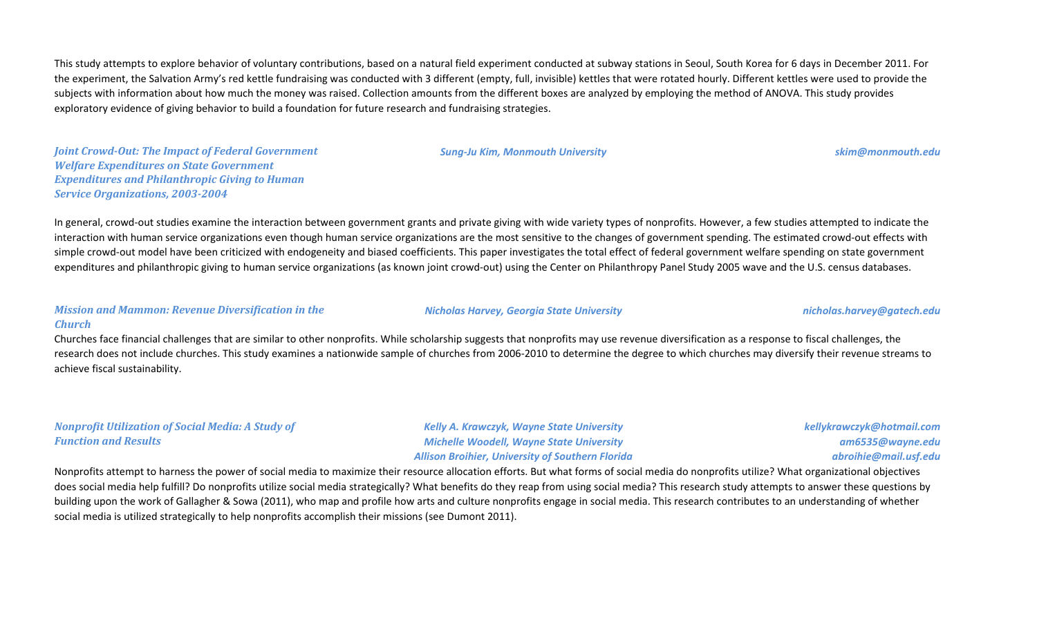This study attempts to explore behavior of voluntary contributions, based on a natural field experiment conducted at subway stations in Seoul, South Korea for 6 days in December 2011. For the experiment, the Salvation Army's red kettle fundraising was conducted with 3 different (empty, full, invisible) kettles that were rotated hourly. Different kettles were used to provide the subjects with information about how much the money was raised. Collection amounts from the different boxes are analyzed by employing the method of ANOVA. This study provides exploratory evidence of giving behavior to build a foundation for future research and fundraising strategies.

***Joint Crowd-Out: The Impact of Federal Government Welfare Expenditures on State Government Expenditures and Philanthropic Giving to Human Service Organizations, 2003-2004***

*Sung-Ju Kim, Monmouth University* — *skim@monmouth.edu*

In general, crowd-out studies examine the interaction between government grants and private giving with wide variety types of nonprofits. However, a few studies attempted to indicate the interaction with human service organizations even though human service organizations are the most sensitive to the changes of government spending. The estimated crowd-out effects with simple crowd-out model have been criticized with endogeneity and biased coefficients. This paper investigates the total effect of federal government welfare spending on state government expenditures and philanthropic giving to human service organizations (as known joint crowd-out) using the Center on Philanthropy Panel Study 2005 wave and the U.S. census databases.

***Mission and Mammon: Revenue Diversification in the Church***

*Nicholas Harvey, Georgia State University* — *nicholas.harvey@gatech.edu*

Churches face financial challenges that are similar to other nonprofits. While scholarship suggests that nonprofits may use revenue diversification as a response to fiscal challenges, the research does not include churches. This study examines a nationwide sample of churches from 2006-2010 to determine the degree to which churches may diversify their revenue streams to achieve fiscal sustainability.

***Nonprofit Utilization of Social Media: A Study of Function and Results***

*Kelly A. Krawczyk, Wayne State University* — *kellykrawczyk@hotmail.com*
*Michelle Woodell, Wayne State University* — *am6535@wayne.edu*
*Allison Broihier, University of Southern Florida* — *abroihie@mail.usf.edu*

Nonprofits attempt to harness the power of social media to maximize their resource allocation efforts. But what forms of social media do nonprofits utilize? What organizational objectives does social media help fulfill? Do nonprofits utilize social media strategically? What benefits do they reap from using social media? This research study attempts to answer these questions by building upon the work of Gallagher & Sowa (2011), who map and profile how arts and culture nonprofits engage in social media. This research contributes to an understanding of whether social media is utilized strategically to help nonprofits accomplish their missions (see Dumont 2011).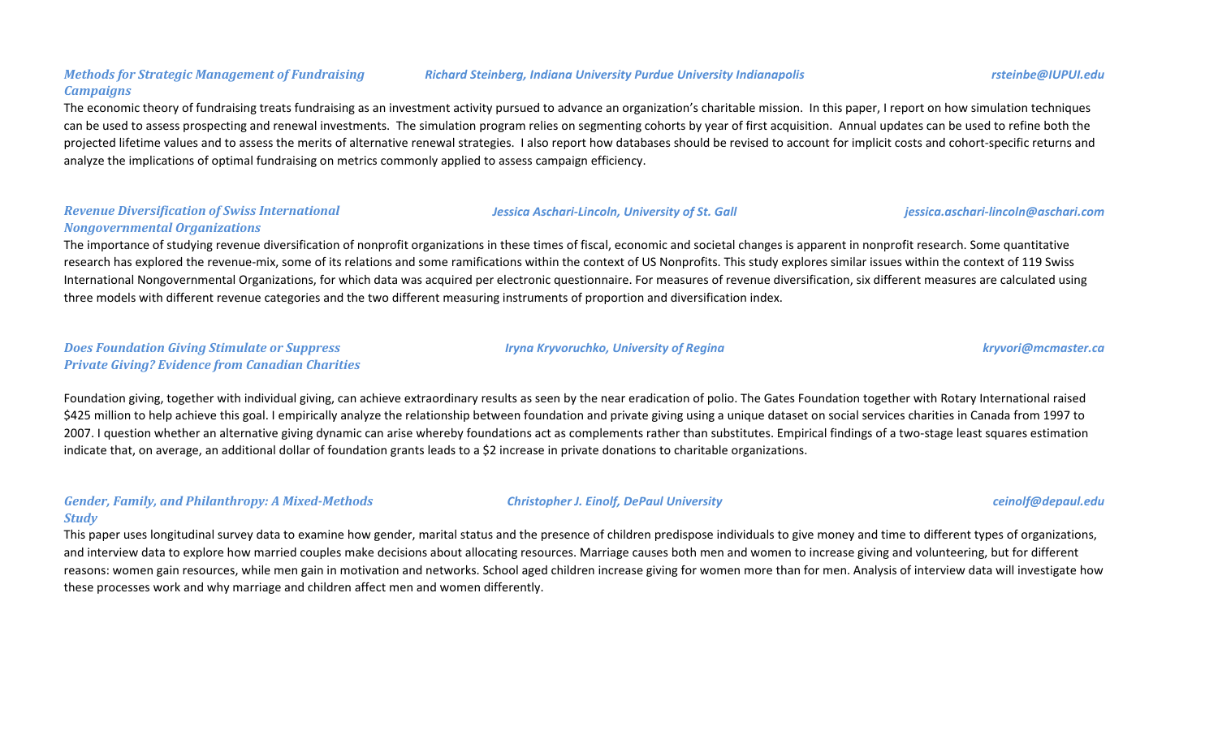### *Methods for Strategic Management of Fundraising Campaigns*

***Richard Steinberg, Indiana University Purdue University Indianapolis*** — ***rsteinbe@IUPUI.edu***

The economic theory of fundraising treats fundraising as an investment activity pursued to advance an organization's charitable mission. In this paper, I report on how simulation techniques can be used to assess prospecting and renewal investments. The simulation program relies on segmenting cohorts by year of first acquisition. Annual updates can be used to refine both the projected lifetime values and to assess the merits of alternative renewal strategies. I also report how databases should be revised to account for implicit costs and cohort-specific returns and analyze the implications of optimal fundraising on metrics commonly applied to assess campaign efficiency.

### *Revenue Diversification of Swiss International Nongovernmental Organizations*

***Jessica Aschari-Lincoln, University of St. Gall*** — ***jessica.aschari-lincoln@aschari.com***

The importance of studying revenue diversification of nonprofit organizations in these times of fiscal, economic and societal changes is apparent in nonprofit research. Some quantitative research has explored the revenue-mix, some of its relations and some ramifications within the context of US Nonprofits. This study explores similar issues within the context of 119 Swiss International Nongovernmental Organizations, for which data was acquired per electronic questionnaire. For measures of revenue diversification, six different measures are calculated using three models with different revenue categories and the two different measuring instruments of proportion and diversification index.

### *Does Foundation Giving Stimulate or Suppress Private Giving? Evidence from Canadian Charities*

***Iryna Kryvoruchko, University of Regina*** — ***kryvori@mcmaster.ca***

Foundation giving, together with individual giving, can achieve extraordinary results as seen by the near eradication of polio. The Gates Foundation together with Rotary International raised $425 million to help achieve this goal. I empirically analyze the relationship between foundation and private giving using a unique dataset on social services charities in Canada from 1997 to 2007. I question whether an alternative giving dynamic can arise whereby foundations act as complements rather than substitutes. Empirical findings of a two-stage least squares estimation indicate that, on average, an additional dollar of foundation grants leads to a $2 increase in private donations to charitable organizations.

### *Gender, Family, and Philanthropy: A Mixed-Methods Study*

***Christopher J. Einolf, DePaul University*** — ***ceinolf@depaul.edu***

This paper uses longitudinal survey data to examine how gender, marital status and the presence of children predispose individuals to give money and time to different types of organizations, and interview data to explore how married couples make decisions about allocating resources. Marriage causes both men and women to increase giving and volunteering, but for different reasons: women gain resources, while men gain in motivation and networks. School aged children increase giving for women more than for men. Analysis of interview data will investigate how these processes work and why marriage and children affect men and women differently.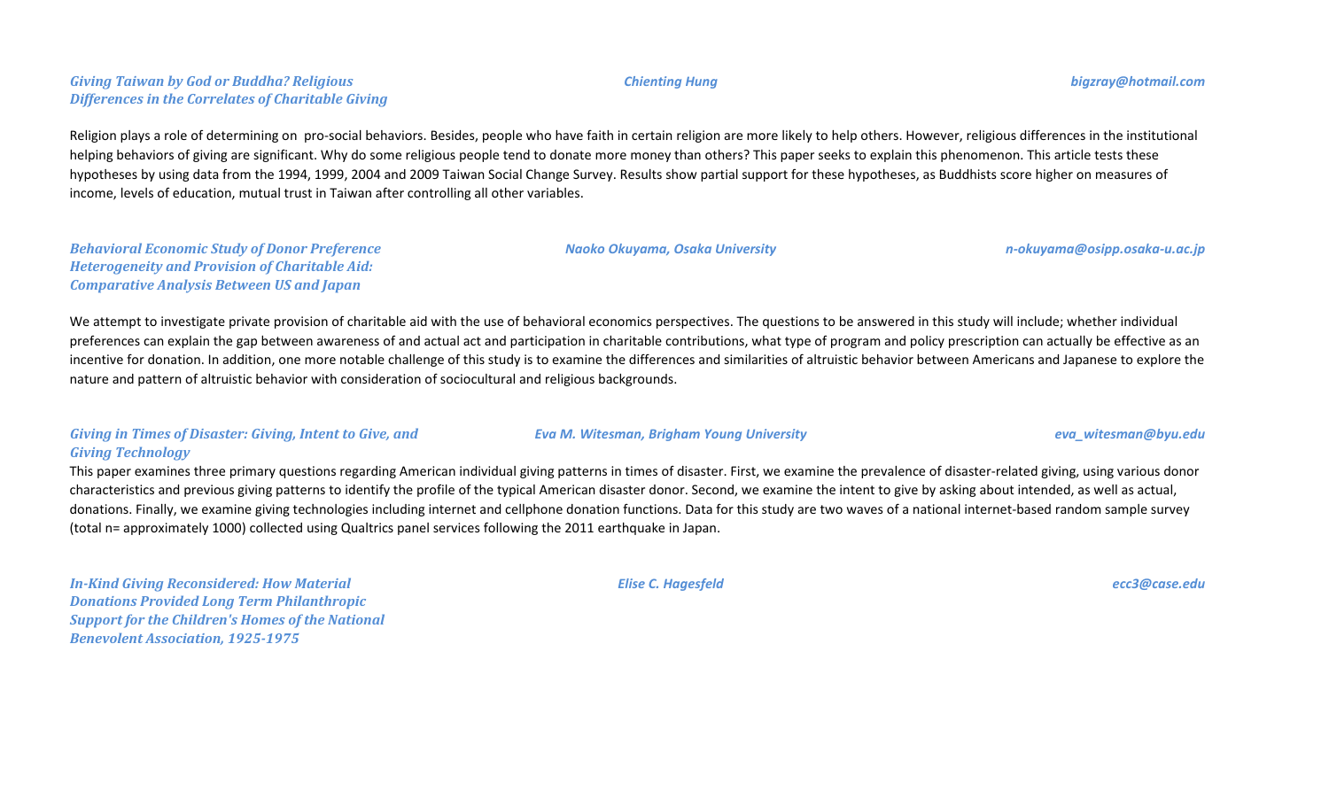***Giving Taiwan by God or Buddha? Religious Differences in the Correlates of Charitable Giving***

***Chienting Hung***

***bigzray@hotmail.com***

Religion plays a role of determining on  pro-social behaviors. Besides, people who have faith in certain religion are more likely to help others. However, religious differences in the institutional helping behaviors of giving are significant. Why do some religious people tend to donate more money than others? This paper seeks to explain this phenomenon. This article tests these hypotheses by using data from the 1994, 1999, 2004 and 2009 Taiwan Social Change Survey. Results show partial support for these hypotheses, as Buddhists score higher on measures of income, levels of education, mutual trust in Taiwan after controlling all other variables.

***Behavioral Economic Study of Donor Preference Heterogeneity and Provision of Charitable Aid: Comparative Analysis Between US and Japan***

***Naoko Okuyama, Osaka University***

***n-okuyama@osipp.osaka-u.ac.jp***

We attempt to investigate private provision of charitable aid with the use of behavioral economics perspectives. The questions to be answered in this study will include; whether individual preferences can explain the gap between awareness of and actual act and participation in charitable contributions, what type of program and policy prescription can actually be effective as an incentive for donation. In addition, one more notable challenge of this study is to examine the differences and similarities of altruistic behavior between Americans and Japanese to explore the nature and pattern of altruistic behavior with consideration of sociocultural and religious backgrounds.

***Giving in Times of Disaster: Giving, Intent to Give, and Giving Technology***

***Eva M. Witesman, Brigham Young University***

***eva_witesman@byu.edu***

This paper examines three primary questions regarding American individual giving patterns in times of disaster. First, we examine the prevalence of disaster-related giving, using various donor characteristics and previous giving patterns to identify the profile of the typical American disaster donor. Second, we examine the intent to give by asking about intended, as well as actual, donations. Finally, we examine giving technologies including internet and cellphone donation functions. Data for this study are two waves of a national internet-based random sample survey (total n= approximately 1000) collected using Qualtrics panel services following the 2011 earthquake in Japan.

***In-Kind Giving Reconsidered: How Material Donations Provided Long Term Philanthropic Support for the Children's Homes of the National Benevolent Association, 1925-1975***

***Elise C. Hagesfeld***

***ecc3@case.edu***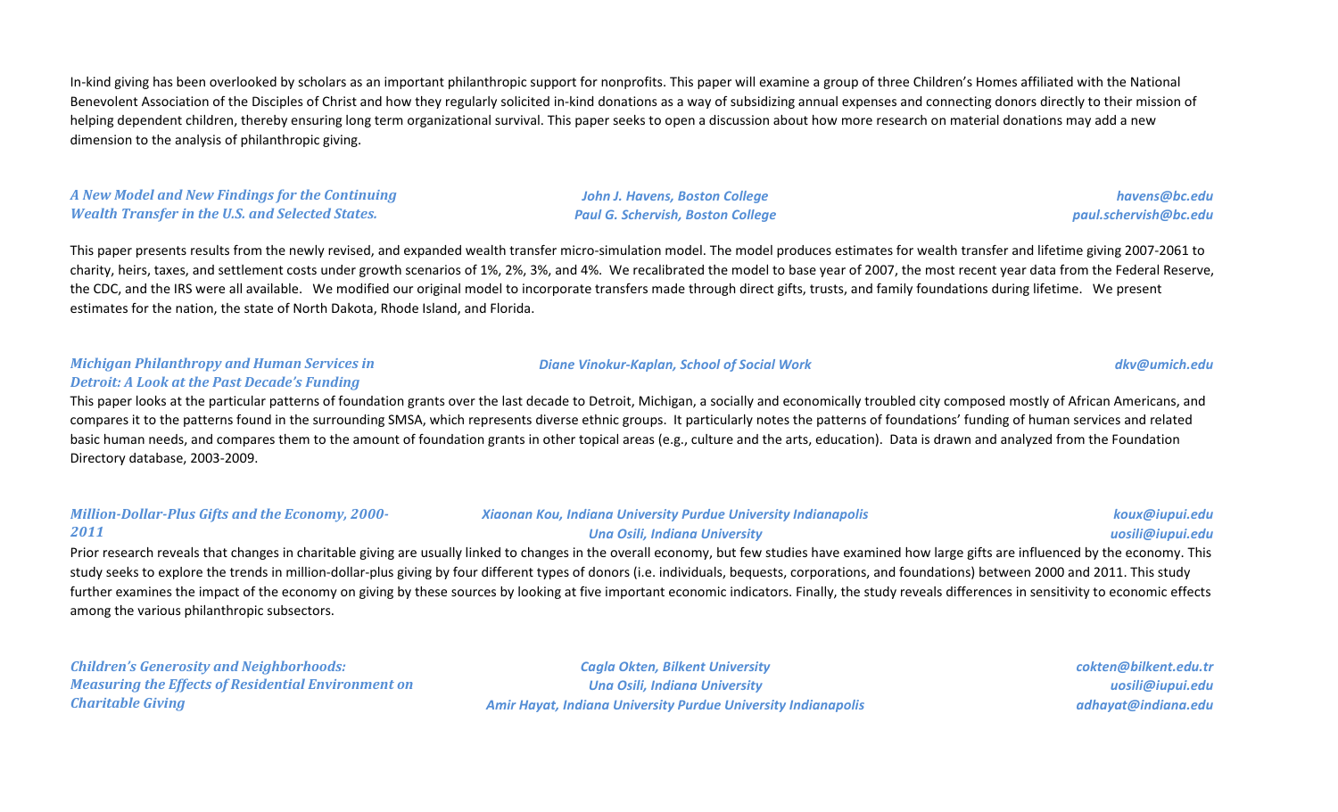In-kind giving has been overlooked by scholars as an important philanthropic support for nonprofits. This paper will examine a group of three Children's Homes affiliated with the National Benevolent Association of the Disciples of Christ and how they regularly solicited in-kind donations as a way of subsidizing annual expenses and connecting donors directly to their mission of helping dependent children, thereby ensuring long term organizational survival. This paper seeks to open a discussion about how more research on material donations may add a new dimension to the analysis of philanthropic giving.

***A New Model and New Findings for the Continuing Wealth Transfer in the U.S. and Selected States.***

***John J. Havens, Boston College*** — ***havens@bc.edu***
***Paul G. Schervish, Boston College*** — ***paul.schervish@bc.edu***

This paper presents results from the newly revised, and expanded wealth transfer micro-simulation model. The model produces estimates for wealth transfer and lifetime giving 2007-2061 to charity, heirs, taxes, and settlement costs under growth scenarios of 1%, 2%, 3%, and 4%. We recalibrated the model to base year of 2007, the most recent year data from the Federal Reserve, the CDC, and the IRS were all available. We modified our original model to incorporate transfers made through direct gifts, trusts, and family foundations during lifetime. We present estimates for the nation, the state of North Dakota, Rhode Island, and Florida.

***Michigan Philanthropy and Human Services in Detroit: A Look at the Past Decade's Funding***

***Diane Vinokur-Kaplan, School of Social Work*** — ***dkv@umich.edu***

This paper looks at the particular patterns of foundation grants over the last decade to Detroit, Michigan, a socially and economically troubled city composed mostly of African Americans, and compares it to the patterns found in the surrounding SMSA, which represents diverse ethnic groups. It particularly notes the patterns of foundations' funding of human services and related basic human needs, and compares them to the amount of foundation grants in other topical areas (e.g., culture and the arts, education). Data is drawn and analyzed from the Foundation Directory database, 2003-2009.

***Million-Dollar-Plus Gifts and the Economy, 2000-2011***

***Xiaonan Kou, Indiana University Purdue University Indianapolis*** — ***koux@iupui.edu***
***Una Osili, Indiana University*** — ***uosili@iupui.edu***

Prior research reveals that changes in charitable giving are usually linked to changes in the overall economy, but few studies have examined how large gifts are influenced by the economy. This study seeks to explore the trends in million-dollar-plus giving by four different types of donors (i.e. individuals, bequests, corporations, and foundations) between 2000 and 2011. This study further examines the impact of the economy on giving by these sources by looking at five important economic indicators. Finally, the study reveals differences in sensitivity to economic effects among the various philanthropic subsectors.

***Children's Generosity and Neighborhoods: Measuring the Effects of Residential Environment on Charitable Giving***

***Cagla Okten, Bilkent University*** — ***cokten@bilkent.edu.tr***
***Una Osili, Indiana University*** — ***uosili@iupui.edu***
***Amir Hayat, Indiana University Purdue University Indianapolis*** — ***adhayat@indiana.edu***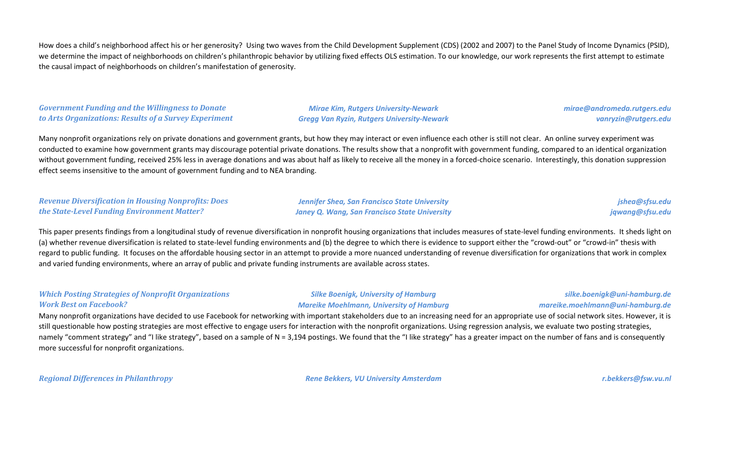How does a child's neighborhood affect his or her generosity? Using two waves from the Child Development Supplement (CDS) (2002 and 2007) to the Panel Study of Income Dynamics (PSID), we determine the impact of neighborhoods on children's philanthropic behavior by utilizing fixed effects OLS estimation. To our knowledge, our work represents the first attempt to estimate the causal impact of neighborhoods on children's manifestation of generosity.

***Government Funding and the Willingness to Donate to Arts Organizations: Results of a Survey Experiment***

*Mirae Kim, Rutgers University-Newark* — *mirae@andromeda.rutgers.edu*
*Gregg Van Ryzin, Rutgers University-Newark* — *vanryzin@rutgers.edu*

Many nonprofit organizations rely on private donations and government grants, but how they may interact or even influence each other is still not clear. An online survey experiment was conducted to examine how government grants may discourage potential private donations. The results show that a nonprofit with government funding, compared to an identical organization without government funding, received 25% less in average donations and was about half as likely to receive all the money in a forced-choice scenario. Interestingly, this donation suppression effect seems insensitive to the amount of government funding and to NEA branding.

***Revenue Diversification in Housing Nonprofits: Does the State-Level Funding Environment Matter?***

*Jennifer Shea, San Francisco State University* — *jshea@sfsu.edu*
*Janey Q. Wang, San Francisco State University* — *jqwang@sfsu.edu*

This paper presents findings from a longitudinal study of revenue diversification in nonprofit housing organizations that includes measures of state-level funding environments. It sheds light on (a) whether revenue diversification is related to state-level funding environments and (b) the degree to which there is evidence to support either the "crowd-out" or "crowd-in" thesis with regard to public funding. It focuses on the affordable housing sector in an attempt to provide a more nuanced understanding of revenue diversification for organizations that work in complex and varied funding environments, where an array of public and private funding instruments are available across states.

***Which Posting Strategies of Nonprofit Organizations Work Best on Facebook?***

*Silke Boenigk, University of Hamburg* — *silke.boenigk@uni-hamburg.de*
*Mareike Moehlmann, University of Hamburg* — *mareike.moehlmann@uni-hamburg.de*

Many nonprofit organizations have decided to use Facebook for networking with important stakeholders due to an increasing need for an appropriate use of social network sites. However, it is still questionable how posting strategies are most effective to engage users for interaction with the nonprofit organizations. Using regression analysis, we evaluate two posting strategies, namely "comment strategy" and "I like strategy", based on a sample of N = 3,194 postings. We found that the "I like strategy" has a greater impact on the number of fans and is consequently more successful for nonprofit organizations.

***Regional Differences in Philanthropy***

*Rene Bekkers, VU University Amsterdam* — *r.bekkers@fsw.vu.nl*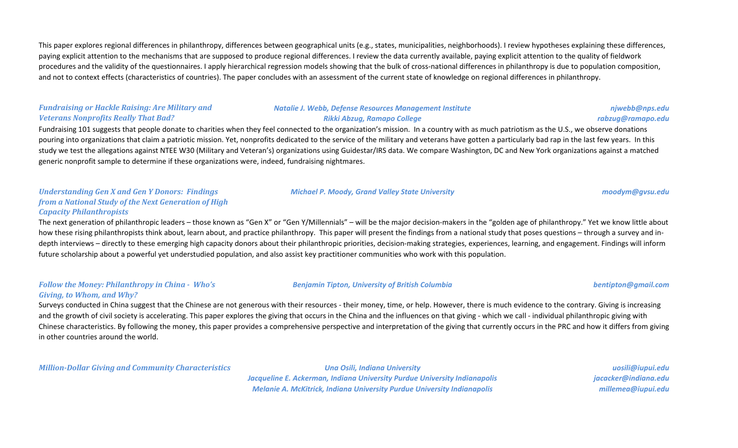This paper explores regional differences in philanthropy, differences between geographical units (e.g., states, municipalities, neighborhoods). I review hypotheses explaining these differences, paying explicit attention to the mechanisms that are supposed to produce regional differences. I review the data currently available, paying explicit attention to the quality of fieldwork procedures and the validity of the questionnaires. I apply hierarchical regression models showing that the bulk of cross-national differences in philanthropy is due to population composition, and not to context effects (characteristics of countries). The paper concludes with an assessment of the current state of knowledge on regional differences in philanthropy.

***Fundraising or Hackle Raising: Are Military and Veterans Nonprofits Really That Bad?***

***Natalie J. Webb, Defense Resources Management Institute*** — ***njwebb@nps.edu***
***Rikki Abzug, Ramapo College*** — ***rabzug@ramapo.edu***

Fundraising 101 suggests that people donate to charities when they feel connected to the organization's mission. In a country with as much patriotism as the U.S., we observe donations pouring into organizations that claim a patriotic mission. Yet, nonprofits dedicated to the service of the military and veterans have gotten a particularly bad rap in the last few years. In this study we test the allegations against NTEE W30 (Military and Veteran's) organizations using Guidestar/IRS data. We compare Washington, DC and New York organizations against a matched generic nonprofit sample to determine if these organizations were, indeed, fundraising nightmares.

***Understanding Gen X and Gen Y Donors: Findings from a National Study of the Next Generation of High Capacity Philanthropists***

***Michael P. Moody, Grand Valley State University*** — ***moodym@gvsu.edu***

The next generation of philanthropic leaders – those known as "Gen X" or "Gen Y/Millennials" – will be the major decision-makers in the "golden age of philanthropy." Yet we know little about how these rising philanthropists think about, learn about, and practice philanthropy. This paper will present the findings from a national study that poses questions – through a survey and in-depth interviews – directly to these emerging high capacity donors about their philanthropic priorities, decision-making strategies, experiences, learning, and engagement. Findings will inform future scholarship about a powerful yet understudied population, and also assist key practitioner communities who work with this population.

***Follow the Money: Philanthropy in China - Who's Giving, to Whom, and Why?***

***Benjamin Tipton, University of British Columbia*** — ***bentipton@gmail.com***

Surveys conducted in China suggest that the Chinese are not generous with their resources - their money, time, or help. However, there is much evidence to the contrary. Giving is increasing and the growth of civil society is accelerating. This paper explores the giving that occurs in the China and the influences on that giving - which we call - individual philanthropic giving with Chinese characteristics. By following the money, this paper provides a comprehensive perspective and interpretation of the giving that currently occurs in the PRC and how it differs from giving in other countries around the world.

***Million-Dollar Giving and Community Characteristics***

***Una Osili, Indiana University*** — ***uosili@iupui.edu***
***Jacqueline E. Ackerman, Indiana University Purdue University Indianapolis*** — ***jacacker@indiana.edu***
***Melanie A. McKitrick, Indiana University Purdue University Indianapolis*** — ***millemea@iupui.edu***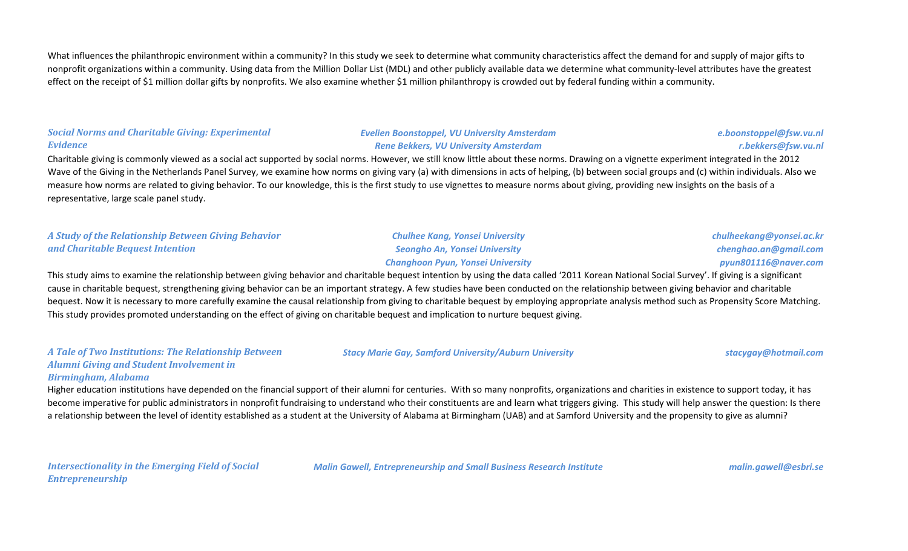What influences the philanthropic environment within a community? In this study we seek to determine what community characteristics affect the demand for and supply of major gifts to nonprofit organizations within a community. Using data from the Million Dollar List (MDL) and other publicly available data we determine what community-level attributes have the greatest effect on the receipt of $1 million dollar gifts by nonprofits. We also examine whether $1 million philanthropy is crowded out by federal funding within a community.

***Social Norms and Charitable Giving: Experimental Evidence***

*Evelien Boonstoppel, VU University Amsterdam* — *e.boonstoppel@fsw.vu.nl*
*Rene Bekkers, VU University Amsterdam* — *r.bekkers@fsw.vu.nl*

Charitable giving is commonly viewed as a social act supported by social norms. However, we still know little about these norms. Drawing on a vignette experiment integrated in the 2012 Wave of the Giving in the Netherlands Panel Survey, we examine how norms on giving vary (a) with dimensions in acts of helping, (b) between social groups and (c) within individuals. Also we measure how norms are related to giving behavior. To our knowledge, this is the first study to use vignettes to measure norms about giving, providing new insights on the basis of a representative, large scale panel study.

***A Study of the Relationship Between Giving Behavior and Charitable Bequest Intention***

*Chulhee Kang, Yonsei University* — *chulheekang@yonsei.ac.kr*
*Seongho An, Yonsei University* — *chenghao.an@gmail.com*
*Changhoon Pyun, Yonsei University* — *pyun801116@naver.com*

This study aims to examine the relationship between giving behavior and charitable bequest intention by using the data called '2011 Korean National Social Survey'. If giving is a significant cause in charitable bequest, strengthening giving behavior can be an important strategy. A few studies have been conducted on the relationship between giving behavior and charitable bequest. Now it is necessary to more carefully examine the causal relationship from giving to charitable bequest by employing appropriate analysis method such as Propensity Score Matching. This study provides promoted understanding on the effect of giving on charitable bequest and implication to nurture bequest giving.

***A Tale of Two Institutions: The Relationship Between Alumni Giving and Student Involvement in Birmingham, Alabama***

*Stacy Marie Gay, Samford University/Auburn University* — *stacygay@hotmail.com*

Higher education institutions have depended on the financial support of their alumni for centuries. With so many nonprofits, organizations and charities in existence to support today, it has become imperative for public administrators in nonprofit fundraising to understand who their constituents are and learn what triggers giving. This study will help answer the question: Is there a relationship between the level of identity established as a student at the University of Alabama at Birmingham (UAB) and at Samford University and the propensity to give as alumni?

***Intersectionality in the Emerging Field of Social Entrepreneurship***

*Malin Gawell, Entrepreneurship and Small Business Research Institute* — *malin.gawell@esbri.se*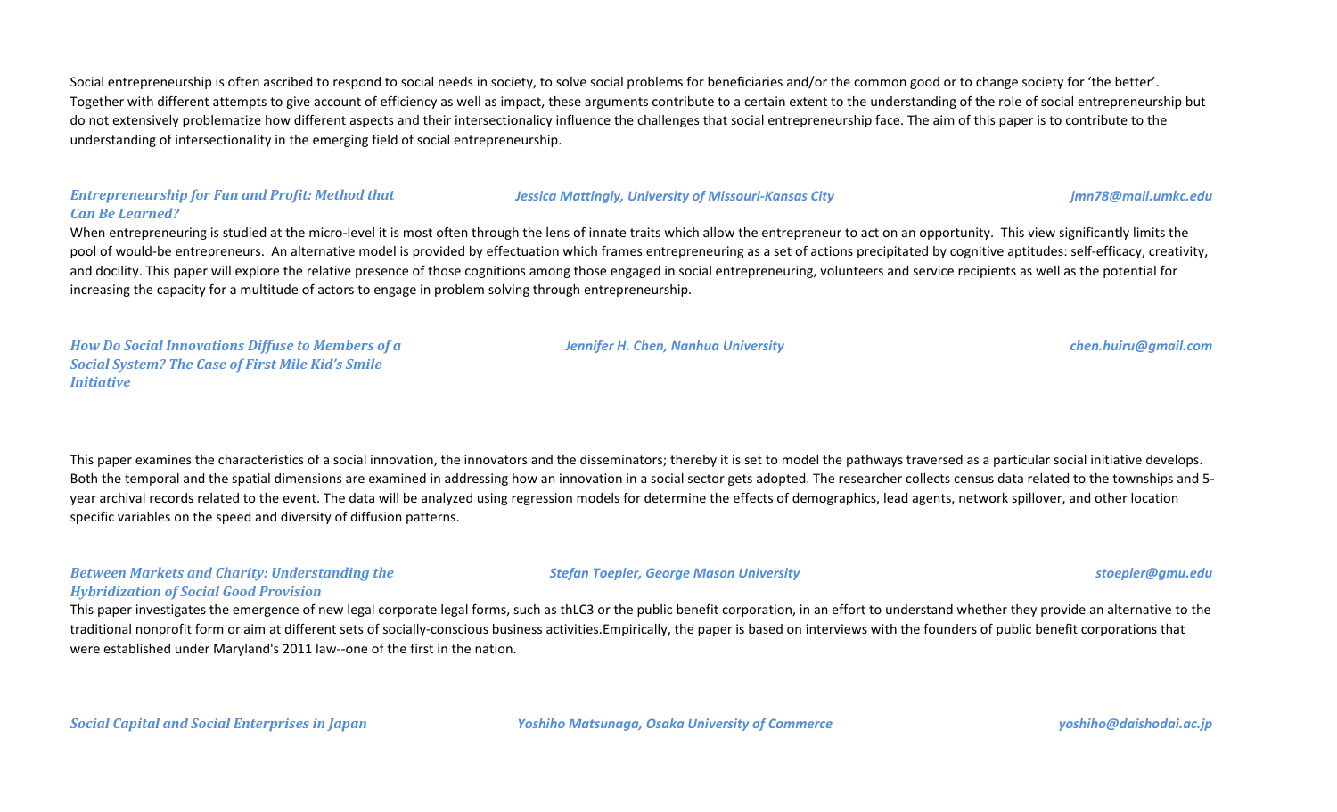Social entrepreneurship is often ascribed to respond to social needs in society, to solve social problems for beneficiaries and/or the common good or to change society for 'the better'. Together with different attempts to give account of efficiency as well as impact, these arguments contribute to a certain extent to the understanding of the role of social entrepreneurship but do not extensively problematize how different aspects and their intersectionalicy influence the challenges that social entrepreneurship face. The aim of this paper is to contribute to the understanding of intersectionality in the emerging field of social entrepreneurship.

***Entrepreneurship for Fun and Profit: Method that Can Be Learned?*** — *Jessica Mattingly, University of Missouri-Kansas City* — *jmn78@mail.umkc.edu*

When entrepreneuring is studied at the micro-level it is most often through the lens of innate traits which allow the entrepreneur to act on an opportunity. This view significantly limits the pool of would-be entrepreneurs. An alternative model is provided by effectuation which frames entrepreneuring as a set of actions precipitated by cognitive aptitudes: self-efficacy, creativity, and docility. This paper will explore the relative presence of those cognitions among those engaged in social entrepreneuring, volunteers and service recipients as well as the potential for increasing the capacity for a multitude of actors to engage in problem solving through entrepreneurship.

***How Do Social Innovations Diffuse to Members of a Social System? The Case of First Mile Kid's Smile Initiative*** — *Jennifer H. Chen, Nanhua University* — *chen.huiru@gmail.com*

This paper examines the characteristics of a social innovation, the innovators and the disseminators; thereby it is set to model the pathways traversed as a particular social initiative develops. Both the temporal and the spatial dimensions are examined in addressing how an innovation in a social sector gets adopted. The researcher collects census data related to the townships and 5-year archival records related to the event. The data will be analyzed using regression models for determine the effects of demographics, lead agents, network spillover, and other location specific variables on the speed and diversity of diffusion patterns.

***Between Markets and Charity: Understanding the Hybridization of Social Good Provision*** — *Stefan Toepler, George Mason University* — *stoepler@gmu.edu*

This paper investigates the emergence of new legal corporate legal forms, such as thLC3 or the public benefit corporation, in an effort to understand whether they provide an alternative to the traditional nonprofit form or aim at different sets of socially-conscious business activities.Empirically, the paper is based on interviews with the founders of public benefit corporations that were established under Maryland's 2011 law--one of the first in the nation.

***Social Capital and Social Enterprises in Japan*** — *Yoshiho Matsunaga, Osaka University of Commerce* — *yoshiho@daishodai.ac.jp*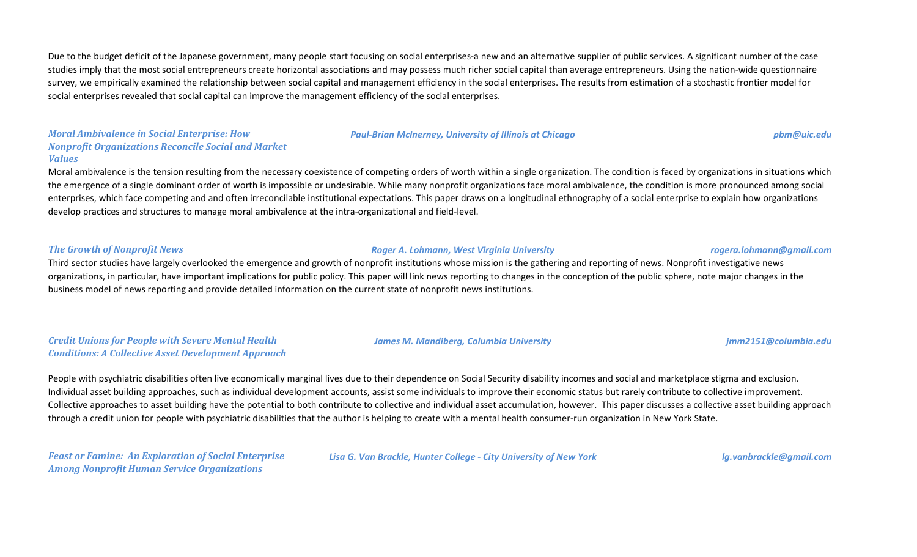Due to the budget deficit of the Japanese government, many people start focusing on social enterprises-a new and an alternative supplier of public services. A significant number of the case studies imply that the most social entrepreneurs create horizontal associations and may possess much richer social capital than average entrepreneurs. Using the nation-wide questionnaire survey, we empirically examined the relationship between social capital and management efficiency in the social enterprises. The results from estimation of a stochastic frontier model for social enterprises revealed that social capital can improve the management efficiency of the social enterprises.

***Moral Ambivalence in Social Enterprise: How Nonprofit Organizations Reconcile Social and Market Values*** — *Paul-Brian McInerney, University of Illinois at Chicago* — *pbm@uic.edu*

Moral ambivalence is the tension resulting from the necessary coexistence of competing orders of worth within a single organization. The condition is faced by organizations in situations which the emergence of a single dominant order of worth is impossible or undesirable. While many nonprofit organizations face moral ambivalence, the condition is more pronounced among social enterprises, which face competing and and often irreconcilable institutional expectations. This paper draws on a longitudinal ethnography of a social enterprise to explain how organizations develop practices and structures to manage moral ambivalence at the intra-organizational and field-level.

***The Growth of Nonprofit News*** — *Roger A. Lohmann, West Virginia University* — *rogera.lohmann@gmail.com*

Third sector studies have largely overlooked the emergence and growth of nonprofit institutions whose mission is the gathering and reporting of news. Nonprofit investigative news organizations, in particular, have important implications for public policy. This paper will link news reporting to changes in the conception of the public sphere, note major changes in the business model of news reporting and provide detailed information on the current state of nonprofit news institutions.

***Credit Unions for People with Severe Mental Health Conditions: A Collective Asset Development Approach*** — *James M. Mandiberg, Columbia University* — *jmm2151@columbia.edu*

People with psychiatric disabilities often live economically marginal lives due to their dependence on Social Security disability incomes and social and marketplace stigma and exclusion. Individual asset building approaches, such as individual development accounts, assist some individuals to improve their economic status but rarely contribute to collective improvement. Collective approaches to asset building have the potential to both contribute to collective and individual asset accumulation, however. This paper discusses a collective asset building approach through a credit union for people with psychiatric disabilities that the author is helping to create with a mental health consumer-run organization in New York State.

***Feast or Famine: An Exploration of Social Enterprise Among Nonprofit Human Service Organizations*** — *Lisa G. Van Brackle, Hunter College - City University of New York* — *lg.vanbrackle@gmail.com*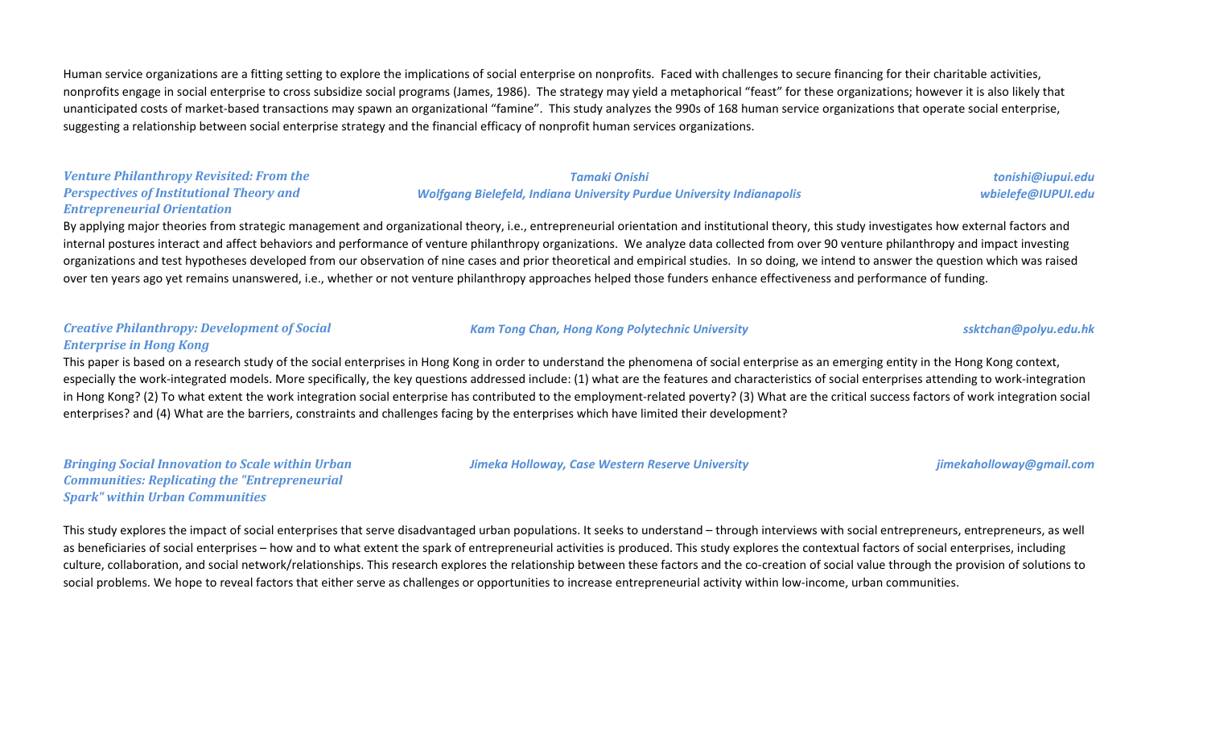Human service organizations are a fitting setting to explore the implications of social enterprise on nonprofits. Faced with challenges to secure financing for their charitable activities, nonprofits engage in social enterprise to cross subsidize social programs (James, 1986). The strategy may yield a metaphorical "feast" for these organizations; however it is also likely that unanticipated costs of market-based transactions may spawn an organizational "famine". This study analyzes the 990s of 168 human service organizations that operate social enterprise, suggesting a relationship between social enterprise strategy and the financial efficacy of nonprofit human services organizations.

### *Venture Philanthropy Revisited: From the Perspectives of Institutional Theory and Entrepreneurial Orientation*

*Tamaki Onishi* — *tonishi@iupui.edu*
*Wolfgang Bielefeld, Indiana University Purdue University Indianapolis* — *wbielefe@IUPUI.edu*

By applying major theories from strategic management and organizational theory, i.e., entrepreneurial orientation and institutional theory, this study investigates how external factors and internal postures interact and affect behaviors and performance of venture philanthropy organizations. We analyze data collected from over 90 venture philanthropy and impact investing organizations and test hypotheses developed from our observation of nine cases and prior theoretical and empirical studies. In so doing, we intend to answer the question which was raised over ten years ago yet remains unanswered, i.e., whether or not venture philanthropy approaches helped those funders enhance effectiveness and performance of funding.

### *Creative Philanthropy: Development of Social Enterprise in Hong Kong*

*Kam Tong Chan, Hong Kong Polytechnic University* — *ssktchan@polyu.edu.hk*

This paper is based on a research study of the social enterprises in Hong Kong in order to understand the phenomena of social enterprise as an emerging entity in the Hong Kong context, especially the work-integrated models. More specifically, the key questions addressed include: (1) what are the features and characteristics of social enterprises attending to work-integration in Hong Kong? (2) To what extent the work integration social enterprise has contributed to the employment-related poverty? (3) What are the critical success factors of work integration social enterprises? and (4) What are the barriers, constraints and challenges facing by the enterprises which have limited their development?

### *Bringing Social Innovation to Scale within Urban Communities: Replicating the "Entrepreneurial Spark" within Urban Communities*

*Jimeka Holloway, Case Western Reserve University* — *jimekaholloway@gmail.com*

This study explores the impact of social enterprises that serve disadvantaged urban populations. It seeks to understand – through interviews with social entrepreneurs, entrepreneurs, as well as beneficiaries of social enterprises – how and to what extent the spark of entrepreneurial activities is produced. This study explores the contextual factors of social enterprises, including culture, collaboration, and social network/relationships. This research explores the relationship between these factors and the co-creation of social value through the provision of solutions to social problems. We hope to reveal factors that either serve as challenges or opportunities to increase entrepreneurial activity within low-income, urban communities.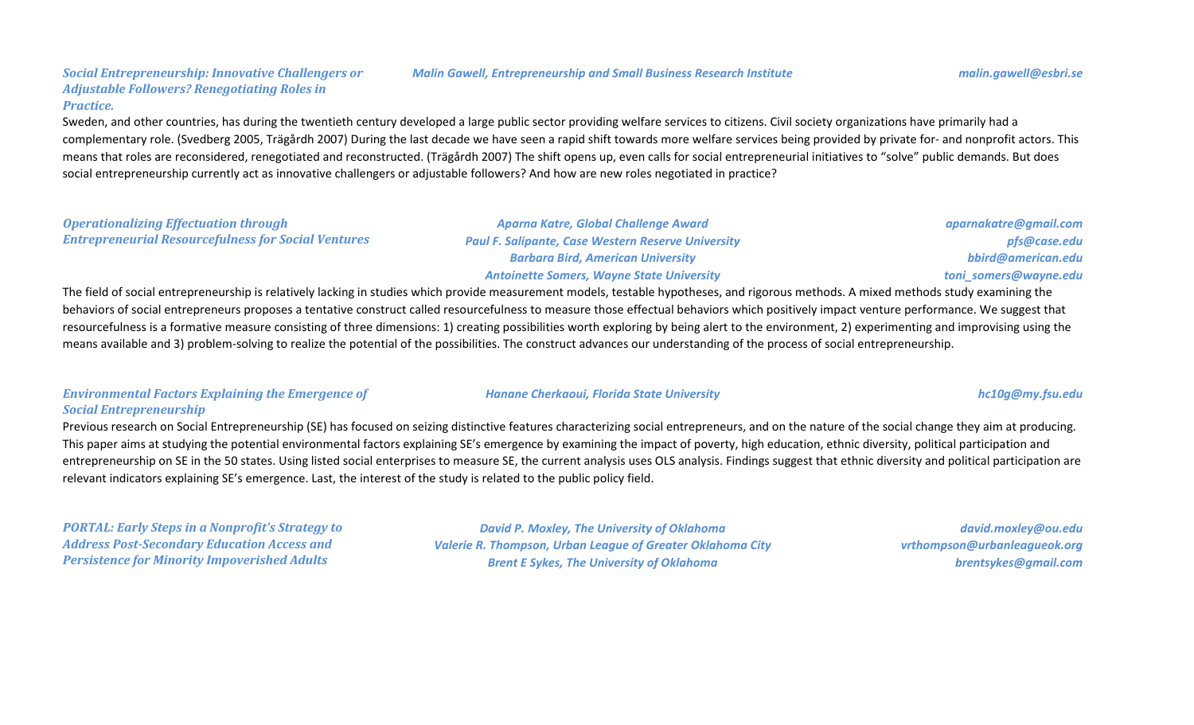### *Social Entrepreneurship: Innovative Challengers or Adjustable Followers? Renegotiating Roles in Practice.*

*Malin Gawell, Entrepreneurship and Small Business Research Institute* — *malin.gawell@esbri.se*

Sweden, and other countries, has during the twentieth century developed a large public sector providing welfare services to citizens. Civil society organizations have primarily had a complementary role. (Svedberg 2005, Trägårdh 2007) During the last decade we have seen a rapid shift towards more welfare services being provided by private for- and nonprofit actors. This means that roles are reconsidered, renegotiated and reconstructed. (Trägårdh 2007) The shift opens up, even calls for social entrepreneurial initiatives to "solve" public demands. But does social entrepreneurship currently act as innovative challengers or adjustable followers? And how are new roles negotiated in practice?

### *Operationalizing Effectuation through Entrepreneurial Resourcefulness for Social Ventures*

*Aparna Katre, Global Challenge Award* — *aparnakatre@gmail.com*
*Paul F. Salipante, Case Western Reserve University* — *pfs@case.edu*
*Barbara Bird, American University* — *bbird@american.edu*
*Antoinette Somers, Wayne State University* — *toni_somers@wayne.edu*

The field of social entrepreneurship is relatively lacking in studies which provide measurement models, testable hypotheses, and rigorous methods. A mixed methods study examining the behaviors of social entrepreneurs proposes a tentative construct called resourcefulness to measure those effectual behaviors which positively impact venture performance. We suggest that resourcefulness is a formative measure consisting of three dimensions: 1) creating possibilities worth exploring by being alert to the environment, 2) experimenting and improvising using the means available and 3) problem-solving to realize the potential of the possibilities. The construct advances our understanding of the process of social entrepreneurship.

### *Environmental Factors Explaining the Emergence of Social Entrepreneurship*

*Hanane Cherkaoui, Florida State University* — *hc10g@my.fsu.edu*

Previous research on Social Entrepreneurship (SE) has focused on seizing distinctive features characterizing social entrepreneurs, and on the nature of the social change they aim at producing. This paper aims at studying the potential environmental factors explaining SE's emergence by examining the impact of poverty, high education, ethnic diversity, political participation and entrepreneurship on SE in the 50 states. Using listed social enterprises to measure SE, the current analysis uses OLS analysis. Findings suggest that ethnic diversity and political participation are relevant indicators explaining SE's emergence. Last, the interest of the study is related to the public policy field.

### *PORTAL: Early Steps in a Nonprofit's Strategy to Address Post-Secondary Education Access and Persistence for Minority Impoverished Adults*

*David P. Moxley, The University of Oklahoma* — *david.moxley@ou.edu*
*Valerie R. Thompson, Urban League of Greater Oklahoma City* — *vrthompson@urbanleagueok.org*
*Brent E Sykes, The University of Oklahoma* — *brentsykes@gmail.com*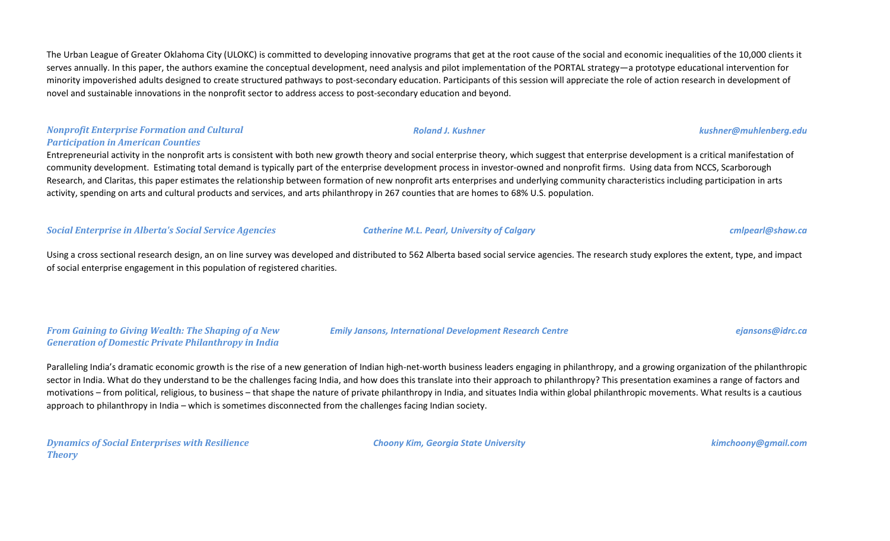The Urban League of Greater Oklahoma City (ULOKC) is committed to developing innovative programs that get at the root cause of the social and economic inequalities of the 10,000 clients it serves annually. In this paper, the authors examine the conceptual development, need analysis and pilot implementation of the PORTAL strategy—a prototype educational intervention for minority impoverished adults designed to create structured pathways to post-secondary education. Participants of this session will appreciate the role of action research in development of novel and sustainable innovations in the nonprofit sector to address access to post-secondary education and beyond.

***Nonprofit Enterprise Formation and Cultural Participation in American Counties*** — *Roland J. Kushner* — *kushner@muhlenberg.edu*

Entrepreneurial activity in the nonprofit arts is consistent with both new growth theory and social enterprise theory, which suggest that enterprise development is a critical manifestation of community development. Estimating total demand is typically part of the enterprise development process in investor-owned and nonprofit firms. Using data from NCCS, Scarborough Research, and Claritas, this paper estimates the relationship between formation of new nonprofit arts enterprises and underlying community characteristics including participation in arts activity, spending on arts and cultural products and services, and arts philanthropy in 267 counties that are homes to 68% U.S. population.

***Social Enterprise in Alberta's Social Service Agencies*** — *Catherine M.L. Pearl, University of Calgary* — *cmlpearl@shaw.ca*

Using a cross sectional research design, an on line survey was developed and distributed to 562 Alberta based social service agencies. The research study explores the extent, type, and impact of social enterprise engagement in this population of registered charities.

***From Gaining to Giving Wealth: The Shaping of a New Generation of Domestic Private Philanthropy in India*** — *Emily Jansons, International Development Research Centre* — *ejansons@idrc.ca*

Paralleling India's dramatic economic growth is the rise of a new generation of Indian high-net-worth business leaders engaging in philanthropy, and a growing organization of the philanthropic sector in India. What do they understand to be the challenges facing India, and how does this translate into their approach to philanthropy? This presentation examines a range of factors and motivations – from political, religious, to business – that shape the nature of private philanthropy in India, and situates India within global philanthropic movements. What results is a cautious approach to philanthropy in India – which is sometimes disconnected from the challenges facing Indian society.

***Dynamics of Social Enterprises with Resilience Theory*** — *Choony Kim, Georgia State University* — *kimchoony@gmail.com*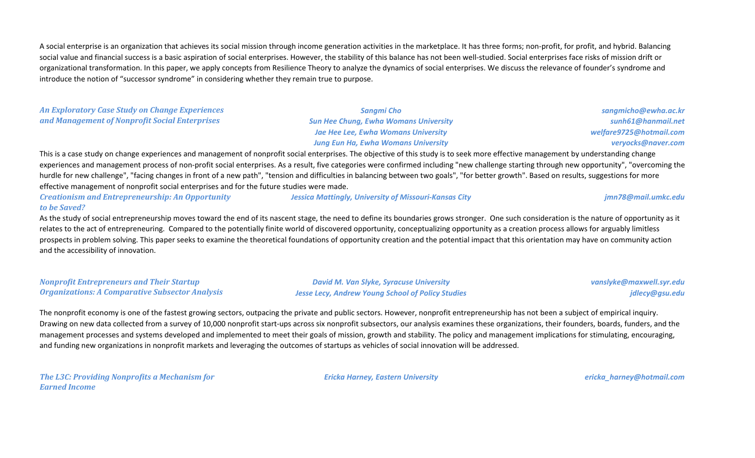A social enterprise is an organization that achieves its social mission through income generation activities in the marketplace. It has three forms; non-profit, for profit, and hybrid. Balancing social value and financial success is a basic aspiration of social enterprises. However, the stability of this balance has not been well-studied. Social enterprises face risks of mission drift or organizational transformation. In this paper, we apply concepts from Resilience Theory to analyze the dynamics of social enterprises. We discuss the relevance of founder's syndrome and introduce the notion of "successor syndrome" in considering whether they remain true to purpose.

***An Exploratory Case Study on Change Experiences and Management of Nonprofit Social Enterprises***

*Sangmi Cho* — *sangmicho@ewha.ac.kr*
*Sun Hee Chung, Ewha Womans University* — *sunh61@hanmail.net*
*Jae Hee Lee, Ewha Womans University* — *welfare9725@hotmail.com*
*Jung Eun Ha, Ewha Womans University* — *veryocks@naver.com*

This is a case study on change experiences and management of nonprofit social enterprises. The objective of this study is to seek more effective management by understanding change experiences and management process of non-profit social enterprises. As a result, five categories were confirmed including "new challenge starting through new opportunity", "overcoming the hurdle for new challenge", "facing changes in front of a new path", "tension and difficulties in balancing between two goals", "for better growth". Based on results, suggestions for more effective management of nonprofit social enterprises and for the future studies were made.

***Creationism and Entrepreneurship: An Opportunity to be Saved?***

*Jessica Mattingly, University of Missouri-Kansas City* — *jmn78@mail.umkc.edu*

As the study of social entrepreneurship moves toward the end of its nascent stage, the need to define its boundaries grows stronger. One such consideration is the nature of opportunity as it relates to the act of entrepreneuring. Compared to the potentially finite world of discovered opportunity, conceptualizing opportunity as a creation process allows for arguably limitless prospects in problem solving. This paper seeks to examine the theoretical foundations of opportunity creation and the potential impact that this orientation may have on community action and the accessibility of innovation.

***Nonprofit Entrepreneurs and Their Startup Organizations: A Comparative Subsector Analysis***

*David M. Van Slyke, Syracuse University* — *vanslyke@maxwell.syr.edu*
*Jesse Lecy, Andrew Young School of Policy Studies* — *jdlecy@gsu.edu*

The nonprofit economy is one of the fastest growing sectors, outpacing the private and public sectors. However, nonprofit entrepreneurship has not been a subject of empirical inquiry. Drawing on new data collected from a survey of 10,000 nonprofit start-ups across six nonprofit subsectors, our analysis examines these organizations, their founders, boards, funders, and the management processes and systems developed and implemented to meet their goals of mission, growth and stability. The policy and management implications for stimulating, encouraging, and funding new organizations in nonprofit markets and leveraging the outcomes of startups as vehicles of social innovation will be addressed.

***The L3C: Providing Nonprofits a Mechanism for Earned Income***

*Ericka Harney, Eastern University* — *ericka_harney@hotmail.com*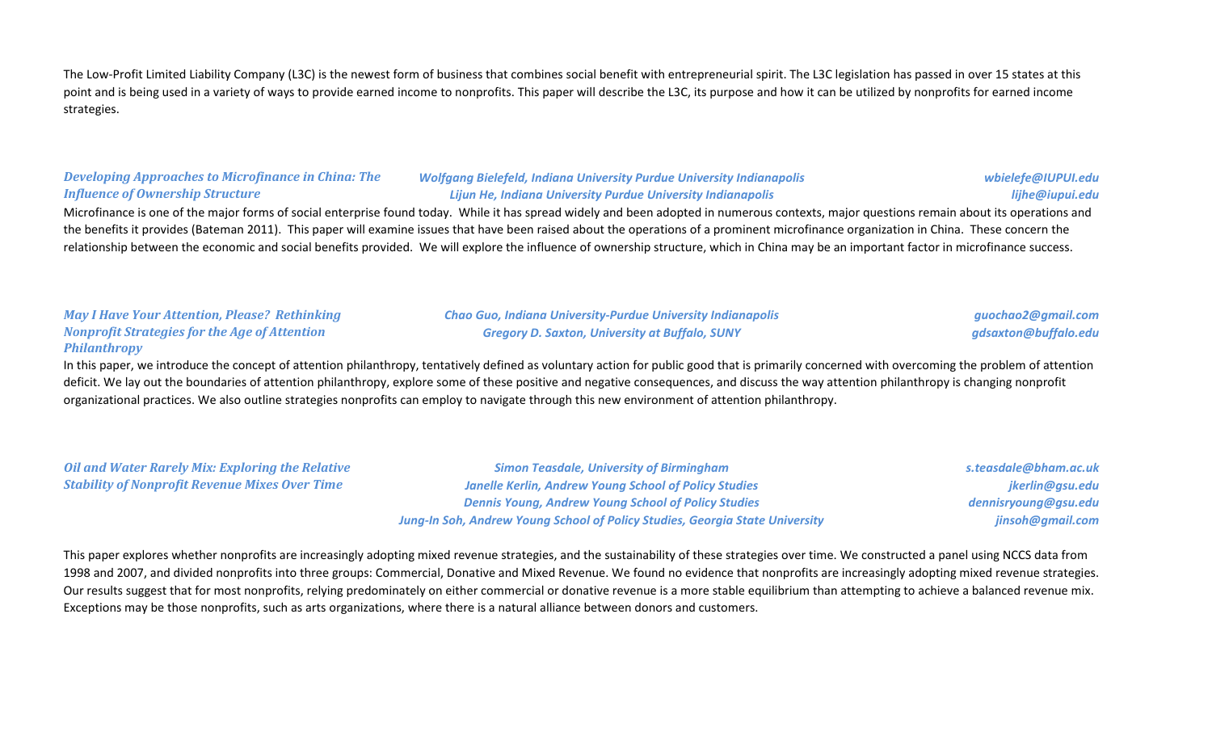The Low-Profit Limited Liability Company (L3C) is the newest form of business that combines social benefit with entrepreneurial spirit. The L3C legislation has passed in over 15 states at this point and is being used in a variety of ways to provide earned income to nonprofits. This paper will describe the L3C, its purpose and how it can be utilized by nonprofits for earned income strategies.

### *Developing Approaches to Microfinance in China: The Influence of Ownership Structure*

*Wolfgang Bielefeld, Indiana University Purdue University Indianapolis* — *wbielefe@IUPUI.edu*
*Lijun He, Indiana University Purdue University Indianapolis* — *lijhe@iupui.edu*

Microfinance is one of the major forms of social enterprise found today. While it has spread widely and been adopted in numerous contexts, major questions remain about its operations and the benefits it provides (Bateman 2011). This paper will examine issues that have been raised about the operations of a prominent microfinance organization in China. These concern the relationship between the economic and social benefits provided. We will explore the influence of ownership structure, which in China may be an important factor in microfinance success.

### *May I Have Your Attention, Please? Rethinking Nonprofit Strategies for the Age of Attention Philanthropy*

*Chao Guo, Indiana University-Purdue University Indianapolis* — *guochao2@gmail.com*
*Gregory D. Saxton, University at Buffalo, SUNY* — *gdsaxton@buffalo.edu*

In this paper, we introduce the concept of attention philanthropy, tentatively defined as voluntary action for public good that is primarily concerned with overcoming the problem of attention deficit. We lay out the boundaries of attention philanthropy, explore some of these positive and negative consequences, and discuss the way attention philanthropy is changing nonprofit organizational practices. We also outline strategies nonprofits can employ to navigate through this new environment of attention philanthropy.

### *Oil and Water Rarely Mix: Exploring the Relative Stability of Nonprofit Revenue Mixes Over Time*

*Simon Teasdale, University of Birmingham* — *s.teasdale@bham.ac.uk*
*Janelle Kerlin, Andrew Young School of Policy Studies* — *jkerlin@gsu.edu*
*Dennis Young, Andrew Young School of Policy Studies* — *dennisryoung@gsu.edu*
*Jung-In Soh, Andrew Young School of Policy Studies, Georgia State University* — *jinsoh@gmail.com*

This paper explores whether nonprofits are increasingly adopting mixed revenue strategies, and the sustainability of these strategies over time. We constructed a panel using NCCS data from 1998 and 2007, and divided nonprofits into three groups: Commercial, Donative and Mixed Revenue. We found no evidence that nonprofits are increasingly adopting mixed revenue strategies. Our results suggest that for most nonprofits, relying predominately on either commercial or donative revenue is a more stable equilibrium than attempting to achieve a balanced revenue mix. Exceptions may be those nonprofits, such as arts organizations, where there is a natural alliance between donors and customers.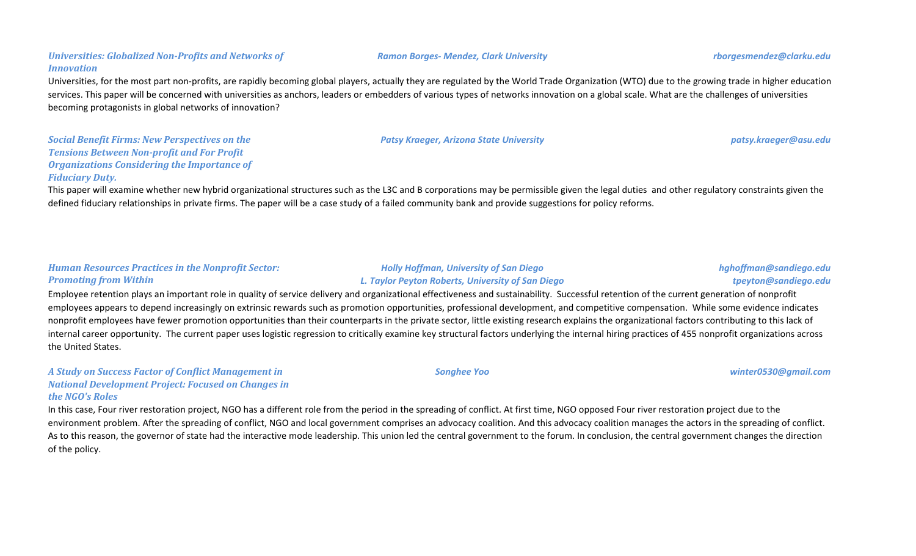***Universities: Globalized Non-Profits and Networks of Innovation***

***Ramon Borges- Mendez, Clark University*** — ***rborgesmendez@clarku.edu***

Universities, for the most part non-profits, are rapidly becoming global players, actually they are regulated by the World Trade Organization (WTO) due to the growing trade in higher education services. This paper will be concerned with universities as anchors, leaders or embedders of various types of networks innovation on a global scale. What are the challenges of universities becoming protagonists in global networks of innovation?

***Social Benefit Firms: New Perspectives on the Tensions Between Non-profit and For Profit Organizations Considering the Importance of Fiduciary Duty.***

***Patsy Kraeger, Arizona State University*** — ***patsy.kraeger@asu.edu***

This paper will examine whether new hybrid organizational structures such as the L3C and B corporations may be permissible given the legal duties and other regulatory constraints given the defined fiduciary relationships in private firms. The paper will be a case study of a failed community bank and provide suggestions for policy reforms.

***Human Resources Practices in the Nonprofit Sector: Promoting from Within***

***Holly Hoffman, University of San Diego*** — ***hghoffman@sandiego.edu***
***L. Taylor Peyton Roberts, University of San Diego*** — ***tpeyton@sandiego.edu***

Employee retention plays an important role in quality of service delivery and organizational effectiveness and sustainability. Successful retention of the current generation of nonprofit employees appears to depend increasingly on extrinsic rewards such as promotion opportunities, professional development, and competitive compensation. While some evidence indicates nonprofit employees have fewer promotion opportunities than their counterparts in the private sector, little existing research explains the organizational factors contributing to this lack of internal career opportunity. The current paper uses logistic regression to critically examine key structural factors underlying the internal hiring practices of 455 nonprofit organizations across the United States.

***A Study on Success Factor of Conflict Management in National Development Project: Focused on Changes in the NGO's Roles***

***Songhee Yoo*** — ***winter0530@gmail.com***

In this case, Four river restoration project, NGO has a different role from the period in the spreading of conflict. At first time, NGO opposed Four river restoration project due to the environment problem. After the spreading of conflict, NGO and local government comprises an advocacy coalition. And this advocacy coalition manages the actors in the spreading of conflict. As to this reason, the governor of state had the interactive mode leadership. This union led the central government to the forum. In conclusion, the central government changes the direction of the policy.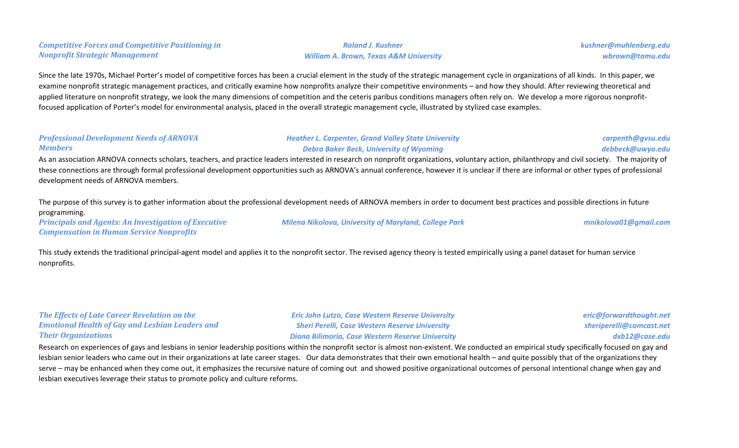### *Competitive Forces and Competitive Positioning in Nonprofit Strategic Management*

*Roland J. Kushner* — *kushner@muhlenberg.edu*
*William A. Brown, Texas A&M University* — *wbrown@tamu.edu*

Since the late 1970s, Michael Porter's model of competitive forces has been a crucial element in the study of the strategic management cycle in organizations of all kinds. In this paper, we examine nonprofit strategic management practices, and critically examine how nonprofits analyze their competitive environments – and how they should. After reviewing theoretical and applied literature on nonprofit strategy, we look the many dimensions of competition and the ceteris paribus conditions managers often rely on. We develop a more rigorous nonprofit-focused application of Porter's model for environmental analysis, placed in the overall strategic management cycle, illustrated by stylized case examples.

### *Professional Development Needs of ARNOVA Members*

*Heather L. Carpenter, Grand Valley State University* — *carpenth@gvsu.edu*
*Debra Baker Beck, University of Wyoming* — *debbeck@uwyo.edu*

As an association ARNOVA connects scholars, teachers, and practice leaders interested in research on nonprofit organizations, voluntary action, philanthropy and civil society. The majority of these connections are through formal professional development opportunities such as ARNOVA's annual conference, however it is unclear if there are informal or other types of professional development needs of ARNOVA members.

The purpose of this survey is to gather information about the professional development needs of ARNOVA members in order to document best practices and possible directions in future programming.

### *Principals and Agents: An Investigation of Executive Compensation in Human Service Nonprofits*

*Milena Nikolova, University of Maryland, College Park* — *mnikolova01@gmail.com*

This study extends the traditional principal-agent model and applies it to the nonprofit sector. The revised agency theory is tested empirically using a panel dataset for human service nonprofits.

### *The Effects of Late Career Revelation on the Emotional Health of Gay and Lesbian Leaders and Their Organizations*

*Eric John Lutzo, Case Western Reserve University* — *eric@forwardthought.net*
*Sheri Perelli, Case Western Reserve University* — *sheriperelli@comcast.net*
*Diana Bilimoria, Case Western Reserve University* — *dxb12@case.edu*

Research on experiences of gays and lesbians in senior leadership positions within the nonprofit sector is almost non-existent. We conducted an empirical study specifically focused on gay and lesbian senior leaders who came out in their organizations at late career stages. Our data demonstrates that their own emotional health – and quite possibly that of the organizations they serve – may be enhanced when they come out, it emphasizes the recursive nature of coming out and showed positive organizational outcomes of personal intentional change when gay and lesbian executives leverage their status to promote policy and culture reforms.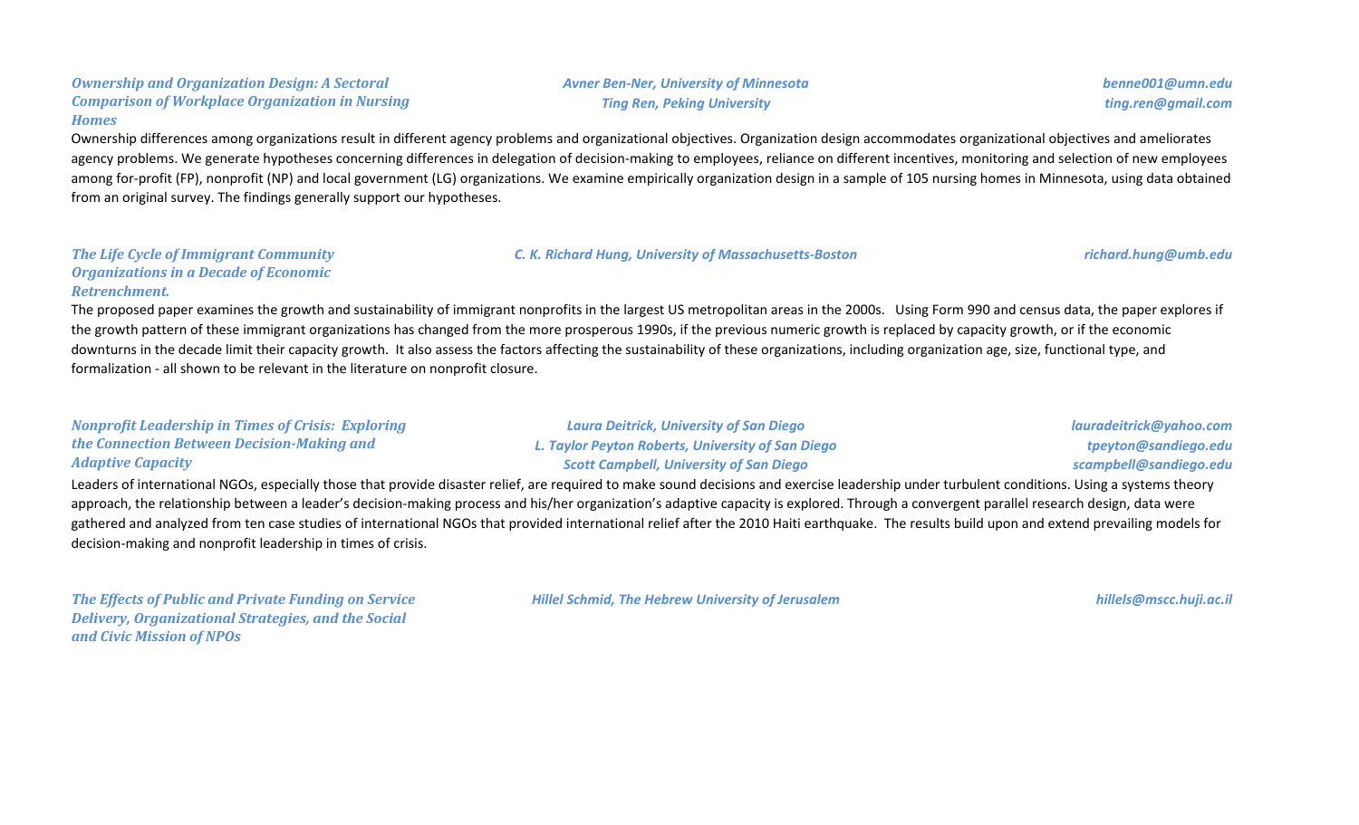### *Ownership and Organization Design: A Sectoral Comparison of Workplace Organization in Nursing Homes*

***Avner Ben-Ner, University of Minnesota*** — ***benne001@umn.edu***
***Ting Ren, Peking University*** — ***ting.ren@gmail.com***

Ownership differences among organizations result in different agency problems and organizational objectives. Organization design accommodates organizational objectives and ameliorates agency problems. We generate hypotheses concerning differences in delegation of decision-making to employees, reliance on different incentives, monitoring and selection of new employees among for-profit (FP), nonprofit (NP) and local government (LG) organizations. We examine empirically organization design in a sample of 105 nursing homes in Minnesota, using data obtained from an original survey. The findings generally support our hypotheses.

### *The Life Cycle of Immigrant Community Organizations in a Decade of Economic Retrenchment.*

***C. K. Richard Hung, University of Massachusetts-Boston*** — ***richard.hung@umb.edu***

The proposed paper examines the growth and sustainability of immigrant nonprofits in the largest US metropolitan areas in the 2000s. Using Form 990 and census data, the paper explores if the growth pattern of these immigrant organizations has changed from the more prosperous 1990s, if the previous numeric growth is replaced by capacity growth, or if the economic downturns in the decade limit their capacity growth. It also assess the factors affecting the sustainability of these organizations, including organization age, size, functional type, and formalization - all shown to be relevant in the literature on nonprofit closure.

### *Nonprofit Leadership in Times of Crisis: Exploring the Connection Between Decision-Making and Adaptive Capacity*

***Laura Deitrick, University of San Diego*** — ***lauradeitrick@yahoo.com***
***L. Taylor Peyton Roberts, University of San Diego*** — ***tpeyton@sandiego.edu***
***Scott Campbell, University of San Diego*** — ***scampbell@sandiego.edu***

Leaders of international NGOs, especially those that provide disaster relief, are required to make sound decisions and exercise leadership under turbulent conditions. Using a systems theory approach, the relationship between a leader's decision-making process and his/her organization's adaptive capacity is explored. Through a convergent parallel research design, data were gathered and analyzed from ten case studies of international NGOs that provided international relief after the 2010 Haiti earthquake. The results build upon and extend prevailing models for decision-making and nonprofit leadership in times of crisis.

### *The Effects of Public and Private Funding on Service Delivery, Organizational Strategies, and the Social and Civic Mission of NPOs*

***Hillel Schmid, The Hebrew University of Jerusalem*** — ***hillels@mscc.huji.ac.il***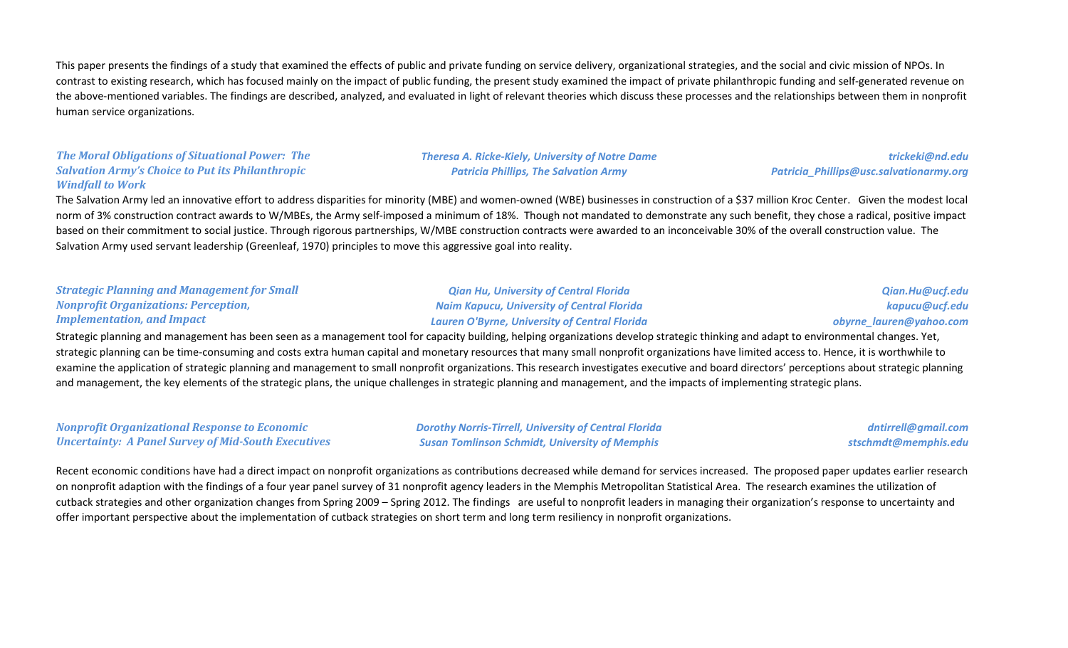This paper presents the findings of a study that examined the effects of public and private funding on service delivery, organizational strategies, and the social and civic mission of NPOs. In contrast to existing research, which has focused mainly on the impact of public funding, the present study examined the impact of private philanthropic funding and self-generated revenue on the above-mentioned variables. The findings are described, analyzed, and evaluated in light of relevant theories which discuss these processes and the relationships between them in nonprofit human service organizations.

***The Moral Obligations of Situational Power: The Salvation Army's Choice to Put its Philanthropic Windfall to Work***

*Theresa A. Ricke-Kiely, University of Notre Dame* — *trickeki@nd.edu*
*Patricia Phillips, The Salvation Army* — *Patricia_Phillips@usc.salvationarmy.org*

The Salvation Army led an innovative effort to address disparities for minority (MBE) and women-owned (WBE) businesses in construction of a $37 million Kroc Center. Given the modest local norm of 3% construction contract awards to W/MBEs, the Army self-imposed a minimum of 18%. Though not mandated to demonstrate any such benefit, they chose a radical, positive impact based on their commitment to social justice. Through rigorous partnerships, W/MBE construction contracts were awarded to an inconceivable 30% of the overall construction value. The Salvation Army used servant leadership (Greenleaf, 1970) principles to move this aggressive goal into reality.

***Strategic Planning and Management for Small Nonprofit Organizations: Perception, Implementation, and Impact***

*Qian Hu, University of Central Florida* — *Qian.Hu@ucf.edu*
*Naim Kapucu, University of Central Florida* — *kapucu@ucf.edu*
*Lauren O'Byrne, University of Central Florida* — *obyrne_lauren@yahoo.com*

Strategic planning and management has been seen as a management tool for capacity building, helping organizations develop strategic thinking and adapt to environmental changes. Yet, strategic planning can be time-consuming and costs extra human capital and monetary resources that many small nonprofit organizations have limited access to. Hence, it is worthwhile to examine the application of strategic planning and management to small nonprofit organizations. This research investigates executive and board directors' perceptions about strategic planning and management, the key elements of the strategic plans, the unique challenges in strategic planning and management, and the impacts of implementing strategic plans.

***Nonprofit Organizational Response to Economic Uncertainty: A Panel Survey of Mid-South Executives***

*Dorothy Norris-Tirrell, University of Central Florida* — *dntirrell@gmail.com*
*Susan Tomlinson Schmidt, University of Memphis* — *stschmdt@memphis.edu*

Recent economic conditions have had a direct impact on nonprofit organizations as contributions decreased while demand for services increased. The proposed paper updates earlier research on nonprofit adaption with the findings of a four year panel survey of 31 nonprofit agency leaders in the Memphis Metropolitan Statistical Area. The research examines the utilization of cutback strategies and other organization changes from Spring 2009 – Spring 2012. The findings are useful to nonprofit leaders in managing their organization's response to uncertainty and offer important perspective about the implementation of cutback strategies on short term and long term resiliency in nonprofit organizations.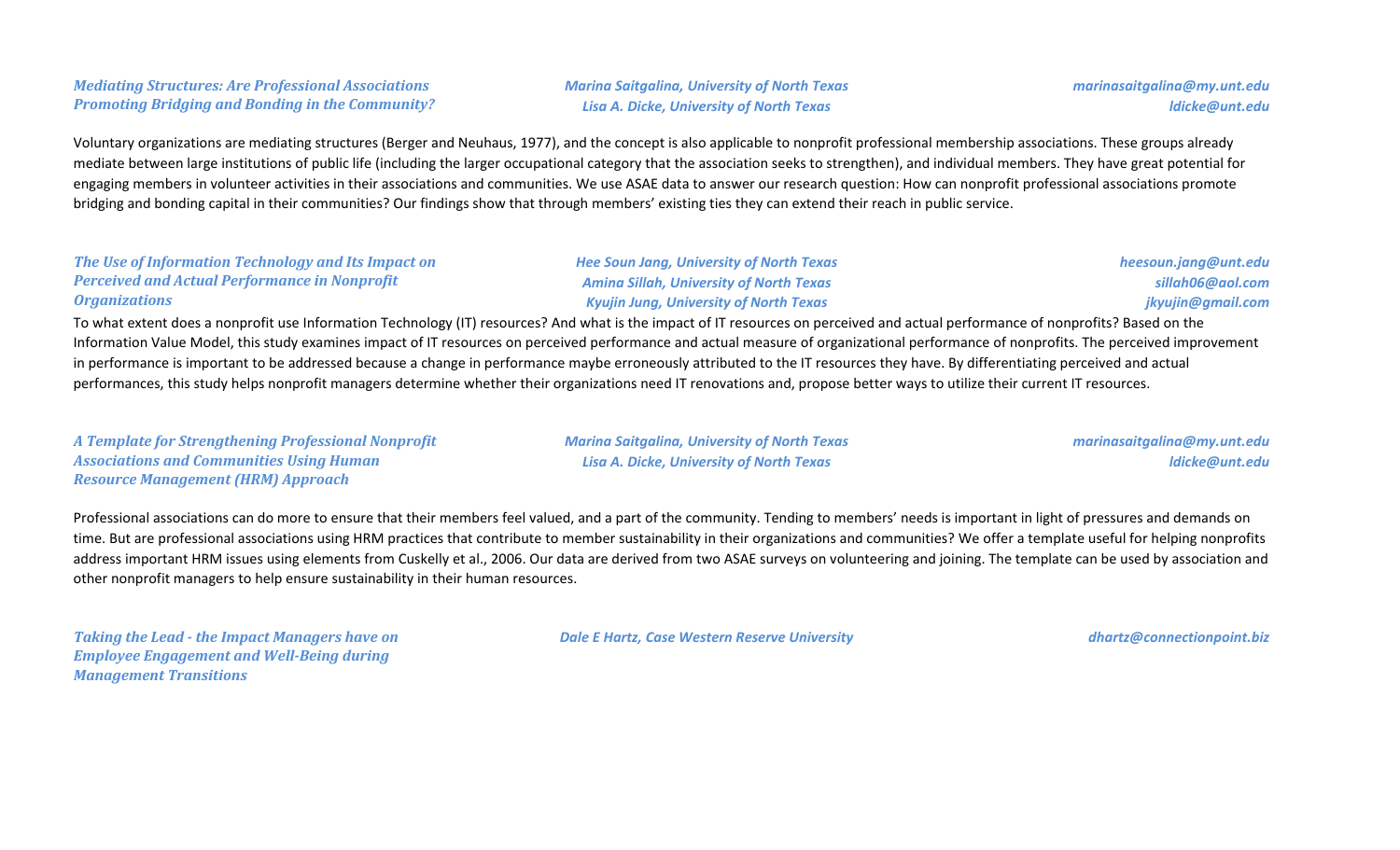***Mediating Structures: Are Professional Associations Promoting Bridging and Bonding in the Community?***

*Marina Saitgalina, University of North Texas* — *marinasaitgalina@my.unt.edu*
*Lisa A. Dicke, University of North Texas* — *ldicke@unt.edu*

Voluntary organizations are mediating structures (Berger and Neuhaus, 1977), and the concept is also applicable to nonprofit professional membership associations. These groups already mediate between large institutions of public life (including the larger occupational category that the association seeks to strengthen), and individual members. They have great potential for engaging members in volunteer activities in their associations and communities. We use ASAE data to answer our research question: How can nonprofit professional associations promote bridging and bonding capital in their communities? Our findings show that through members' existing ties they can extend their reach in public service.

***The Use of Information Technology and Its Impact on Perceived and Actual Performance in Nonprofit Organizations***

*Hee Soun Jang, University of North Texas* — *heesoun.jang@unt.edu*
*Amina Sillah, University of North Texas* — *sillah06@aol.com*
*Kyujin Jung, University of North Texas* — *jkyujin@gmail.com*

To what extent does a nonprofit use Information Technology (IT) resources? And what is the impact of IT resources on perceived and actual performance of nonprofits? Based on the Information Value Model, this study examines impact of IT resources on perceived performance and actual measure of organizational performance of nonprofits. The perceived improvement in performance is important to be addressed because a change in performance maybe erroneously attributed to the IT resources they have. By differentiating perceived and actual performances, this study helps nonprofit managers determine whether their organizations need IT renovations and, propose better ways to utilize their current IT resources.

***A Template for Strengthening Professional Nonprofit Associations and Communities Using Human Resource Management (HRM) Approach***

*Marina Saitgalina, University of North Texas* — *marinasaitgalina@my.unt.edu*
*Lisa A. Dicke, University of North Texas* — *ldicke@unt.edu*

Professional associations can do more to ensure that their members feel valued, and a part of the community. Tending to members' needs is important in light of pressures and demands on time. But are professional associations using HRM practices that contribute to member sustainability in their organizations and communities? We offer a template useful for helping nonprofits address important HRM issues using elements from Cuskelly et al., 2006. Our data are derived from two ASAE surveys on volunteering and joining. The template can be used by association and other nonprofit managers to help ensure sustainability in their human resources.

***Taking the Lead - the Impact Managers have on Employee Engagement and Well-Being during Management Transitions***

*Dale E Hartz, Case Western Reserve University* — *dhartz@connectionpoint.biz*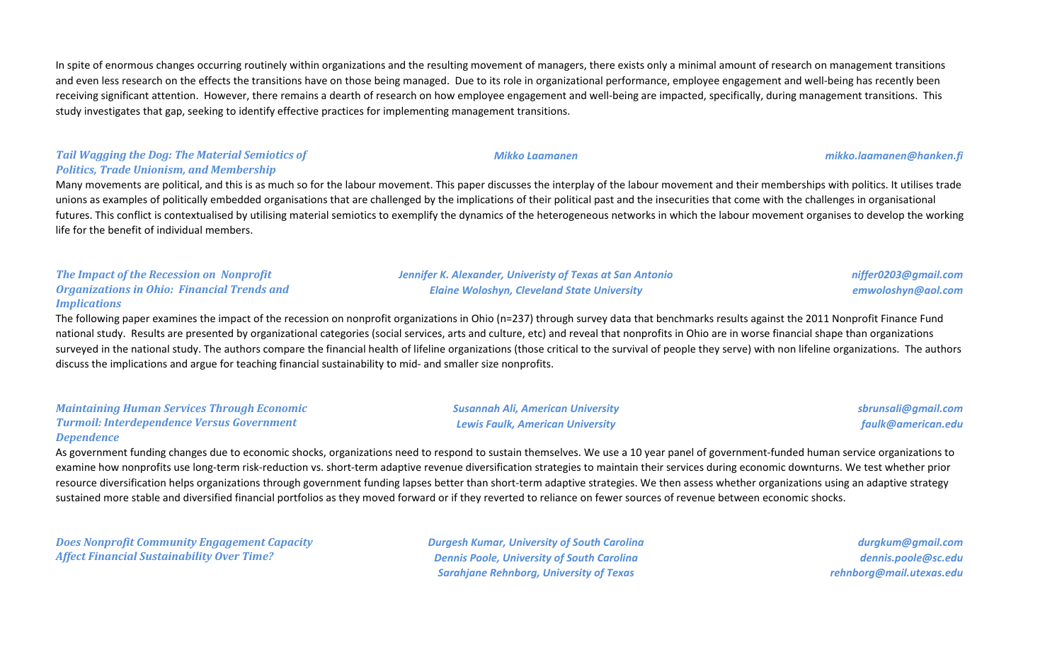In spite of enormous changes occurring routinely within organizations and the resulting movement of managers, there exists only a minimal amount of research on management transitions and even less research on the effects the transitions have on those being managed. Due to its role in organizational performance, employee engagement and well-being has recently been receiving significant attention. However, there remains a dearth of research on how employee engagement and well-being are impacted, specifically, during management transitions. This study investigates that gap, seeking to identify effective practices for implementing management transitions.

***Tail Wagging the Dog: The Material Semiotics of Politics, Trade Unionism, and Membership***

*Mikko Laamanen* — *mikko.laamanen@hanken.fi*

Many movements are political, and this is as much so for the labour movement. This paper discusses the interplay of the labour movement and their memberships with politics. It utilises trade unions as examples of politically embedded organisations that are challenged by the implications of their political past and the insecurities that come with the challenges in organisational futures. This conflict is contextualised by utilising material semiotics to exemplify the dynamics of the heterogeneous networks in which the labour movement organises to develop the working life for the benefit of individual members.

***The Impact of the Recession on Nonprofit Organizations in Ohio: Financial Trends and Implications***

*Jennifer K. Alexander, Univeristy of Texas at San Antonio* — *niffer0203@gmail.com*
*Elaine Woloshyn, Cleveland State University* — *emwoloshyn@aol.com*

The following paper examines the impact of the recession on nonprofit organizations in Ohio (n=237) through survey data that benchmarks results against the 2011 Nonprofit Finance Fund national study. Results are presented by organizational categories (social services, arts and culture, etc) and reveal that nonprofits in Ohio are in worse financial shape than organizations surveyed in the national study. The authors compare the financial health of lifeline organizations (those critical to the survival of people they serve) with non lifeline organizations. The authors discuss the implications and argue for teaching financial sustainability to mid- and smaller size nonprofits.

***Maintaining Human Services Through Economic Turmoil: Interdependence Versus Government Dependence***

*Susannah Ali, American University* — *sbrunsali@gmail.com*
*Lewis Faulk, American University* — *faulk@american.edu*

As government funding changes due to economic shocks, organizations need to respond to sustain themselves. We use a 10 year panel of government-funded human service organizations to examine how nonprofits use long-term risk-reduction vs. short-term adaptive revenue diversification strategies to maintain their services during economic downturns. We test whether prior resource diversification helps organizations through government funding lapses better than short-term adaptive strategies. We then assess whether organizations using an adaptive strategy sustained more stable and diversified financial portfolios as they moved forward or if they reverted to reliance on fewer sources of revenue between economic shocks.

***Does Nonprofit Community Engagement Capacity Affect Financial Sustainability Over Time?***

*Durgesh Kumar, University of South Carolina* — *durgkum@gmail.com*
*Dennis Poole, University of South Carolina* — *dennis.poole@sc.edu*
*Sarahjane Rehnborg, University of Texas* — *rehnborg@mail.utexas.edu*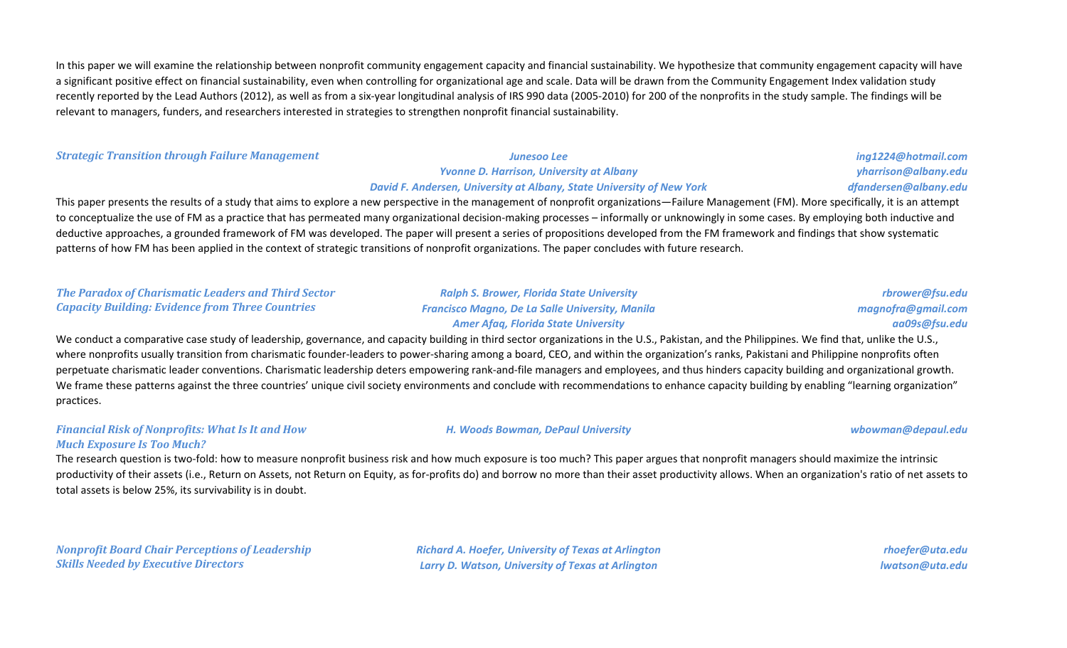In this paper we will examine the relationship between nonprofit community engagement capacity and financial sustainability. We hypothesize that community engagement capacity will have a significant positive effect on financial sustainability, even when controlling for organizational age and scale. Data will be drawn from the Community Engagement Index validation study recently reported by the Lead Authors (2012), as well as from a six-year longitudinal analysis of IRS 990 data (2005-2010) for 200 of the nonprofits in the study sample. The findings will be relevant to managers, funders, and researchers interested in strategies to strengthen nonprofit financial sustainability.

### *Strategic Transition through Failure Management*

*Junesoo Lee* — *ing1224@hotmail.com*
*Yvonne D. Harrison, University at Albany* — *yharrison@albany.edu*
*David F. Andersen, University at Albany, State University of New York* — *dfandersen@albany.edu*

This paper presents the results of a study that aims to explore a new perspective in the management of nonprofit organizations—Failure Management (FM). More specifically, it is an attempt to conceptualize the use of FM as a practice that has permeated many organizational decision-making processes – informally or unknowingly in some cases. By employing both inductive and deductive approaches, a grounded framework of FM was developed. The paper will present a series of propositions developed from the FM framework and findings that show systematic patterns of how FM has been applied in the context of strategic transitions of nonprofit organizations. The paper concludes with future research.

### *The Paradox of Charismatic Leaders and Third Sector Capacity Building: Evidence from Three Countries*

*Ralph S. Brower, Florida State University* — *rbrower@fsu.edu*
*Francisco Magno, De La Salle University, Manila* — *magnofra@gmail.com*
*Amer Afaq, Florida State University* — *aa09s@fsu.edu*

We conduct a comparative case study of leadership, governance, and capacity building in third sector organizations in the U.S., Pakistan, and the Philippines. We find that, unlike the U.S., where nonprofits usually transition from charismatic founder-leaders to power-sharing among a board, CEO, and within the organization's ranks, Pakistani and Philippine nonprofits often perpetuate charismatic leader conventions. Charismatic leadership deters empowering rank-and-file managers and employees, and thus hinders capacity building and organizational growth. We frame these patterns against the three countries' unique civil society environments and conclude with recommendations to enhance capacity building by enabling "learning organization" practices.

### *Financial Risk of Nonprofits: What Is It and How Much Exposure Is Too Much?*

*H. Woods Bowman, DePaul University* — *wbowman@depaul.edu*

The research question is two-fold: how to measure nonprofit business risk and how much exposure is too much? This paper argues that nonprofit managers should maximize the intrinsic productivity of their assets (i.e., Return on Assets, not Return on Equity, as for-profits do) and borrow no more than their asset productivity allows. When an organization's ratio of net assets to total assets is below 25%, its survivability is in doubt.

### *Nonprofit Board Chair Perceptions of Leadership Skills Needed by Executive Directors*

*Richard A. Hoefer, University of Texas at Arlington* — *rhoefer@uta.edu*
*Larry D. Watson, University of Texas at Arlington* — *lwatson@uta.edu*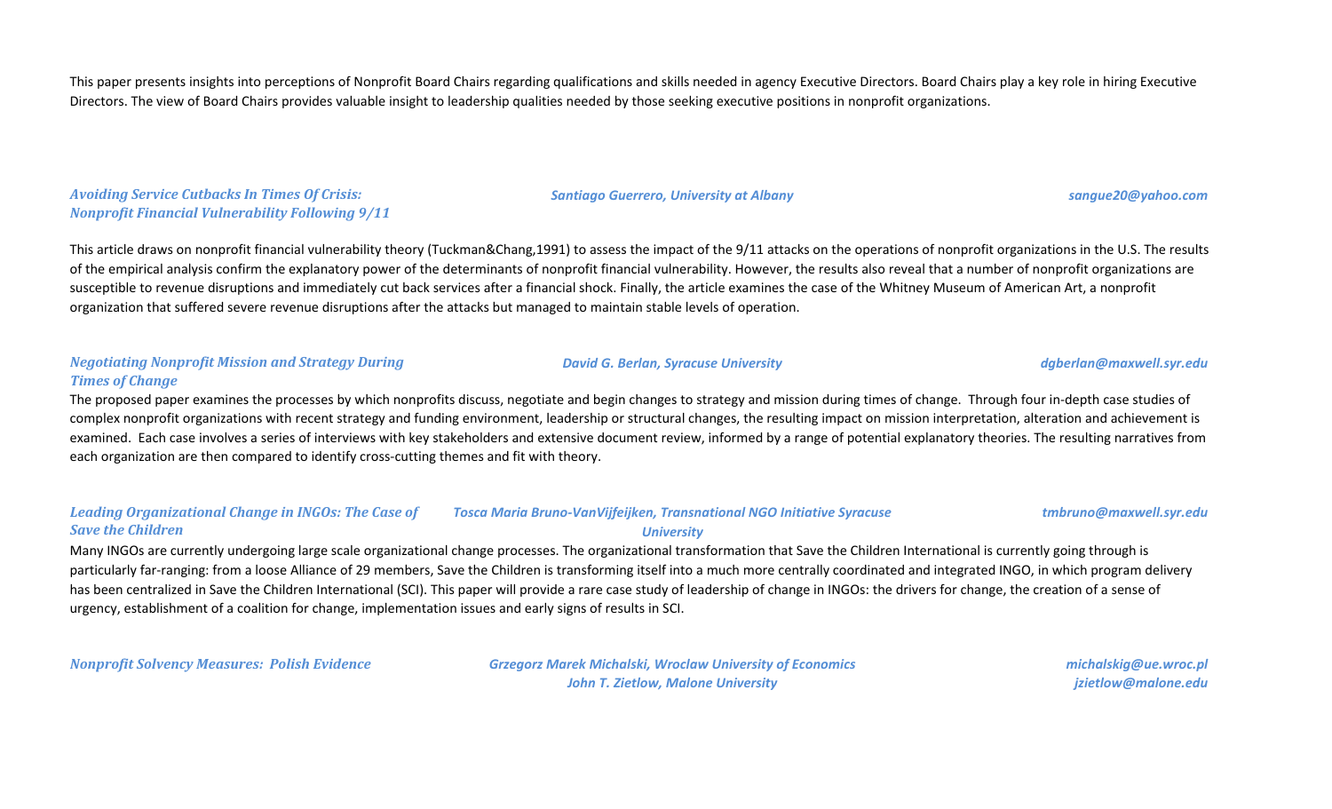This paper presents insights into perceptions of Nonprofit Board Chairs regarding qualifications and skills needed in agency Executive Directors. Board Chairs play a key role in hiring Executive Directors. The view of Board Chairs provides valuable insight to leadership qualities needed by those seeking executive positions in nonprofit organizations.

***Avoiding Service Cutbacks In Times Of Crisis: Nonprofit Financial Vulnerability Following 9/11***

***Santiago Guerrero, University at Albany*** — *sangue20@yahoo.com*

This article draws on nonprofit financial vulnerability theory (Tuckman&Chang,1991) to assess the impact of the 9/11 attacks on the operations of nonprofit organizations in the U.S. The results of the empirical analysis confirm the explanatory power of the determinants of nonprofit financial vulnerability. However, the results also reveal that a number of nonprofit organizations are susceptible to revenue disruptions and immediately cut back services after a financial shock. Finally, the article examines the case of the Whitney Museum of American Art, a nonprofit organization that suffered severe revenue disruptions after the attacks but managed to maintain stable levels of operation.

***Negotiating Nonprofit Mission and Strategy During Times of Change***

***David G. Berlan, Syracuse University*** — *dgberlan@maxwell.syr.edu*

The proposed paper examines the processes by which nonprofits discuss, negotiate and begin changes to strategy and mission during times of change. Through four in-depth case studies of complex nonprofit organizations with recent strategy and funding environment, leadership or structural changes, the resulting impact on mission interpretation, alteration and achievement is examined. Each case involves a series of interviews with key stakeholders and extensive document review, informed by a range of potential explanatory theories. The resulting narratives from each organization are then compared to identify cross-cutting themes and fit with theory.

***Leading Organizational Change in INGOs: The Case of Save the Children***

***Tosca Maria Bruno-VanVijfeijken, Transnational NGO Initiative Syracuse University*** — *tmbruno@maxwell.syr.edu*

Many INGOs are currently undergoing large scale organizational change processes. The organizational transformation that Save the Children International is currently going through is particularly far-ranging: from a loose Alliance of 29 members, Save the Children is transforming itself into a much more centrally coordinated and integrated INGO, in which program delivery has been centralized in Save the Children International (SCI). This paper will provide a rare case study of leadership of change in INGOs: the drivers for change, the creation of a sense of urgency, establishment of a coalition for change, implementation issues and early signs of results in SCI.

***Nonprofit Solvency Measures: Polish Evidence***

***Grzegorz Marek Michalski, Wroclaw University of Economics*** — *michalskig@ue.wroc.pl*
***John T. Zietlow, Malone University*** — *jzietlow@malone.edu*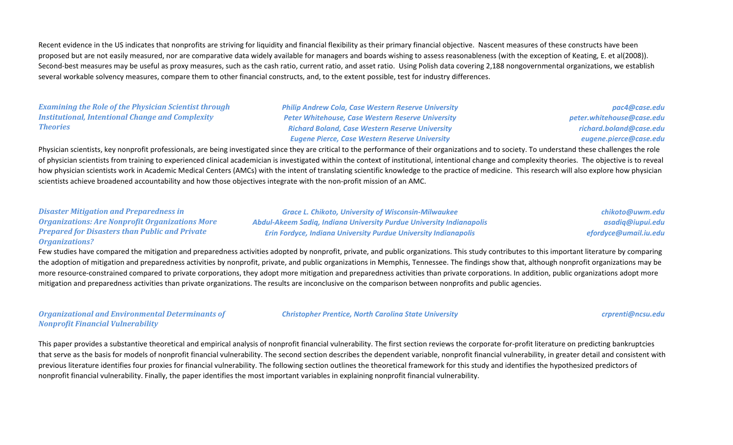Recent evidence in the US indicates that nonprofits are striving for liquidity and financial flexibility as their primary financial objective. Nascent measures of these constructs have been proposed but are not easily measured, nor are comparative data widely available for managers and boards wishing to assess reasonableness (with the exception of Keating, E. et al(2008)). Second-best measures may be useful as proxy measures, such as the cash ratio, current ratio, and asset ratio. Using Polish data covering 2,188 nongovernmental organizations, we establish several workable solvency measures, compare them to other financial constructs, and, to the extent possible, test for industry differences.

### *Examining the Role of the Physician Scientist through Institutional, Intentional Change and Complexity Theories*

*Philip Andrew Cola, Case Western Reserve University* — *pac4@case.edu*
*Peter Whitehouse, Case Western Reserve University* — *peter.whitehouse@case.edu*
*Richard Boland, Case Western Reserve University* — *richard.boland@case.edu*
*Eugene Pierce, Case Western Reserve University* — *eugene.pierce@case.edu*

Physician scientists, key nonprofit professionals, are being investigated since they are critical to the performance of their organizations and to society. To understand these challenges the role of physician scientists from training to experienced clinical academician is investigated within the context of institutional, intentional change and complexity theories. The objective is to reveal how physician scientists work in Academic Medical Centers (AMCs) with the intent of translating scientific knowledge to the practice of medicine. This research will also explore how physician scientists achieve broadened accountability and how those objectives integrate with the non-profit mission of an AMC.

### *Disaster Mitigation and Preparedness in Organizations: Are Nonprofit Organizations More Prepared for Disasters than Public and Private Organizations?*

*Grace L. Chikoto, University of Wisconsin-Milwaukee* — *chikoto@uwm.edu*
*Abdul-Akeem Sadiq, Indiana University Purdue University Indianapolis* — *asadiq@iupui.edu*
*Erin Fordyce, Indiana University Purdue University Indianapolis* — *efordyce@umail.iu.edu*

Few studies have compared the mitigation and preparedness activities adopted by nonprofit, private, and public organizations. This study contributes to this important literature by comparing the adoption of mitigation and preparedness activities by nonprofit, private, and public organizations in Memphis, Tennessee. The findings show that, although nonprofit organizations may be more resource-constrained compared to private corporations, they adopt more mitigation and preparedness activities than private corporations. In addition, public organizations adopt more mitigation and preparedness activities than private organizations. The results are inconclusive on the comparison between nonprofits and public agencies.

### *Organizational and Environmental Determinants of Nonprofit Financial Vulnerability*

*Christopher Prentice, North Carolina State University* — *crprenti@ncsu.edu*

This paper provides a substantive theoretical and empirical analysis of nonprofit financial vulnerability. The first section reviews the corporate for-profit literature on predicting bankruptcies that serve as the basis for models of nonprofit financial vulnerability. The second section describes the dependent variable, nonprofit financial vulnerability, in greater detail and consistent with previous literature identifies four proxies for financial vulnerability. The following section outlines the theoretical framework for this study and identifies the hypothesized predictors of nonprofit financial vulnerability. Finally, the paper identifies the most important variables in explaining nonprofit financial vulnerability.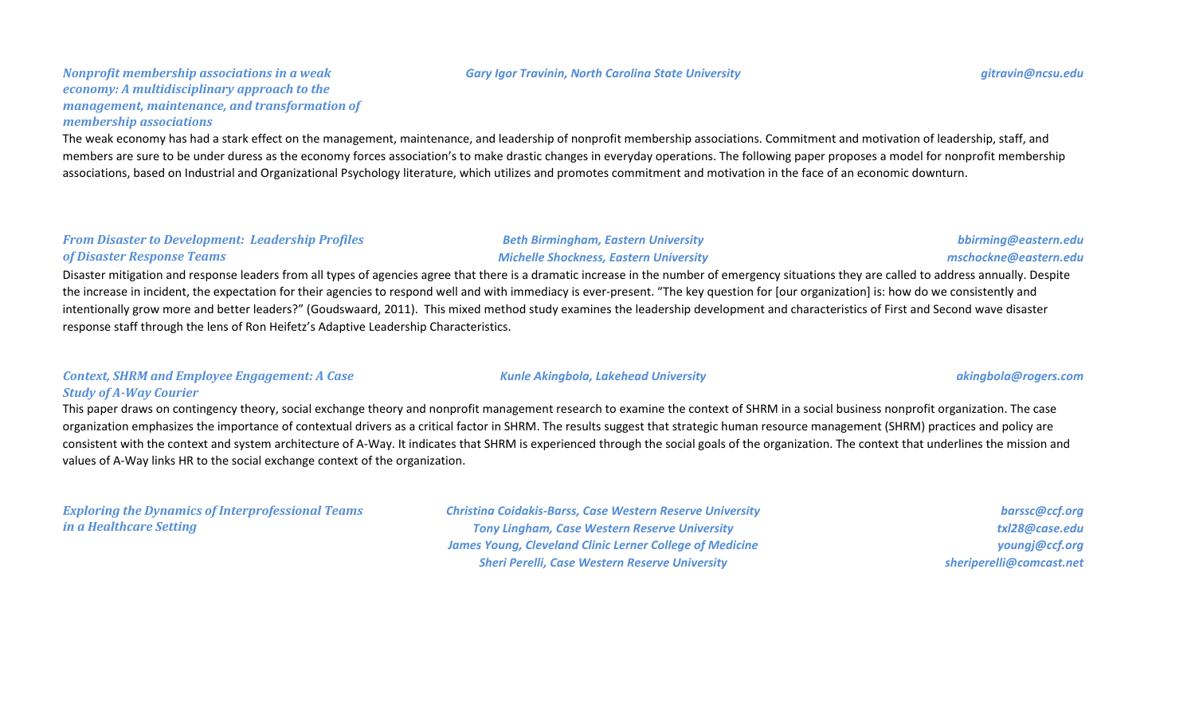***Nonprofit membership associations in a weak economy: A multidisciplinary approach to the management, maintenance, and transformation of membership associations***

*Gary Igor Travinin, North Carolina State University* — *gitravin@ncsu.edu*

The weak economy has had a stark effect on the management, maintenance, and leadership of nonprofit membership associations. Commitment and motivation of leadership, staff, and members are sure to be under duress as the economy forces association's to make drastic changes in everyday operations. The following paper proposes a model for nonprofit membership associations, based on Industrial and Organizational Psychology literature, which utilizes and promotes commitment and motivation in the face of an economic downturn.

***From Disaster to Development: Leadership Profiles of Disaster Response Teams***

*Beth Birmingham, Eastern University* — *bbirming@eastern.edu*
*Michelle Shockness, Eastern University* — *mschockne@eastern.edu*

Disaster mitigation and response leaders from all types of agencies agree that there is a dramatic increase in the number of emergency situations they are called to address annually. Despite the increase in incident, the expectation for their agencies to respond well and with immediacy is ever-present. "The key question for [our organization] is: how do we consistently and intentionally grow more and better leaders?" (Goudswaard, 2011). This mixed method study examines the leadership development and characteristics of First and Second wave disaster response staff through the lens of Ron Heifetz's Adaptive Leadership Characteristics.

***Context, SHRM and Employee Engagement: A Case Study of A-Way Courier***

*Kunle Akingbola, Lakehead University* — *akingbola@rogers.com*

This paper draws on contingency theory, social exchange theory and nonprofit management research to examine the context of SHRM in a social business nonprofit organization. The case organization emphasizes the importance of contextual drivers as a critical factor in SHRM. The results suggest that strategic human resource management (SHRM) practices and policy are consistent with the context and system architecture of A-Way. It indicates that SHRM is experienced through the social goals of the organization. The context that underlines the mission and values of A-Way links HR to the social exchange context of the organization.

***Exploring the Dynamics of Interprofessional Teams in a Healthcare Setting***

*Christina Coidakis-Barss, Case Western Reserve University* — *barssc@ccf.org*
*Tony Lingham, Case Western Reserve University* — *txl28@case.edu*
*James Young, Cleveland Clinic Lerner College of Medicine* — *youngj@ccf.org*
*Sheri Perelli, Case Western Reserve University* — *sheriperelli@comcast.net*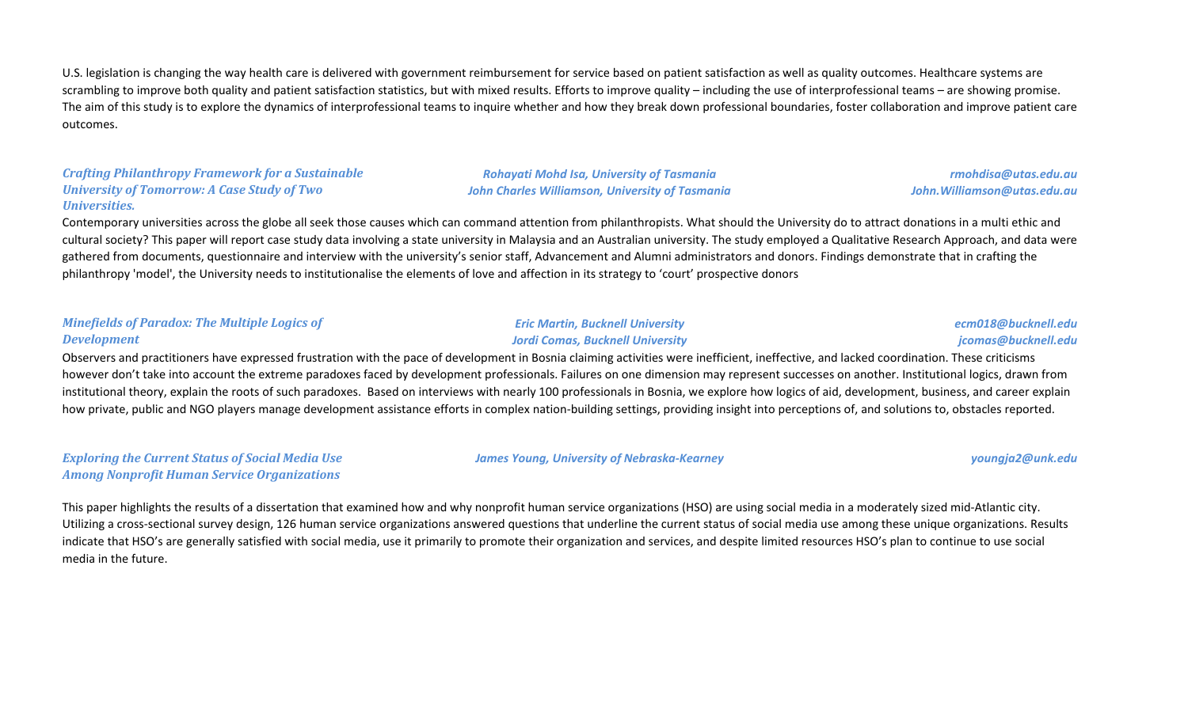U.S. legislation is changing the way health care is delivered with government reimbursement for service based on patient satisfaction as well as quality outcomes. Healthcare systems are scrambling to improve both quality and patient satisfaction statistics, but with mixed results. Efforts to improve quality – including the use of interprofessional teams – are showing promise. The aim of this study is to explore the dynamics of interprofessional teams to inquire whether and how they break down professional boundaries, foster collaboration and improve patient care outcomes.

***Crafting Philanthropy Framework for a Sustainable University of Tomorrow: A Case Study of Two Universities.***

*Rohayati Mohd Isa, University of Tasmania* — *rmohdisa@utas.edu.au*
*John Charles Williamson, University of Tasmania* — *John.Williamson@utas.edu.au*

Contemporary universities across the globe all seek those causes which can command attention from philanthropists. What should the University do to attract donations in a multi ethic and cultural society? This paper will report case study data involving a state university in Malaysia and an Australian university. The study employed a Qualitative Research Approach, and data were gathered from documents, questionnaire and interview with the university's senior staff, Advancement and Alumni administrators and donors. Findings demonstrate that in crafting the philanthropy 'model', the University needs to institutionalise the elements of love and affection in its strategy to 'court' prospective donors

***Minefields of Paradox: The Multiple Logics of Development***

*Eric Martin, Bucknell University* — *ecm018@bucknell.edu*
*Jordi Comas, Bucknell University* — *jcomas@bucknell.edu*

Observers and practitioners have expressed frustration with the pace of development in Bosnia claiming activities were inefficient, ineffective, and lacked coordination. These criticisms however don't take into account the extreme paradoxes faced by development professionals. Failures on one dimension may represent successes on another. Institutional logics, drawn from institutional theory, explain the roots of such paradoxes. Based on interviews with nearly 100 professionals in Bosnia, we explore how logics of aid, development, business, and career explain how private, public and NGO players manage development assistance efforts in complex nation-building settings, providing insight into perceptions of, and solutions to, obstacles reported.

***Exploring the Current Status of Social Media Use Among Nonprofit Human Service Organizations***

*James Young, University of Nebraska-Kearney* — *youngja2@unk.edu*

This paper highlights the results of a dissertation that examined how and why nonprofit human service organizations (HSO) are using social media in a moderately sized mid-Atlantic city. Utilizing a cross-sectional survey design, 126 human service organizations answered questions that underline the current status of social media use among these unique organizations. Results indicate that HSO's are generally satisfied with social media, use it primarily to promote their organization and services, and despite limited resources HSO's plan to continue to use social media in the future.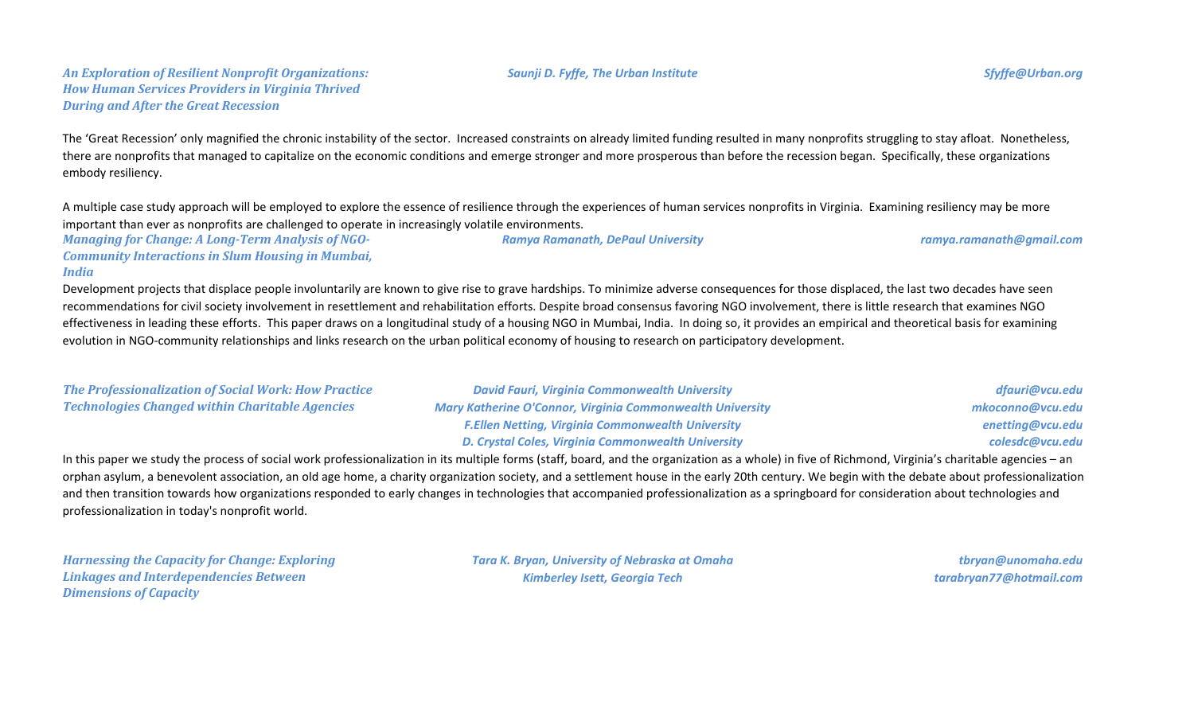### *An Exploration of Resilient Nonprofit Organizations: How Human Services Providers in Virginia Thrived During and After the Great Recession*

***Saunji D. Fyffe, The Urban Institute*** — ***Sfyffe@Urban.org***

The 'Great Recession' only magnified the chronic instability of the sector. Increased constraints on already limited funding resulted in many nonprofits struggling to stay afloat. Nonetheless, there are nonprofits that managed to capitalize on the economic conditions and emerge stronger and more prosperous than before the recession began. Specifically, these organizations embody resiliency.

A multiple case study approach will be employed to explore the essence of resilience through the experiences of human services nonprofits in Virginia. Examining resiliency may be more important than ever as nonprofits are challenged to operate in increasingly volatile environments.

### *Managing for Change: A Long-Term Analysis of NGO-Community Interactions in Slum Housing in Mumbai, India*

***Ramya Ramanath, DePaul University*** — ***ramya.ramanath@gmail.com***

Development projects that displace people involuntarily are known to give rise to grave hardships. To minimize adverse consequences for those displaced, the last two decades have seen recommendations for civil society involvement in resettlement and rehabilitation efforts. Despite broad consensus favoring NGO involvement, there is little research that examines NGO effectiveness in leading these efforts. This paper draws on a longitudinal study of a housing NGO in Mumbai, India. In doing so, it provides an empirical and theoretical basis for examining evolution in NGO-community relationships and links research on the urban political economy of housing to research on participatory development.

### *The Professionalization of Social Work: How Practice Technologies Changed within Charitable Agencies*

***David Fauri, Virginia Commonwealth University*** — ***dfauri@vcu.edu***
***Mary Katherine O'Connor, Virginia Commonwealth University*** — ***mkoconno@vcu.edu***
***F.Ellen Netting, Virginia Commonwealth University*** — ***enetting@vcu.edu***
***D. Crystal Coles, Virginia Commonwealth University*** — ***colesdc@vcu.edu***

In this paper we study the process of social work professionalization in its multiple forms (staff, board, and the organization as a whole) in five of Richmond, Virginia's charitable agencies – an orphan asylum, a benevolent association, an old age home, a charity organization society, and a settlement house in the early 20th century. We begin with the debate about professionalization and then transition towards how organizations responded to early changes in technologies that accompanied professionalization as a springboard for consideration about technologies and professionalization in today's nonprofit world.

### *Harnessing the Capacity for Change: Exploring Linkages and Interdependencies Between Dimensions of Capacity*

***Tara K. Bryan, University of Nebraska at Omaha*** — ***tbryan@unomaha.edu***
***Kimberley Isett, Georgia Tech*** — ***tarabryan77@hotmail.com***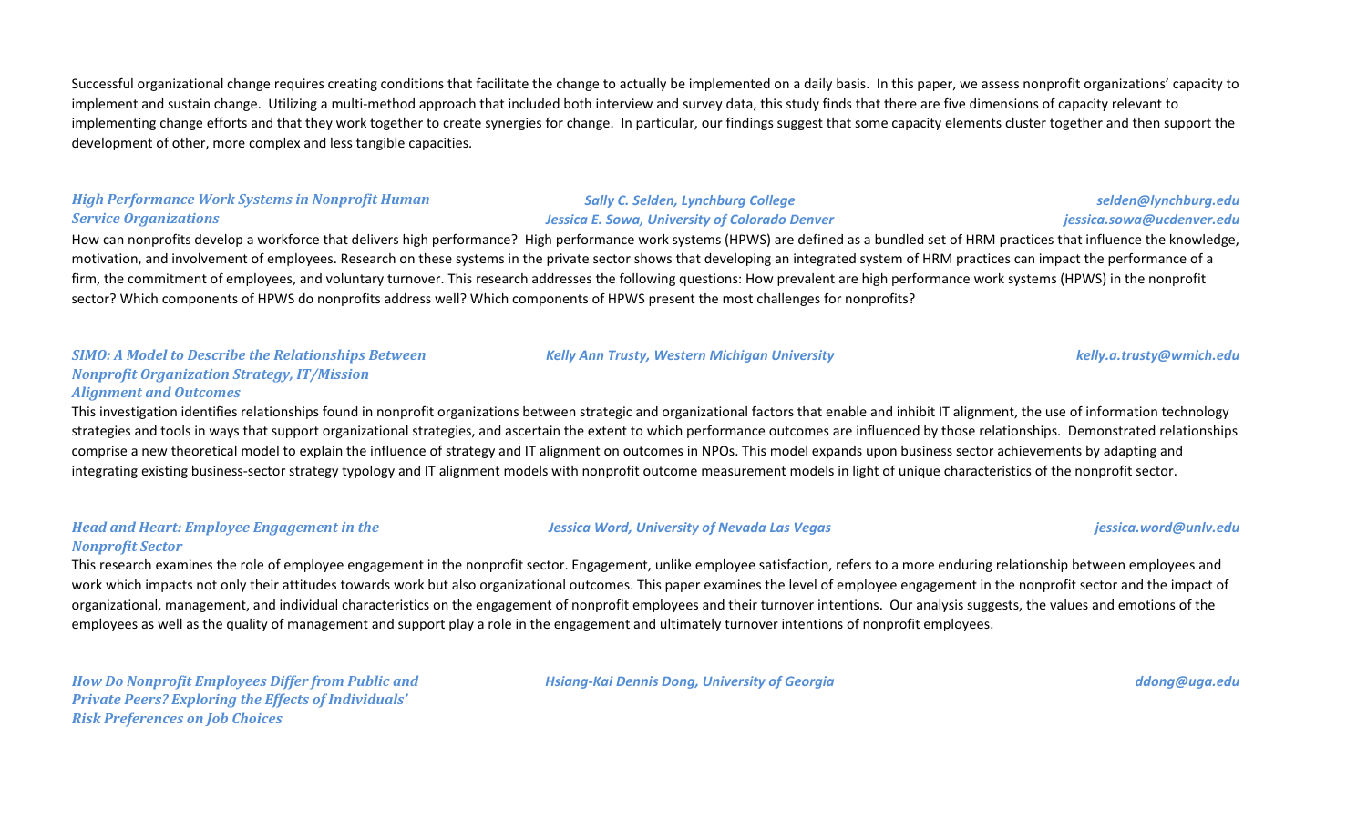Successful organizational change requires creating conditions that facilitate the change to actually be implemented on a daily basis. In this paper, we assess nonprofit organizations' capacity to implement and sustain change. Utilizing a multi-method approach that included both interview and survey data, this study finds that there are five dimensions of capacity relevant to implementing change efforts and that they work together to create synergies for change. In particular, our findings suggest that some capacity elements cluster together and then support the development of other, more complex and less tangible capacities.

***High Performance Work Systems in Nonprofit Human Service Organizations***

***Sally C. Selden, Lynchburg College*** — ***selden@lynchburg.edu***
***Jessica E. Sowa, University of Colorado Denver*** — ***jessica.sowa@ucdenver.edu***

How can nonprofits develop a workforce that delivers high performance? High performance work systems (HPWS) are defined as a bundled set of HRM practices that influence the knowledge, motivation, and involvement of employees. Research on these systems in the private sector shows that developing an integrated system of HRM practices can impact the performance of a firm, the commitment of employees, and voluntary turnover. This research addresses the following questions: How prevalent are high performance work systems (HPWS) in the nonprofit sector? Which components of HPWS do nonprofits address well? Which components of HPWS present the most challenges for nonprofits?

***SIMO: A Model to Describe the Relationships Between Nonprofit Organization Strategy, IT/Mission Alignment and Outcomes***

***Kelly Ann Trusty, Western Michigan University*** — ***kelly.a.trusty@wmich.edu***

This investigation identifies relationships found in nonprofit organizations between strategic and organizational factors that enable and inhibit IT alignment, the use of information technology strategies and tools in ways that support organizational strategies, and ascertain the extent to which performance outcomes are influenced by those relationships. Demonstrated relationships comprise a new theoretical model to explain the influence of strategy and IT alignment on outcomes in NPOs. This model expands upon business sector achievements by adapting and integrating existing business-sector strategy typology and IT alignment models with nonprofit outcome measurement models in light of unique characteristics of the nonprofit sector.

***Head and Heart: Employee Engagement in the Nonprofit Sector***

***Jessica Word, University of Nevada Las Vegas*** — ***jessica.word@unlv.edu***

This research examines the role of employee engagement in the nonprofit sector. Engagement, unlike employee satisfaction, refers to a more enduring relationship between employees and work which impacts not only their attitudes towards work but also organizational outcomes. This paper examines the level of employee engagement in the nonprofit sector and the impact of organizational, management, and individual characteristics on the engagement of nonprofit employees and their turnover intentions. Our analysis suggests, the values and emotions of the employees as well as the quality of management and support play a role in the engagement and ultimately turnover intentions of nonprofit employees.

***How Do Nonprofit Employees Differ from Public and Private Peers? Exploring the Effects of Individuals' Risk Preferences on Job Choices***

***Hsiang-Kai Dennis Dong, University of Georgia*** — ***ddong@uga.edu***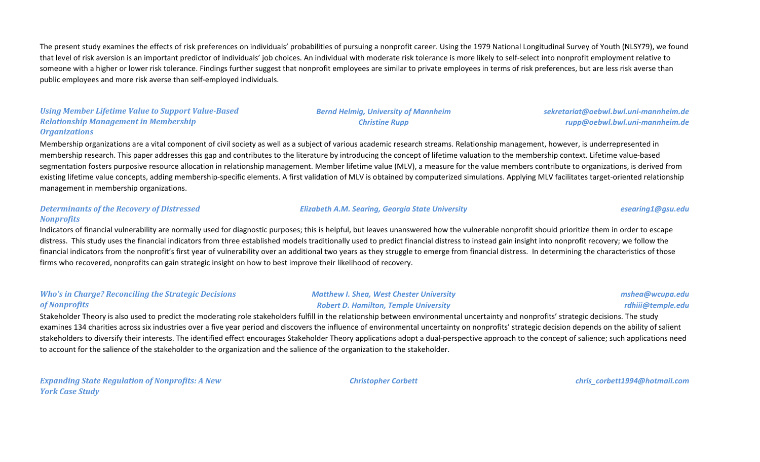The present study examines the effects of risk preferences on individuals' probabilities of pursuing a nonprofit career. Using the 1979 National Longitudinal Survey of Youth (NLSY79), we found that level of risk aversion is an important predictor of individuals' job choices. An individual with moderate risk tolerance is more likely to self-select into nonprofit employment relative to someone with a higher or lower risk tolerance. Findings further suggest that nonprofit employees are similar to private employees in terms of risk preferences, but are less risk averse than public employees and more risk averse than self-employed individuals.

***Using Member Lifetime Value to Support Value-Based Relationship Management in Membership Organizations***

*Bernd Helmig, University of Mannheim* — *sekretariat@oebwl.bwl.uni-mannheim.de*
*Christine Rupp* — *rupp@oebwl.bwl.uni-mannheim.de*

Membership organizations are a vital component of civil society as well as a subject of various academic research streams. Relationship management, however, is underrepresented in membership research. This paper addresses this gap and contributes to the literature by introducing the concept of lifetime valuation to the membership context. Lifetime value-based segmentation fosters purposive resource allocation in relationship management. Member lifetime value (MLV), a measure for the value members contribute to organizations, is derived from existing lifetime value concepts, adding membership-specific elements. A first validation of MLV is obtained by computerized simulations. Applying MLV facilitates target-oriented relationship management in membership organizations.

***Determinants of the Recovery of Distressed Nonprofits***

*Elizabeth A.M. Searing, Georgia State University* — *esearing1@gsu.edu*

Indicators of financial vulnerability are normally used for diagnostic purposes; this is helpful, but leaves unanswered how the vulnerable nonprofit should prioritize them in order to escape distress. This study uses the financial indicators from three established models traditionally used to predict financial distress to instead gain insight into nonprofit recovery; we follow the financial indicators from the nonprofit's first year of vulnerability over an additional two years as they struggle to emerge from financial distress. In determining the characteristics of those firms who recovered, nonprofits can gain strategic insight on how to best improve their likelihood of recovery.

***Who's in Charge? Reconciling the Strategic Decisions of Nonprofits***

*Matthew I. Shea, West Chester University* — *mshea@wcupa.edu*
*Robert D. Hamilton, Temple University* — *rdhiii@temple.edu*

Stakeholder Theory is also used to predict the moderating role stakeholders fulfill in the relationship between environmental uncertainty and nonprofits' strategic decisions. The study examines 134 charities across six industries over a five year period and discovers the influence of environmental uncertainty on nonprofits' strategic decision depends on the ability of salient stakeholders to diversify their interests. The identified effect encourages Stakeholder Theory applications adopt a dual-perspective approach to the concept of salience; such applications need to account for the salience of the stakeholder to the organization and the salience of the organization to the stakeholder.

***Expanding State Regulation of Nonprofits: A New York Case Study***

*Christopher Corbett* — *chris_corbett1994@hotmail.com*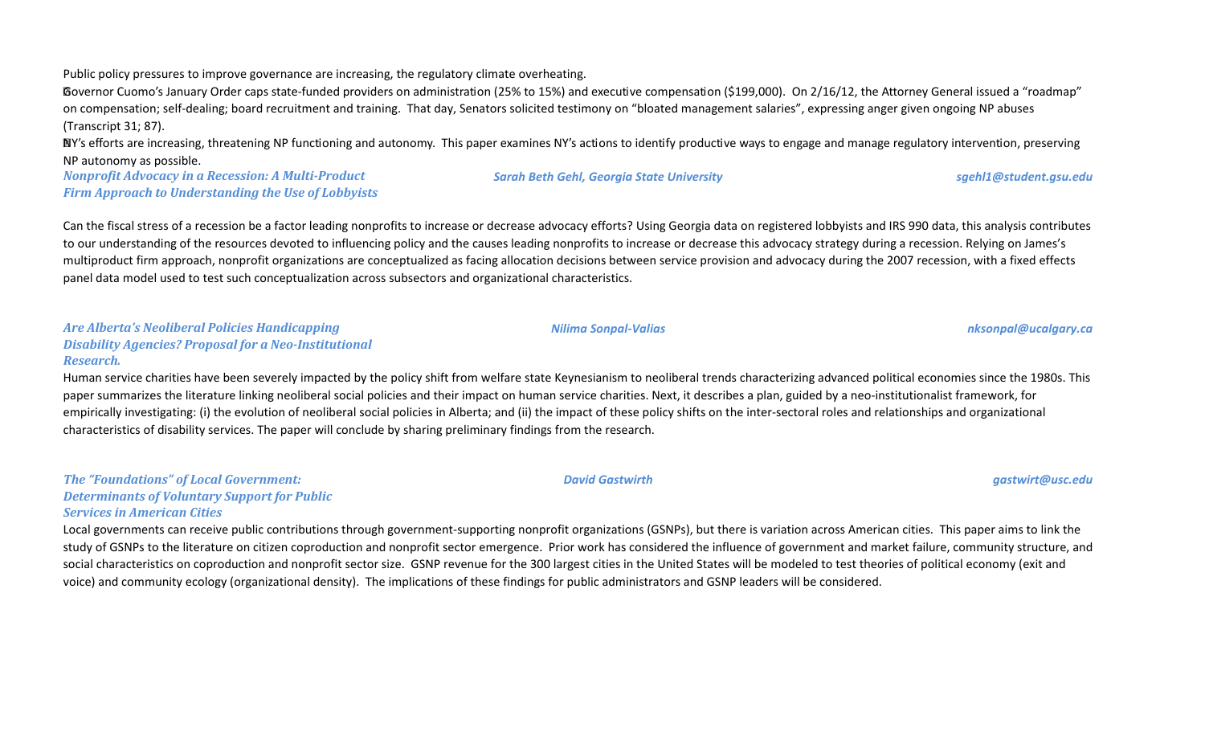Public policy pressures to improve governance are increasing, the regulatory climate overheating.

Governor Cuomo's January Order caps state-funded providers on administration (25% to 15%) and executive compensation ($199,000). On 2/16/12, the Attorney General issued a "roadmap" on compensation; self-dealing; board recruitment and training. That day, Senators solicited testimony on "bloated management salaries", expressing anger given ongoing NP abuses (Transcript 31; 87).

NY's efforts are increasing, threatening NP functioning and autonomy. This paper examines NY's actions to identify productive ways to engage and manage regulatory intervention, preserving NP autonomy as possible.

***Nonprofit Advocacy in a Recession: A Multi-Product Firm Approach to Understanding the Use of Lobbyists*** — *Sarah Beth Gehl, Georgia State University* — *sgehl1@student.gsu.edu*

Can the fiscal stress of a recession be a factor leading nonprofits to increase or decrease advocacy efforts? Using Georgia data on registered lobbyists and IRS 990 data, this analysis contributes to our understanding of the resources devoted to influencing policy and the causes leading nonprofits to increase or decrease this advocacy strategy during a recession. Relying on James's multiproduct firm approach, nonprofit organizations are conceptualized as facing allocation decisions between service provision and advocacy during the 2007 recession, with a fixed effects panel data model used to test such conceptualization across subsectors and organizational characteristics.

***Are Alberta's Neoliberal Policies Handicapping Disability Agencies? Proposal for a Neo-Institutional Research.*** — *Nilima Sonpal-Valias* — *nksonpal@ucalgary.ca*

Human service charities have been severely impacted by the policy shift from welfare state Keynesianism to neoliberal trends characterizing advanced political economies since the 1980s. This paper summarizes the literature linking neoliberal social policies and their impact on human service charities. Next, it describes a plan, guided by a neo-institutionalist framework, for empirically investigating: (i) the evolution of neoliberal social policies in Alberta; and (ii) the impact of these policy shifts on the inter-sectoral roles and relationships and organizational characteristics of disability services. The paper will conclude by sharing preliminary findings from the research.

***The "Foundations" of Local Government: Determinants of Voluntary Support for Public Services in American Cities*** — *David Gastwirth* — *gastwirt@usc.edu*

Local governments can receive public contributions through government-supporting nonprofit organizations (GSNPs), but there is variation across American cities. This paper aims to link the study of GSNPs to the literature on citizen coproduction and nonprofit sector emergence. Prior work has considered the influence of government and market failure, community structure, and social characteristics on coproduction and nonprofit sector size. GSNP revenue for the 300 largest cities in the United States will be modeled to test theories of political economy (exit and voice) and community ecology (organizational density). The implications of these findings for public administrators and GSNP leaders will be considered.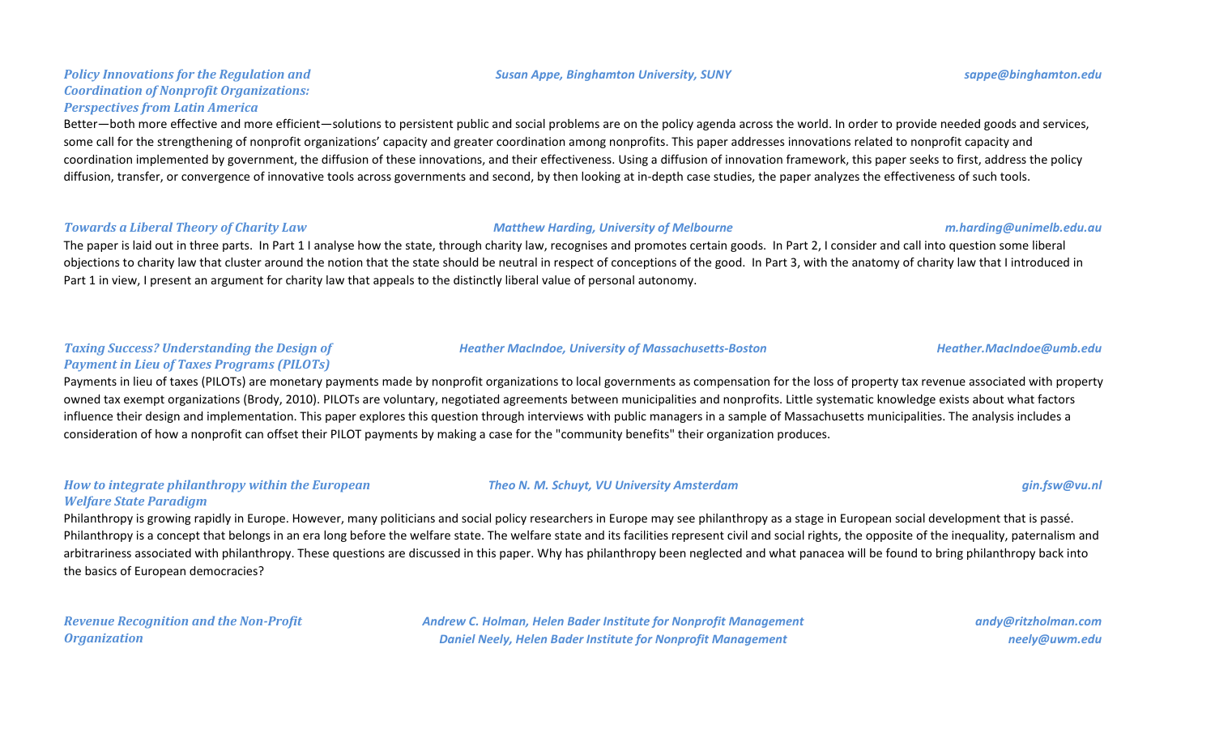***Policy Innovations for the Regulation and Coordination of Nonprofit Organizations: Perspectives from Latin America***

***Susan Appe, Binghamton University, SUNY*** — ***sappe@binghamton.edu***

Better—both more effective and more efficient—solutions to persistent public and social problems are on the policy agenda across the world. In order to provide needed goods and services, some call for the strengthening of nonprofit organizations' capacity and greater coordination among nonprofits. This paper addresses innovations related to nonprofit capacity and coordination implemented by government, the diffusion of these innovations, and their effectiveness. Using a diffusion of innovation framework, this paper seeks to first, address the policy diffusion, transfer, or convergence of innovative tools across governments and second, by then looking at in-depth case studies, the paper analyzes the effectiveness of such tools.

***Towards a Liberal Theory of Charity Law***

***Matthew Harding, University of Melbourne*** — ***m.harding@unimelb.edu.au***

The paper is laid out in three parts. In Part 1 I analyse how the state, through charity law, recognises and promotes certain goods. In Part 2, I consider and call into question some liberal objections to charity law that cluster around the notion that the state should be neutral in respect of conceptions of the good. In Part 3, with the anatomy of charity law that I introduced in Part 1 in view, I present an argument for charity law that appeals to the distinctly liberal value of personal autonomy.

***Taxing Success? Understanding the Design of Payment in Lieu of Taxes Programs (PILOTs)***

***Heather MacIndoe, University of Massachusetts-Boston*** — ***Heather.MacIndoe@umb.edu***

Payments in lieu of taxes (PILOTs) are monetary payments made by nonprofit organizations to local governments as compensation for the loss of property tax revenue associated with property owned tax exempt organizations (Brody, 2010). PILOTs are voluntary, negotiated agreements between municipalities and nonprofits. Little systematic knowledge exists about what factors influence their design and implementation. This paper explores this question through interviews with public managers in a sample of Massachusetts municipalities. The analysis includes a consideration of how a nonprofit can offset their PILOT payments by making a case for the "community benefits" their organization produces.

***How to integrate philanthropy within the European Welfare State Paradigm***

***Theo N. M. Schuyt, VU University Amsterdam*** — ***gin.fsw@vu.nl***

Philanthropy is growing rapidly in Europe. However, many politicians and social policy researchers in Europe may see philanthropy as a stage in European social development that is passé. Philanthropy is a concept that belongs in an era long before the welfare state. The welfare state and its facilities represent civil and social rights, the opposite of the inequality, paternalism and arbitrariness associated with philanthropy. These questions are discussed in this paper. Why has philanthropy been neglected and what panacea will be found to bring philanthropy back into the basics of European democracies?

***Revenue Recognition and the Non-Profit Organization***

***Andrew C. Holman, Helen Bader Institute for Nonprofit Management*** — ***andy@ritzholman.com***
***Daniel Neely, Helen Bader Institute for Nonprofit Management*** — ***neely@uwm.edu***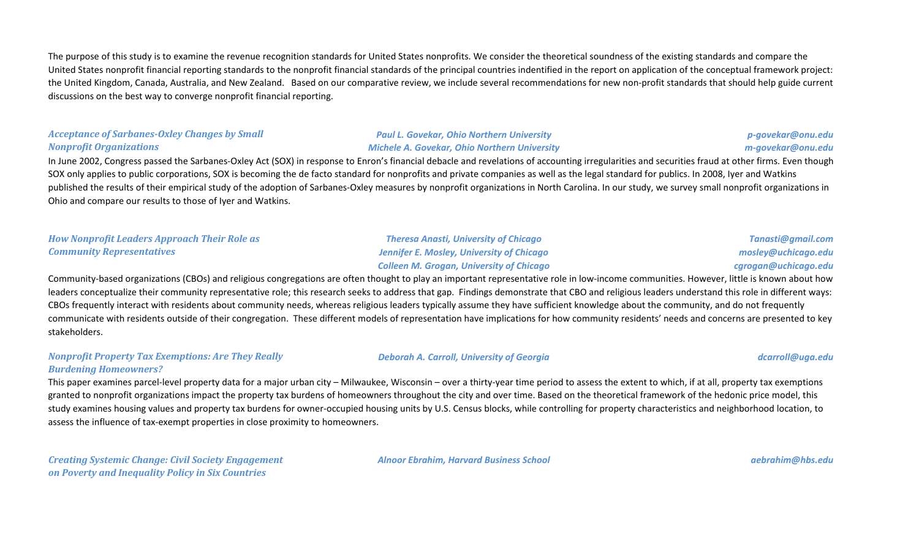The purpose of this study is to examine the revenue recognition standards for United States nonprofits. We consider the theoretical soundness of the existing standards and compare the United States nonprofit financial reporting standards to the nonprofit financial standards of the principal countries indentified in the report on application of the conceptual framework project: the United Kingdom, Canada, Australia, and New Zealand. Based on our comparative review, we include several recommendations for new non-profit standards that should help guide current discussions on the best way to converge nonprofit financial reporting.

### *Acceptance of Sarbanes-Oxley Changes by Small Nonprofit Organizations*

*Paul L. Govekar, Ohio Northern University* — *p-govekar@onu.edu*
*Michele A. Govekar, Ohio Northern University* — *m-govekar@onu.edu*

In June 2002, Congress passed the Sarbanes-Oxley Act (SOX) in response to Enron's financial debacle and revelations of accounting irregularities and securities fraud at other firms. Even though SOX only applies to public corporations, SOX is becoming the de facto standard for nonprofits and private companies as well as the legal standard for publics. In 2008, Iyer and Watkins published the results of their empirical study of the adoption of Sarbanes-Oxley measures by nonprofit organizations in North Carolina. In our study, we survey small nonprofit organizations in Ohio and compare our results to those of Iyer and Watkins.

### *How Nonprofit Leaders Approach Their Role as Community Representatives*

*Theresa Anasti, University of Chicago* — *Tanasti@gmail.com*
*Jennifer E. Mosley, University of Chicago* — *mosley@uchicago.edu*
*Colleen M. Grogan, University of Chicago* — *cgrogan@uchicago.edu*

Community-based organizations (CBOs) and religious congregations are often thought to play an important representative role in low-income communities. However, little is known about how leaders conceptualize their community representative role; this research seeks to address that gap. Findings demonstrate that CBO and religious leaders understand this role in different ways: CBOs frequently interact with residents about community needs, whereas religious leaders typically assume they have sufficient knowledge about the community, and do not frequently communicate with residents outside of their congregation. These different models of representation have implications for how community residents' needs and concerns are presented to key stakeholders.

### *Nonprofit Property Tax Exemptions: Are They Really Burdening Homeowners?*

*Deborah A. Carroll, University of Georgia* — *dcarroll@uga.edu*

This paper examines parcel-level property data for a major urban city – Milwaukee, Wisconsin – over a thirty-year time period to assess the extent to which, if at all, property tax exemptions granted to nonprofit organizations impact the property tax burdens of homeowners throughout the city and over time. Based on the theoretical framework of the hedonic price model, this study examines housing values and property tax burdens for owner-occupied housing units by U.S. Census blocks, while controlling for property characteristics and neighborhood location, to assess the influence of tax-exempt properties in close proximity to homeowners.

### *Creating Systemic Change: Civil Society Engagement on Poverty and Inequality Policy in Six Countries*

*Alnoor Ebrahim, Harvard Business School* — *aebrahim@hbs.edu*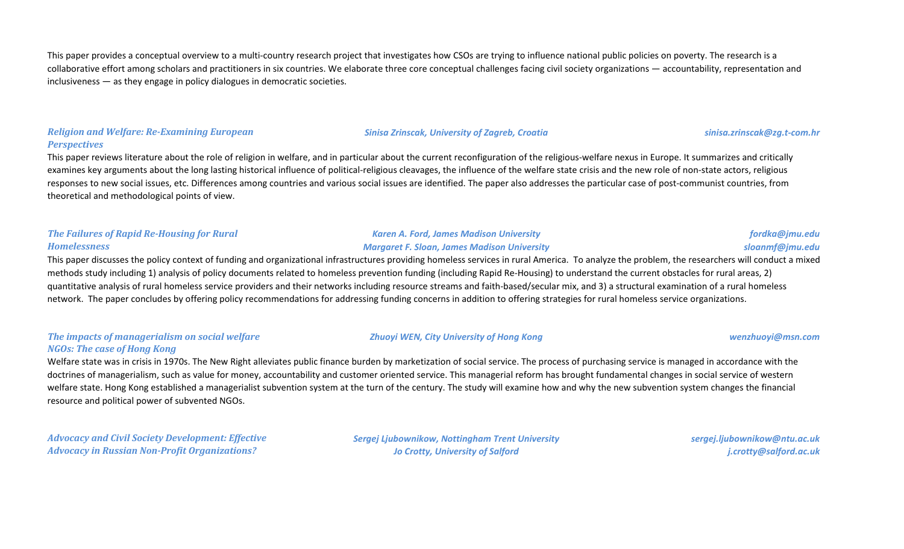This paper provides a conceptual overview to a multi-country research project that investigates how CSOs are trying to influence national public policies on poverty. The research is a collaborative effort among scholars and practitioners in six countries. We elaborate three core conceptual challenges facing civil society organizations — accountability, representation and inclusiveness — as they engage in policy dialogues in democratic societies.

### *Religion and Welfare: Re-Examining European Perspectives*

*Sinisa Zrinscak, University of Zagreb, Croatia* — *sinisa.zrinscak@zg.t-com.hr*

This paper reviews literature about the role of religion in welfare, and in particular about the current reconfiguration of the religious-welfare nexus in Europe. It summarizes and critically examines key arguments about the long lasting historical influence of political-religious cleavages, the influence of the welfare state crisis and the new role of non-state actors, religious responses to new social issues, etc. Differences among countries and various social issues are identified. The paper also addresses the particular case of post-communist countries, from theoretical and methodological points of view.

### *The Failures of Rapid Re-Housing for Rural Homelessness*

*Karen A. Ford, James Madison University* — *fordka@jmu.edu*
*Margaret F. Sloan, James Madison University* — *sloanmf@jmu.edu*

This paper discusses the policy context of funding and organizational infrastructures providing homeless services in rural America. To analyze the problem, the researchers will conduct a mixed methods study including 1) analysis of policy documents related to homeless prevention funding (including Rapid Re-Housing) to understand the current obstacles for rural areas, 2) quantitative analysis of rural homeless service providers and their networks including resource streams and faith-based/secular mix, and 3) a structural examination of a rural homeless network. The paper concludes by offering policy recommendations for addressing funding concerns in addition to offering strategies for rural homeless service organizations.

### *The impacts of managerialism on social welfare NGOs: The case of Hong Kong*

*Zhuoyi WEN, City University of Hong Kong* — *wenzhuoyi@msn.com*

Welfare state was in crisis in 1970s. The New Right alleviates public finance burden by marketization of social service. The process of purchasing service is managed in accordance with the doctrines of managerialism, such as value for money, accountability and customer oriented service. This managerial reform has brought fundamental changes in social service of western welfare state. Hong Kong established a managerialist subvention system at the turn of the century. The study will examine how and why the new subvention system changes the financial resource and political power of subvented NGOs.

### *Advocacy and Civil Society Development: Effective Advocacy in Russian Non-Profit Organizations?*

*Sergej Ljubownikow, Nottingham Trent University* — *sergej.ljubownikow@ntu.ac.uk*
*Jo Crotty, University of Salford* — *j.crotty@salford.ac.uk*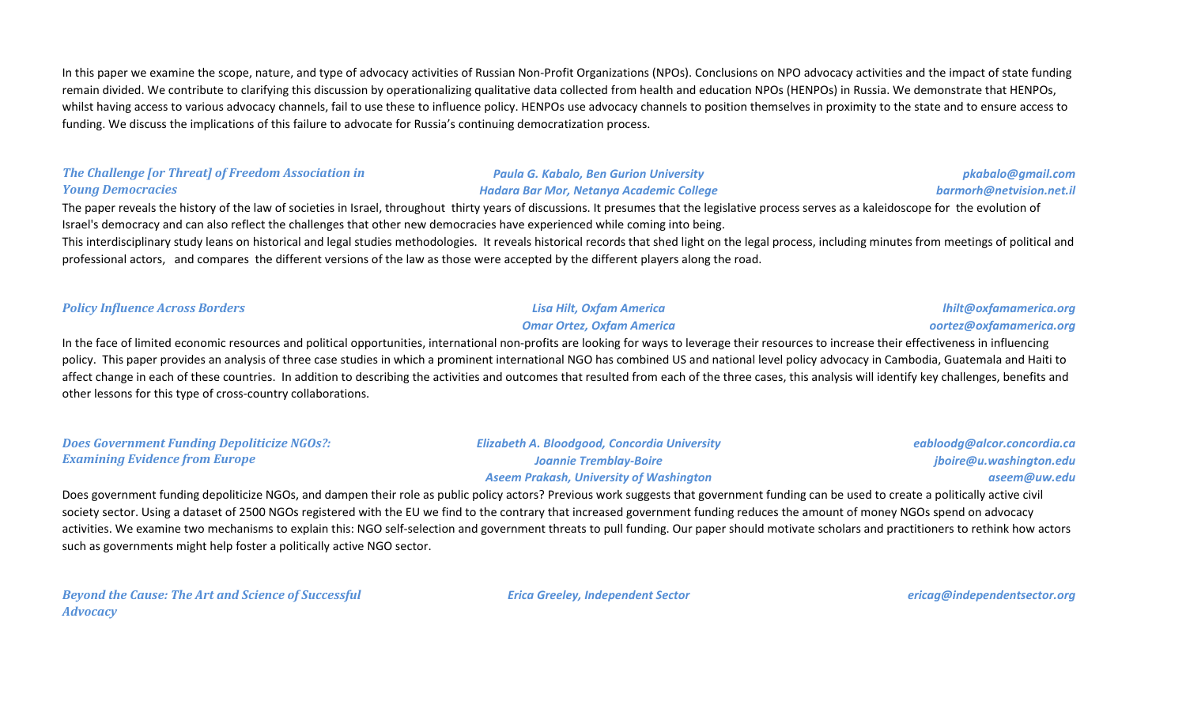In this paper we examine the scope, nature, and type of advocacy activities of Russian Non-Profit Organizations (NPOs). Conclusions on NPO advocacy activities and the impact of state funding remain divided. We contribute to clarifying this discussion by operationalizing qualitative data collected from health and education NPOs (HENPOs) in Russia. We demonstrate that HENPOs, whilst having access to various advocacy channels, fail to use these to influence policy. HENPOs use advocacy channels to position themselves in proximity to the state and to ensure access to funding. We discuss the implications of this failure to advocate for Russia's continuing democratization process.

***The Challenge [or Threat] of Freedom Association in Young Democracies***

*Paula G. Kabalo, Ben Gurion University* — *pkabalo@gmail.com*
*Hadara Bar Mor, Netanya Academic College* — *barmorh@netvision.net.il*

The paper reveals the history of the law of societies in Israel, throughout thirty years of discussions. It presumes that the legislative process serves as a kaleidoscope for the evolution of Israel's democracy and can also reflect the challenges that other new democracies have experienced while coming into being.
This interdisciplinary study leans on historical and legal studies methodologies. It reveals historical records that shed light on the legal process, including minutes from meetings of political and professional actors, and compares the different versions of the law as those were accepted by the different players along the road.

***Policy Influence Across Borders***

*Lisa Hilt, Oxfam America* — *lhilt@oxfamamerica.org*
*Omar Ortez, Oxfam America* — *oortez@oxfamamerica.org*

In the face of limited economic resources and political opportunities, international non-profits are looking for ways to leverage their resources to increase their effectiveness in influencing policy. This paper provides an analysis of three case studies in which a prominent international NGO has combined US and national level policy advocacy in Cambodia, Guatemala and Haiti to affect change in each of these countries. In addition to describing the activities and outcomes that resulted from each of the three cases, this analysis will identify key challenges, benefits and other lessons for this type of cross-country collaborations.

***Does Government Funding Depoliticize NGOs?: Examining Evidence from Europe***

*Elizabeth A. Bloodgood, Concordia University* — *eabloodg@alcor.concordia.ca*
*Joannie Tremblay-Boire* — *jboire@u.washington.edu*
*Aseem Prakash, University of Washington* — *aseem@uw.edu*

Does government funding depoliticize NGOs, and dampen their role as public policy actors? Previous work suggests that government funding can be used to create a politically active civil society sector. Using a dataset of 2500 NGOs registered with the EU we find to the contrary that increased government funding reduces the amount of money NGOs spend on advocacy activities. We examine two mechanisms to explain this: NGO self-selection and government threats to pull funding. Our paper should motivate scholars and practitioners to rethink how actors such as governments might help foster a politically active NGO sector.

***Beyond the Cause: The Art and Science of Successful Advocacy***

*Erica Greeley, Independent Sector* — *ericag@independentsector.org*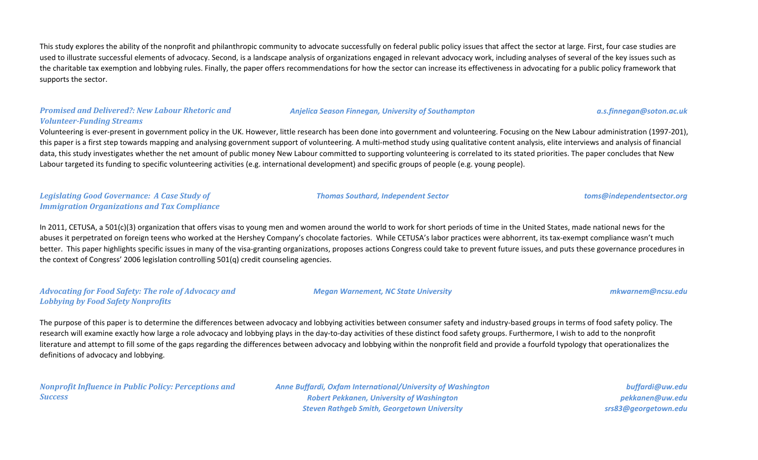This study explores the ability of the nonprofit and philanthropic community to advocate successfully on federal public policy issues that affect the sector at large. First, four case studies are used to illustrate successful elements of advocacy. Second, is a landscape analysis of organizations engaged in relevant advocacy work, including analyses of several of the key issues such as the charitable tax exemption and lobbying rules. Finally, the paper offers recommendations for how the sector can increase its effectiveness in advocating for a public policy framework that supports the sector.

***Promised and Delivered?: New Labour Rhetoric and Volunteer-Funding Streams***

***Anjelica Season Finnegan, University of Southampton*** — ***a.s.finnegan@soton.ac.uk***

Volunteering is ever-present in government policy in the UK. However, little research has been done into government and volunteering. Focusing on the New Labour administration (1997-201), this paper is a first step towards mapping and analysing government support of volunteering. A multi-method study using qualitative content analysis, elite interviews and analysis of financial data, this study investigates whether the net amount of public money New Labour committed to supporting volunteering is correlated to its stated priorities. The paper concludes that New Labour targeted its funding to specific volunteering activities (e.g. international development) and specific groups of people (e.g. young people).

***Legislating Good Governance: A Case Study of Immigration Organizations and Tax Compliance***

***Thomas Southard, Independent Sector*** — ***toms@independentsector.org***

In 2011, CETUSA, a 501(c)(3) organization that offers visas to young men and women around the world to work for short periods of time in the United States, made national news for the abuses it perpetrated on foreign teens who worked at the Hershey Company's chocolate factories. While CETUSA's labor practices were abhorrent, its tax-exempt compliance wasn't much better. This paper highlights specific issues in many of the visa-granting organizations, proposes actions Congress could take to prevent future issues, and puts these governance procedures in the context of Congress' 2006 legislation controlling 501(q) credit counseling agencies.

***Advocating for Food Safety: The role of Advocacy and Lobbying by Food Safety Nonprofits***

***Megan Warnement, NC State University*** — ***mkwarnem@ncsu.edu***

The purpose of this paper is to determine the differences between advocacy and lobbying activities between consumer safety and industry-based groups in terms of food safety policy. The research will examine exactly how large a role advocacy and lobbying plays in the day-to-day activities of these distinct food safety groups. Furthermore, I wish to add to the nonprofit literature and attempt to fill some of the gaps regarding the differences between advocacy and lobbying within the nonprofit field and provide a fourfold typology that operationalizes the definitions of advocacy and lobbying.

***Nonprofit Influence in Public Policy: Perceptions and Success***

***Anne Buffardi, Oxfam International/University of Washington*** — ***buffardi@uw.edu***
***Robert Pekkanen, University of Washington*** — ***pekkanen@uw.edu***
***Steven Rathgeb Smith, Georgetown University*** — ***srs83@georgetown.edu***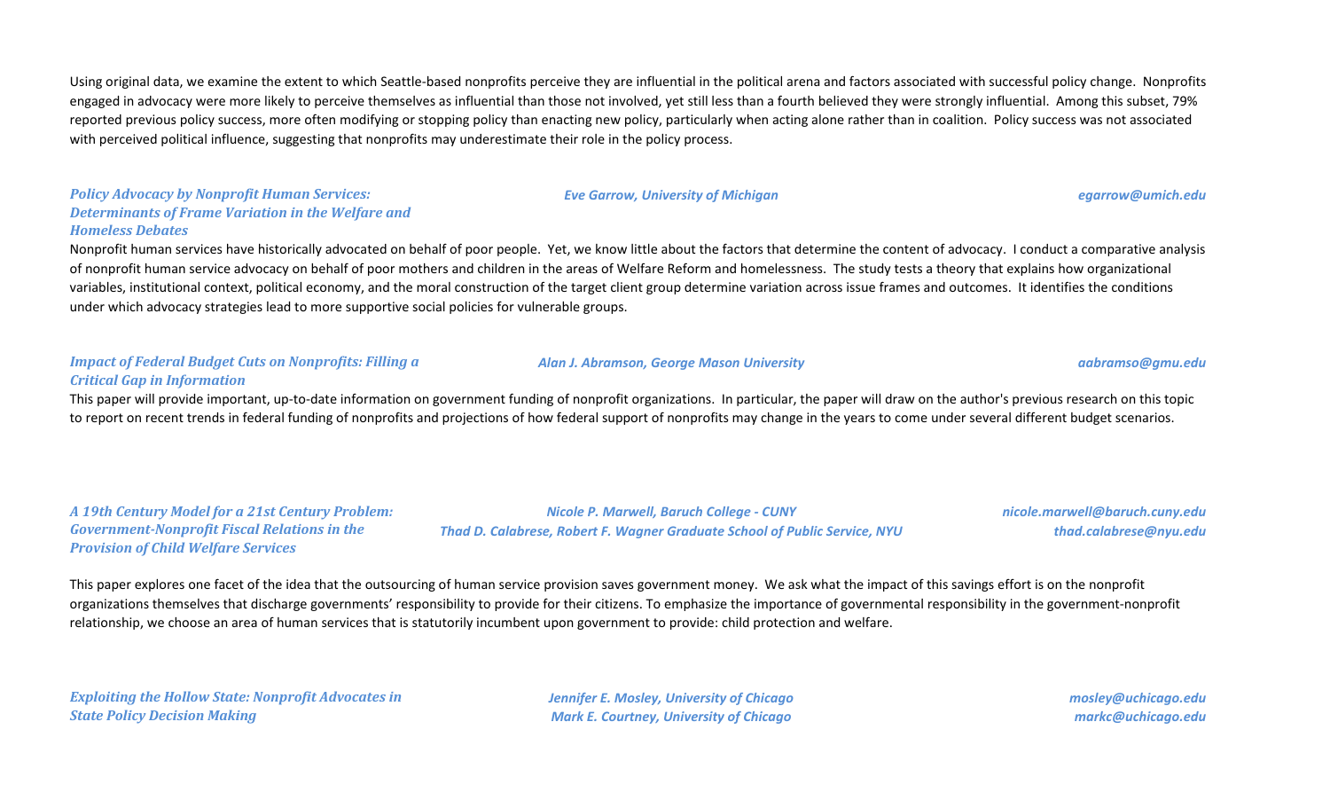Using original data, we examine the extent to which Seattle-based nonprofits perceive they are influential in the political arena and factors associated with successful policy change. Nonprofits engaged in advocacy were more likely to perceive themselves as influential than those not involved, yet still less than a fourth believed they were strongly influential. Among this subset, 79% reported previous policy success, more often modifying or stopping policy than enacting new policy, particularly when acting alone rather than in coalition. Policy success was not associated with perceived political influence, suggesting that nonprofits may underestimate their role in the policy process.

***Policy Advocacy by Nonprofit Human Services: Determinants of Frame Variation in the Welfare and Homeless Debates***

*Eve Garrow, University of Michigan* — *egarrow@umich.edu*

Nonprofit human services have historically advocated on behalf of poor people. Yet, we know little about the factors that determine the content of advocacy. I conduct a comparative analysis of nonprofit human service advocacy on behalf of poor mothers and children in the areas of Welfare Reform and homelessness. The study tests a theory that explains how organizational variables, institutional context, political economy, and the moral construction of the target client group determine variation across issue frames and outcomes. It identifies the conditions under which advocacy strategies lead to more supportive social policies for vulnerable groups.

***Impact of Federal Budget Cuts on Nonprofits: Filling a Critical Gap in Information***

*Alan J. Abramson, George Mason University* — *aabramso@gmu.edu*

This paper will provide important, up-to-date information on government funding of nonprofit organizations. In particular, the paper will draw on the author's previous research on this topic to report on recent trends in federal funding of nonprofits and projections of how federal support of nonprofits may change in the years to come under several different budget scenarios.

***A 19th Century Model for a 21st Century Problem: Government-Nonprofit Fiscal Relations in the Provision of Child Welfare Services***

*Nicole P. Marwell, Baruch College - CUNY* — *nicole.marwell@baruch.cuny.edu*
*Thad D. Calabrese, Robert F. Wagner Graduate School of Public Service, NYU* — *thad.calabrese@nyu.edu*

This paper explores one facet of the idea that the outsourcing of human service provision saves government money. We ask what the impact of this savings effort is on the nonprofit organizations themselves that discharge governments' responsibility to provide for their citizens. To emphasize the importance of governmental responsibility in the government-nonprofit relationship, we choose an area of human services that is statutorily incumbent upon government to provide: child protection and welfare.

***Exploiting the Hollow State: Nonprofit Advocates in State Policy Decision Making***

*Jennifer E. Mosley, University of Chicago* — *mosley@uchicago.edu*
*Mark E. Courtney, University of Chicago* — *markc@uchicago.edu*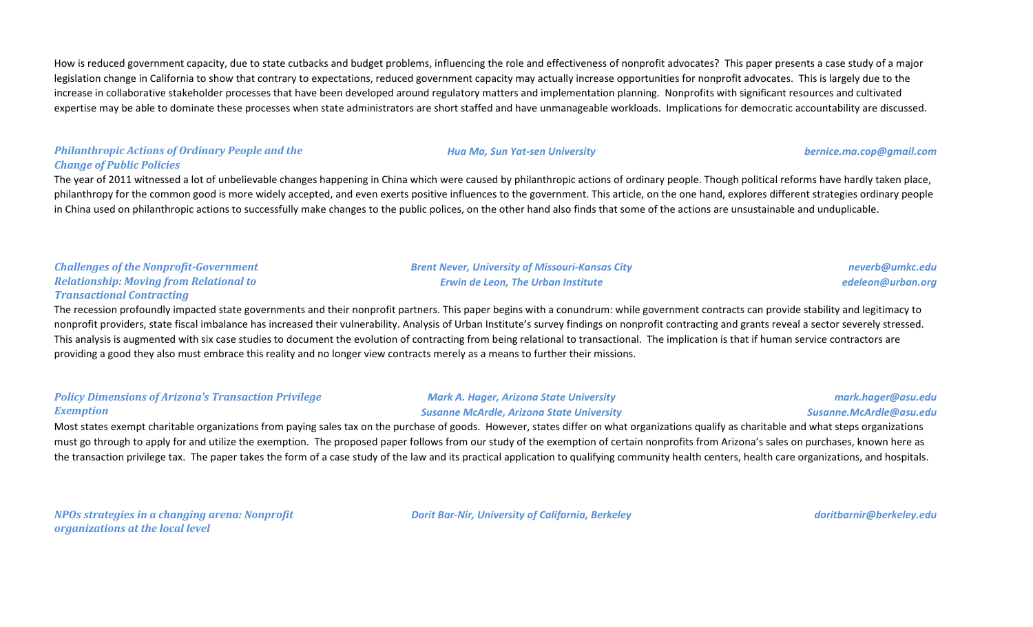How is reduced government capacity, due to state cutbacks and budget problems, influencing the role and effectiveness of nonprofit advocates? This paper presents a case study of a major legislation change in California to show that contrary to expectations, reduced government capacity may actually increase opportunities for nonprofit advocates. This is largely due to the increase in collaborative stakeholder processes that have been developed around regulatory matters and implementation planning. Nonprofits with significant resources and cultivated expertise may be able to dominate these processes when state administrators are short staffed and have unmanageable workloads. Implications for democratic accountability are discussed.

***Philanthropic Actions of Ordinary People and the Change of Public Policies***

*Hua Ma, Sun Yat-sen University* — *bernice.ma.cop@gmail.com*

The year of 2011 witnessed a lot of unbelievable changes happening in China which were caused by philanthropic actions of ordinary people. Though political reforms have hardly taken place, philanthropy for the common good is more widely accepted, and even exerts positive influences to the government. This article, on the one hand, explores different strategies ordinary people in China used on philanthropic actions to successfully make changes to the public polices, on the other hand also finds that some of the actions are unsustainable and unduplicable.

***Challenges of the Nonprofit-Government Relationship: Moving from Relational to Transactional Contracting***

*Brent Never, University of Missouri-Kansas City* — *neverb@umkc.edu*
*Erwin de Leon, The Urban Institute* — *edeleon@urban.org*

The recession profoundly impacted state governments and their nonprofit partners. This paper begins with a conundrum: while government contracts can provide stability and legitimacy to nonprofit providers, state fiscal imbalance has increased their vulnerability. Analysis of Urban Institute's survey findings on nonprofit contracting and grants reveal a sector severely stressed. This analysis is augmented with six case studies to document the evolution of contracting from being relational to transactional. The implication is that if human service contractors are providing a good they also must embrace this reality and no longer view contracts merely as a means to further their missions.

***Policy Dimensions of Arizona's Transaction Privilege Exemption***

*Mark A. Hager, Arizona State University* — *mark.hager@asu.edu*
*Susanne McArdle, Arizona State University* — *Susanne.McArdle@asu.edu*

Most states exempt charitable organizations from paying sales tax on the purchase of goods. However, states differ on what organizations qualify as charitable and what steps organizations must go through to apply for and utilize the exemption. The proposed paper follows from our study of the exemption of certain nonprofits from Arizona's sales on purchases, known here as the transaction privilege tax. The paper takes the form of a case study of the law and its practical application to qualifying community health centers, health care organizations, and hospitals.

***NPOs strategies in a changing arena: Nonprofit organizations at the local level***

*Dorit Bar-Nir, University of California, Berkeley* — *doritbarnir@berkeley.edu*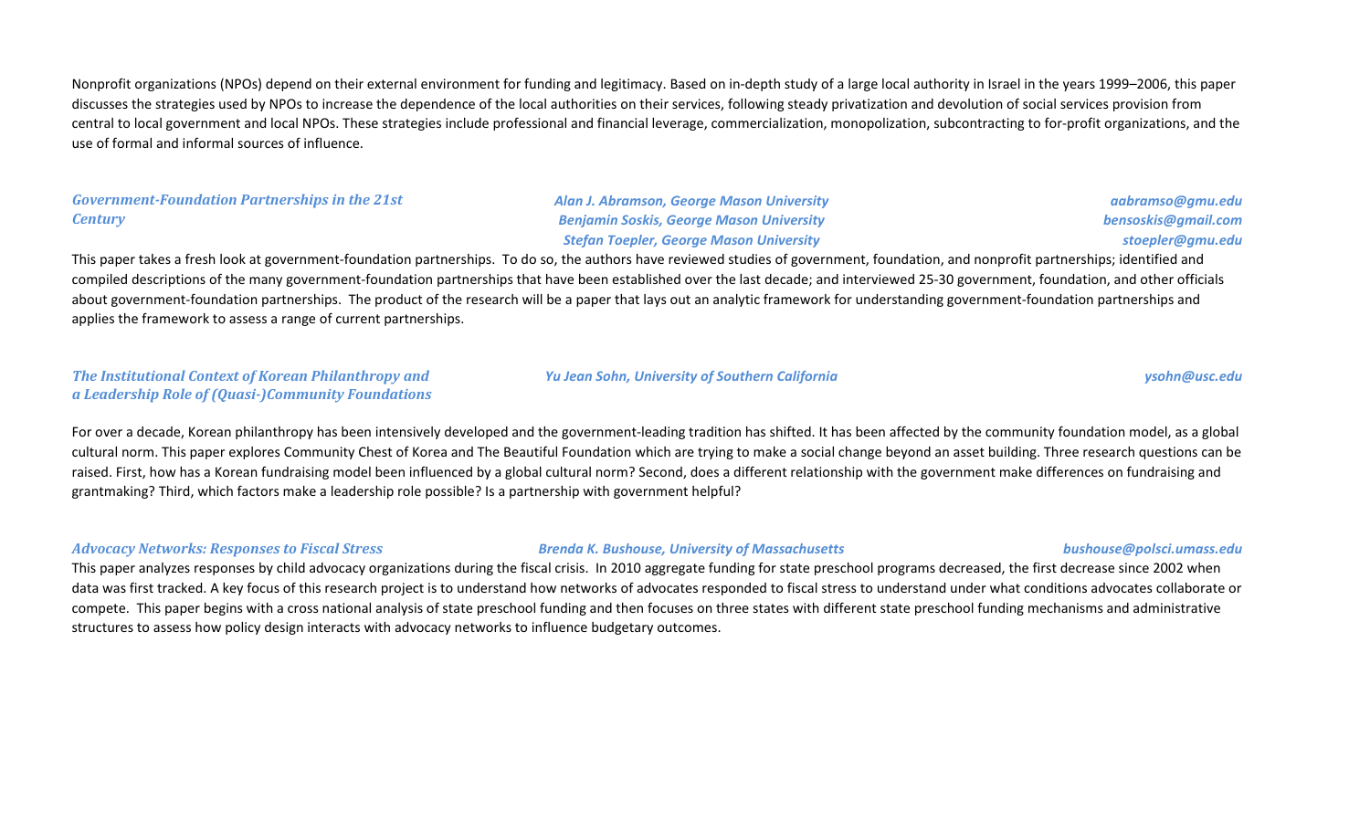Nonprofit organizations (NPOs) depend on their external environment for funding and legitimacy. Based on in-depth study of a large local authority in Israel in the years 1999–2006, this paper discusses the strategies used by NPOs to increase the dependence of the local authorities on their services, following steady privatization and devolution of social services provision from central to local government and local NPOs. These strategies include professional and financial leverage, commercialization, monopolization, subcontracting to for-profit organizations, and the use of formal and informal sources of influence.

### *Government-Foundation Partnerships in the 21st Century*

*Alan J. Abramson, George Mason University* — *aabramso@gmu.edu*
*Benjamin Soskis, George Mason University* — *bensoskis@gmail.com*
*Stefan Toepler, George Mason University* — *stoepler@gmu.edu*

This paper takes a fresh look at government-foundation partnerships. To do so, the authors have reviewed studies of government, foundation, and nonprofit partnerships; identified and compiled descriptions of the many government-foundation partnerships that have been established over the last decade; and interviewed 25-30 government, foundation, and other officials about government-foundation partnerships. The product of the research will be a paper that lays out an analytic framework for understanding government-foundation partnerships and applies the framework to assess a range of current partnerships.

### *The Institutional Context of Korean Philanthropy and a Leadership Role of (Quasi-)Community Foundations*

*Yu Jean Sohn, University of Southern California* — *ysohn@usc.edu*

For over a decade, Korean philanthropy has been intensively developed and the government-leading tradition has shifted. It has been affected by the community foundation model, as a global cultural norm. This paper explores Community Chest of Korea and The Beautiful Foundation which are trying to make a social change beyond an asset building. Three research questions can be raised. First, how has a Korean fundraising model been influenced by a global cultural norm? Second, does a different relationship with the government make differences on fundraising and grantmaking? Third, which factors make a leadership role possible? Is a partnership with government helpful?

### *Advocacy Networks: Responses to Fiscal Stress*

*Brenda K. Bushouse, University of Massachusetts* — *bushouse@polsci.umass.edu*

This paper analyzes responses by child advocacy organizations during the fiscal crisis. In 2010 aggregate funding for state preschool programs decreased, the first decrease since 2002 when data was first tracked. A key focus of this research project is to understand how networks of advocates responded to fiscal stress to understand under what conditions advocates collaborate or compete. This paper begins with a cross national analysis of state preschool funding and then focuses on three states with different state preschool funding mechanisms and administrative structures to assess how policy design interacts with advocacy networks to influence budgetary outcomes.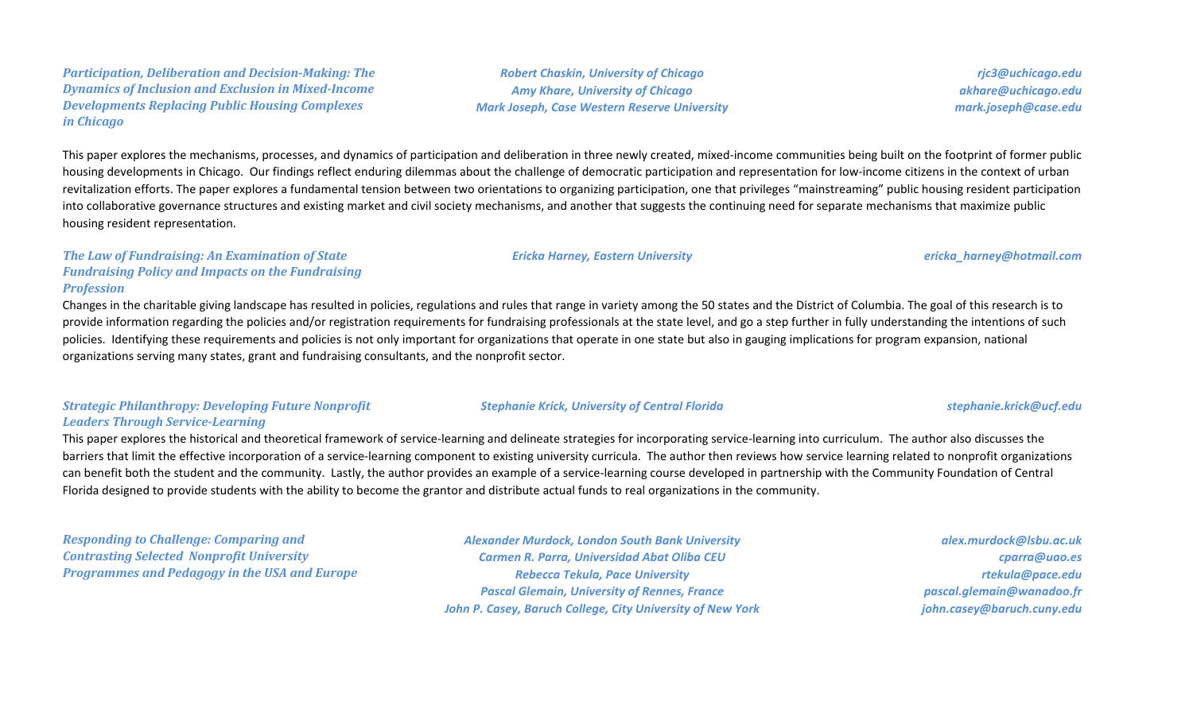***Participation, Deliberation and Decision-Making: The Dynamics of Inclusion and Exclusion in Mixed-Income Developments Replacing Public Housing Complexes in Chicago***

***Robert Chaskin, University of Chicago*** — ***rjc3@uchicago.edu***
***Amy Khare, University of Chicago*** — ***akhare@uchicago.edu***
***Mark Joseph, Case Western Reserve University*** — ***mark.joseph@case.edu***

This paper explores the mechanisms, processes, and dynamics of participation and deliberation in three newly created, mixed-income communities being built on the footprint of former public housing developments in Chicago. Our findings reflect enduring dilemmas about the challenge of democratic participation and representation for low-income citizens in the context of urban revitalization efforts. The paper explores a fundamental tension between two orientations to organizing participation, one that privileges "mainstreaming" public housing resident participation into collaborative governance structures and existing market and civil society mechanisms, and another that suggests the continuing need for separate mechanisms that maximize public housing resident representation.

***The Law of Fundraising: An Examination of State Fundraising Policy and Impacts on the Fundraising Profession***

***Ericka Harney, Eastern University*** — ***ericka_harney@hotmail.com***

Changes in the charitable giving landscape has resulted in policies, regulations and rules that range in variety among the 50 states and the District of Columbia. The goal of this research is to provide information regarding the policies and/or registration requirements for fundraising professionals at the state level, and go a step further in fully understanding the intentions of such policies. Identifying these requirements and policies is not only important for organizations that operate in one state but also in gauging implications for program expansion, national organizations serving many states, grant and fundraising consultants, and the nonprofit sector.

***Strategic Philanthropy: Developing Future Nonprofit Leaders Through Service-Learning***

***Stephanie Krick, University of Central Florida*** — ***stephanie.krick@ucf.edu***

This paper explores the historical and theoretical framework of service-learning and delineate strategies for incorporating service-learning into curriculum. The author also discusses the barriers that limit the effective incorporation of a service-learning component to existing university curricula. The author then reviews how service learning related to nonprofit organizations can benefit both the student and the community. Lastly, the author provides an example of a service-learning course developed in partnership with the Community Foundation of Central Florida designed to provide students with the ability to become the grantor and distribute actual funds to real organizations in the community.

***Responding to Challenge: Comparing and Contrasting Selected Nonprofit University Programmes and Pedagogy in the USA and Europe***

***Alexander Murdock, London South Bank University*** — ***alex.murdock@lsbu.ac.uk***
***Carmen R. Parra, Universidad Abat Oliba CEU*** — ***cparra@uao.es***
***Rebecca Tekula, Pace University*** — ***rtekula@pace.edu***
***Pascal Glemain, University of Rennes, France*** — ***pascal.glemain@wanadoo.fr***
***John P. Casey, Baruch College, City University of New York*** — ***john.casey@baruch.cuny.edu***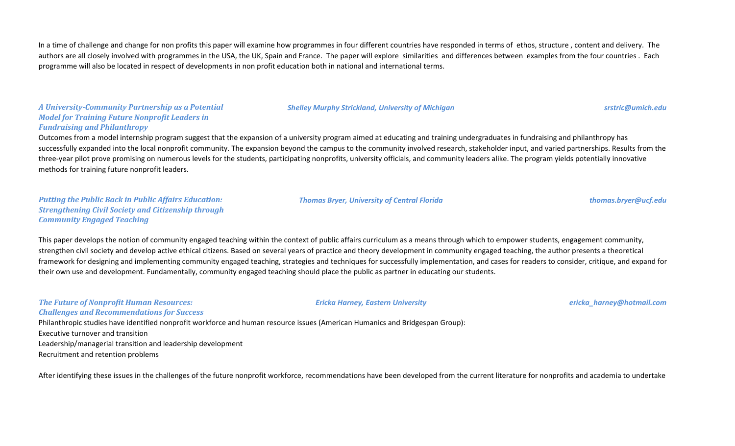In a time of challenge and change for non profits this paper will examine how programmes in four different countries have responded in terms of ethos, structure , content and delivery. The authors are all closely involved with programmes in the USA, the UK, Spain and France. The paper will explore similarities and differences between examples from the four countries . Each programme will also be located in respect of developments in non profit education both in national and international terms.

***A University-Community Partnership as a Potential Model for Training Future Nonprofit Leaders in Fundraising and Philanthropy***

***Shelley Murphy Strickland, University of Michigan*** — ***srstric@umich.edu***

Outcomes from a model internship program suggest that the expansion of a university program aimed at educating and training undergraduates in fundraising and philanthropy has successfully expanded into the local nonprofit community. The expansion beyond the campus to the community involved research, stakeholder input, and varied partnerships. Results from the three-year pilot prove promising on numerous levels for the students, participating nonprofits, university officials, and community leaders alike. The program yields potentially innovative methods for training future nonprofit leaders.

***Putting the Public Back in Public Affairs Education: Strengthening Civil Society and Citizenship through Community Engaged Teaching***

***Thomas Bryer, University of Central Florida*** — ***thomas.bryer@ucf.edu***

This paper develops the notion of community engaged teaching within the context of public affairs curriculum as a means through which to empower students, engagement community, strengthen civil society and develop active ethical citizens. Based on several years of practice and theory development in community engaged teaching, the author presents a theoretical framework for designing and implementing community engaged teaching, strategies and techniques for successfully implementation, and cases for readers to consider, critique, and expand for their own use and development. Fundamentally, community engaged teaching should place the public as partner in educating our students.

***The Future of Nonprofit Human Resources: Challenges and Recommendations for Success***

***Ericka Harney, Eastern University*** — ***ericka_harney@hotmail.com***

Philanthropic studies have identified nonprofit workforce and human resource issues (American Humanics and Bridgespan Group):

Executive turnover and transition

Leadership/managerial transition and leadership development

Recruitment and retention problems

After identifying these issues in the challenges of the future nonprofit workforce, recommendations have been developed from the current literature for nonprofits and academia to undertake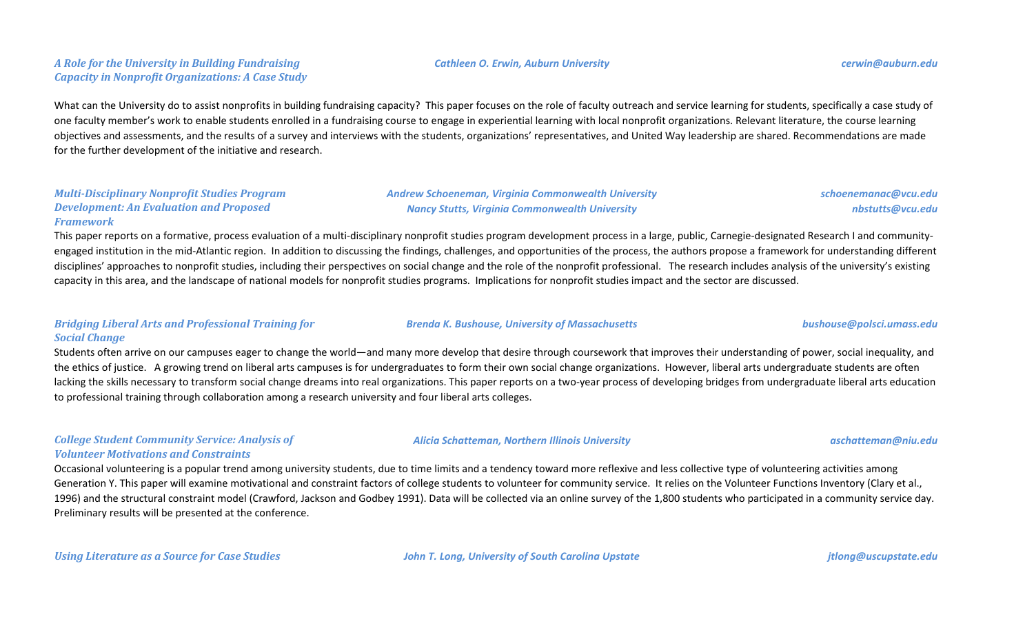### *A Role for the University in Building Fundraising Capacity in Nonprofit Organizations: A Case Study*

***Cathleen O. Erwin, Auburn University*** — ***cerwin@auburn.edu***

What can the University do to assist nonprofits in building fundraising capacity? This paper focuses on the role of faculty outreach and service learning for students, specifically a case study of one faculty member's work to enable students enrolled in a fundraising course to engage in experiential learning with local nonprofit organizations. Relevant literature, the course learning objectives and assessments, and the results of a survey and interviews with the students, organizations' representatives, and United Way leadership are shared. Recommendations are made for the further development of the initiative and research.

### *Multi-Disciplinary Nonprofit Studies Program Development: An Evaluation and Proposed Framework*

***Andrew Schoeneman, Virginia Commonwealth University*** — ***schoenemanac@vcu.edu***
***Nancy Stutts, Virginia Commonwealth University*** — ***nbstutts@vcu.edu***

This paper reports on a formative, process evaluation of a multi-disciplinary nonprofit studies program development process in a large, public, Carnegie-designated Research I and community-engaged institution in the mid-Atlantic region. In addition to discussing the findings, challenges, and opportunities of the process, the authors propose a framework for understanding different disciplines' approaches to nonprofit studies, including their perspectives on social change and the role of the nonprofit professional. The research includes analysis of the university's existing capacity in this area, and the landscape of national models for nonprofit studies programs. Implications for nonprofit studies impact and the sector are discussed.

### *Bridging Liberal Arts and Professional Training for Social Change*

***Brenda K. Bushouse, University of Massachusetts*** — ***bushouse@polsci.umass.edu***

Students often arrive on our campuses eager to change the world—and many more develop that desire through coursework that improves their understanding of power, social inequality, and the ethics of justice. A growing trend on liberal arts campuses is for undergraduates to form their own social change organizations. However, liberal arts undergraduate students are often lacking the skills necessary to transform social change dreams into real organizations. This paper reports on a two-year process of developing bridges from undergraduate liberal arts education to professional training through collaboration among a research university and four liberal arts colleges.

### *College Student Community Service: Analysis of Volunteer Motivations and Constraints*

***Alicia Schatteman, Northern Illinois University*** — ***aschatteman@niu.edu***

Occasional volunteering is a popular trend among university students, due to time limits and a tendency toward more reflexive and less collective type of volunteering activities among Generation Y. This paper will examine motivational and constraint factors of college students to volunteer for community service. It relies on the Volunteer Functions Inventory (Clary et al., 1996) and the structural constraint model (Crawford, Jackson and Godbey 1991). Data will be collected via an online survey of the 1,800 students who participated in a community service day. Preliminary results will be presented at the conference.

### *Using Literature as a Source for Case Studies*

***John T. Long, University of South Carolina Upstate*** — ***jtlong@uscupstate.edu***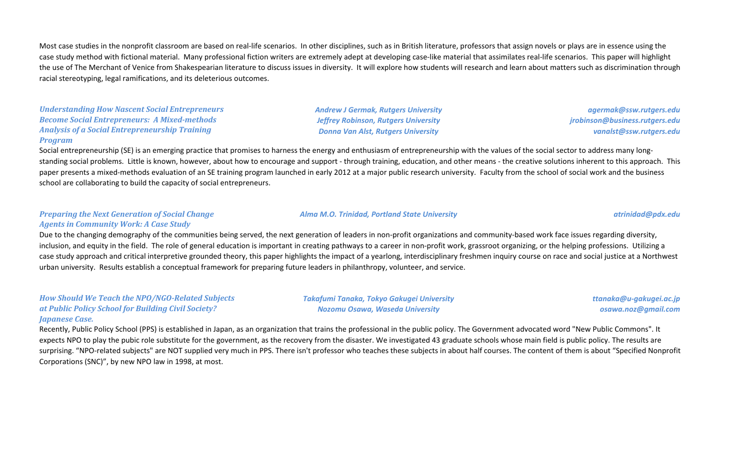Most case studies in the nonprofit classroom are based on real-life scenarios. In other disciplines, such as in British literature, professors that assign novels or plays are in essence using the case study method with fictional material. Many professional fiction writers are extremely adept at developing case-like material that assimilates real-life scenarios. This paper will highlight the use of The Merchant of Venice from Shakespearian literature to discuss issues in diversity. It will explore how students will research and learn about matters such as discrimination through racial stereotyping, legal ramifications, and its deleterious outcomes.

***Understanding How Nascent Social Entrepreneurs Become Social Entrepreneurs: A Mixed-methods Analysis of a Social Entrepreneurship Training Program***

*Andrew J Germak, Rutgers University* — *agermak@ssw.rutgers.edu*
*Jeffrey Robinson, Rutgers University* — *jrobinson@business.rutgers.edu*
*Donna Van Alst, Rutgers University* — *vanalst@ssw.rutgers.edu*

Social entrepreneurship (SE) is an emerging practice that promises to harness the energy and enthusiasm of entrepreneurship with the values of the social sector to address many long-standing social problems. Little is known, however, about how to encourage and support - through training, education, and other means - the creative solutions inherent to this approach. This paper presents a mixed-methods evaluation of an SE training program launched in early 2012 at a major public research university. Faculty from the school of social work and the business school are collaborating to build the capacity of social entrepreneurs.

***Preparing the Next Generation of Social Change Agents in Community Work: A Case Study***

*Alma M.O. Trinidad, Portland State University* — *atrinidad@pdx.edu*

Due to the changing demography of the communities being served, the next generation of leaders in non-profit organizations and community-based work face issues regarding diversity, inclusion, and equity in the field. The role of general education is important in creating pathways to a career in non-profit work, grassroot organizing, or the helping professions. Utilizing a case study approach and critical interpretive grounded theory, this paper highlights the impact of a yearlong, interdisciplinary freshmen inquiry course on race and social justice at a Northwest urban university. Results establish a conceptual framework for preparing future leaders in philanthropy, volunteer, and service.

***How Should We Teach the NPO/NGO-Related Subjects at Public Policy School for Building Civil Society? Japanese Case.***

*Takafumi Tanaka, Tokyo Gakugei University* — *ttanaka@u-gakugei.ac.jp*
*Nozomu Osawa, Waseda University* — *osawa.noz@gmail.com*

Recently, Public Policy School (PPS) is established in Japan, as an organization that trains the professional in the public policy. The Government advocated word "New Public Commons". It expects NPO to play the pubic role substitute for the government, as the recovery from the disaster. We investigated 43 graduate schools whose main field is public policy. The results are surprising. "NPO-related subjects" are NOT supplied very much in PPS. There isn't professor who teaches these subjects in about half courses. The content of them is about "Specified Nonprofit Corporations (SNC)", by new NPO law in 1998, at most.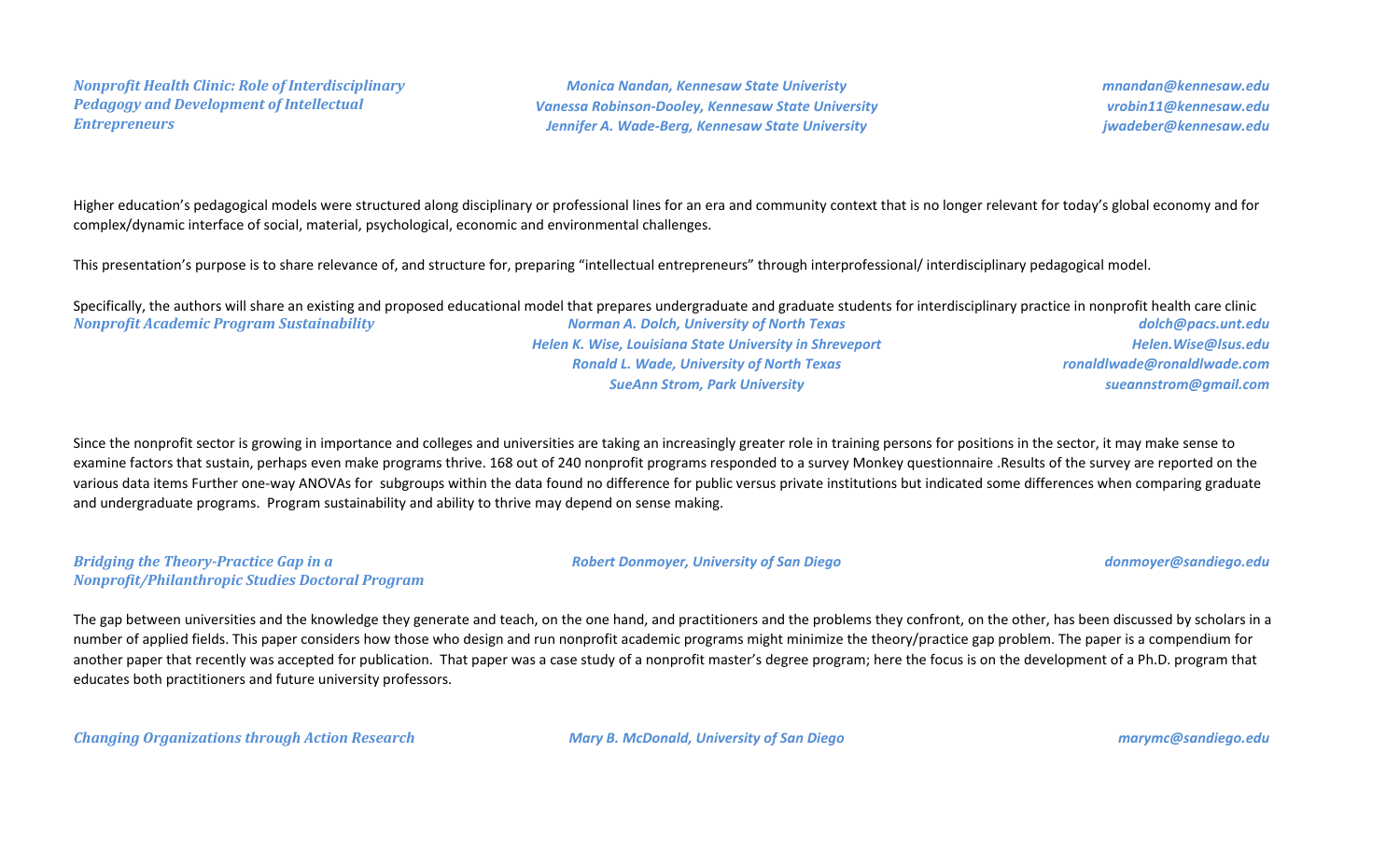***Nonprofit Health Clinic: Role of Interdisciplinary Pedagogy and Development of Intellectual Entrepreneurs***

*Monica Nandan, Kennesaw State Univeristy* — *mnandan@kennesaw.edu*
*Vanessa Robinson-Dooley, Kennesaw State University* — *vrobin11@kennesaw.edu*
*Jennifer A. Wade-Berg, Kennesaw State University* — *jwadeber@kennesaw.edu*

Higher education's pedagogical models were structured along disciplinary or professional lines for an era and community context that is no longer relevant for today's global economy and for complex/dynamic interface of social, material, psychological, economic and environmental challenges.

This presentation's purpose is to share relevance of, and structure for, preparing "intellectual entrepreneurs" through interprofessional/ interdisciplinary pedagogical model.

Specifically, the authors will share an existing and proposed educational model that prepares undergraduate and graduate students for interdisciplinary practice in nonprofit health care clinic

***Nonprofit Academic Program Sustainability***

*Norman A. Dolch, University of North Texas* — *dolch@pacs.unt.edu*
*Helen K. Wise, Louisiana State University in Shreveport* — *Helen.Wise@lsus.edu*
*Ronald L. Wade, University of North Texas* — *ronaldlwade@ronaldlwade.com*
*SueAnn Strom, Park University* — *sueannstrom@gmail.com*

Since the nonprofit sector is growing in importance and colleges and universities are taking an increasingly greater role in training persons for positions in the sector, it may make sense to examine factors that sustain, perhaps even make programs thrive. 168 out of 240 nonprofit programs responded to a survey Monkey questionnaire .Results of the survey are reported on the various data items Further one-way ANOVAs for subgroups within the data found no difference for public versus private institutions but indicated some differences when comparing graduate and undergraduate programs. Program sustainability and ability to thrive may depend on sense making.

***Bridging the Theory-Practice Gap in a Nonprofit/Philanthropic Studies Doctoral Program***

*Robert Donmoyer, University of San Diego* — *donmoyer@sandiego.edu*

The gap between universities and the knowledge they generate and teach, on the one hand, and practitioners and the problems they confront, on the other, has been discussed by scholars in a number of applied fields. This paper considers how those who design and run nonprofit academic programs might minimize the theory/practice gap problem. The paper is a compendium for another paper that recently was accepted for publication. That paper was a case study of a nonprofit master's degree program; here the focus is on the development of a Ph.D. program that educates both practitioners and future university professors.

***Changing Organizations through Action Research***

*Mary B. McDonald, University of San Diego* — *marymc@sandiego.edu*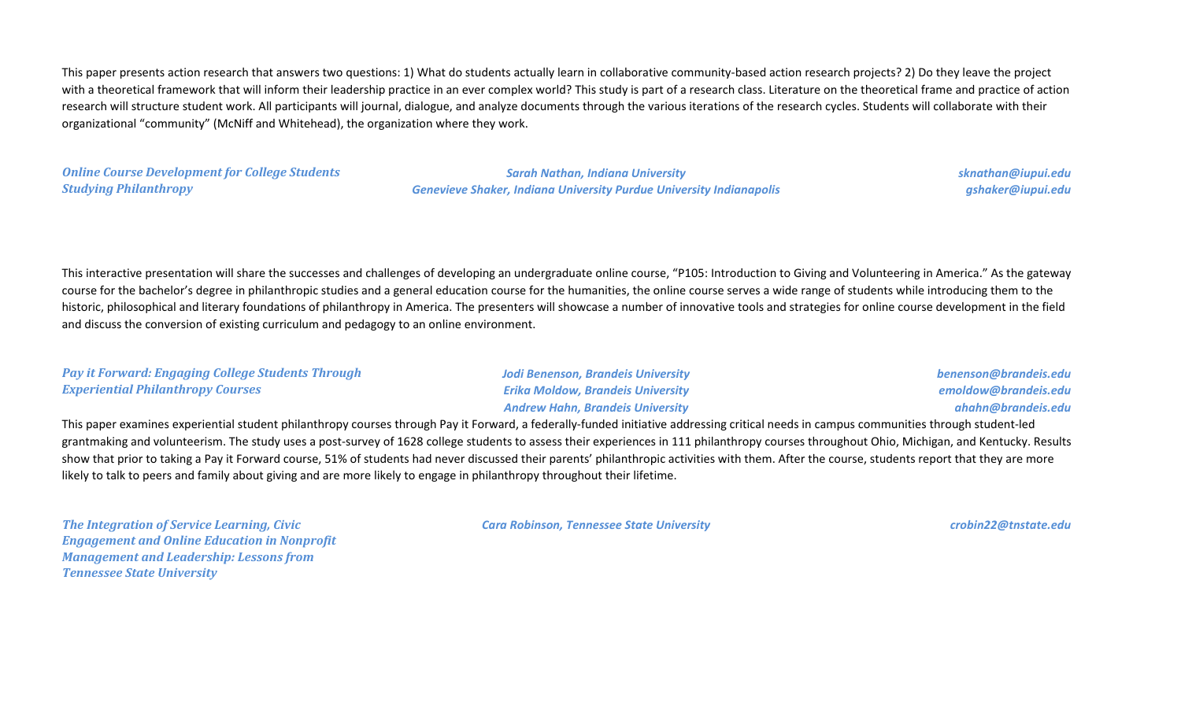This paper presents action research that answers two questions: 1) What do students actually learn in collaborative community-based action research projects? 2) Do they leave the project with a theoretical framework that will inform their leadership practice in an ever complex world? This study is part of a research class. Literature on the theoretical frame and practice of action research will structure student work. All participants will journal, dialogue, and analyze documents through the various iterations of the research cycles. Students will collaborate with their organizational "community" (McNiff and Whitehead), the organization where they work.

***Online Course Development for College Students Studying Philanthropy***

*Sarah Nathan, Indiana University* — *sknathan@iupui.edu*
*Genevieve Shaker, Indiana University Purdue University Indianapolis* — *gshaker@iupui.edu*

This interactive presentation will share the successes and challenges of developing an undergraduate online course, "P105: Introduction to Giving and Volunteering in America." As the gateway course for the bachelor's degree in philanthropic studies and a general education course for the humanities, the online course serves a wide range of students while introducing them to the historic, philosophical and literary foundations of philanthropy in America. The presenters will showcase a number of innovative tools and strategies for online course development in the field and discuss the conversion of existing curriculum and pedagogy to an online environment.

***Pay it Forward: Engaging College Students Through Experiential Philanthropy Courses***

*Jodi Benenson, Brandeis University* — *benenson@brandeis.edu*
*Erika Moldow, Brandeis University* — *emoldow@brandeis.edu*
*Andrew Hahn, Brandeis University* — *ahahn@brandeis.edu*

This paper examines experiential student philanthropy courses through Pay it Forward, a federally-funded initiative addressing critical needs in campus communities through student-led grantmaking and volunteerism. The study uses a post-survey of 1628 college students to assess their experiences in 111 philanthropy courses throughout Ohio, Michigan, and Kentucky. Results show that prior to taking a Pay it Forward course, 51% of students had never discussed their parents' philanthropic activities with them. After the course, students report that they are more likely to talk to peers and family about giving and are more likely to engage in philanthropy throughout their lifetime.

***The Integration of Service Learning, Civic Engagement and Online Education in Nonprofit Management and Leadership: Lessons from Tennessee State University***

*Cara Robinson, Tennessee State University* — *crobin22@tnstate.edu*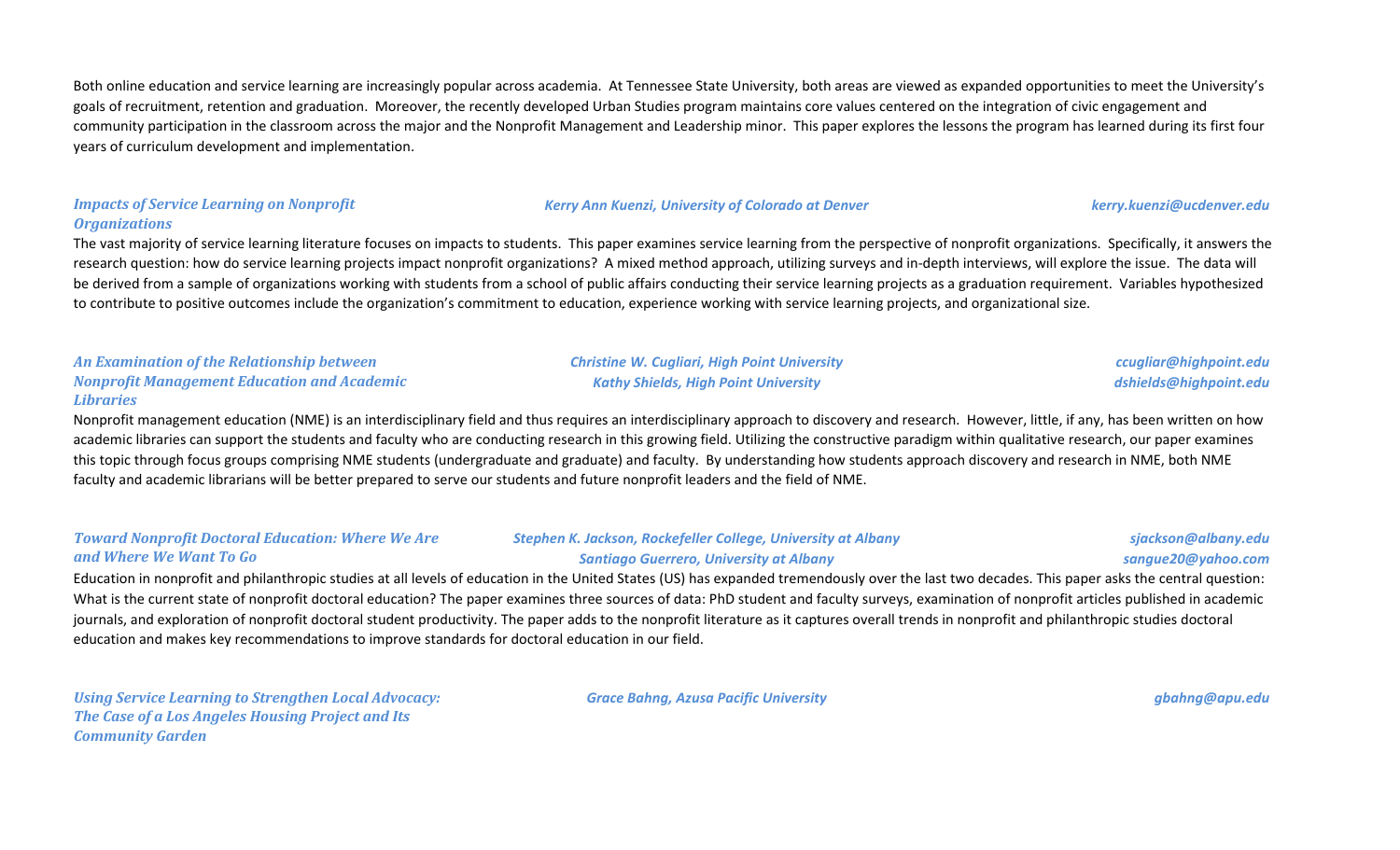Both online education and service learning are increasingly popular across academia. At Tennessee State University, both areas are viewed as expanded opportunities to meet the University's goals of recruitment, retention and graduation. Moreover, the recently developed Urban Studies program maintains core values centered on the integration of civic engagement and community participation in the classroom across the major and the Nonprofit Management and Leadership minor. This paper explores the lessons the program has learned during its first four years of curriculum development and implementation.

***Impacts of Service Learning on Nonprofit Organizations***

*Kerry Ann Kuenzi, University of Colorado at Denver* — *kerry.kuenzi@ucdenver.edu*

The vast majority of service learning literature focuses on impacts to students. This paper examines service learning from the perspective of nonprofit organizations. Specifically, it answers the research question: how do service learning projects impact nonprofit organizations? A mixed method approach, utilizing surveys and in-depth interviews, will explore the issue. The data will be derived from a sample of organizations working with students from a school of public affairs conducting their service learning projects as a graduation requirement. Variables hypothesized to contribute to positive outcomes include the organization's commitment to education, experience working with service learning projects, and organizational size.

***An Examination of the Relationship between Nonprofit Management Education and Academic Libraries***

*Christine W. Cugliari, High Point University* — *ccugliar@highpoint.edu*
*Kathy Shields, High Point University* — *dshields@highpoint.edu*

Nonprofit management education (NME) is an interdisciplinary field and thus requires an interdisciplinary approach to discovery and research. However, little, if any, has been written on how academic libraries can support the students and faculty who are conducting research in this growing field. Utilizing the constructive paradigm within qualitative research, our paper examines this topic through focus groups comprising NME students (undergraduate and graduate) and faculty. By understanding how students approach discovery and research in NME, both NME faculty and academic librarians will be better prepared to serve our students and future nonprofit leaders and the field of NME.

***Toward Nonprofit Doctoral Education: Where We Are and Where We Want To Go***

*Stephen K. Jackson, Rockefeller College, University at Albany* — *sjackson@albany.edu*
*Santiago Guerrero, University at Albany* — *sangue20@yahoo.com*

Education in nonprofit and philanthropic studies at all levels of education in the United States (US) has expanded tremendously over the last two decades. This paper asks the central question: What is the current state of nonprofit doctoral education? The paper examines three sources of data: PhD student and faculty surveys, examination of nonprofit articles published in academic journals, and exploration of nonprofit doctoral student productivity. The paper adds to the nonprofit literature as it captures overall trends in nonprofit and philanthropic studies doctoral education and makes key recommendations to improve standards for doctoral education in our field.

***Using Service Learning to Strengthen Local Advocacy: The Case of a Los Angeles Housing Project and Its Community Garden***

*Grace Bahng, Azusa Pacific University* — *gbahng@apu.edu*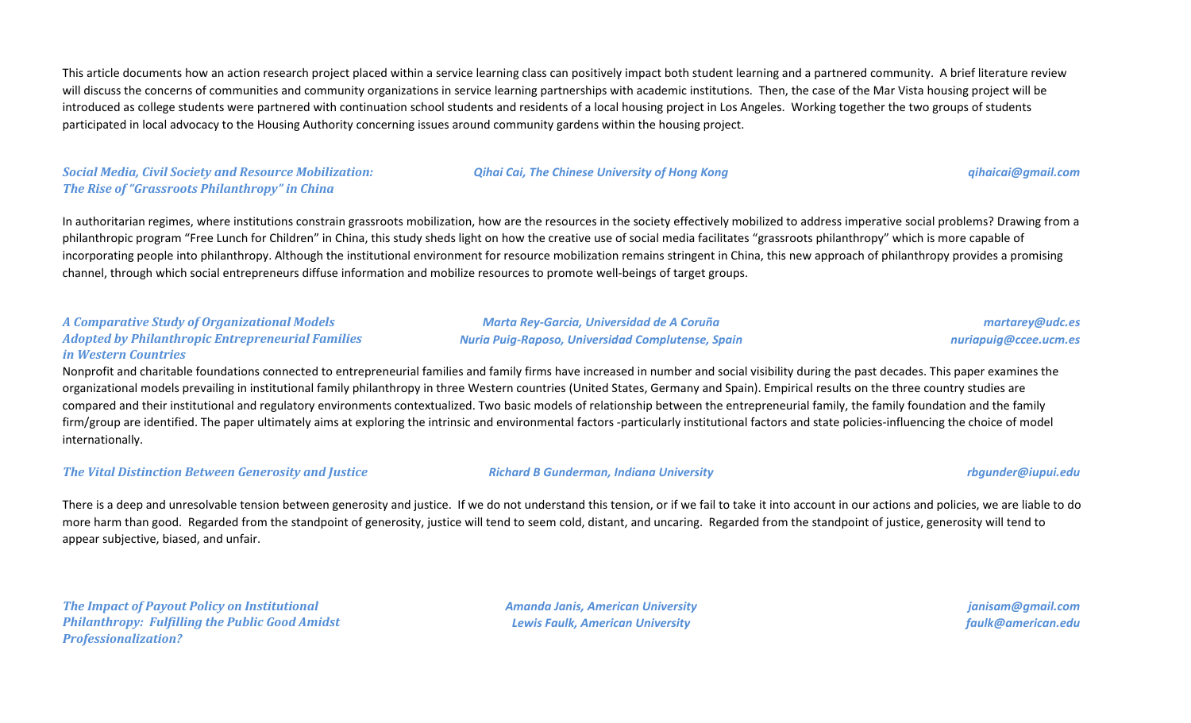This article documents how an action research project placed within a service learning class can positively impact both student learning and a partnered community. A brief literature review will discuss the concerns of communities and community organizations in service learning partnerships with academic institutions. Then, the case of the Mar Vista housing project will be introduced as college students were partnered with continuation school students and residents of a local housing project in Los Angeles. Working together the two groups of students participated in local advocacy to the Housing Authority concerning issues around community gardens within the housing project.

***Social Media, Civil Society and Resource Mobilization: The Rise of "Grassroots Philanthropy" in China***

*Qihai Cai, The Chinese University of Hong Kong* — *qihaicai@gmail.com*

In authoritarian regimes, where institutions constrain grassroots mobilization, how are the resources in the society effectively mobilized to address imperative social problems? Drawing from a philanthropic program "Free Lunch for Children" in China, this study sheds light on how the creative use of social media facilitates "grassroots philanthropy" which is more capable of incorporating people into philanthropy. Although the institutional environment for resource mobilization remains stringent in China, this new approach of philanthropy provides a promising channel, through which social entrepreneurs diffuse information and mobilize resources to promote well-beings of target groups.

***A Comparative Study of Organizational Models Adopted by Philanthropic Entrepreneurial Families in Western Countries***

*Marta Rey-Garcia, Universidad de A Coruña* — *martarey@udc.es*
*Nuria Puig-Raposo, Universidad Complutense, Spain* — *nuriapuig@ccee.ucm.es*

Nonprofit and charitable foundations connected to entrepreneurial families and family firms have increased in number and social visibility during the past decades. This paper examines the organizational models prevailing in institutional family philanthropy in three Western countries (United States, Germany and Spain). Empirical results on the three country studies are compared and their institutional and regulatory environments contextualized. Two basic models of relationship between the entrepreneurial family, the family foundation and the family firm/group are identified. The paper ultimately aims at exploring the intrinsic and environmental factors -particularly institutional factors and state policies-influencing the choice of model internationally.

***The Vital Distinction Between Generosity and Justice***

*Richard B Gunderman, Indiana University* — *rbgunder@iupui.edu*

There is a deep and unresolvable tension between generosity and justice. If we do not understand this tension, or if we fail to take it into account in our actions and policies, we are liable to do more harm than good. Regarded from the standpoint of generosity, justice will tend to seem cold, distant, and uncaring. Regarded from the standpoint of justice, generosity will tend to appear subjective, biased, and unfair.

***The Impact of Payout Policy on Institutional Philanthropy: Fulfilling the Public Good Amidst Professionalization?***

*Amanda Janis, American University* — *janisam@gmail.com*
*Lewis Faulk, American University* — *faulk@american.edu*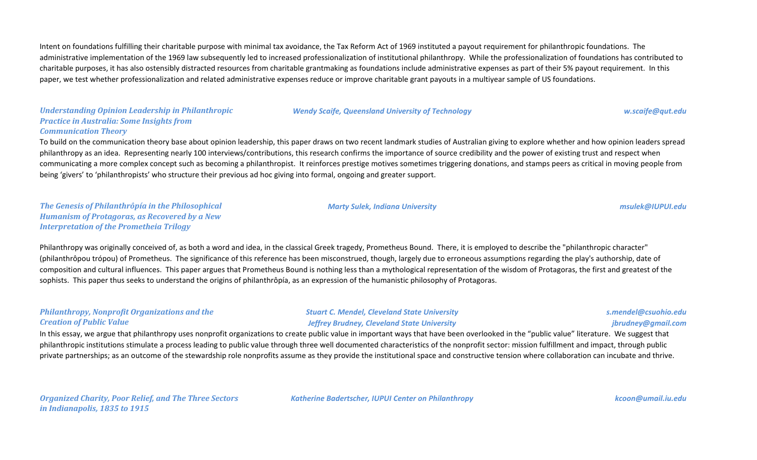Intent on foundations fulfilling their charitable purpose with minimal tax avoidance, the Tax Reform Act of 1969 instituted a payout requirement for philanthropic foundations. The administrative implementation of the 1969 law subsequently led to increased professionalization of institutional philanthropy. While the professionalization of foundations has contributed to charitable purposes, it has also ostensibly distracted resources from charitable grantmaking as foundations include administrative expenses as part of their 5% payout requirement. In this paper, we test whether professionalization and related administrative expenses reduce or improve charitable grant payouts in a multiyear sample of US foundations.

***Understanding Opinion Leadership in Philanthropic Practice in Australia: Some Insights from Communication Theory***

*Wendy Scaife, Queensland University of Technology* — *w.scaife@qut.edu*

To build on the communication theory base about opinion leadership, this paper draws on two recent landmark studies of Australian giving to explore whether and how opinion leaders spread philanthropy as an idea. Representing nearly 100 interviews/contributions, this research confirms the importance of source credibility and the power of existing trust and respect when communicating a more complex concept such as becoming a philanthropist. It reinforces prestige motives sometimes triggering donations, and stamps peers as critical in moving people from being 'givers' to 'philanthropists' who structure their previous ad hoc giving into formal, ongoing and greater support.

***The Genesis of Philanthrôpía in the Philosophical Humanism of Protagoras, as Recovered by a New Interpretation of the Prometheia Trilogy***

*Marty Sulek, Indiana University* — *msulek@IUPUI.edu*

Philanthropy was originally conceived of, as both a word and idea, in the classical Greek tragedy, Prometheus Bound. There, it is employed to describe the "philanthropic character" (philanthrôpou trópou) of Prometheus. The significance of this reference has been misconstrued, though, largely due to erroneous assumptions regarding the play's authorship, date of composition and cultural influences. This paper argues that Prometheus Bound is nothing less than a mythological representation of the wisdom of Protagoras, the first and greatest of the sophists. This paper thus seeks to understand the origins of philanthrôpía, as an expression of the humanistic philosophy of Protagoras.

***Philanthropy, Nonprofit Organizations and the Creation of Public Value***

*Stuart C. Mendel, Cleveland State University* — *s.mendel@csuohio.edu*
*Jeffrey Brudney, Cleveland State University* — *jbrudney@gmail.com*

In this essay, we argue that philanthropy uses nonprofit organizations to create public value in important ways that have been overlooked in the "public value" literature. We suggest that philanthropic institutions stimulate a process leading to public value through three well documented characteristics of the nonprofit sector: mission fulfillment and impact, through public private partnerships; as an outcome of the stewardship role nonprofits assume as they provide the institutional space and constructive tension where collaboration can incubate and thrive.

***Organized Charity, Poor Relief, and The Three Sectors in Indianapolis, 1835 to 1915***

*Katherine Badertscher, IUPUI Center on Philanthropy* — *kcoon@umail.iu.edu*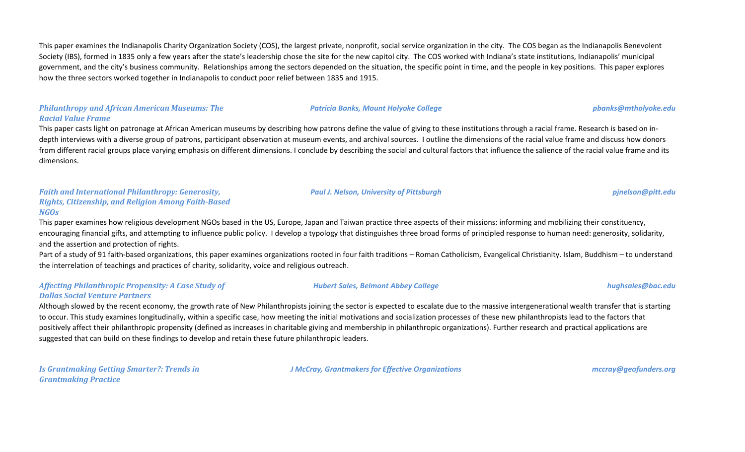This paper examines the Indianapolis Charity Organization Society (COS), the largest private, nonprofit, social service organization in the city. The COS began as the Indianapolis Benevolent Society (IBS), formed in 1835 only a few years after the state's leadership chose the site for the new capitol city. The COS worked with Indiana's state institutions, Indianapolis' municipal government, and the city's business community. Relationships among the sectors depended on the situation, the specific point in time, and the people in key positions. This paper explores how the three sectors worked together in Indianapolis to conduct poor relief between 1835 and 1915.

***Philanthropy and African American Museums: The Racial Value Frame*** — *Patricia Banks, Mount Holyoke College* — *pbanks@mtholyoke.edu*

This paper casts light on patronage at African American museums by describing how patrons define the value of giving to these institutions through a racial frame. Research is based on in-depth interviews with a diverse group of patrons, participant observation at museum events, and archival sources. I outline the dimensions of the racial value frame and discuss how donors from different racial groups place varying emphasis on different dimensions. I conclude by describing the social and cultural factors that influence the salience of the racial value frame and its dimensions.

***Faith and International Philanthropy: Generosity, Rights, Citizenship, and Religion Among Faith-Based NGOs*** — *Paul J. Nelson, University of Pittsburgh* — *pjnelson@pitt.edu*

This paper examines how religious development NGOs based in the US, Europe, Japan and Taiwan practice three aspects of their missions: informing and mobilizing their constituency, encouraging financial gifts, and attempting to influence public policy. I develop a typology that distinguishes three broad forms of principled response to human need: generosity, solidarity, and the assertion and protection of rights.

Part of a study of 91 faith-based organizations, this paper examines organizations rooted in four faith traditions – Roman Catholicism, Evangelical Christianity. Islam, Buddhism – to understand the interrelation of teachings and practices of charity, solidarity, voice and religious outreach.

***Affecting Philanthropic Propensity: A Case Study of Dallas Social Venture Partners*** — *Hubert Sales, Belmont Abbey College* — *hughsales@bac.edu*

Although slowed by the recent economy, the growth rate of New Philanthropists joining the sector is expected to escalate due to the massive intergenerational wealth transfer that is starting to occur. This study examines longitudinally, within a specific case, how meeting the initial motivations and socialization processes of these new philanthropists lead to the factors that positively affect their philanthropic propensity (defined as increases in charitable giving and membership in philanthropic organizations). Further research and practical applications are suggested that can build on these findings to develop and retain these future philanthropic leaders.

***Is Grantmaking Getting Smarter?: Trends in Grantmaking Practice*** — *J McCray, Grantmakers for Effective Organizations* — *mccray@geofunders.org*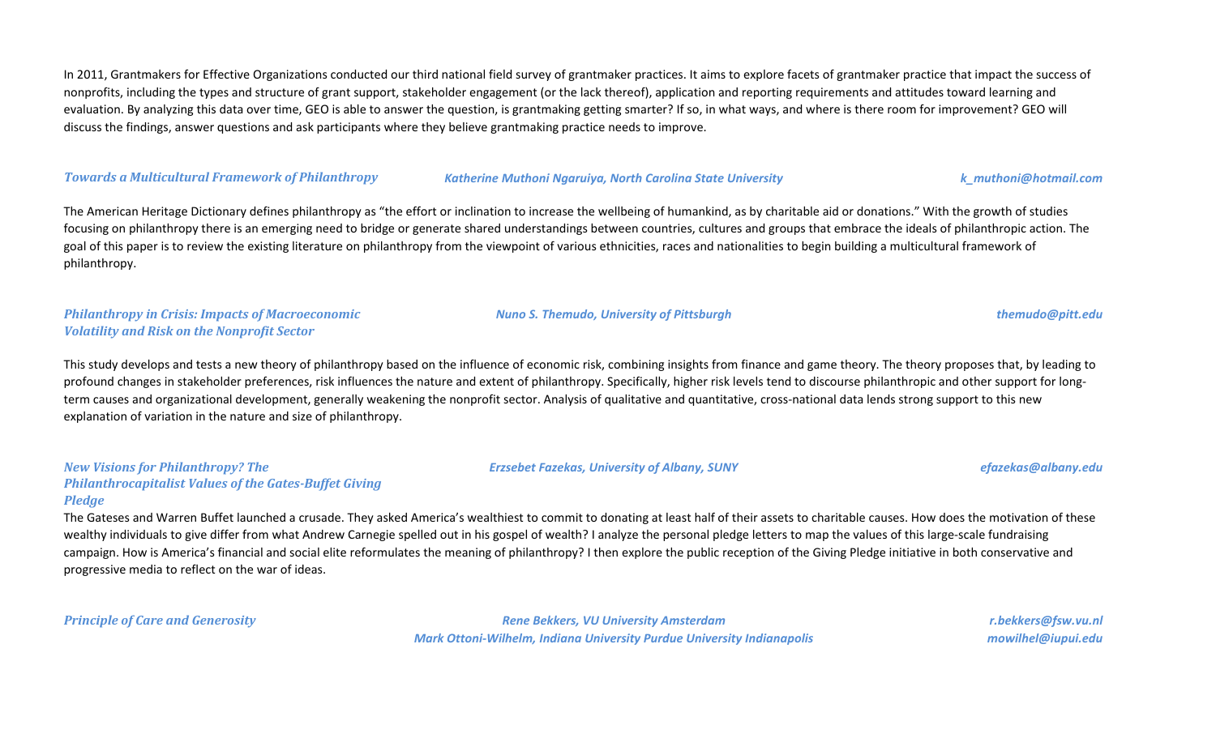In 2011, Grantmakers for Effective Organizations conducted our third national field survey of grantmaker practices. It aims to explore facets of grantmaker practice that impact the success of nonprofits, including the types and structure of grant support, stakeholder engagement (or the lack thereof), application and reporting requirements and attitudes toward learning and evaluation. By analyzing this data over time, GEO is able to answer the question, is grantmaking getting smarter? If so, in what ways, and where is there room for improvement? GEO will discuss the findings, answer questions and ask participants where they believe grantmaking practice needs to improve.

***Towards a Multicultural Framework of Philanthropy*** — *Katherine Muthoni Ngaruiya, North Carolina State University* — *k_muthoni@hotmail.com*

The American Heritage Dictionary defines philanthropy as "the effort or inclination to increase the wellbeing of humankind, as by charitable aid or donations." With the growth of studies focusing on philanthropy there is an emerging need to bridge or generate shared understandings between countries, cultures and groups that embrace the ideals of philanthropic action. The goal of this paper is to review the existing literature on philanthropy from the viewpoint of various ethnicities, races and nationalities to begin building a multicultural framework of philanthropy.

***Philanthropy in Crisis: Impacts of Macroeconomic Volatility and Risk on the Nonprofit Sector*** — *Nuno S. Themudo, University of Pittsburgh* — *themudo@pitt.edu*

This study develops and tests a new theory of philanthropy based on the influence of economic risk, combining insights from finance and game theory. The theory proposes that, by leading to profound changes in stakeholder preferences, risk influences the nature and extent of philanthropy. Specifically, higher risk levels tend to discourse philanthropic and other support for long-term causes and organizational development, generally weakening the nonprofit sector. Analysis of qualitative and quantitative, cross-national data lends strong support to this new explanation of variation in the nature and size of philanthropy.

***New Visions for Philanthropy? The Philanthrocapitalist Values of the Gates-Buffet Giving Pledge*** — *Erzsebet Fazekas, University of Albany, SUNY* — *efazekas@albany.edu*

The Gateses and Warren Buffet launched a crusade. They asked America's wealthiest to commit to donating at least half of their assets to charitable causes. How does the motivation of these wealthy individuals to give differ from what Andrew Carnegie spelled out in his gospel of wealth? I analyze the personal pledge letters to map the values of this large-scale fundraising campaign. How is America's financial and social elite reformulates the meaning of philanthropy? I then explore the public reception of the Giving Pledge initiative in both conservative and progressive media to reflect on the war of ideas.

***Principle of Care and Generosity*** — *Rene Bekkers, VU University Amsterdam* — *r.bekkers@fsw.vu.nl*; *Mark Ottoni-Wilhelm, Indiana University Purdue University Indianapolis* — *mowilhel@iupui.edu*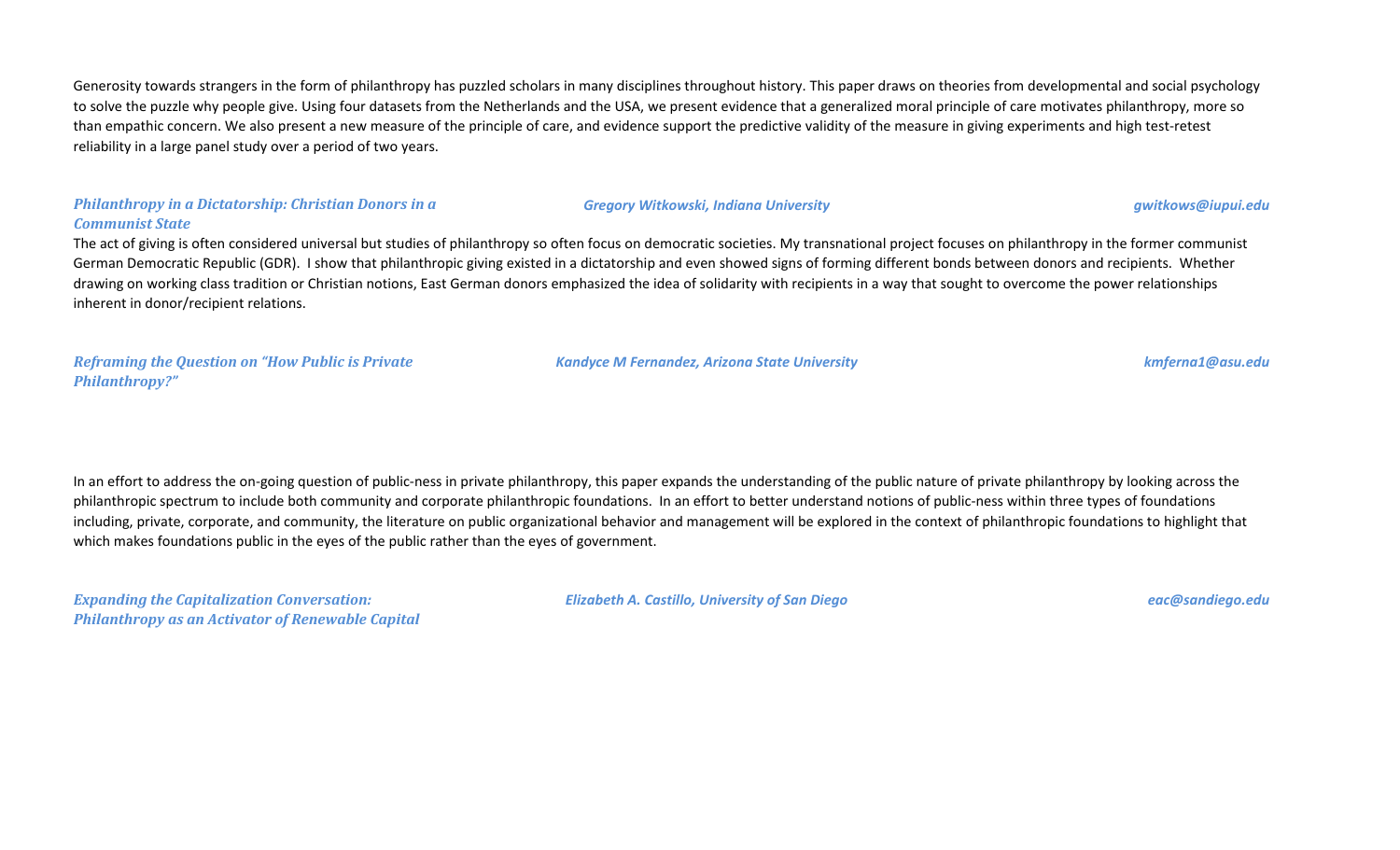Generosity towards strangers in the form of philanthropy has puzzled scholars in many disciplines throughout history. This paper draws on theories from developmental and social psychology to solve the puzzle why people give. Using four datasets from the Netherlands and the USA, we present evidence that a generalized moral principle of care motivates philanthropy, more so than empathic concern. We also present a new measure of the principle of care, and evidence support the predictive validity of the measure in giving experiments and high test-retest reliability in a large panel study over a period of two years.

***Philanthropy in a Dictatorship: Christian Donors in a Communist State*** — *Gregory Witkowski, Indiana University* — *gwitkows@iupui.edu*

The act of giving is often considered universal but studies of philanthropy so often focus on democratic societies. My transnational project focuses on philanthropy in the former communist German Democratic Republic (GDR). I show that philanthropic giving existed in a dictatorship and even showed signs of forming different bonds between donors and recipients. Whether drawing on working class tradition or Christian notions, East German donors emphasized the idea of solidarity with recipients in a way that sought to overcome the power relationships inherent in donor/recipient relations.

***Reframing the Question on "How Public is Private Philanthropy?"*** — *Kandyce M Fernandez, Arizona State University* — *kmferna1@asu.edu*

In an effort to address the on-going question of public-ness in private philanthropy, this paper expands the understanding of the public nature of private philanthropy by looking across the philanthropic spectrum to include both community and corporate philanthropic foundations. In an effort to better understand notions of public-ness within three types of foundations including, private, corporate, and community, the literature on public organizational behavior and management will be explored in the context of philanthropic foundations to highlight that which makes foundations public in the eyes of the public rather than the eyes of government.

***Expanding the Capitalization Conversation: Philanthropy as an Activator of Renewable Capital*** — *Elizabeth A. Castillo, University of San Diego* — *eac@sandiego.edu*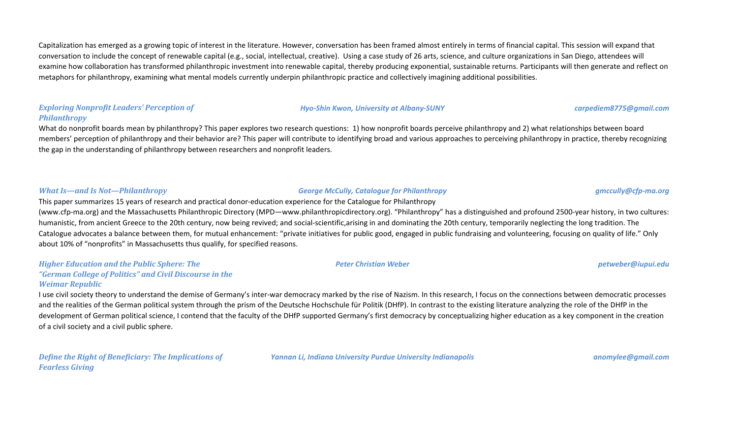Capitalization has emerged as a growing topic of interest in the literature. However, conversation has been framed almost entirely in terms of financial capital. This session will expand that conversation to include the concept of renewable capital (e.g., social, intellectual, creative). Using a case study of 26 arts, science, and culture organizations in San Diego, attendees will examine how collaboration has transformed philanthropic investment into renewable capital, thereby producing exponential, sustainable returns. Participants will then generate and reflect on metaphors for philanthropy, examining what mental models currently underpin philanthropic practice and collectively imagining additional possibilities.

***Exploring Nonprofit Leaders' Perception of Philanthropy*** — *Hyo-Shin Kwon, University at Albany-SUNY* — *carpediem8775@gmail.com*

What do nonprofit boards mean by philanthropy? This paper explores two research questions: 1) how nonprofit boards perceive philanthropy and 2) what relationships between board members' perception of philanthropy and their behavior are? This paper will contribute to identifying broad and various approaches to perceiving philanthropy in practice, thereby recognizing the gap in the understanding of philanthropy between researchers and nonprofit leaders.

***What Is—and Is Not—Philanthropy*** — *George McCully, Catalogue for Philanthropy* — *gmccully@cfp-ma.org*

This paper summarizes 15 years of research and practical donor-education experience for the Catalogue for Philanthropy (www.cfp-ma.org) and the Massachusetts Philanthropic Directory (MPD—www.philanthropicdirectory.org). "Philanthropy" has a distinguished and profound 2500-year history, in two cultures: humanistic, from ancient Greece to the 20th century, now being revived; and social-scientific,arising in and dominating the 20th century, temporarily neglecting the long tradition. The Catalogue advocates a balance between them, for mutual enhancement: "private initiatives for public good, engaged in public fundraising and volunteering, focusing on quality of life." Only about 10% of "nonprofits" in Massachusetts thus qualify, for specified reasons.

***Higher Education and the Public Sphere: The "German College of Politics" and Civil Discourse in the Weimar Republic*** — *Peter Christian Weber* — *petweber@iupui.edu*

I use civil society theory to understand the demise of Germany's inter-war democracy marked by the rise of Nazism. In this research, I focus on the connections between democratic processes and the realities of the German political system through the prism of the Deutsche Hochschule für Politik (DHfP). In contrast to the existing literature analyzing the role of the DHfP in the development of German political science, I contend that the faculty of the DHfP supported Germany's first democracy by conceptualizing higher education as a key component in the creation of a civil society and a civil public sphere.

***Define the Right of Beneficiary: The Implications of Fearless Giving*** — *Yannan Li, Indiana University Purdue University Indianapolis* — *anomylee@gmail.com*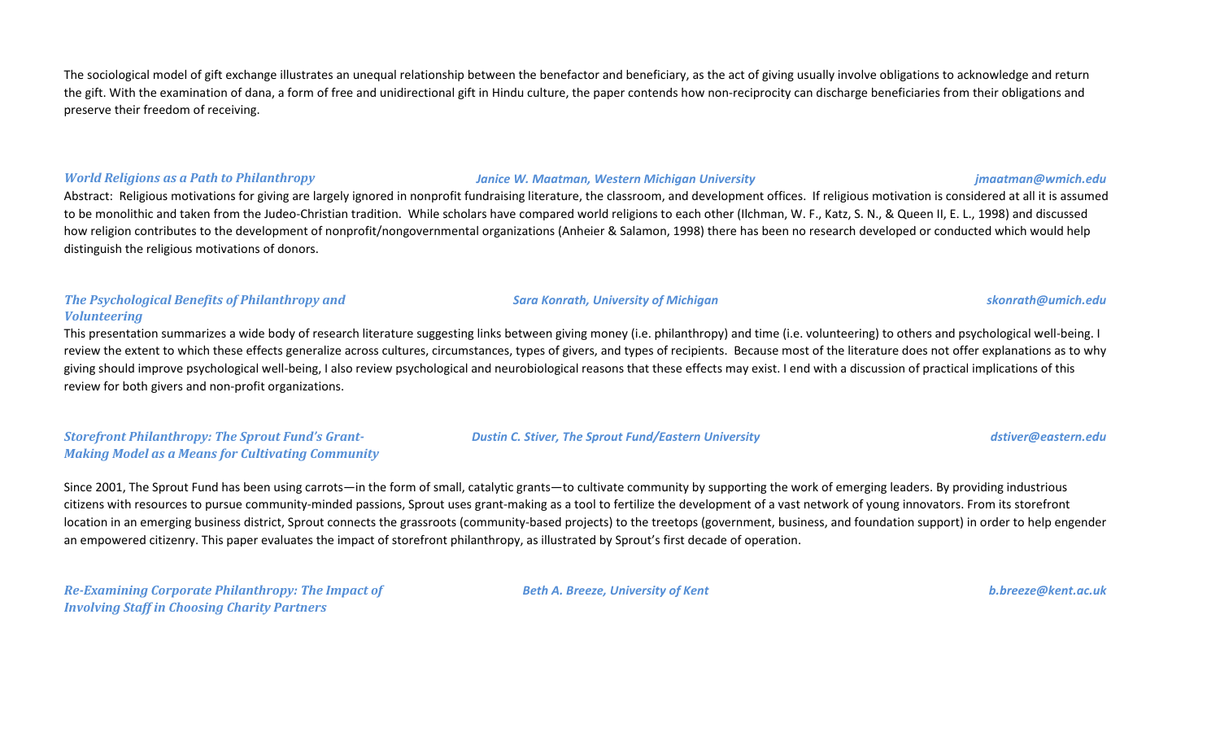The sociological model of gift exchange illustrates an unequal relationship between the benefactor and beneficiary, as the act of giving usually involve obligations to acknowledge and return the gift. With the examination of dana, a form of free and unidirectional gift in Hindu culture, the paper contends how non-reciprocity can discharge beneficiaries from their obligations and preserve their freedom of receiving.

***World Religions as a Path to Philanthropy*** — ***Janice W. Maatman, Western Michigan University*** — ***jmaatman@wmich.edu***

Abstract: Religious motivations for giving are largely ignored in nonprofit fundraising literature, the classroom, and development offices. If religious motivation is considered at all it is assumed to be monolithic and taken from the Judeo-Christian tradition. While scholars have compared world religions to each other (Ilchman, W. F., Katz, S. N., & Queen II, E. L., 1998) and discussed how religion contributes to the development of nonprofit/nongovernmental organizations (Anheier & Salamon, 1998) there has been no research developed or conducted which would help distinguish the religious motivations of donors.

***The Psychological Benefits of Philanthropy and Volunteering*** — ***Sara Konrath, University of Michigan*** — ***skonrath@umich.edu***

This presentation summarizes a wide body of research literature suggesting links between giving money (i.e. philanthropy) and time (i.e. volunteering) to others and psychological well-being. I review the extent to which these effects generalize across cultures, circumstances, types of givers, and types of recipients. Because most of the literature does not offer explanations as to why giving should improve psychological well-being, I also review psychological and neurobiological reasons that these effects may exist. I end with a discussion of practical implications of this review for both givers and non-profit organizations.

***Storefront Philanthropy: The Sprout Fund's Grant-Making Model as a Means for Cultivating Community*** — ***Dustin C. Stiver, The Sprout Fund/Eastern University*** — ***dstiver@eastern.edu***

Since 2001, The Sprout Fund has been using carrots—in the form of small, catalytic grants—to cultivate community by supporting the work of emerging leaders. By providing industrious citizens with resources to pursue community-minded passions, Sprout uses grant-making as a tool to fertilize the development of a vast network of young innovators. From its storefront location in an emerging business district, Sprout connects the grassroots (community-based projects) to the treetops (government, business, and foundation support) in order to help engender an empowered citizenry. This paper evaluates the impact of storefront philanthropy, as illustrated by Sprout's first decade of operation.

***Re-Examining Corporate Philanthropy: The Impact of Involving Staff in Choosing Charity Partners*** — ***Beth A. Breeze, University of Kent*** — ***b.breeze@kent.ac.uk***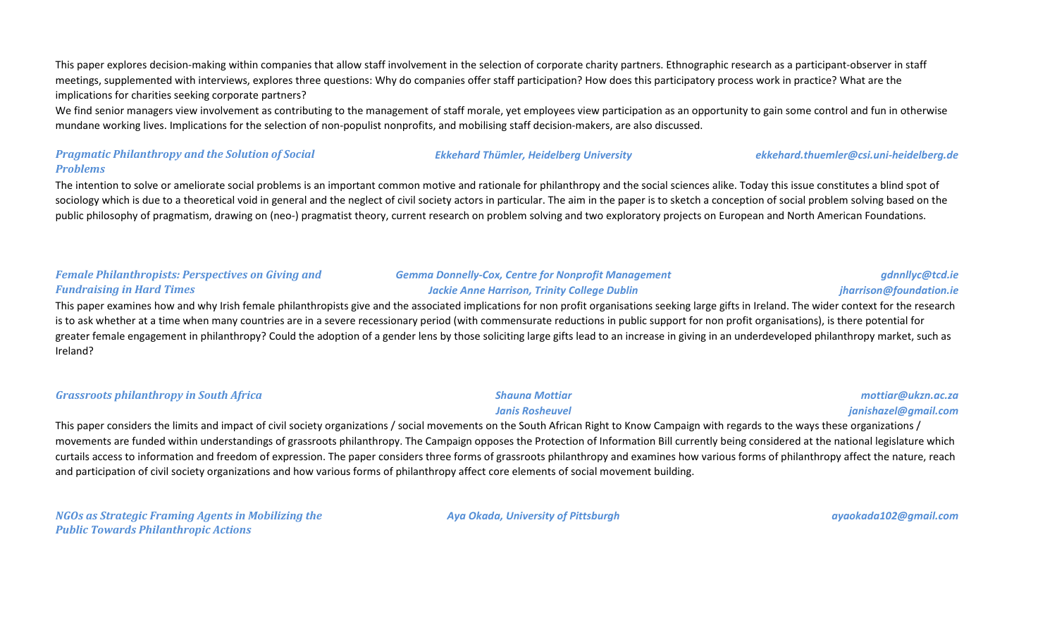This paper explores decision-making within companies that allow staff involvement in the selection of corporate charity partners. Ethnographic research as a participant-observer in staff meetings, supplemented with interviews, explores three questions: Why do companies offer staff participation? How does this participatory process work in practice? What are the implications for charities seeking corporate partners?

We find senior managers view involvement as contributing to the management of staff morale, yet employees view participation as an opportunity to gain some control and fun in otherwise mundane working lives. Implications for the selection of non-populist nonprofits, and mobilising staff decision-makers, are also discussed.

### *Pragmatic Philanthropy and the Solution of Social Problems*

*Ekkehard Thümler, Heidelberg University* — *ekkehard.thuemler@csi.uni-heidelberg.de*

The intention to solve or ameliorate social problems is an important common motive and rationale for philanthropy and the social sciences alike. Today this issue constitutes a blind spot of sociology which is due to a theoretical void in general and the neglect of civil society actors in particular. The aim in the paper is to sketch a conception of social problem solving based on the public philosophy of pragmatism, drawing on (neo-) pragmatist theory, current research on problem solving and two exploratory projects on European and North American Foundations.

### *Female Philanthropists: Perspectives on Giving and Fundraising in Hard Times*

*Gemma Donnelly-Cox, Centre for Nonprofit Management* — *gdnnllyc@tcd.ie*
*Jackie Anne Harrison, Trinity College Dublin* — *jharrison@foundation.ie*

This paper examines how and why Irish female philanthropists give and the associated implications for non profit organisations seeking large gifts in Ireland. The wider context for the research is to ask whether at a time when many countries are in a severe recessionary period (with commensurate reductions in public support for non profit organisations), is there potential for greater female engagement in philanthropy? Could the adoption of a gender lens by those soliciting large gifts lead to an increase in giving in an underdeveloped philanthropy market, such as Ireland?

### *Grassroots philanthropy in South Africa*

*Shauna Mottiar* — *mottiar@ukzn.ac.za*
*Janis Rosheuvel* — *janishazel@gmail.com*

This paper considers the limits and impact of civil society organizations / social movements on the South African Right to Know Campaign with regards to the ways these organizations / movements are funded within understandings of grassroots philanthropy. The Campaign opposes the Protection of Information Bill currently being considered at the national legislature which curtails access to information and freedom of expression. The paper considers three forms of grassroots philanthropy and examines how various forms of philanthropy affect the nature, reach and participation of civil society organizations and how various forms of philanthropy affect core elements of social movement building.

### *NGOs as Strategic Framing Agents in Mobilizing the Public Towards Philanthropic Actions*

*Aya Okada, University of Pittsburgh* — *ayaokada102@gmail.com*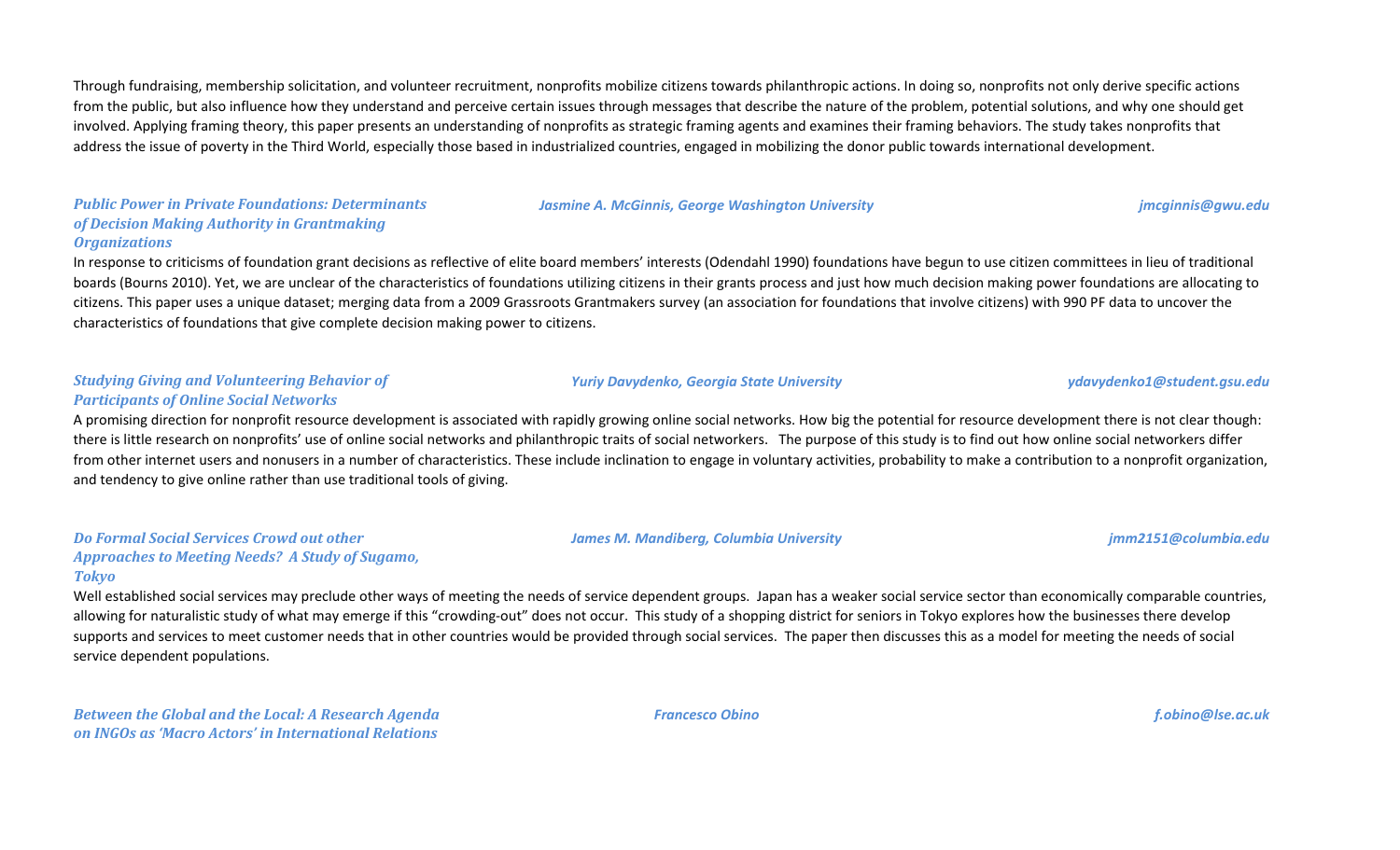Through fundraising, membership solicitation, and volunteer recruitment, nonprofits mobilize citizens towards philanthropic actions. In doing so, nonprofits not only derive specific actions from the public, but also influence how they understand and perceive certain issues through messages that describe the nature of the problem, potential solutions, and why one should get involved. Applying framing theory, this paper presents an understanding of nonprofits as strategic framing agents and examines their framing behaviors. The study takes nonprofits that address the issue of poverty in the Third World, especially those based in industrialized countries, engaged in mobilizing the donor public towards international development.

***Public Power in Private Foundations: Determinants of Decision Making Authority in Grantmaking Organizations*** — *Jasmine A. McGinnis, George Washington University* — *jmcginnis@gwu.edu*

In response to criticisms of foundation grant decisions as reflective of elite board members' interests (Odendahl 1990) foundations have begun to use citizen committees in lieu of traditional boards (Bourns 2010). Yet, we are unclear of the characteristics of foundations utilizing citizens in their grants process and just how much decision making power foundations are allocating to citizens. This paper uses a unique dataset; merging data from a 2009 Grassroots Grantmakers survey (an association for foundations that involve citizens) with 990 PF data to uncover the characteristics of foundations that give complete decision making power to citizens.

***Studying Giving and Volunteering Behavior of Participants of Online Social Networks*** — *Yuriy Davydenko, Georgia State University* — *ydavydenko1@student.gsu.edu*

A promising direction for nonprofit resource development is associated with rapidly growing online social networks. How big the potential for resource development there is not clear though: there is little research on nonprofits' use of online social networks and philanthropic traits of social networkers. The purpose of this study is to find out how online social networkers differ from other internet users and nonusers in a number of characteristics. These include inclination to engage in voluntary activities, probability to make a contribution to a nonprofit organization, and tendency to give online rather than use traditional tools of giving.

***Do Formal Social Services Crowd out other Approaches to Meeting Needs? A Study of Sugamo, Tokyo*** — *James M. Mandiberg, Columbia University* — *jmm2151@columbia.edu*

Well established social services may preclude other ways of meeting the needs of service dependent groups. Japan has a weaker social service sector than economically comparable countries, allowing for naturalistic study of what may emerge if this "crowding-out" does not occur. This study of a shopping district for seniors in Tokyo explores how the businesses there develop supports and services to meet customer needs that in other countries would be provided through social services. The paper then discusses this as a model for meeting the needs of social service dependent populations.

***Between the Global and the Local: A Research Agenda on INGOs as 'Macro Actors' in International Relations*** — *Francesco Obino* — *f.obino@lse.ac.uk*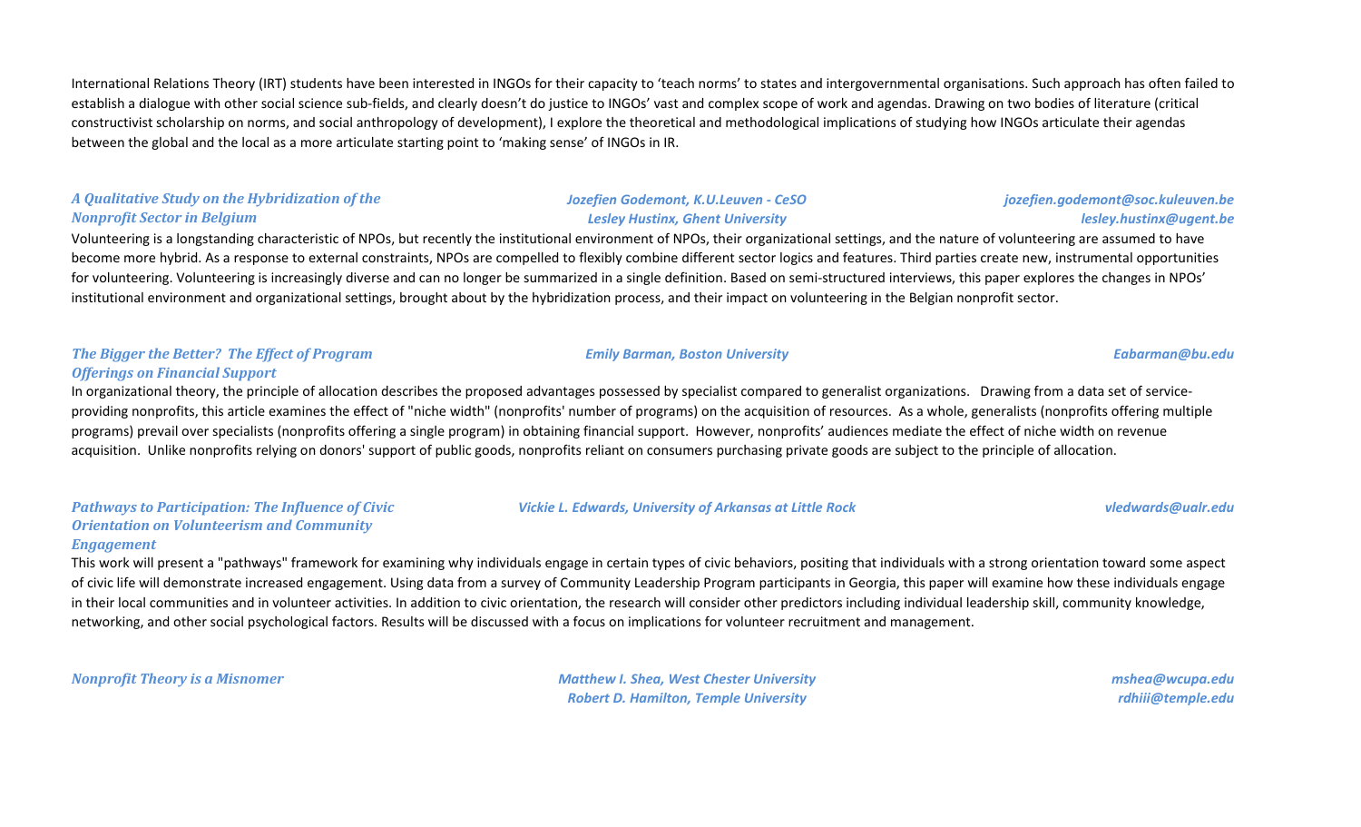International Relations Theory (IRT) students have been interested in INGOs for their capacity to 'teach norms' to states and intergovernmental organisations. Such approach has often failed to establish a dialogue with other social science sub-fields, and clearly doesn't do justice to INGOs' vast and complex scope of work and agendas. Drawing on two bodies of literature (critical constructivist scholarship on norms, and social anthropology of development), I explore the theoretical and methodological implications of studying how INGOs articulate their agendas between the global and the local as a more articulate starting point to 'making sense' of INGOs in IR.

### *A Qualitative Study on the Hybridization of the Nonprofit Sector in Belgium*

*Jozefien Godemont, K.U.Leuven - CeSO* — *jozefien.godemont@soc.kuleuven.be*
*Lesley Hustinx, Ghent University* — *lesley.hustinx@ugent.be*

Volunteering is a longstanding characteristic of NPOs, but recently the institutional environment of NPOs, their organizational settings, and the nature of volunteering are assumed to have become more hybrid. As a response to external constraints, NPOs are compelled to flexibly combine different sector logics and features. Third parties create new, instrumental opportunities for volunteering. Volunteering is increasingly diverse and can no longer be summarized in a single definition. Based on semi-structured interviews, this paper explores the changes in NPOs' institutional environment and organizational settings, brought about by the hybridization process, and their impact on volunteering in the Belgian nonprofit sector.

### *The Bigger the Better? The Effect of Program Offerings on Financial Support*

*Emily Barman, Boston University* — *Eabarman@bu.edu*

In organizational theory, the principle of allocation describes the proposed advantages possessed by specialist compared to generalist organizations. Drawing from a data set of service-providing nonprofits, this article examines the effect of "niche width" (nonprofits' number of programs) on the acquisition of resources. As a whole, generalists (nonprofits offering multiple programs) prevail over specialists (nonprofits offering a single program) in obtaining financial support. However, nonprofits' audiences mediate the effect of niche width on revenue acquisition. Unlike nonprofits relying on donors' support of public goods, nonprofits reliant on consumers purchasing private goods are subject to the principle of allocation.

### *Pathways to Participation: The Influence of Civic Orientation on Volunteerism and Community Engagement*

*Vickie L. Edwards, University of Arkansas at Little Rock* — *vledwards@ualr.edu*

This work will present a "pathways" framework for examining why individuals engage in certain types of civic behaviors, positing that individuals with a strong orientation toward some aspect of civic life will demonstrate increased engagement. Using data from a survey of Community Leadership Program participants in Georgia, this paper will examine how these individuals engage in their local communities and in volunteer activities. In addition to civic orientation, the research will consider other predictors including individual leadership skill, community knowledge, networking, and other social psychological factors. Results will be discussed with a focus on implications for volunteer recruitment and management.

### *Nonprofit Theory is a Misnomer*

*Matthew I. Shea, West Chester University* — *mshea@wcupa.edu*
*Robert D. Hamilton, Temple University* — *rdhiii@temple.edu*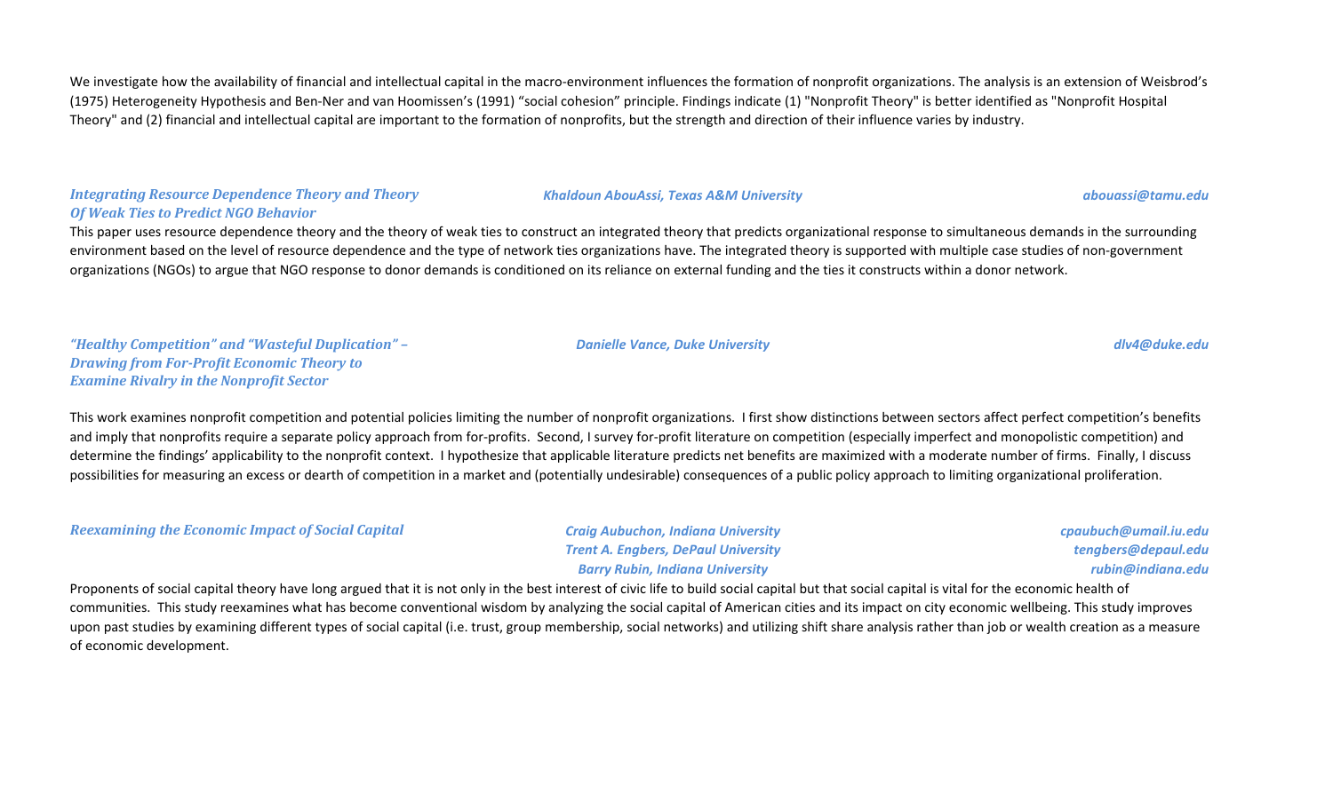We investigate how the availability of financial and intellectual capital in the macro-environment influences the formation of nonprofit organizations. The analysis is an extension of Weisbrod's (1975) Heterogeneity Hypothesis and Ben-Ner and van Hoomissen's (1991) "social cohesion" principle. Findings indicate (1) "Nonprofit Theory" is better identified as "Nonprofit Hospital Theory" and (2) financial and intellectual capital are important to the formation of nonprofits, but the strength and direction of their influence varies by industry.

### *Integrating Resource Dependence Theory and Theory Of Weak Ties to Predict NGO Behavior*

*Khaldoun AbouAssi, Texas A&M University* — *abouassi@tamu.edu*

This paper uses resource dependence theory and the theory of weak ties to construct an integrated theory that predicts organizational response to simultaneous demands in the surrounding environment based on the level of resource dependence and the type of network ties organizations have. The integrated theory is supported with multiple case studies of non-government organizations (NGOs) to argue that NGO response to donor demands is conditioned on its reliance on external funding and the ties it constructs within a donor network.

### *"Healthy Competition" and "Wasteful Duplication" – Drawing from For-Profit Economic Theory to Examine Rivalry in the Nonprofit Sector*

*Danielle Vance, Duke University* — *dlv4@duke.edu*

This work examines nonprofit competition and potential policies limiting the number of nonprofit organizations. I first show distinctions between sectors affect perfect competition's benefits and imply that nonprofits require a separate policy approach from for-profits. Second, I survey for-profit literature on competition (especially imperfect and monopolistic competition) and determine the findings' applicability to the nonprofit context. I hypothesize that applicable literature predicts net benefits are maximized with a moderate number of firms. Finally, I discuss possibilities for measuring an excess or dearth of competition in a market and (potentially undesirable) consequences of a public policy approach to limiting organizational proliferation.

### *Reexamining the Economic Impact of Social Capital*

*Craig Aubuchon, Indiana University* — *cpaubuch@umail.iu.edu*
*Trent A. Engbers, DePaul University* — *tengbers@depaul.edu*
*Barry Rubin, Indiana University* — *rubin@indiana.edu*

Proponents of social capital theory have long argued that it is not only in the best interest of civic life to build social capital but that social capital is vital for the economic health of communities. This study reexamines what has become conventional wisdom by analyzing the social capital of American cities and its impact on city economic wellbeing. This study improves upon past studies by examining different types of social capital (i.e. trust, group membership, social networks) and utilizing shift share analysis rather than job or wealth creation as a measure of economic development.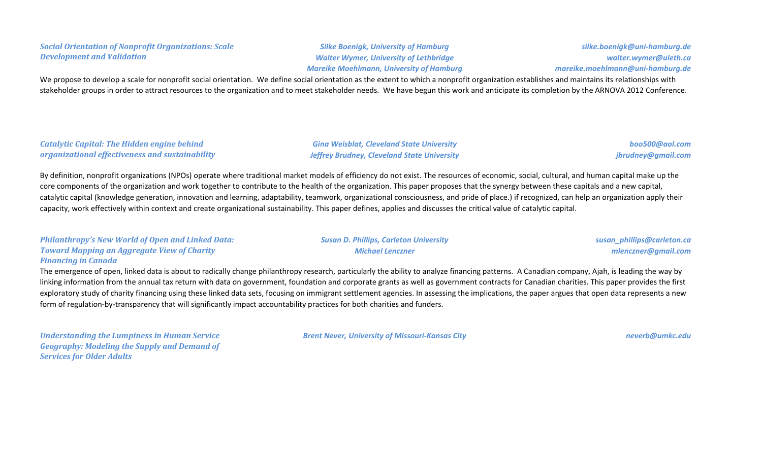***Social Orientation of Nonprofit Organizations: Scale Development and Validation***

***Silke Boenigk, University of Hamburg*** — ***silke.boenigk@uni-hamburg.de***
***Walter Wymer, University of Lethbridge*** — ***walter.wymer@uleth.ca***
***Mareike Moehlmann, University of Hamburg*** — ***mareike.moehlmann@uni-hamburg.de***

We propose to develop a scale for nonprofit social orientation. We define social orientation as the extent to which a nonprofit organization establishes and maintains its relationships with stakeholder groups in order to attract resources to the organization and to meet stakeholder needs. We have begun this work and anticipate its completion by the ARNOVA 2012 Conference.

***Catalytic Capital: The Hidden engine behind organizational effectiveness and sustainability***

***Gina Weisblat, Cleveland State University*** — ***boo500@aol.com***
***Jeffrey Brudney, Cleveland State University*** — ***jbrudney@gmail.com***

By definition, nonprofit organizations (NPOs) operate where traditional market models of efficiency do not exist. The resources of economic, social, cultural, and human capital make up the core components of the organization and work together to contribute to the health of the organization. This paper proposes that the synergy between these capitals and a new capital, catalytic capital (knowledge generation, innovation and learning, adaptability, teamwork, organizational consciousness, and pride of place.) if recognized, can help an organization apply their capacity, work effectively within context and create organizational sustainability. This paper defines, applies and discusses the critical value of catalytic capital.

***Philanthropy's New World of Open and Linked Data: Toward Mapping an Aggregate View of Charity Financing in Canada***

***Susan D. Phillips, Carleton University*** — ***susan_phillips@carleton.ca***
***Michael Lenczner*** — ***mlenczner@gmail.com***

The emergence of open, linked data is about to radically change philanthropy research, particularly the ability to analyze financing patterns. A Canadian company, Ajah, is leading the way by linking information from the annual tax return with data on government, foundation and corporate grants as well as government contracts for Canadian charities. This paper provides the first exploratory study of charity financing using these linked data sets, focusing on immigrant settlement agencies. In assessing the implications, the paper argues that open data represents a new form of regulation-by-transparency that will significantly impact accountability practices for both charities and funders.

***Understanding the Lumpiness in Human Service Geography: Modeling the Supply and Demand of Services for Older Adults***

***Brent Never, University of Missouri-Kansas City*** — ***neverb@umkc.edu***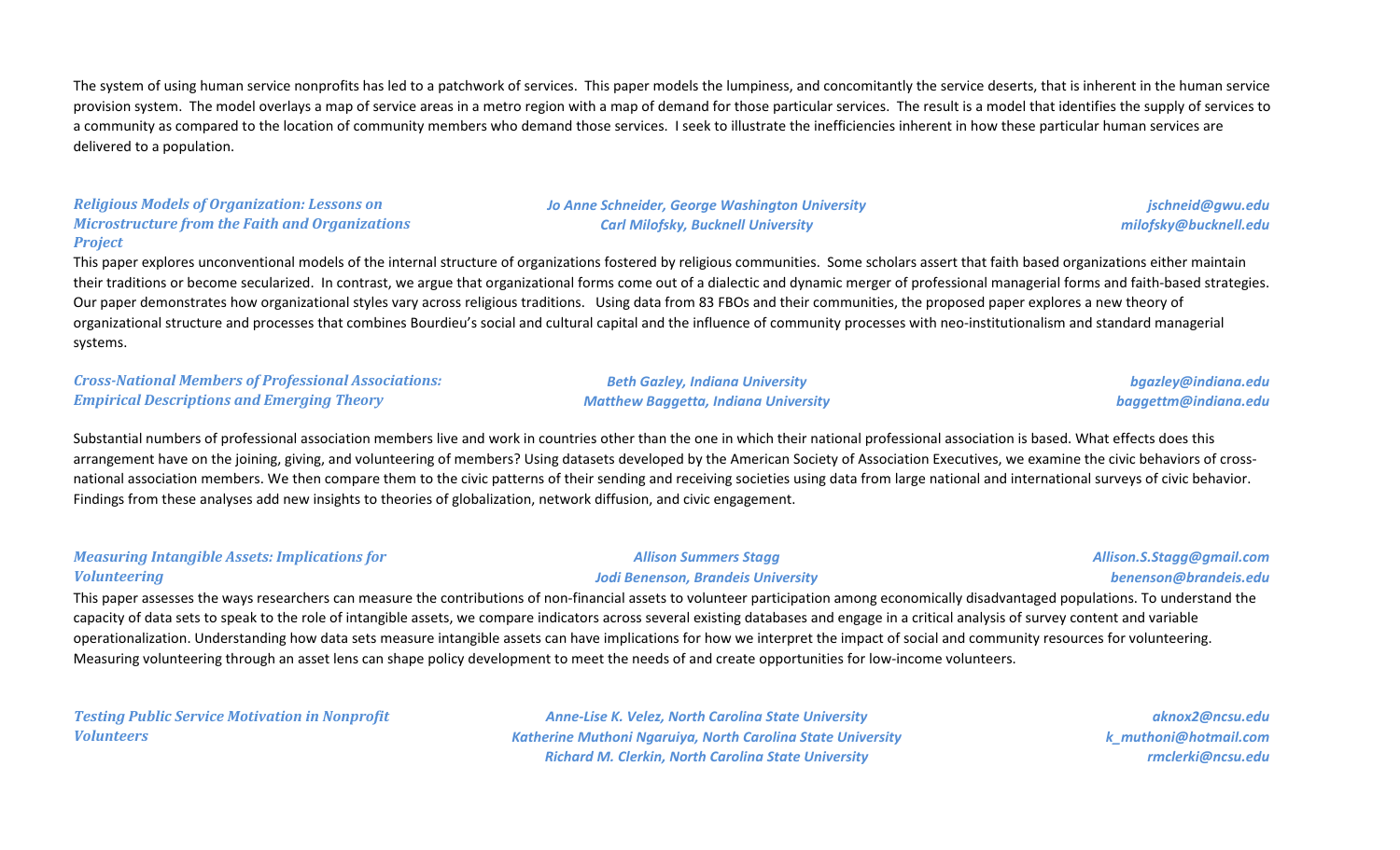The system of using human service nonprofits has led to a patchwork of services. This paper models the lumpiness, and concomitantly the service deserts, that is inherent in the human service provision system. The model overlays a map of service areas in a metro region with a map of demand for those particular services. The result is a model that identifies the supply of services to a community as compared to the location of community members who demand those services. I seek to illustrate the inefficiencies inherent in how these particular human services are delivered to a population.

***Religious Models of Organization: Lessons on Microstructure from the Faith and Organizations Project***

*Jo Anne Schneider, George Washington University* — *jschneid@gwu.edu*
*Carl Milofsky, Bucknell University* — *milofsky@bucknell.edu*

This paper explores unconventional models of the internal structure of organizations fostered by religious communities. Some scholars assert that faith based organizations either maintain their traditions or become secularized. In contrast, we argue that organizational forms come out of a dialectic and dynamic merger of professional managerial forms and faith-based strategies. Our paper demonstrates how organizational styles vary across religious traditions. Using data from 83 FBOs and their communities, the proposed paper explores a new theory of organizational structure and processes that combines Bourdieu's social and cultural capital and the influence of community processes with neo-institutionalism and standard managerial systems.

***Cross-National Members of Professional Associations: Empirical Descriptions and Emerging Theory***

*Beth Gazley, Indiana University* — *bgazley@indiana.edu*
*Matthew Baggetta, Indiana University* — *baggettm@indiana.edu*

Substantial numbers of professional association members live and work in countries other than the one in which their national professional association is based. What effects does this arrangement have on the joining, giving, and volunteering of members? Using datasets developed by the American Society of Association Executives, we examine the civic behaviors of cross-national association members. We then compare them to the civic patterns of their sending and receiving societies using data from large national and international surveys of civic behavior. Findings from these analyses add new insights to theories of globalization, network diffusion, and civic engagement.

***Measuring Intangible Assets: Implications for Volunteering***

*Allison Summers Stagg* — *Allison.S.Stagg@gmail.com*
*Jodi Benenson, Brandeis University* — *benenson@brandeis.edu*

This paper assesses the ways researchers can measure the contributions of non-financial assets to volunteer participation among economically disadvantaged populations. To understand the capacity of data sets to speak to the role of intangible assets, we compare indicators across several existing databases and engage in a critical analysis of survey content and variable operationalization. Understanding how data sets measure intangible assets can have implications for how we interpret the impact of social and community resources for volunteering. Measuring volunteering through an asset lens can shape policy development to meet the needs of and create opportunities for low-income volunteers.

***Testing Public Service Motivation in Nonprofit Volunteers***

*Anne-Lise K. Velez, North Carolina State University* — *aknox2@ncsu.edu*
*Katherine Muthoni Ngaruiya, North Carolina State University* — *k_muthoni@hotmail.com*
*Richard M. Clerkin, North Carolina State University* — *rmclerki@ncsu.edu*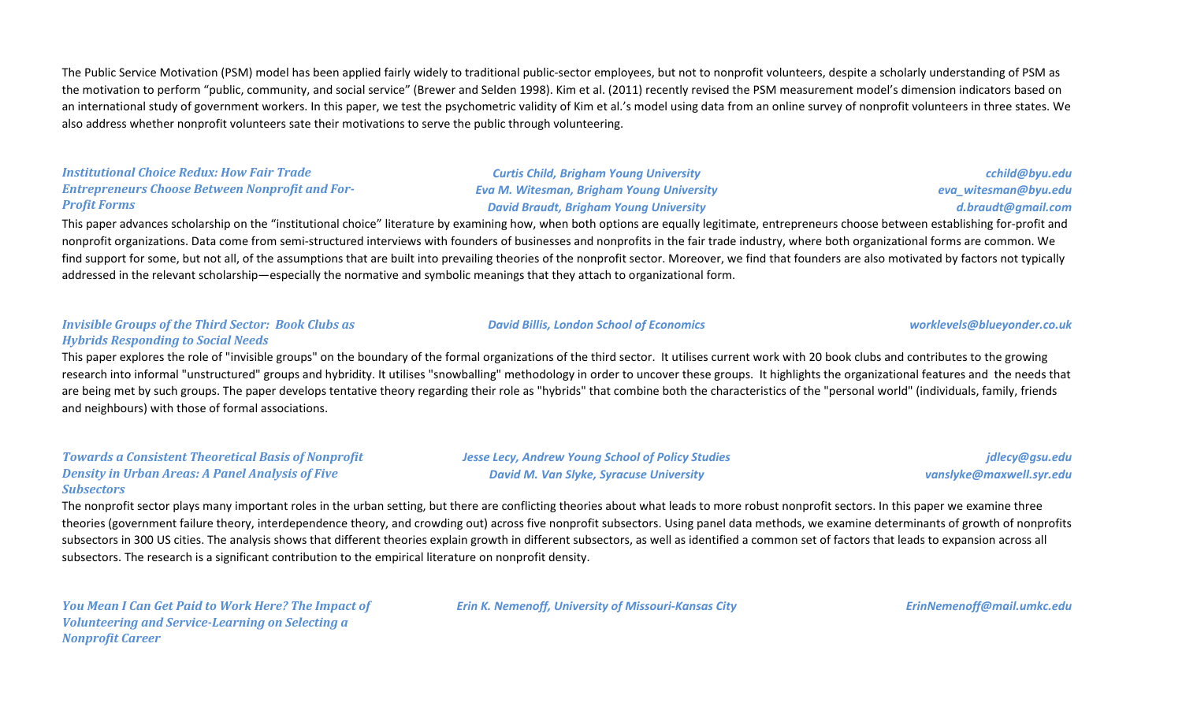The Public Service Motivation (PSM) model has been applied fairly widely to traditional public-sector employees, but not to nonprofit volunteers, despite a scholarly understanding of PSM as the motivation to perform "public, community, and social service" (Brewer and Selden 1998). Kim et al. (2011) recently revised the PSM measurement model's dimension indicators based on an international study of government workers. In this paper, we test the psychometric validity of Kim et al.'s model using data from an online survey of nonprofit volunteers in three states. We also address whether nonprofit volunteers sate their motivations to serve the public through volunteering.

### *Institutional Choice Redux: How Fair Trade Entrepreneurs Choose Between Nonprofit and For-Profit Forms*

*Curtis Child, Brigham Young University* — *cchild@byu.edu*
*Eva M. Witesman, Brigham Young University* — *eva_witesman@byu.edu*
*David Braudt, Brigham Young University* — *d.braudt@gmail.com*

This paper advances scholarship on the "institutional choice" literature by examining how, when both options are equally legitimate, entrepreneurs choose between establishing for-profit and nonprofit organizations. Data come from semi-structured interviews with founders of businesses and nonprofits in the fair trade industry, where both organizational forms are common. We find support for some, but not all, of the assumptions that are built into prevailing theories of the nonprofit sector. Moreover, we find that founders are also motivated by factors not typically addressed in the relevant scholarship—especially the normative and symbolic meanings that they attach to organizational form.

### *Invisible Groups of the Third Sector: Book Clubs as Hybrids Responding to Social Needs*

*David Billis, London School of Economics* — *worklevels@blueyonder.co.uk*

This paper explores the role of "invisible groups" on the boundary of the formal organizations of the third sector. It utilises current work with 20 book clubs and contributes to the growing research into informal "unstructured" groups and hybridity. It utilises "snowballing" methodology in order to uncover these groups. It highlights the organizational features and the needs that are being met by such groups. The paper develops tentative theory regarding their role as "hybrids" that combine both the characteristics of the "personal world" (individuals, family, friends and neighbours) with those of formal associations.

### *Towards a Consistent Theoretical Basis of Nonprofit Density in Urban Areas: A Panel Analysis of Five Subsectors*

*Jesse Lecy, Andrew Young School of Policy Studies* — *jdlecy@gsu.edu*
*David M. Van Slyke, Syracuse University* — *vanslyke@maxwell.syr.edu*

The nonprofit sector plays many important roles in the urban setting, but there are conflicting theories about what leads to more robust nonprofit sectors. In this paper we examine three theories (government failure theory, interdependence theory, and crowding out) across five nonprofit subsectors. Using panel data methods, we examine determinants of growth of nonprofits subsectors in 300 US cities. The analysis shows that different theories explain growth in different subsectors, as well as identified a common set of factors that leads to expansion across all subsectors. The research is a significant contribution to the empirical literature on nonprofit density.

### *You Mean I Can Get Paid to Work Here? The Impact of Volunteering and Service-Learning on Selecting a Nonprofit Career*

*Erin K. Nemenoff, University of Missouri-Kansas City* — *ErinNemenoff@mail.umkc.edu*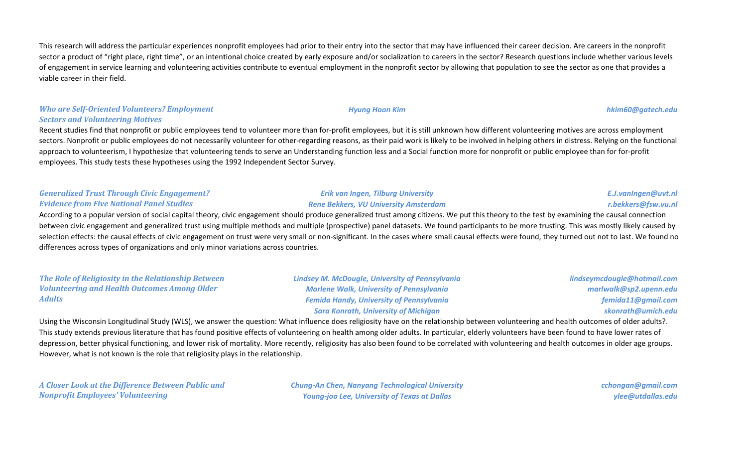This research will address the particular experiences nonprofit employees had prior to their entry into the sector that may have influenced their career decision. Are careers in the nonprofit sector a product of "right place, right time", or an intentional choice created by early exposure and/or socialization to careers in the sector? Research questions include whether various levels of engagement in service learning and volunteering activities contribute to eventual employment in the nonprofit sector by allowing that population to see the sector as one that provides a viable career in their field.

***Who are Self-Oriented Volunteers? Employment Sectors and Volunteering Motives***

*Hyung Hoon Kim* — *hkim60@gatech.edu*

Recent studies find that nonprofit or public employees tend to volunteer more than for-profit employees, but it is still unknown how different volunteering motives are across employment sectors. Nonprofit or public employees do not necessarily volunteer for other-regarding reasons, as their paid work is likely to be involved in helping others in distress. Relying on the functional approach to volunteerism, I hypothesize that volunteering tends to serve an Understanding function less and a Social function more for nonprofit or public employee than for for-profit employees. This study tests these hypotheses using the 1992 Independent Sector Survey.

***Generalized Trust Through Civic Engagement? Evidence from Five National Panel Studies***

*Erik van Ingen, Tilburg University* — *E.J.vanIngen@uvt.nl*
*Rene Bekkers, VU University Amsterdam* — *r.bekkers@fsw.vu.nl*

According to a popular version of social capital theory, civic engagement should produce generalized trust among citizens. We put this theory to the test by examining the causal connection between civic engagement and generalized trust using multiple methods and multiple (prospective) panel datasets. We found participants to be more trusting. This was mostly likely caused by selection effects: the causal effects of civic engagement on trust were very small or non-significant. In the cases where small causal effects were found, they turned out not to last. We found no differences across types of organizations and only minor variations across countries.

***The Role of Religiosity in the Relationship Between Volunteering and Health Outcomes Among Older Adults***

*Lindsey M. McDougle, University of Pennsylvania* — *lindseymcdougle@hotmail.com*
*Marlene Walk, University of Pennsylvania* — *marlwalk@sp2.upenn.edu*
*Femida Handy, University of Pennsylvania* — *femida11@gmail.com*
*Sara Konrath, University of Michigan* — *skonrath@umich.edu*

Using the Wisconsin Longitudinal Study (WLS), we answer the question: What influence does religiosity have on the relationship between volunteering and health outcomes of older adults?. This study extends previous literature that has found positive effects of volunteering on health among older adults. In particular, elderly volunteers have been found to have lower rates of depression, better physical functioning, and lower risk of mortality. More recently, religiosity has also been found to be correlated with volunteering and health outcomes in older age groups. However, what is not known is the role that religiosity plays in the relationship.

***A Closer Look at the Difference Between Public and Nonprofit Employees' Volunteering***

*Chung-An Chen, Nanyang Technological University* — *cchongan@gmail.com*
*Young-joo Lee, University of Texas at Dallas* — *ylee@utdallas.edu*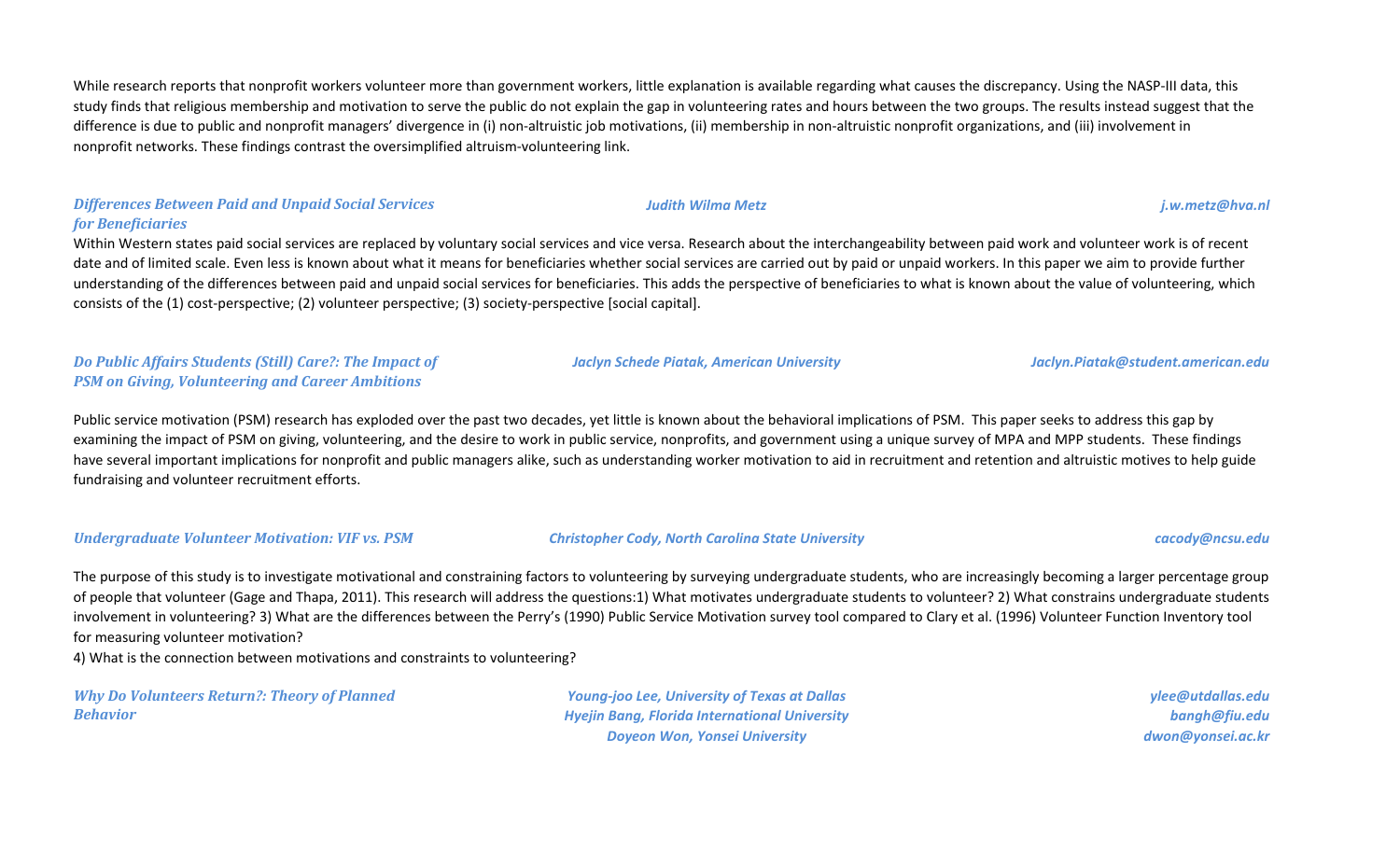While research reports that nonprofit workers volunteer more than government workers, little explanation is available regarding what causes the discrepancy. Using the NASP-III data, this study finds that religious membership and motivation to serve the public do not explain the gap in volunteering rates and hours between the two groups. The results instead suggest that the difference is due to public and nonprofit managers' divergence in (i) non-altruistic job motivations, (ii) membership in non-altruistic nonprofit organizations, and (iii) involvement in nonprofit networks. These findings contrast the oversimplified altruism-volunteering link.

***Differences Between Paid and Unpaid Social Services for Beneficiaries*** — *Judith Wilma Metz* — *j.w.metz@hva.nl*

Within Western states paid social services are replaced by voluntary social services and vice versa. Research about the interchangeability between paid work and volunteer work is of recent date and of limited scale. Even less is known about what it means for beneficiaries whether social services are carried out by paid or unpaid workers. In this paper we aim to provide further understanding of the differences between paid and unpaid social services for beneficiaries. This adds the perspective of beneficiaries to what is known about the value of volunteering, which consists of the (1) cost-perspective; (2) volunteer perspective; (3) society-perspective [social capital].

***Do Public Affairs Students (Still) Care?: The Impact of PSM on Giving, Volunteering and Career Ambitions*** — *Jaclyn Schede Piatak, American University* — *Jaclyn.Piatak@student.american.edu*

Public service motivation (PSM) research has exploded over the past two decades, yet little is known about the behavioral implications of PSM. This paper seeks to address this gap by examining the impact of PSM on giving, volunteering, and the desire to work in public service, nonprofits, and government using a unique survey of MPA and MPP students. These findings have several important implications for nonprofit and public managers alike, such as understanding worker motivation to aid in recruitment and retention and altruistic motives to help guide fundraising and volunteer recruitment efforts.

***Undergraduate Volunteer Motivation: VIF vs. PSM*** — *Christopher Cody, North Carolina State University* — *cacody@ncsu.edu*

The purpose of this study is to investigate motivational and constraining factors to volunteering by surveying undergraduate students, who are increasingly becoming a larger percentage group of people that volunteer (Gage and Thapa, 2011). This research will address the questions:1) What motivates undergraduate students to volunteer? 2) What constrains undergraduate students involvement in volunteering? 3) What are the differences between the Perry's (1990) Public Service Motivation survey tool compared to Clary et al. (1996) Volunteer Function Inventory tool for measuring volunteer motivation?
4) What is the connection between motivations and constraints to volunteering?

***Why Do Volunteers Return?: Theory of Planned Behavior***

*Young-joo Lee, University of Texas at Dallas* — *ylee@utdallas.edu*
*Hyejin Bang, Florida International University* — *bangh@fiu.edu*
*Doyeon Won, Yonsei University* — *dwon@yonsei.ac.kr*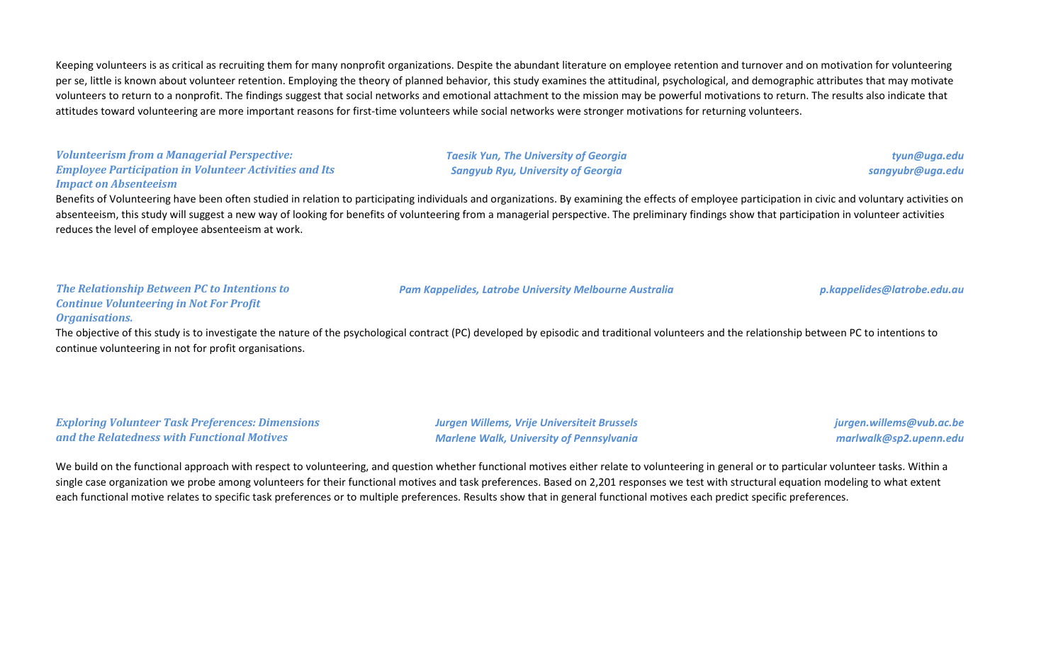Keeping volunteers is as critical as recruiting them for many nonprofit organizations. Despite the abundant literature on employee retention and turnover and on motivation for volunteering per se, little is known about volunteer retention. Employing the theory of planned behavior, this study examines the attitudinal, psychological, and demographic attributes that may motivate volunteers to return to a nonprofit. The findings suggest that social networks and emotional attachment to the mission may be powerful motivations to return. The results also indicate that attitudes toward volunteering are more important reasons for first-time volunteers while social networks were stronger motivations for returning volunteers.

***Volunteerism from a Managerial Perspective: Employee Participation in Volunteer Activities and Its Impact on Absenteeism***

*Taesik Yun, The University of Georgia* — *tyun@uga.edu*
*Sangyub Ryu, University of Georgia* — *sangyubr@uga.edu*

Benefits of Volunteering have been often studied in relation to participating individuals and organizations. By examining the effects of employee participation in civic and voluntary activities on absenteeism, this study will suggest a new way of looking for benefits of volunteering from a managerial perspective. The preliminary findings show that participation in volunteer activities reduces the level of employee absenteeism at work.

***The Relationship Between PC to Intentions to Continue Volunteering in Not For Profit Organisations.***

*Pam Kappelides, Latrobe University Melbourne Australia* — *p.kappelides@latrobe.edu.au*

The objective of this study is to investigate the nature of the psychological contract (PC) developed by episodic and traditional volunteers and the relationship between PC to intentions to continue volunteering in not for profit organisations.

***Exploring Volunteer Task Preferences: Dimensions and the Relatedness with Functional Motives***

*Jurgen Willems, Vrije Universiteit Brussels* — *jurgen.willems@vub.ac.be*
*Marlene Walk, University of Pennsylvania* — *marlwalk@sp2.upenn.edu*

We build on the functional approach with respect to volunteering, and question whether functional motives either relate to volunteering in general or to particular volunteer tasks. Within a single case organization we probe among volunteers for their functional motives and task preferences. Based on 2,201 responses we test with structural equation modeling to what extent each functional motive relates to specific task preferences or to multiple preferences. Results show that in general functional motives each predict specific preferences.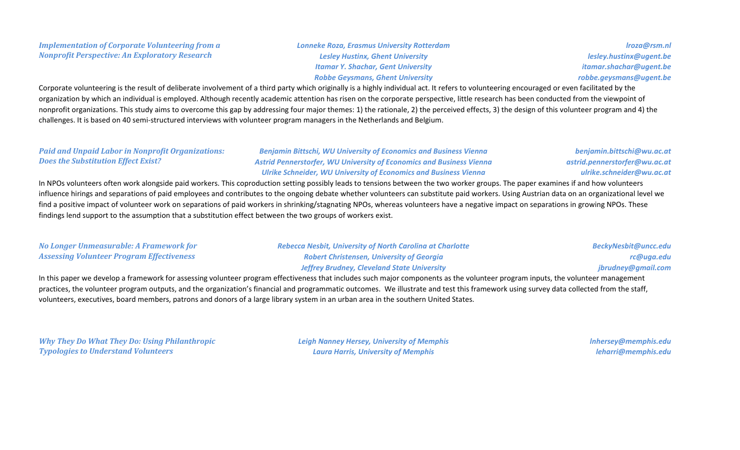### *Implementation of Corporate Volunteering from a Nonprofit Perspective: An Exploratory Research*

*Lonneke Roza, Erasmus University Rotterdam* — *lroza@rsm.nl*
*Lesley Hustinx, Ghent University* — *lesley.hustinx@ugent.be*
*Itamar Y. Shachar, Gent University* — *itamar.shachar@ugent.be*
*Robbe Geysmans, Ghent University* — *robbe.geysmans@ugent.be*

Corporate volunteering is the result of deliberate involvement of a third party which originally is a highly individual act. It refers to volunteering encouraged or even facilitated by the organization by which an individual is employed. Although recently academic attention has risen on the corporate perspective, little research has been conducted from the viewpoint of nonprofit organizations. This study aims to overcome this gap by addressing four major themes: 1) the rationale, 2) the perceived effects, 3) the design of this volunteer program and 4) the challenges. It is based on 40 semi-structured interviews with volunteer program managers in the Netherlands and Belgium.

### *Paid and Unpaid Labor in Nonprofit Organizations: Does the Substitution Effect Exist?*

*Benjamin Bittschi, WU University of Economics and Business Vienna* — *benjamin.bittschi@wu.ac.at*
*Astrid Pennerstorfer, WU University of Economics and Business Vienna* — *astrid.pennerstorfer@wu.ac.at*
*Ulrike Schneider, WU University of Economics and Business Vienna* — *ulrike.schneider@wu.ac.at*

In NPOs volunteers often work alongside paid workers. This coproduction setting possibly leads to tensions between the two worker groups. The paper examines if and how volunteers influence hirings and separations of paid employees and contributes to the ongoing debate whether volunteers can substitute paid workers. Using Austrian data on an organizational level we find a positive impact of volunteer work on separations of paid workers in shrinking/stagnating NPOs, whereas volunteers have a negative impact on separations in growing NPOs. These findings lend support to the assumption that a substitution effect between the two groups of workers exist.

### *No Longer Unmeasurable: A Framework for Assessing Volunteer Program Effectiveness*

*Rebecca Nesbit, University of North Carolina at Charlotte* — *BeckyNesbit@uncc.edu*
*Robert Christensen, University of Georgia* — *rc@uga.edu*
*Jeffrey Brudney, Cleveland State University* — *jbrudney@gmail.com*

In this paper we develop a framework for assessing volunteer program effectiveness that includes such major components as the volunteer program inputs, the volunteer management practices, the volunteer program outputs, and the organization's financial and programmatic outcomes. We illustrate and test this framework using survey data collected from the staff, volunteers, executives, board members, patrons and donors of a large library system in an urban area in the southern United States.

### *Why They Do What They Do: Using Philanthropic Typologies to Understand Volunteers*

*Leigh Nanney Hersey, University of Memphis* — *lnhersey@memphis.edu*
*Laura Harris, University of Memphis* — *leharri@memphis.edu*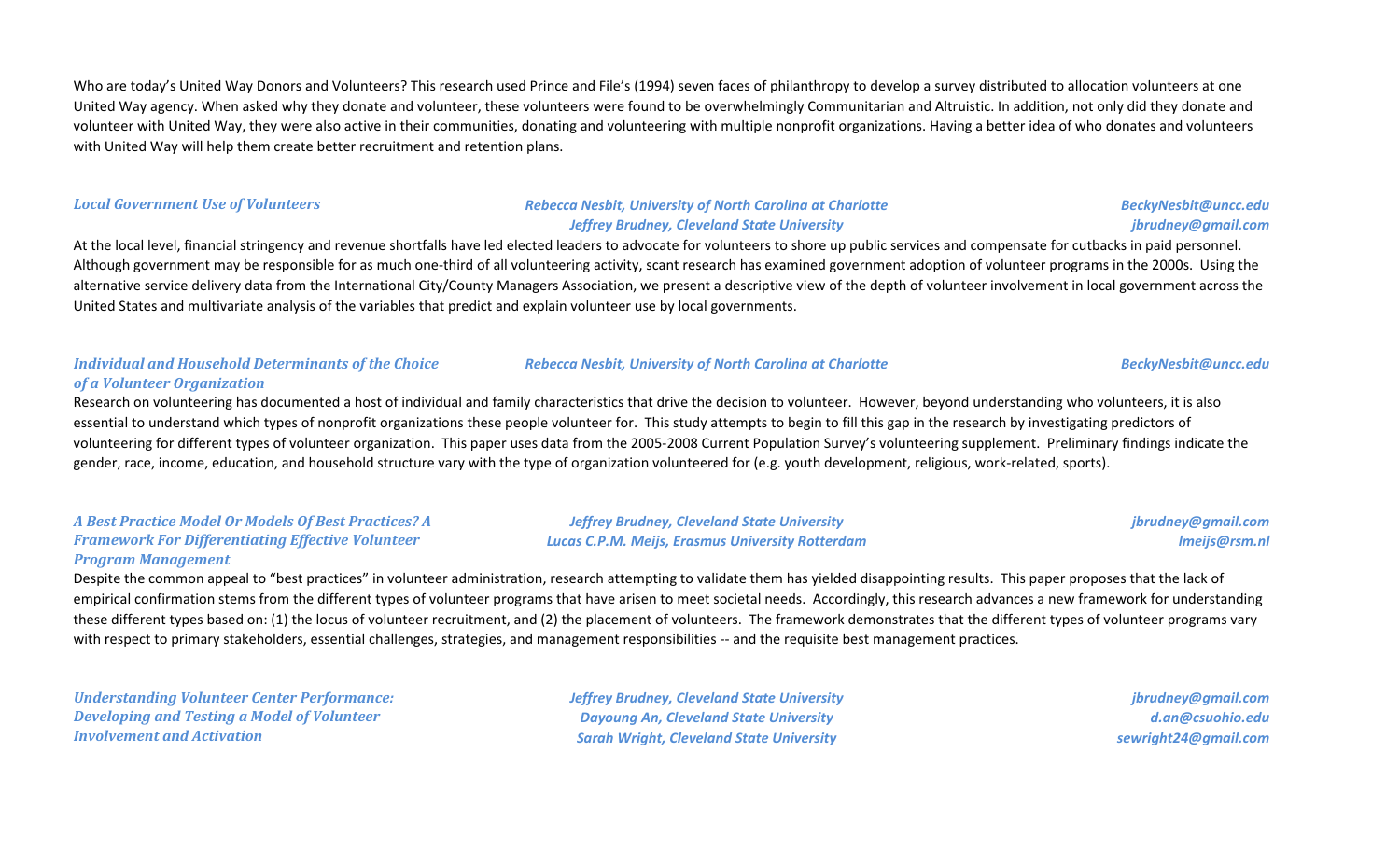Who are today's United Way Donors and Volunteers? This research used Prince and File's (1994) seven faces of philanthropy to develop a survey distributed to allocation volunteers at one United Way agency. When asked why they donate and volunteer, these volunteers were found to be overwhelmingly Communitarian and Altruistic. In addition, not only did they donate and volunteer with United Way, they were also active in their communities, donating and volunteering with multiple nonprofit organizations. Having a better idea of who donates and volunteers with United Way will help them create better recruitment and retention plans.

***Local Government Use of Volunteers***

*Rebecca Nesbit, University of North Carolina at Charlotte* — *BeckyNesbit@uncc.edu*
*Jeffrey Brudney, Cleveland State University* — *jbrudney@gmail.com*

At the local level, financial stringency and revenue shortfalls have led elected leaders to advocate for volunteers to shore up public services and compensate for cutbacks in paid personnel. Although government may be responsible for as much one-third of all volunteering activity, scant research has examined government adoption of volunteer programs in the 2000s. Using the alternative service delivery data from the International City/County Managers Association, we present a descriptive view of the depth of volunteer involvement in local government across the United States and multivariate analysis of the variables that predict and explain volunteer use by local governments.

***Individual and Household Determinants of the Choice of a Volunteer Organization***

*Rebecca Nesbit, University of North Carolina at Charlotte* — *BeckyNesbit@uncc.edu*

Research on volunteering has documented a host of individual and family characteristics that drive the decision to volunteer. However, beyond understanding who volunteers, it is also essential to understand which types of nonprofit organizations these people volunteer for. This study attempts to begin to fill this gap in the research by investigating predictors of volunteering for different types of volunteer organization. This paper uses data from the 2005-2008 Current Population Survey's volunteering supplement. Preliminary findings indicate the gender, race, income, education, and household structure vary with the type of organization volunteered for (e.g. youth development, religious, work-related, sports).

***A Best Practice Model Or Models Of Best Practices? A Framework For Differentiating Effective Volunteer Program Management***

*Jeffrey Brudney, Cleveland State University* — *jbrudney@gmail.com*
*Lucas C.P.M. Meijs, Erasmus University Rotterdam* — *lmeijs@rsm.nl*

Despite the common appeal to "best practices" in volunteer administration, research attempting to validate them has yielded disappointing results. This paper proposes that the lack of empirical confirmation stems from the different types of volunteer programs that have arisen to meet societal needs. Accordingly, this research advances a new framework for understanding these different types based on: (1) the locus of volunteer recruitment, and (2) the placement of volunteers. The framework demonstrates that the different types of volunteer programs vary with respect to primary stakeholders, essential challenges, strategies, and management responsibilities -- and the requisite best management practices.

***Understanding Volunteer Center Performance: Developing and Testing a Model of Volunteer Involvement and Activation***

*Jeffrey Brudney, Cleveland State University* — *jbrudney@gmail.com*
*Dayoung An, Cleveland State University* — *d.an@csuohio.edu*
*Sarah Wright, Cleveland State University* — *sewright24@gmail.com*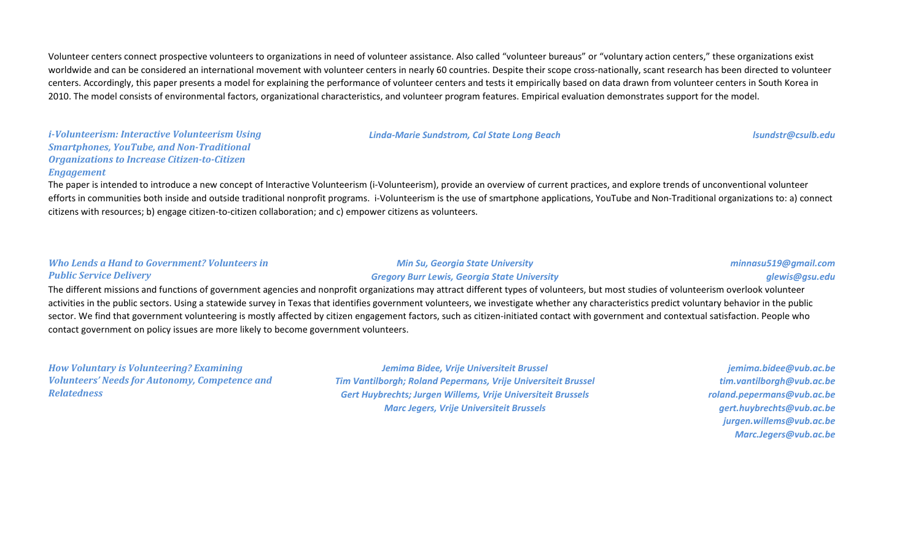Volunteer centers connect prospective volunteers to organizations in need of volunteer assistance. Also called "volunteer bureaus" or "voluntary action centers," these organizations exist worldwide and can be considered an international movement with volunteer centers in nearly 60 countries. Despite their scope cross-nationally, scant research has been directed to volunteer centers. Accordingly, this paper presents a model for explaining the performance of volunteer centers and tests it empirically based on data drawn from volunteer centers in South Korea in 2010. The model consists of environmental factors, organizational characteristics, and volunteer program features. Empirical evaluation demonstrates support for the model.

***i-Volunteerism: Interactive Volunteerism Using Smartphones, YouTube, and Non-Traditional Organizations to Increase Citizen-to-Citizen Engagement***

*Linda-Marie Sundstrom, Cal State Long Beach* — *lsundstr@csulb.edu*

The paper is intended to introduce a new concept of Interactive Volunteerism (i-Volunteerism), provide an overview of current practices, and explore trends of unconventional volunteer efforts in communities both inside and outside traditional nonprofit programs. i-Volunteerism is the use of smartphone applications, YouTube and Non-Traditional organizations to: a) connect citizens with resources; b) engage citizen-to-citizen collaboration; and c) empower citizens as volunteers.

***Who Lends a Hand to Government? Volunteers in Public Service Delivery***

*Min Su, Georgia State University* — *minnasu519@gmail.com*
*Gregory Burr Lewis, Georgia State University* — *glewis@gsu.edu*

The different missions and functions of government agencies and nonprofit organizations may attract different types of volunteers, but most studies of volunteerism overlook volunteer activities in the public sectors. Using a statewide survey in Texas that identifies government volunteers, we investigate whether any characteristics predict voluntary behavior in the public sector. We find that government volunteering is mostly affected by citizen engagement factors, such as citizen-initiated contact with government and contextual satisfaction. People who contact government on policy issues are more likely to become government volunteers.

***How Voluntary is Volunteering? Examining Volunteers' Needs for Autonomy, Competence and Relatedness***

*Jemima Bidee, Vrije Universiteit Brussel* — *jemima.bidee@vub.ac.be*
*Tim Vantilborgh; Roland Pepermans, Vrije Universiteit Brussel* — *tim.vantilborgh@vub.ac.be*; *roland.pepermans@vub.ac.be*
*Gert Huybrechts; Jurgen Willems, Vrije Universiteit Brussels* — *gert.huybrechts@vub.ac.be*; *jurgen.willems@vub.ac.be*
*Marc Jegers, Vrije Universiteit Brussels* — *Marc.Jegers@vub.ac.be*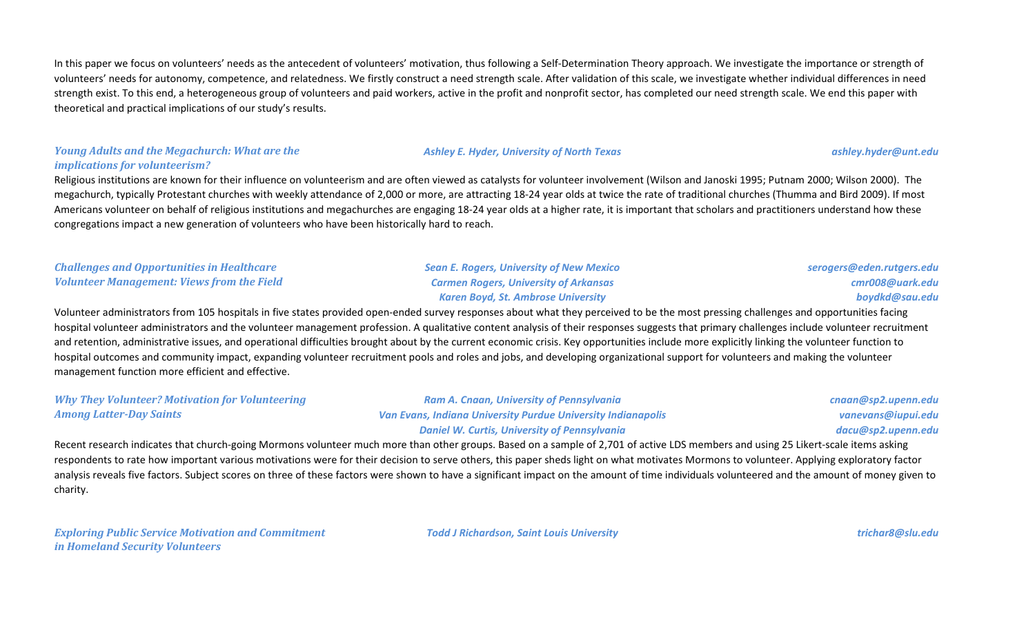In this paper we focus on volunteers' needs as the antecedent of volunteers' motivation, thus following a Self-Determination Theory approach. We investigate the importance or strength of volunteers' needs for autonomy, competence, and relatedness. We firstly construct a need strength scale. After validation of this scale, we investigate whether individual differences in need strength exist. To this end, a heterogeneous group of volunteers and paid workers, active in the profit and nonprofit sector, has completed our need strength scale. We end this paper with theoretical and practical implications of our study's results.

### *Young Adults and the Megachurch: What are the implications for volunteerism?*

*Ashley E. Hyder, University of North Texas* — *ashley.hyder@unt.edu*

Religious institutions are known for their influence on volunteerism and are often viewed as catalysts for volunteer involvement (Wilson and Janoski 1995; Putnam 2000; Wilson 2000). The megachurch, typically Protestant churches with weekly attendance of 2,000 or more, are attracting 18-24 year olds at twice the rate of traditional churches (Thumma and Bird 2009). If most Americans volunteer on behalf of religious institutions and megachurches are engaging 18-24 year olds at a higher rate, it is important that scholars and practitioners understand how these congregations impact a new generation of volunteers who have been historically hard to reach.

### *Challenges and Opportunities in Healthcare Volunteer Management: Views from the Field*

*Sean E. Rogers, University of New Mexico* — *serogers@eden.rutgers.edu*
*Carmen Rogers, University of Arkansas* — *cmr008@uark.edu*
*Karen Boyd, St. Ambrose University* — *boydkd@sau.edu*

Volunteer administrators from 105 hospitals in five states provided open-ended survey responses about what they perceived to be the most pressing challenges and opportunities facing hospital volunteer administrators and the volunteer management profession. A qualitative content analysis of their responses suggests that primary challenges include volunteer recruitment and retention, administrative issues, and operational difficulties brought about by the current economic crisis. Key opportunities include more explicitly linking the volunteer function to hospital outcomes and community impact, expanding volunteer recruitment pools and roles and jobs, and developing organizational support for volunteers and making the volunteer management function more efficient and effective.

### *Why They Volunteer? Motivation for Volunteering Among Latter-Day Saints*

*Ram A. Cnaan, University of Pennsylvania* — *cnaan@sp2.upenn.edu*
*Van Evans, Indiana University Purdue University Indianapolis* — *vanevans@iupui.edu*
*Daniel W. Curtis, University of Pennsylvania* — *dacu@sp2.upenn.edu*

Recent research indicates that church-going Mormons volunteer much more than other groups. Based on a sample of 2,701 of active LDS members and using 25 Likert-scale items asking respondents to rate how important various motivations were for their decision to serve others, this paper sheds light on what motivates Mormons to volunteer. Applying exploratory factor analysis reveals five factors. Subject scores on three of these factors were shown to have a significant impact on the amount of time individuals volunteered and the amount of money given to charity.

### *Exploring Public Service Motivation and Commitment in Homeland Security Volunteers*

*Todd J Richardson, Saint Louis University* — *trichar8@slu.edu*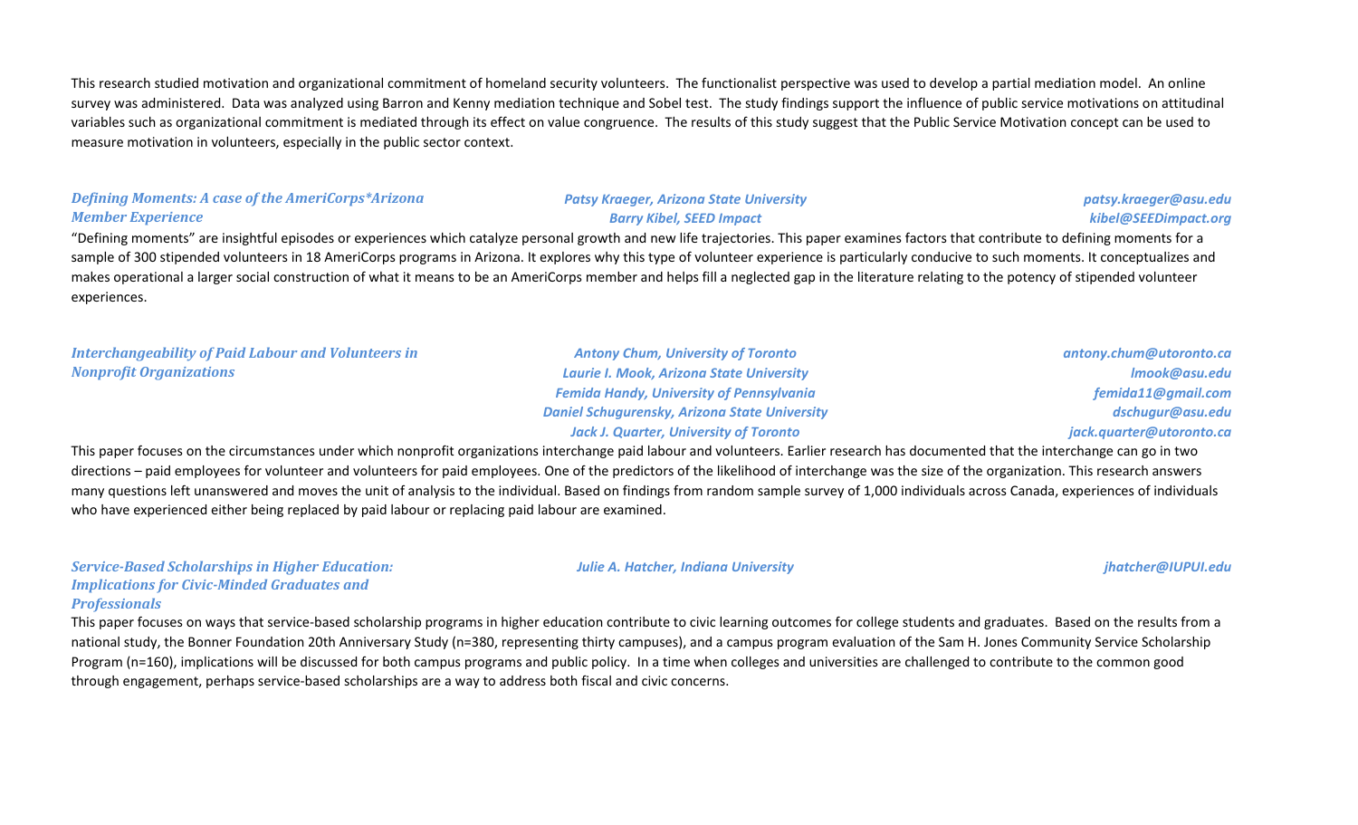This research studied motivation and organizational commitment of homeland security volunteers. The functionalist perspective was used to develop a partial mediation model. An online survey was administered. Data was analyzed using Barron and Kenny mediation technique and Sobel test. The study findings support the influence of public service motivations on attitudinal variables such as organizational commitment is mediated through its effect on value congruence. The results of this study suggest that the Public Service Motivation concept can be used to measure motivation in volunteers, especially in the public sector context.

### *Defining Moments: A case of the AmeriCorps*Arizona Member Experience*

*Patsy Kraeger, Arizona State University* — *patsy.kraeger@asu.edu*
*Barry Kibel, SEED Impact* — *kibel@SEEDimpact.org*

"Defining moments" are insightful episodes or experiences which catalyze personal growth and new life trajectories. This paper examines factors that contribute to defining moments for a sample of 300 stipended volunteers in 18 AmeriCorps programs in Arizona. It explores why this type of volunteer experience is particularly conducive to such moments. It conceptualizes and makes operational a larger social construction of what it means to be an AmeriCorps member and helps fill a neglected gap in the literature relating to the potency of stipended volunteer experiences.

### *Interchangeability of Paid Labour and Volunteers in Nonprofit Organizations*

*Antony Chum, University of Toronto* — *antony.chum@utoronto.ca*
*Laurie I. Mook, Arizona State University* — *lmook@asu.edu*
*Femida Handy, University of Pennsylvania* — *femida11@gmail.com*
*Daniel Schugurensky, Arizona State University* — *dschugur@asu.edu*
*Jack J. Quarter, University of Toronto* — *jack.quarter@utoronto.ca*

This paper focuses on the circumstances under which nonprofit organizations interchange paid labour and volunteers. Earlier research has documented that the interchange can go in two directions – paid employees for volunteer and volunteers for paid employees. One of the predictors of the likelihood of interchange was the size of the organization. This research answers many questions left unanswered and moves the unit of analysis to the individual. Based on findings from random sample survey of 1,000 individuals across Canada, experiences of individuals who have experienced either being replaced by paid labour or replacing paid labour are examined.

### *Service-Based Scholarships in Higher Education: Implications for Civic-Minded Graduates and Professionals*

*Julie A. Hatcher, Indiana University* — *jhatcher@IUPUI.edu*

This paper focuses on ways that service-based scholarship programs in higher education contribute to civic learning outcomes for college students and graduates. Based on the results from a national study, the Bonner Foundation 20th Anniversary Study (n=380, representing thirty campuses), and a campus program evaluation of the Sam H. Jones Community Service Scholarship Program (n=160), implications will be discussed for both campus programs and public policy. In a time when colleges and universities are challenged to contribute to the common good through engagement, perhaps service-based scholarships are a way to address both fiscal and civic concerns.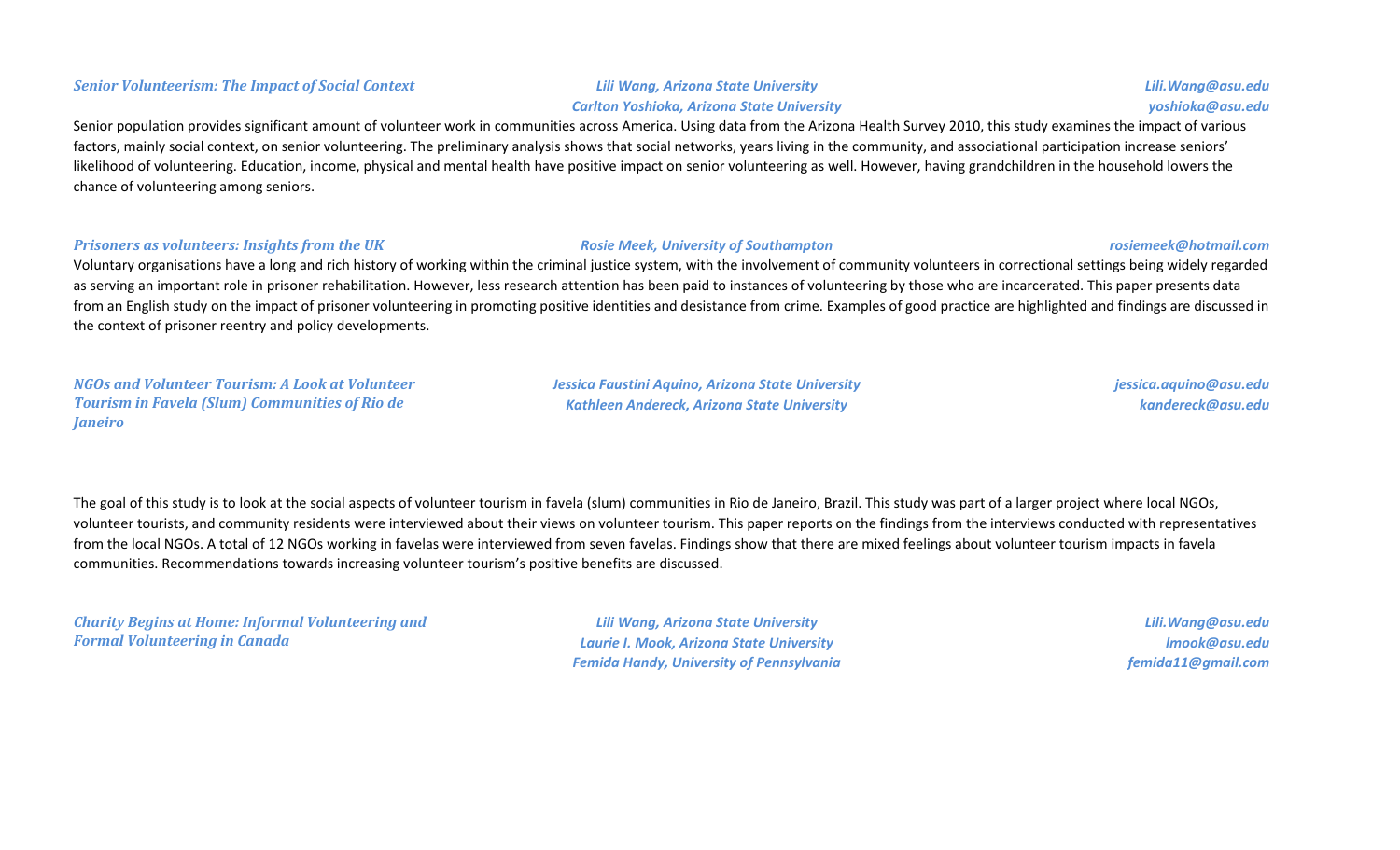### *Senior Volunteerism: The Impact of Social Context*

*Lili Wang, Arizona State University* — *Lili.Wang@asu.edu*
*Carlton Yoshioka, Arizona State University* — *yoshioka@asu.edu*

Senior population provides significant amount of volunteer work in communities across America. Using data from the Arizona Health Survey 2010, this study examines the impact of various factors, mainly social context, on senior volunteering. The preliminary analysis shows that social networks, years living in the community, and associational participation increase seniors' likelihood of volunteering. Education, income, physical and mental health have positive impact on senior volunteering as well. However, having grandchildren in the household lowers the chance of volunteering among seniors.

### *Prisoners as volunteers: Insights from the UK*

*Rosie Meek, University of Southampton* — *rosiemeek@hotmail.com*

Voluntary organisations have a long and rich history of working within the criminal justice system, with the involvement of community volunteers in correctional settings being widely regarded as serving an important role in prisoner rehabilitation. However, less research attention has been paid to instances of volunteering by those who are incarcerated. This paper presents data from an English study on the impact of prisoner volunteering in promoting positive identities and desistance from crime. Examples of good practice are highlighted and findings are discussed in the context of prisoner reentry and policy developments.

### *NGOs and Volunteer Tourism: A Look at Volunteer Tourism in Favela (Slum) Communities of Rio de Janeiro*

*Jessica Faustini Aquino, Arizona State University* — *jessica.aquino@asu.edu*
*Kathleen Andereck, Arizona State University* — *kandereck@asu.edu*

The goal of this study is to look at the social aspects of volunteer tourism in favela (slum) communities in Rio de Janeiro, Brazil. This study was part of a larger project where local NGOs, volunteer tourists, and community residents were interviewed about their views on volunteer tourism. This paper reports on the findings from the interviews conducted with representatives from the local NGOs. A total of 12 NGOs working in favelas were interviewed from seven favelas. Findings show that there are mixed feelings about volunteer tourism impacts in favela communities. Recommendations towards increasing volunteer tourism's positive benefits are discussed.

### *Charity Begins at Home: Informal Volunteering and Formal Volunteering in Canada*

*Lili Wang, Arizona State University* — *Lili.Wang@asu.edu*
*Laurie I. Mook, Arizona State University* — *lmook@asu.edu*
*Femida Handy, University of Pennsylvania* — *femida11@gmail.com*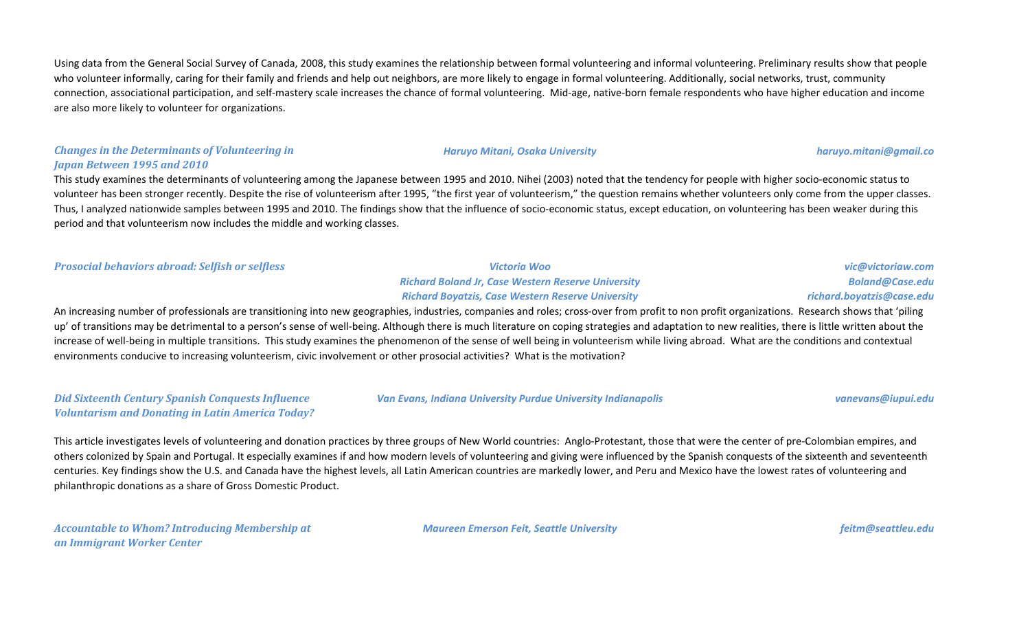Using data from the General Social Survey of Canada, 2008, this study examines the relationship between formal volunteering and informal volunteering. Preliminary results show that people who volunteer informally, caring for their family and friends and help out neighbors, are more likely to engage in formal volunteering. Additionally, social networks, trust, community connection, associational participation, and self-mastery scale increases the chance of formal volunteering. Mid-age, native-born female respondents who have higher education and income are also more likely to volunteer for organizations.

***Changes in the Determinants of Volunteering in Japan Between 1995 and 2010***

*Haruyo Mitani, Osaka University* — *haruyo.mitani@gmail.co*

This study examines the determinants of volunteering among the Japanese between 1995 and 2010. Nihei (2003) noted that the tendency for people with higher socio-economic status to volunteer has been stronger recently. Despite the rise of volunteerism after 1995, "the first year of volunteerism," the question remains whether volunteers only come from the upper classes. Thus, I analyzed nationwide samples between 1995 and 2010. The findings show that the influence of socio-economic status, except education, on volunteering has been weaker during this period and that volunteerism now includes the middle and working classes.

***Prosocial behaviors abroad: Selfish or selfless***

*Victoria Woo* — *vic@victoriaw.com*
*Richard Boland Jr, Case Western Reserve University* — *Boland@Case.edu*
*Richard Boyatzis, Case Western Reserve University* — *richard.boyatzis@case.edu*

An increasing number of professionals are transitioning into new geographies, industries, companies and roles; cross-over from profit to non profit organizations. Research shows that 'piling up' of transitions may be detrimental to a person's sense of well-being. Although there is much literature on coping strategies and adaptation to new realities, there is little written about the increase of well-being in multiple transitions. This study examines the phenomenon of the sense of well being in volunteerism while living abroad. What are the conditions and contextual environments conducive to increasing volunteerism, civic involvement or other prosocial activities? What is the motivation?

***Did Sixteenth Century Spanish Conquests Influence Voluntarism and Donating in Latin America Today?***

*Van Evans, Indiana University Purdue University Indianapolis* — *vanevans@iupui.edu*

This article investigates levels of volunteering and donation practices by three groups of New World countries: Anglo-Protestant, those that were the center of pre-Colombian empires, and others colonized by Spain and Portugal. It especially examines if and how modern levels of volunteering and giving were influenced by the Spanish conquests of the sixteenth and seventeenth centuries. Key findings show the U.S. and Canada have the highest levels, all Latin American countries are markedly lower, and Peru and Mexico have the lowest rates of volunteering and philanthropic donations as a share of Gross Domestic Product.

***Accountable to Whom? Introducing Membership at an Immigrant Worker Center***

*Maureen Emerson Feit, Seattle University* — *feitm@seattleu.edu*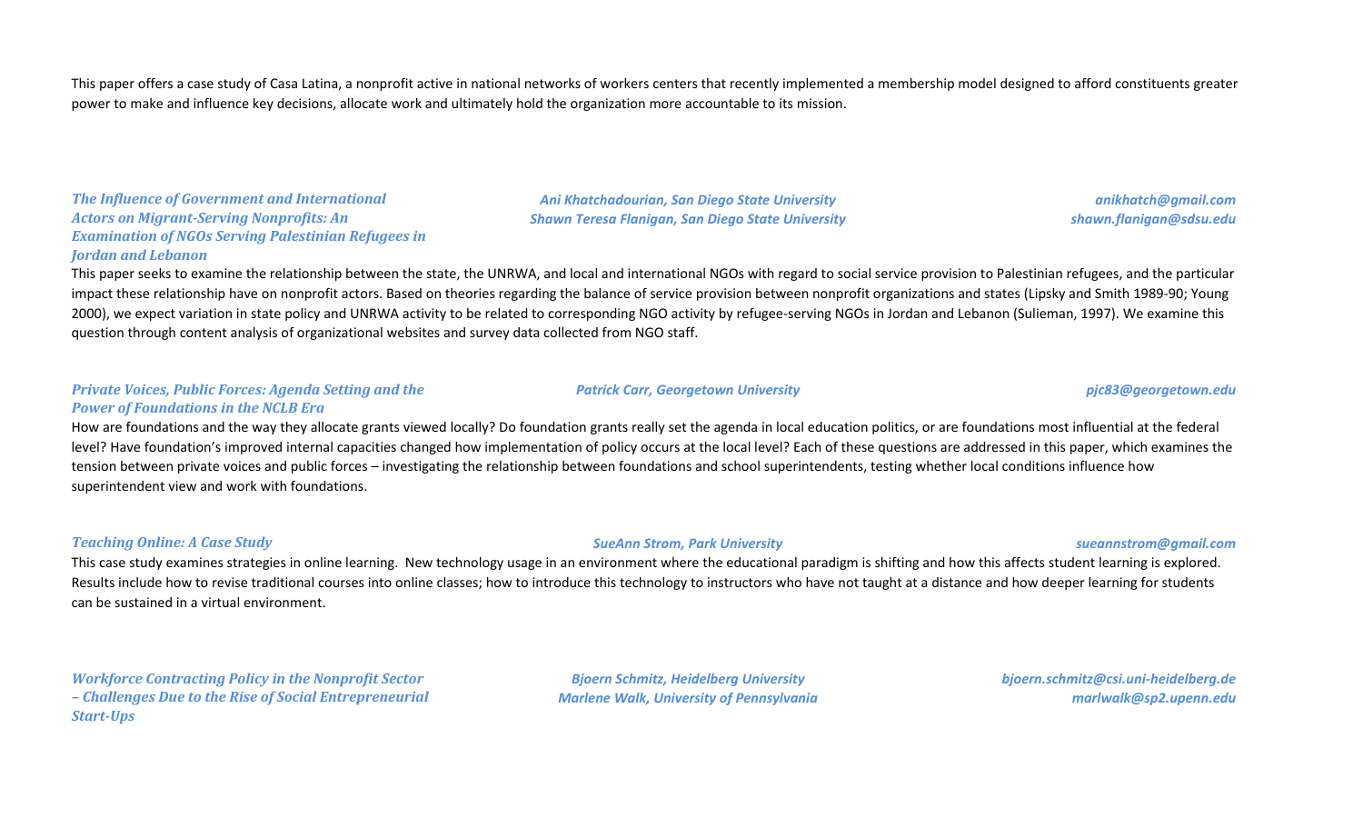This paper offers a case study of Casa Latina, a nonprofit active in national networks of workers centers that recently implemented a membership model designed to afford constituents greater power to make and influence key decisions, allocate work and ultimately hold the organization more accountable to its mission.

***The Influence of Government and International Actors on Migrant-Serving Nonprofits: An Examination of NGOs Serving Palestinian Refugees in Jordan and Lebanon***

*Ani Khatchadourian, San Diego State University* — *anikhatch@gmail.com*
*Shawn Teresa Flanigan, San Diego State University* — *shawn.flanigan@sdsu.edu*

This paper seeks to examine the relationship between the state, the UNRWA, and local and international NGOs with regard to social service provision to Palestinian refugees, and the particular impact these relationship have on nonprofit actors. Based on theories regarding the balance of service provision between nonprofit organizations and states (Lipsky and Smith 1989-90; Young 2000), we expect variation in state policy and UNRWA activity to be related to corresponding NGO activity by refugee-serving NGOs in Jordan and Lebanon (Sulieman, 1997). We examine this question through content analysis of organizational websites and survey data collected from NGO staff.

***Private Voices, Public Forces: Agenda Setting and the Power of Foundations in the NCLB Era***

*Patrick Carr, Georgetown University* — *pjc83@georgetown.edu*

How are foundations and the way they allocate grants viewed locally? Do foundation grants really set the agenda in local education politics, or are foundations most influential at the federal level? Have foundation's improved internal capacities changed how implementation of policy occurs at the local level? Each of these questions are addressed in this paper, which examines the tension between private voices and public forces – investigating the relationship between foundations and school superintendents, testing whether local conditions influence how superintendent view and work with foundations.

***Teaching Online: A Case Study***

*SueAnn Strom, Park University* — *sueannstrom@gmail.com*

This case study examines strategies in online learning. New technology usage in an environment where the educational paradigm is shifting and how this affects student learning is explored. Results include how to revise traditional courses into online classes; how to introduce this technology to instructors who have not taught at a distance and how deeper learning for students can be sustained in a virtual environment.

***Workforce Contracting Policy in the Nonprofit Sector – Challenges Due to the Rise of Social Entrepreneurial Start-Ups***

*Bjoern Schmitz, Heidelberg University* — *bjoern.schmitz@csi.uni-heidelberg.de*
*Marlene Walk, University of Pennsylvania* — *marlwalk@sp2.upenn.edu*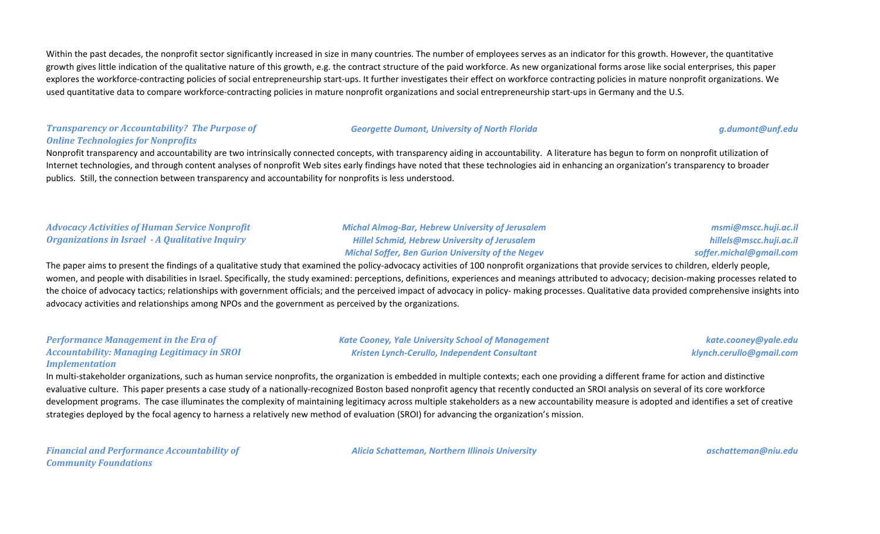Within the past decades, the nonprofit sector significantly increased in size in many countries. The number of employees serves as an indicator for this growth. However, the quantitative growth gives little indication of the qualitative nature of this growth, e.g. the contract structure of the paid workforce. As new organizational forms arose like social enterprises, this paper explores the workforce-contracting policies of social entrepreneurship start-ups. It further investigates their effect on workforce contracting policies in mature nonprofit organizations. We used quantitative data to compare workforce-contracting policies in mature nonprofit organizations and social entrepreneurship start-ups in Germany and the U.S.

***Transparency or Accountability? The Purpose of Online Technologies for Nonprofits***

*Georgette Dumont, University of North Florida* — *g.dumont@unf.edu*

Nonprofit transparency and accountability are two intrinsically connected concepts, with transparency aiding in accountability. A literature has begun to form on nonprofit utilization of Internet technologies, and through content analyses of nonprofit Web sites early findings have noted that these technologies aid in enhancing an organization's transparency to broader publics. Still, the connection between transparency and accountability for nonprofits is less understood.

***Advocacy Activities of Human Service Nonprofit Organizations in Israel - A Qualitative Inquiry***

*Michal Almog-Bar, Hebrew University of Jerusalem* — *msmi@mscc.huji.ac.il*
*Hillel Schmid, Hebrew University of Jerusalem* — *hillels@mscc.huji.ac.il*
*Michal Soffer, Ben Gurion University of the Negev* — *soffer.michal@gmail.com*

The paper aims to present the findings of a qualitative study that examined the policy-advocacy activities of 100 nonprofit organizations that provide services to children, elderly people, women, and people with disabilities in Israel. Specifically, the study examined: perceptions, definitions, experiences and meanings attributed to advocacy; decision-making processes related to the choice of advocacy tactics; relationships with government officials; and the perceived impact of advocacy in policy- making processes. Qualitative data provided comprehensive insights into advocacy activities and relationships among NPOs and the government as perceived by the organizations.

***Performance Management in the Era of Accountability: Managing Legitimacy in SROI Implementation***

*Kate Cooney, Yale University School of Management* — *kate.cooney@yale.edu*
*Kristen Lynch-Cerullo, Independent Consultant* — *klynch.cerullo@gmail.com*

In multi-stakeholder organizations, such as human service nonprofits, the organization is embedded in multiple contexts; each one providing a different frame for action and distinctive evaluative culture. This paper presents a case study of a nationally-recognized Boston based nonprofit agency that recently conducted an SROI analysis on several of its core workforce development programs. The case illuminates the complexity of maintaining legitimacy across multiple stakeholders as a new accountability measure is adopted and identifies a set of creative strategies deployed by the focal agency to harness a relatively new method of evaluation (SROI) for advancing the organization's mission.

***Financial and Performance Accountability of Community Foundations***

*Alicia Schatteman, Northern Illinois University* — *aschatteman@niu.edu*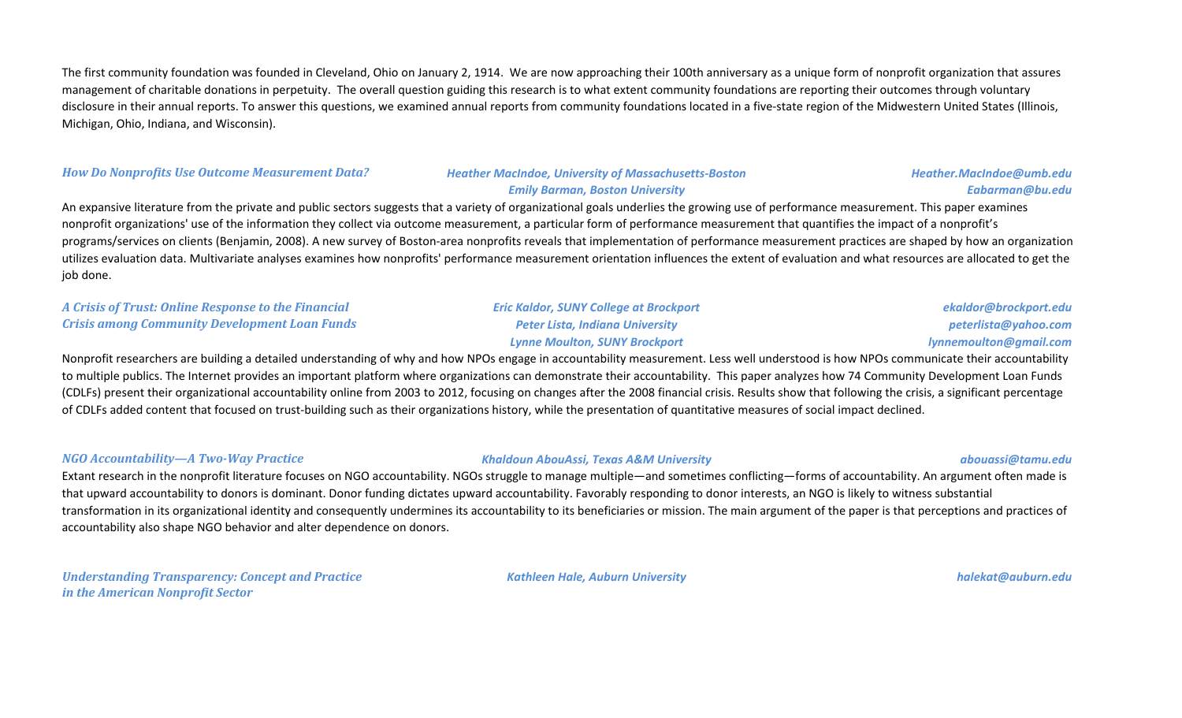The first community foundation was founded in Cleveland, Ohio on January 2, 1914. We are now approaching their 100th anniversary as a unique form of nonprofit organization that assures management of charitable donations in perpetuity. The overall question guiding this research is to what extent community foundations are reporting their outcomes through voluntary disclosure in their annual reports. To answer this questions, we examined annual reports from community foundations located in a five-state region of the Midwestern United States (Illinois, Michigan, Ohio, Indiana, and Wisconsin).

### *How Do Nonprofits Use Outcome Measurement Data?*

*Heather MacIndoe, University of Massachusetts-Boston* — *Heather.MacIndoe@umb.edu*
*Emily Barman, Boston University* — *Eabarman@bu.edu*

An expansive literature from the private and public sectors suggests that a variety of organizational goals underlies the growing use of performance measurement. This paper examines nonprofit organizations' use of the information they collect via outcome measurement, a particular form of performance measurement that quantifies the impact of a nonprofit's programs/services on clients (Benjamin, 2008). A new survey of Boston-area nonprofits reveals that implementation of performance measurement practices are shaped by how an organization utilizes evaluation data. Multivariate analyses examines how nonprofits' performance measurement orientation influences the extent of evaluation and what resources are allocated to get the job done.

### *A Crisis of Trust: Online Response to the Financial Crisis among Community Development Loan Funds*

*Eric Kaldor, SUNY College at Brockport* — *ekaldor@brockport.edu*
*Peter Lista, Indiana University* — *peterlista@yahoo.com*
*Lynne Moulton, SUNY Brockport* — *lynnemoulton@gmail.com*

Nonprofit researchers are building a detailed understanding of why and how NPOs engage in accountability measurement. Less well understood is how NPOs communicate their accountability to multiple publics. The Internet provides an important platform where organizations can demonstrate their accountability. This paper analyzes how 74 Community Development Loan Funds (CDLFs) present their organizational accountability online from 2003 to 2012, focusing on changes after the 2008 financial crisis. Results show that following the crisis, a significant percentage of CDLFs added content that focused on trust-building such as their organizations history, while the presentation of quantitative measures of social impact declined.

### *NGO Accountability—A Two-Way Practice*

*Khaldoun AbouAssi, Texas A&M University* — *abouassi@tamu.edu*

Extant research in the nonprofit literature focuses on NGO accountability. NGOs struggle to manage multiple—and sometimes conflicting—forms of accountability. An argument often made is that upward accountability to donors is dominant. Donor funding dictates upward accountability. Favorably responding to donor interests, an NGO is likely to witness substantial transformation in its organizational identity and consequently undermines its accountability to its beneficiaries or mission. The main argument of the paper is that perceptions and practices of accountability also shape NGO behavior and alter dependence on donors.

### *Understanding Transparency: Concept and Practice in the American Nonprofit Sector*

*Kathleen Hale, Auburn University* — *halekat@auburn.edu*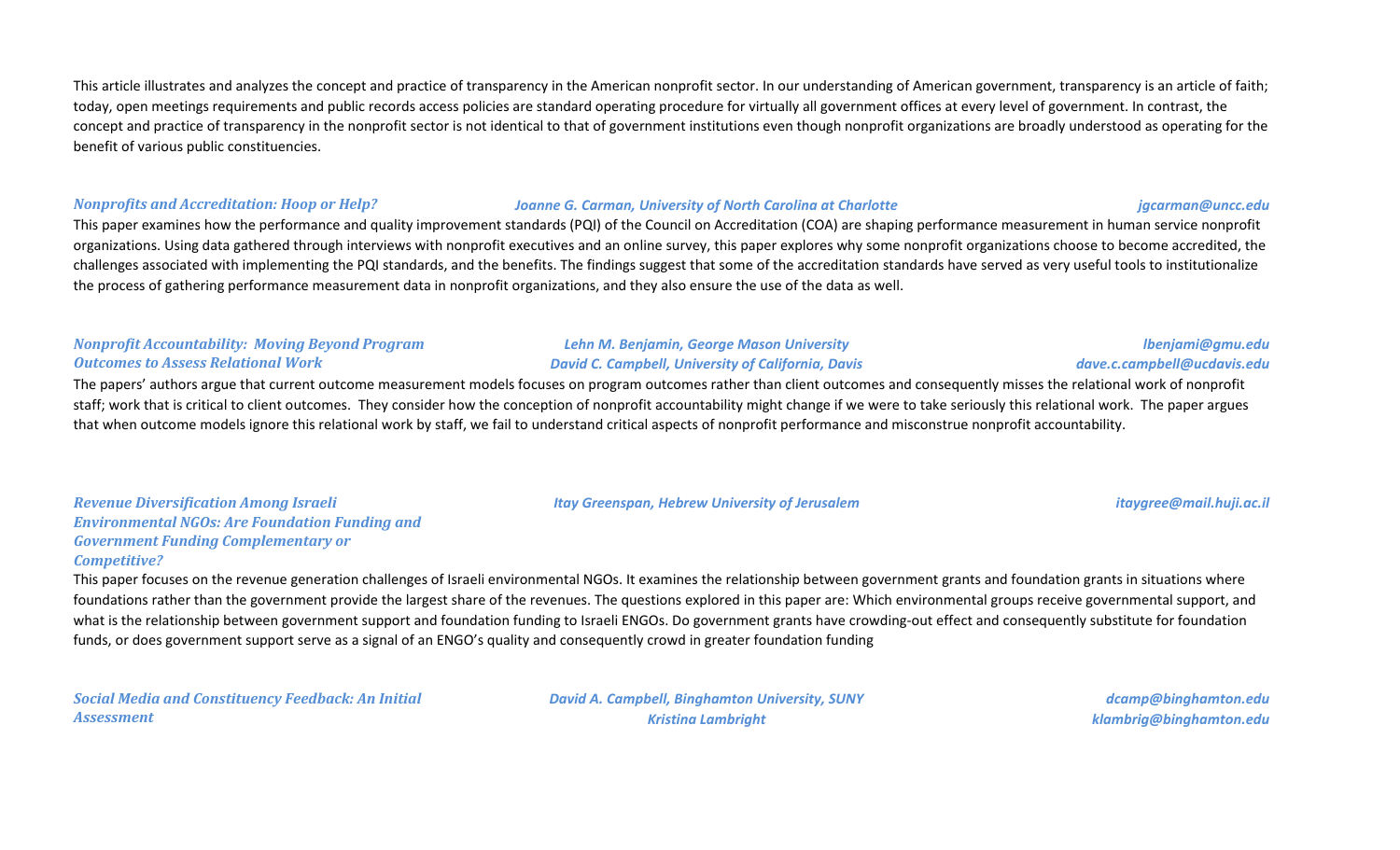This article illustrates and analyzes the concept and practice of transparency in the American nonprofit sector. In our understanding of American government, transparency is an article of faith; today, open meetings requirements and public records access policies are standard operating procedure for virtually all government offices at every level of government. In contrast, the concept and practice of transparency in the nonprofit sector is not identical to that of government institutions even though nonprofit organizations are broadly understood as operating for the benefit of various public constituencies.

***Nonprofits and Accreditation: Hoop or Help?*** — *Joanne G. Carman, University of North Carolina at Charlotte* — *jgcarman@uncc.edu*

This paper examines how the performance and quality improvement standards (PQI) of the Council on Accreditation (COA) are shaping performance measurement in human service nonprofit organizations. Using data gathered through interviews with nonprofit executives and an online survey, this paper explores why some nonprofit organizations choose to become accredited, the challenges associated with implementing the PQI standards, and the benefits. The findings suggest that some of the accreditation standards have served as very useful tools to institutionalize the process of gathering performance measurement data in nonprofit organizations, and they also ensure the use of the data as well.

***Nonprofit Accountability: Moving Beyond Program Outcomes to Assess Relational Work*** — *Lehn M. Benjamin, George Mason University* — *lbenjami@gmu.edu*; *David C. Campbell, University of California, Davis* — *dave.c.campbell@ucdavis.edu*

The papers' authors argue that current outcome measurement models focuses on program outcomes rather than client outcomes and consequently misses the relational work of nonprofit staff; work that is critical to client outcomes. They consider how the conception of nonprofit accountability might change if we were to take seriously this relational work. The paper argues that when outcome models ignore this relational work by staff, we fail to understand critical aspects of nonprofit performance and misconstrue nonprofit accountability.

***Revenue Diversification Among Israeli Environmental NGOs: Are Foundation Funding and Government Funding Complementary or Competitive?*** — *Itay Greenspan, Hebrew University of Jerusalem* — *itaygree@mail.huji.ac.il*

This paper focuses on the revenue generation challenges of Israeli environmental NGOs. It examines the relationship between government grants and foundation grants in situations where foundations rather than the government provide the largest share of the revenues. The questions explored in this paper are: Which environmental groups receive governmental support, and what is the relationship between government support and foundation funding to Israeli ENGOs. Do government grants have crowding-out effect and consequently substitute for foundation funds, or does government support serve as a signal of an ENGO's quality and consequently crowd in greater foundation funding

***Social Media and Constituency Feedback: An Initial Assessment*** — *David A. Campbell, Binghamton University, SUNY* — *dcamp@binghamton.edu*; *Kristina Lambright* — *klambrig@binghamton.edu*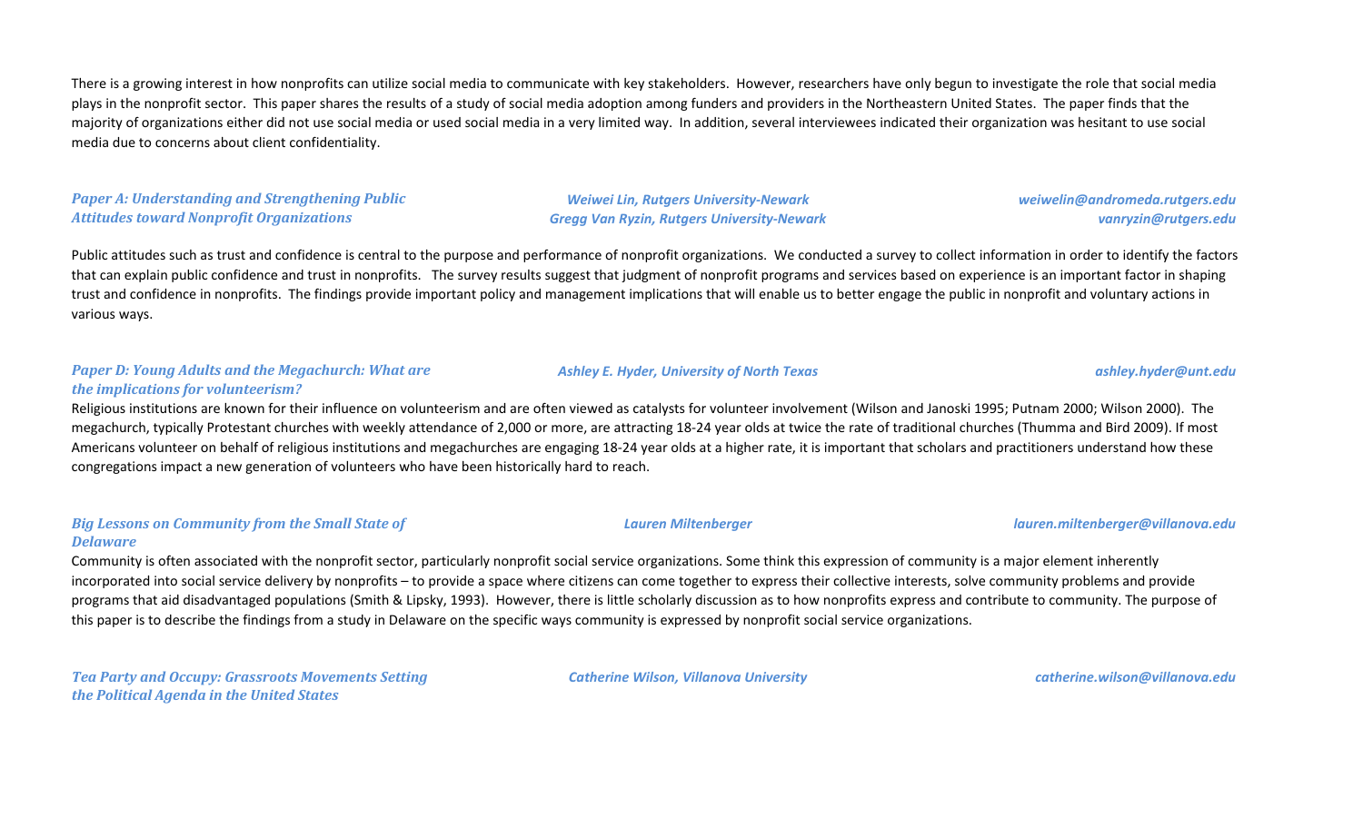There is a growing interest in how nonprofits can utilize social media to communicate with key stakeholders. However, researchers have only begun to investigate the role that social media plays in the nonprofit sector. This paper shares the results of a study of social media adoption among funders and providers in the Northeastern United States. The paper finds that the majority of organizations either did not use social media or used social media in a very limited way. In addition, several interviewees indicated their organization was hesitant to use social media due to concerns about client confidentiality.

***Paper A: Understanding and Strengthening Public Attitudes toward Nonprofit Organizations***
*Weiwei Lin, Rutgers University-Newark* — *weiwelin@andromeda.rutgers.edu*
*Gregg Van Ryzin, Rutgers University-Newark* — *vanryzin@rutgers.edu*

Public attitudes such as trust and confidence is central to the purpose and performance of nonprofit organizations. We conducted a survey to collect information in order to identify the factors that can explain public confidence and trust in nonprofits. The survey results suggest that judgment of nonprofit programs and services based on experience is an important factor in shaping trust and confidence in nonprofits. The findings provide important policy and management implications that will enable us to better engage the public in nonprofit and voluntary actions in various ways.

***Paper D: Young Adults and the Megachurch: What are the implications for volunteerism?***
*Ashley E. Hyder, University of North Texas* — *ashley.hyder@unt.edu*

Religious institutions are known for their influence on volunteerism and are often viewed as catalysts for volunteer involvement (Wilson and Janoski 1995; Putnam 2000; Wilson 2000). The megachurch, typically Protestant churches with weekly attendance of 2,000 or more, are attracting 18-24 year olds at twice the rate of traditional churches (Thumma and Bird 2009). If most Americans volunteer on behalf of religious institutions and megachurches are engaging 18-24 year olds at a higher rate, it is important that scholars and practitioners understand how these congregations impact a new generation of volunteers who have been historically hard to reach.

***Big Lessons on Community from the Small State of Delaware***
*Lauren Miltenberger* — *lauren.miltenberger@villanova.edu*

Community is often associated with the nonprofit sector, particularly nonprofit social service organizations. Some think this expression of community is a major element inherently incorporated into social service delivery by nonprofits – to provide a space where citizens can come together to express their collective interests, solve community problems and provide programs that aid disadvantaged populations (Smith & Lipsky, 1993). However, there is little scholarly discussion as to how nonprofits express and contribute to community. The purpose of this paper is to describe the findings from a study in Delaware on the specific ways community is expressed by nonprofit social service organizations.

***Tea Party and Occupy: Grassroots Movements Setting the Political Agenda in the United States***
*Catherine Wilson, Villanova University* — *catherine.wilson@villanova.edu*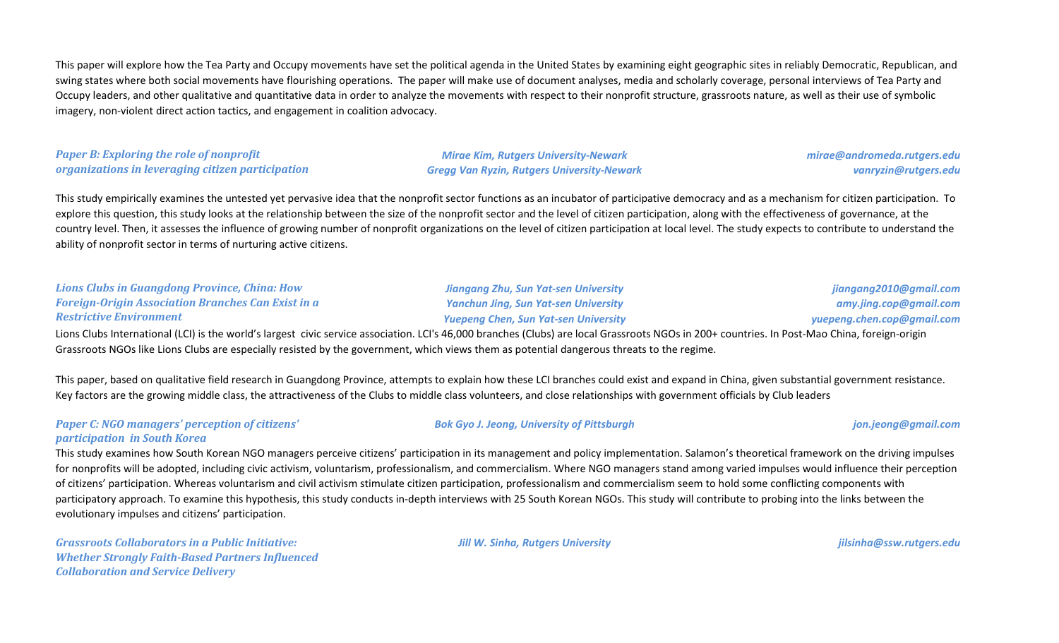This paper will explore how the Tea Party and Occupy movements have set the political agenda in the United States by examining eight geographic sites in reliably Democratic, Republican, and swing states where both social movements have flourishing operations. The paper will make use of document analyses, media and scholarly coverage, personal interviews of Tea Party and Occupy leaders, and other qualitative and quantitative data in order to analyze the movements with respect to their nonprofit structure, grassroots nature, as well as their use of symbolic imagery, non-violent direct action tactics, and engagement in coalition advocacy.

***Paper B: Exploring the role of nonprofit organizations in leveraging citizen participation***

*Mirae Kim, Rutgers University-Newark* — *mirae@andromeda.rutgers.edu*
*Gregg Van Ryzin, Rutgers University-Newark* — *vanryzin@rutgers.edu*

This study empirically examines the untested yet pervasive idea that the nonprofit sector functions as an incubator of participative democracy and as a mechanism for citizen participation. To explore this question, this study looks at the relationship between the size of the nonprofit sector and the level of citizen participation, along with the effectiveness of governance, at the country level. Then, it assesses the influence of growing number of nonprofit organizations on the level of citizen participation at local level. The study expects to contribute to understand the ability of nonprofit sector in terms of nurturing active citizens.

***Lions Clubs in Guangdong Province, China: How Foreign-Origin Association Branches Can Exist in a Restrictive Environment***

*Jiangang Zhu, Sun Yat-sen University* — *jiangang2010@gmail.com*
*Yanchun Jing, Sun Yat-sen University* — *amy.jing.cop@gmail.com*
*Yuepeng Chen, Sun Yat-sen University* — *yuepeng.chen.cop@gmail.com*

Lions Clubs International (LCI) is the world's largest civic service association. LCI's 46,000 branches (Clubs) are local Grassroots NGOs in 200+ countries. In Post-Mao China, foreign-origin Grassroots NGOs like Lions Clubs are especially resisted by the government, which views them as potential dangerous threats to the regime.

This paper, based on qualitative field research in Guangdong Province, attempts to explain how these LCI branches could exist and expand in China, given substantial government resistance. Key factors are the growing middle class, the attractiveness of the Clubs to middle class volunteers, and close relationships with government officials by Club leaders

***Paper C: NGO managers' perception of citizens' participation in South Korea***

*Bok Gyo J. Jeong, University of Pittsburgh* — *jon.jeong@gmail.com*

This study examines how South Korean NGO managers perceive citizens' participation in its management and policy implementation. Salamon's theoretical framework on the driving impulses for nonprofits will be adopted, including civic activism, voluntarism, professionalism, and commercialism. Where NGO managers stand among varied impulses would influence their perception of citizens' participation. Whereas voluntarism and civil activism stimulate citizen participation, professionalism and commercialism seem to hold some conflicting components with participatory approach. To examine this hypothesis, this study conducts in-depth interviews with 25 South Korean NGOs. This study will contribute to probing into the links between the evolutionary impulses and citizens' participation.

***Grassroots Collaborators in a Public Initiative: Whether Strongly Faith-Based Partners Influenced Collaboration and Service Delivery***

*Jill W. Sinha, Rutgers University* — *jilsinha@ssw.rutgers.edu*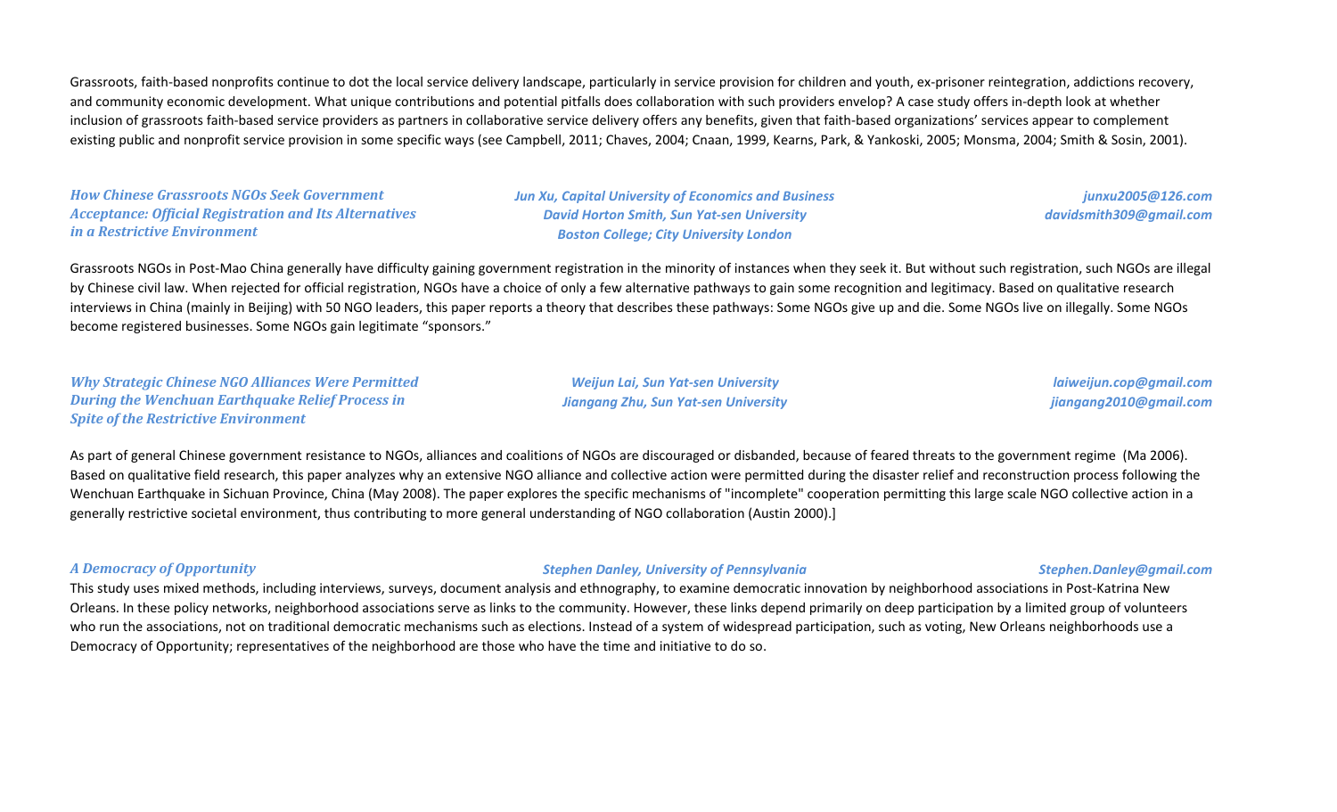Grassroots, faith-based nonprofits continue to dot the local service delivery landscape, particularly in service provision for children and youth, ex-prisoner reintegration, addictions recovery, and community economic development. What unique contributions and potential pitfalls does collaboration with such providers envelop? A case study offers in-depth look at whether inclusion of grassroots faith-based service providers as partners in collaborative service delivery offers any benefits, given that faith-based organizations' services appear to complement existing public and nonprofit service provision in some specific ways (see Campbell, 2011; Chaves, 2004; Cnaan, 1999, Kearns, Park, & Yankoski, 2005; Monsma, 2004; Smith & Sosin, 2001).

### *How Chinese Grassroots NGOs Seek Government Acceptance: Official Registration and Its Alternatives in a Restrictive Environment*

*Jun Xu, Capital University of Economics and Business* — *junxu2005@126.com*
*David Horton Smith, Sun Yat-sen University; Boston College; City University London* — *davidsmith309@gmail.com*

Grassroots NGOs in Post-Mao China generally have difficulty gaining government registration in the minority of instances when they seek it. But without such registration, such NGOs are illegal by Chinese civil law. When rejected for official registration, NGOs have a choice of only a few alternative pathways to gain some recognition and legitimacy. Based on qualitative research interviews in China (mainly in Beijing) with 50 NGO leaders, this paper reports a theory that describes these pathways: Some NGOs give up and die. Some NGOs live on illegally. Some NGOs become registered businesses. Some NGOs gain legitimate "sponsors."

### *Why Strategic Chinese NGO Alliances Were Permitted During the Wenchuan Earthquake Relief Process in Spite of the Restrictive Environment*

*Weijun Lai, Sun Yat-sen University* — *laiweijun.cop@gmail.com*
*Jiangang Zhu, Sun Yat-sen University* — *jiangang2010@gmail.com*

As part of general Chinese government resistance to NGOs, alliances and coalitions of NGOs are discouraged or disbanded, because of feared threats to the government regime (Ma 2006). Based on qualitative field research, this paper analyzes why an extensive NGO alliance and collective action were permitted during the disaster relief and reconstruction process following the Wenchuan Earthquake in Sichuan Province, China (May 2008). The paper explores the specific mechanisms of "incomplete" cooperation permitting this large scale NGO collective action in a generally restrictive societal environment, thus contributing to more general understanding of NGO collaboration (Austin 2000).]

### *A Democracy of Opportunity*

*Stephen Danley, University of Pennsylvania* — *Stephen.Danley@gmail.com*

This study uses mixed methods, including interviews, surveys, document analysis and ethnography, to examine democratic innovation by neighborhood associations in Post-Katrina New Orleans. In these policy networks, neighborhood associations serve as links to the community. However, these links depend primarily on deep participation by a limited group of volunteers who run the associations, not on traditional democratic mechanisms such as elections. Instead of a system of widespread participation, such as voting, New Orleans neighborhoods use a Democracy of Opportunity; representatives of the neighborhood are those who have the time and initiative to do so.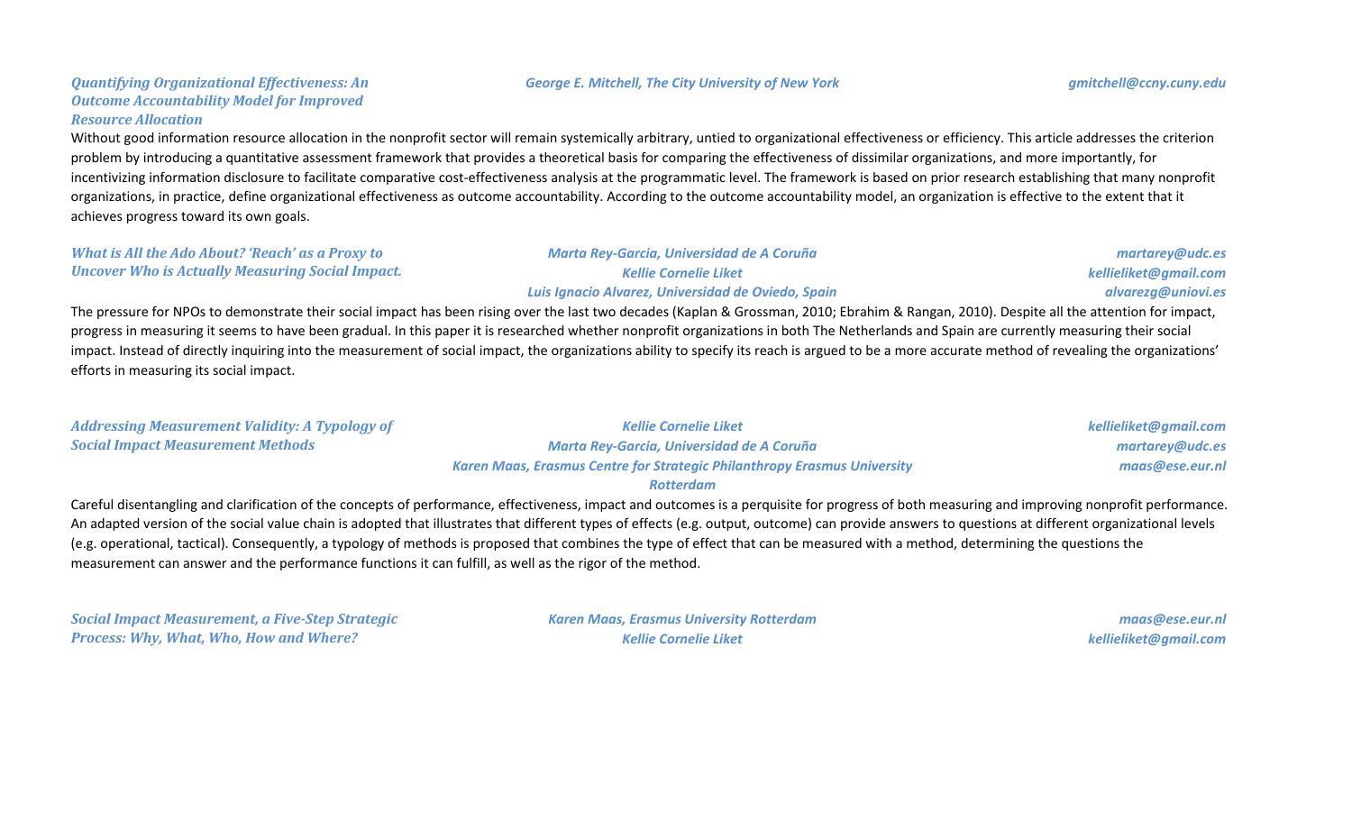### *Quantifying Organizational Effectiveness: An Outcome Accountability Model for Improved Resource Allocation*

***George E. Mitchell, The City University of New York*** — ***gmitchell@ccny.cuny.edu***

Without good information resource allocation in the nonprofit sector will remain systemically arbitrary, untied to organizational effectiveness or efficiency. This article addresses the criterion problem by introducing a quantitative assessment framework that provides a theoretical basis for comparing the effectiveness of dissimilar organizations, and more importantly, for incentivizing information disclosure to facilitate comparative cost-effectiveness analysis at the programmatic level. The framework is based on prior research establishing that many nonprofit organizations, in practice, define organizational effectiveness as outcome accountability. According to the outcome accountability model, an organization is effective to the extent that it achieves progress toward its own goals.

### *What is All the Ado About? 'Reach' as a Proxy to Uncover Who is Actually Measuring Social Impact.*

***Marta Rey-Garcia, Universidad de A Coruña*** — ***martarey@udc.es***
***Kellie Cornelie Liket*** — ***kellieliket@gmail.com***
***Luis Ignacio Alvarez, Universidad de Oviedo, Spain*** — ***alvarezg@uniovi.es***

The pressure for NPOs to demonstrate their social impact has been rising over the last two decades (Kaplan & Grossman, 2010; Ebrahim & Rangan, 2010). Despite all the attention for impact, progress in measuring it seems to have been gradual. In this paper it is researched whether nonprofit organizations in both The Netherlands and Spain are currently measuring their social impact. Instead of directly inquiring into the measurement of social impact, the organizations ability to specify its reach is argued to be a more accurate method of revealing the organizations' efforts in measuring its social impact.

### *Addressing Measurement Validity: A Typology of Social Impact Measurement Methods*

***Kellie Cornelie Liket*** — ***kellieliket@gmail.com***
***Marta Rey-Garcia, Universidad de A Coruña*** — ***martarey@udc.es***
***Karen Maas, Erasmus Centre for Strategic Philanthropy Erasmus University Rotterdam*** — ***maas@ese.eur.nl***

Careful disentangling and clarification of the concepts of performance, effectiveness, impact and outcomes is a perquisite for progress of both measuring and improving nonprofit performance. An adapted version of the social value chain is adopted that illustrates that different types of effects (e.g. output, outcome) can provide answers to questions at different organizational levels (e.g. operational, tactical). Consequently, a typology of methods is proposed that combines the type of effect that can be measured with a method, determining the questions the measurement can answer and the performance functions it can fulfill, as well as the rigor of the method.

### *Social Impact Measurement, a Five-Step Strategic Process: Why, What, Who, How and Where?*

***Karen Maas, Erasmus University Rotterdam*** — ***maas@ese.eur.nl***
***Kellie Cornelie Liket*** — ***kellieliket@gmail.com***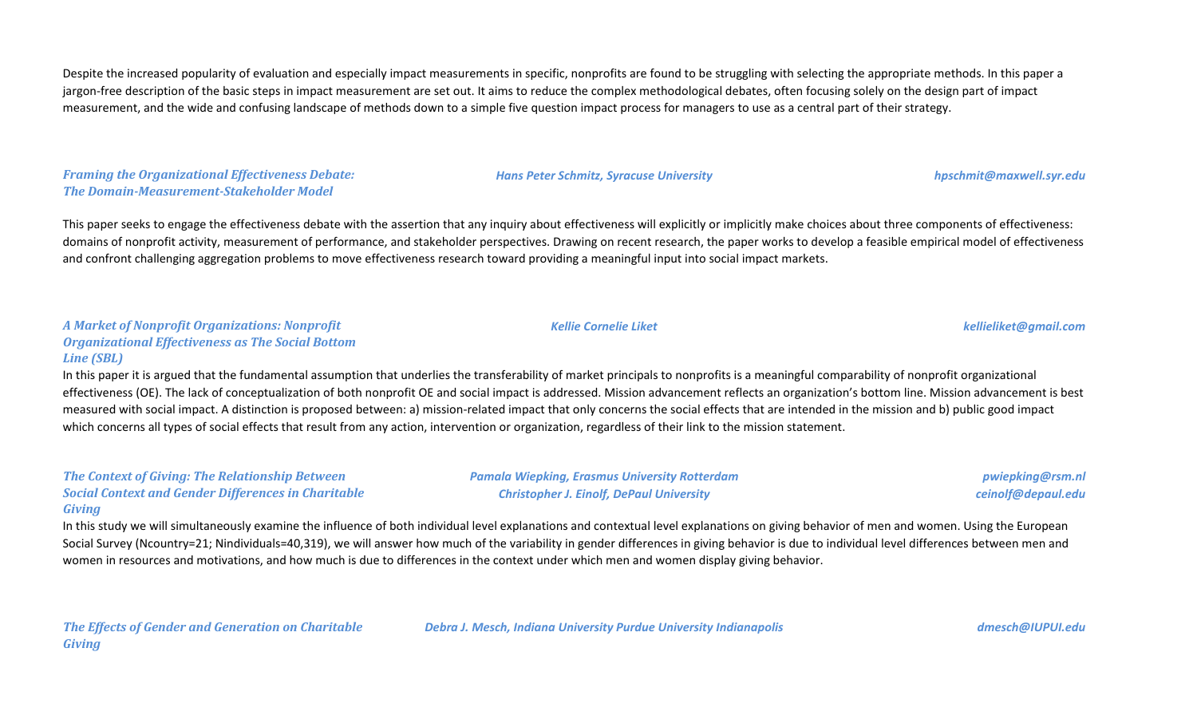Despite the increased popularity of evaluation and especially impact measurements in specific, nonprofits are found to be struggling with selecting the appropriate methods. In this paper a jargon-free description of the basic steps in impact measurement are set out. It aims to reduce the complex methodological debates, often focusing solely on the design part of impact measurement, and the wide and confusing landscape of methods down to a simple five question impact process for managers to use as a central part of their strategy.

***Framing the Organizational Effectiveness Debate: The Domain-Measurement-Stakeholder Model***

*Hans Peter Schmitz, Syracuse University* — *hpschmit@maxwell.syr.edu*

This paper seeks to engage the effectiveness debate with the assertion that any inquiry about effectiveness will explicitly or implicitly make choices about three components of effectiveness: domains of nonprofit activity, measurement of performance, and stakeholder perspectives. Drawing on recent research, the paper works to develop a feasible empirical model of effectiveness and confront challenging aggregation problems to move effectiveness research toward providing a meaningful input into social impact markets.

***A Market of Nonprofit Organizations: Nonprofit Organizational Effectiveness as The Social Bottom Line (SBL)***

*Kellie Cornelie Liket* — *kellieliket@gmail.com*

In this paper it is argued that the fundamental assumption that underlies the transferability of market principals to nonprofits is a meaningful comparability of nonprofit organizational effectiveness (OE). The lack of conceptualization of both nonprofit OE and social impact is addressed. Mission advancement reflects an organization's bottom line. Mission advancement is best measured with social impact. A distinction is proposed between: a) mission-related impact that only concerns the social effects that are intended in the mission and b) public good impact which concerns all types of social effects that result from any action, intervention or organization, regardless of their link to the mission statement.

***The Context of Giving: The Relationship Between Social Context and Gender Differences in Charitable Giving***

*Pamala Wiepking, Erasmus University Rotterdam* — *pwiepking@rsm.nl*
*Christopher J. Einolf, DePaul University* — *ceinolf@depaul.edu*

In this study we will simultaneously examine the influence of both individual level explanations and contextual level explanations on giving behavior of men and women. Using the European Social Survey (Ncountry=21; Nindividuals=40,319), we will answer how much of the variability in gender differences in giving behavior is due to individual level differences between men and women in resources and motivations, and how much is due to differences in the context under which men and women display giving behavior.

***The Effects of Gender and Generation on Charitable Giving***

*Debra J. Mesch, Indiana University Purdue University Indianapolis* — *dmesch@IUPUI.edu*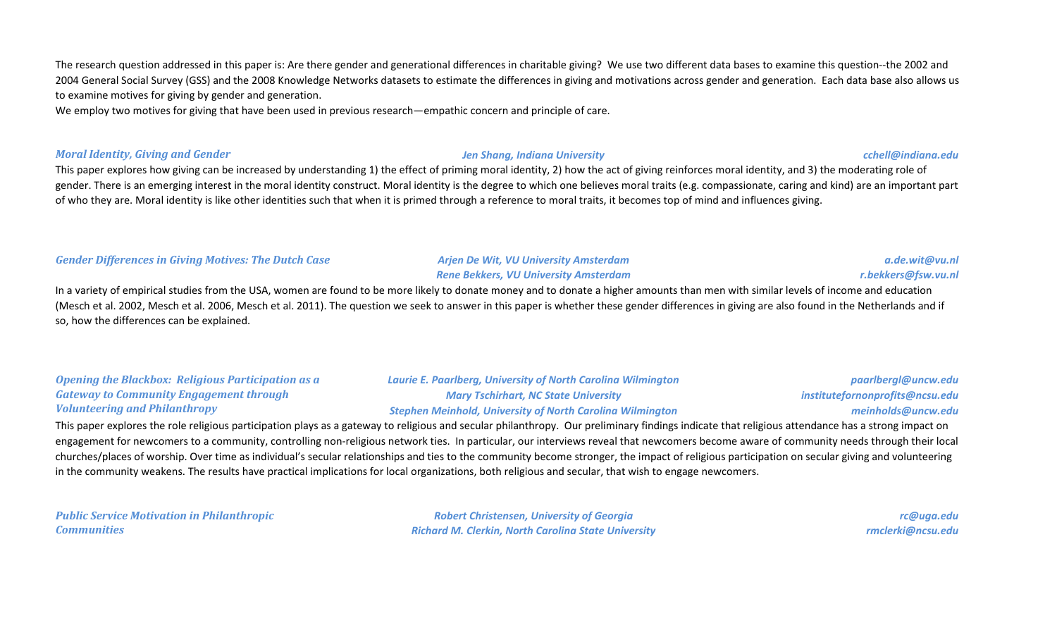The research question addressed in this paper is: Are there gender and generational differences in charitable giving? We use two different data bases to examine this question--the 2002 and 2004 General Social Survey (GSS) and the 2008 Knowledge Networks datasets to estimate the differences in giving and motivations across gender and generation. Each data base also allows us to examine motives for giving by gender and generation.

We employ two motives for giving that have been used in previous research—empathic concern and principle of care.

### *Moral Identity, Giving and Gender*

*Jen Shang, Indiana University* — *cchell@indiana.edu*

This paper explores how giving can be increased by understanding 1) the effect of priming moral identity, 2) how the act of giving reinforces moral identity, and 3) the moderating role of gender. There is an emerging interest in the moral identity construct. Moral identity is the degree to which one believes moral traits (e.g. compassionate, caring and kind) are an important part of who they are. Moral identity is like other identities such that when it is primed through a reference to moral traits, it becomes top of mind and influences giving.

### *Gender Differences in Giving Motives: The Dutch Case*

*Arjen De Wit, VU University Amsterdam* — *a.de.wit@vu.nl*
*Rene Bekkers, VU University Amsterdam* — *r.bekkers@fsw.vu.nl*

In a variety of empirical studies from the USA, women are found to be more likely to donate money and to donate a higher amounts than men with similar levels of income and education (Mesch et al. 2002, Mesch et al. 2006, Mesch et al. 2011). The question we seek to answer in this paper is whether these gender differences in giving are also found in the Netherlands and if so, how the differences can be explained.

### *Opening the Blackbox: Religious Participation as a Gateway to Community Engagement through Volunteering and Philanthropy*

*Laurie E. Paarlberg, University of North Carolina Wilmington* — *paarlbergl@uncw.edu*
*Mary Tschirhart, NC State University* — *institutefornonprofits@ncsu.edu*
*Stephen Meinhold, University of North Carolina Wilmington* — *meinholds@uncw.edu*

This paper explores the role religious participation plays as a gateway to religious and secular philanthropy. Our preliminary findings indicate that religious attendance has a strong impact on engagement for newcomers to a community, controlling non-religious network ties. In particular, our interviews reveal that newcomers become aware of community needs through their local churches/places of worship. Over time as individual's secular relationships and ties to the community become stronger, the impact of religious participation on secular giving and volunteering in the community weakens. The results have practical implications for local organizations, both religious and secular, that wish to engage newcomers.

### *Public Service Motivation in Philanthropic Communities*

*Robert Christensen, University of Georgia* — *rc@uga.edu*
*Richard M. Clerkin, North Carolina State University* — *rmclerki@ncsu.edu*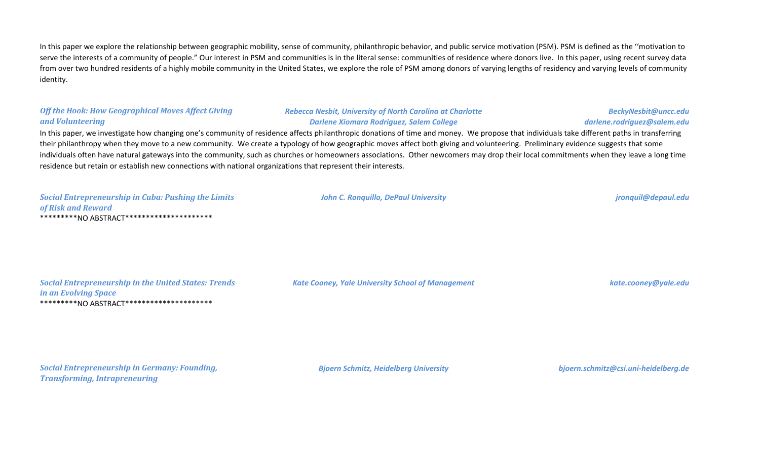In this paper we explore the relationship between geographic mobility, sense of community, philanthropic behavior, and public service motivation (PSM). PSM is defined as the ''motivation to serve the interests of a community of people." Our interest in PSM and communities is in the literal sense: communities of residence where donors live. In this paper, using recent survey data from over two hundred residents of a highly mobile community in the United States, we explore the role of PSM among donors of varying lengths of residency and varying levels of community identity.

***Off the Hook: How Geographical Moves Affect Giving and Volunteering***

*Rebecca Nesbit, University of North Carolina at Charlotte* — *BeckyNesbit@uncc.edu*
*Darlene Xiomara Rodriguez, Salem College* — *darlene.rodriguez@salem.edu*

In this paper, we investigate how changing one's community of residence affects philanthropic donations of time and money. We propose that individuals take different paths in transferring their philanthropy when they move to a new community. We create a typology of how geographic moves affect both giving and volunteering. Preliminary evidence suggests that some individuals often have natural gateways into the community, such as churches or homeowners associations. Other newcomers may drop their local commitments when they leave a long time residence but retain or establish new connections with national organizations that represent their interests.

***Social Entrepreneurship in Cuba: Pushing the Limits of Risk and Reward***

*John C. Ronquillo, DePaul University* — *jronquil@depaul.edu*

*********NO ABSTRACT*********************

***Social Entrepreneurship in the United States: Trends in an Evolving Space***

*Kate Cooney, Yale University School of Management* — *kate.cooney@yale.edu*

*********NO ABSTRACT*********************

***Social Entrepreneurship in Germany: Founding, Transforming, Intrapreneuring***

*Bjoern Schmitz, Heidelberg University* — *bjoern.schmitz@csi.uni-heidelberg.de*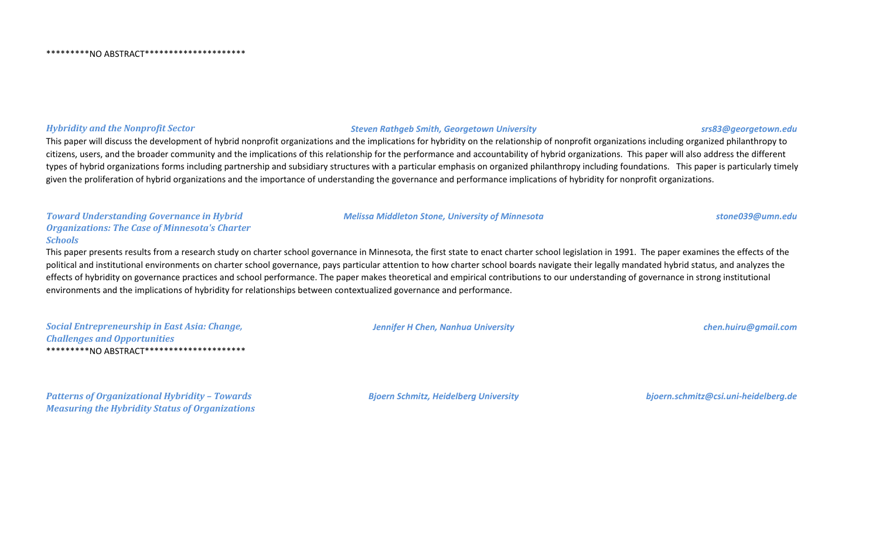*********NO ABSTRACT*********************

### *Hybridity and the Nonprofit Sector*

***Steven Rathgeb Smith, Georgetown University*** — ***srs83@georgetown.edu***

This paper will discuss the development of hybrid nonprofit organizations and the implications for hybridity on the relationship of nonprofit organizations including organized philanthropy to citizens, users, and the broader community and the implications of this relationship for the performance and accountability of hybrid organizations. This paper will also address the different types of hybrid organizations forms including partnership and subsidiary structures with a particular emphasis on organized philanthropy including foundations. This paper is particularly timely given the proliferation of hybrid organizations and the importance of understanding the governance and performance implications of hybridity for nonprofit organizations.

### *Toward Understanding Governance in Hybrid Organizations: The Case of Minnesota's Charter Schools*

***Melissa Middleton Stone, University of Minnesota*** — ***stone039@umn.edu***

This paper presents results from a research study on charter school governance in Minnesota, the first state to enact charter school legislation in 1991. The paper examines the effects of the political and institutional environments on charter school governance, pays particular attention to how charter school boards navigate their legally mandated hybrid status, and analyzes the effects of hybridity on governance practices and school performance. The paper makes theoretical and empirical contributions to our understanding of governance in strong institutional environments and the implications of hybridity for relationships between contextualized governance and performance.

### *Social Entrepreneurship in East Asia: Change, Challenges and Opportunities*

***Jennifer H Chen, Nanhua University*** — ***chen.huiru@gmail.com***

*********NO ABSTRACT*********************

### *Patterns of Organizational Hybridity – Towards Measuring the Hybridity Status of Organizations*

***Bjoern Schmitz, Heidelberg University*** — ***bjoern.schmitz@csi.uni-heidelberg.de***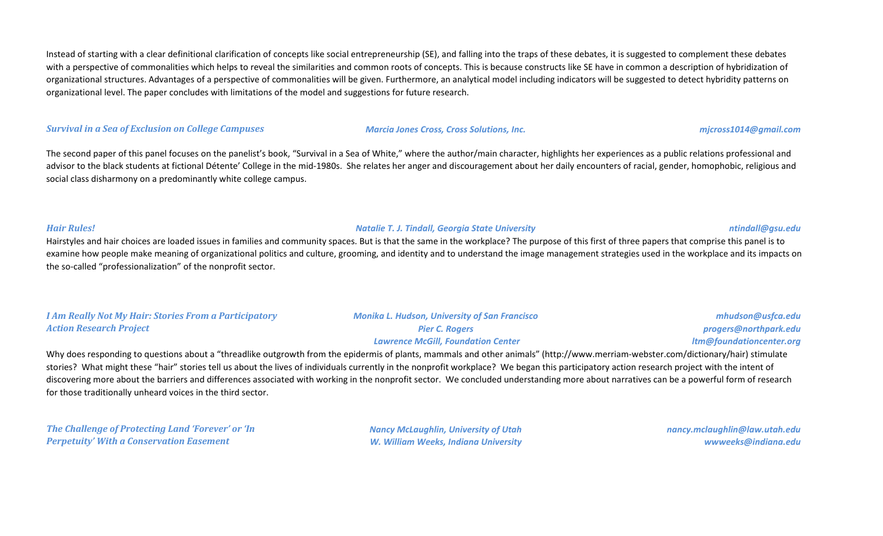Instead of starting with a clear definitional clarification of concepts like social entrepreneurship (SE), and falling into the traps of these debates, it is suggested to complement these debates with a perspective of commonalities which helps to reveal the similarities and common roots of concepts. This is because constructs like SE have in common a description of hybridization of organizational structures. Advantages of a perspective of commonalities will be given. Furthermore, an analytical model including indicators will be suggested to detect hybridity patterns on organizational level. The paper concludes with limitations of the model and suggestions for future research.

***Survival in a Sea of Exclusion on College Campuses*** — *Marcia Jones Cross, Cross Solutions, Inc.* — *mjcross1014@gmail.com*

The second paper of this panel focuses on the panelist's book, "Survival in a Sea of White," where the author/main character, highlights her experiences as a public relations professional and advisor to the black students at fictional Détente' College in the mid-1980s. She relates her anger and discouragement about her daily encounters of racial, gender, homophobic, religious and social class disharmony on a predominantly white college campus.

***Hair Rules!*** — *Natalie T. J. Tindall, Georgia State University* — *ntindall@gsu.edu*

Hairstyles and hair choices are loaded issues in families and community spaces. But is that the same in the workplace? The purpose of this first of three papers that comprise this panel is to examine how people make meaning of organizational politics and culture, grooming, and identity and to understand the image management strategies used in the workplace and its impacts on the so-called "professionalization" of the nonprofit sector.

***I Am Really Not My Hair: Stories From a Participatory Action Research Project***

*Monika L. Hudson, University of San Francisco* — *mhudson@usfca.edu*
*Pier C. Rogers* — *progers@northpark.edu*
*Lawrence McGill, Foundation Center* — *ltm@foundationcenter.org*

Why does responding to questions about a "threadlike outgrowth from the epidermis of plants, mammals and other animals" (http://www.merriam-webster.com/dictionary/hair) stimulate stories? What might these "hair" stories tell us about the lives of individuals currently in the nonprofit workplace? We began this participatory action research project with the intent of discovering more about the barriers and differences associated with working in the nonprofit sector. We concluded understanding more about narratives can be a powerful form of research for those traditionally unheard voices in the third sector.

***The Challenge of Protecting Land 'Forever' or 'In Perpetuity' With a Conservation Easement***

*Nancy McLaughlin, University of Utah* — *nancy.mclaughlin@law.utah.edu*
*W. William Weeks, Indiana University* — *wwweeks@indiana.edu*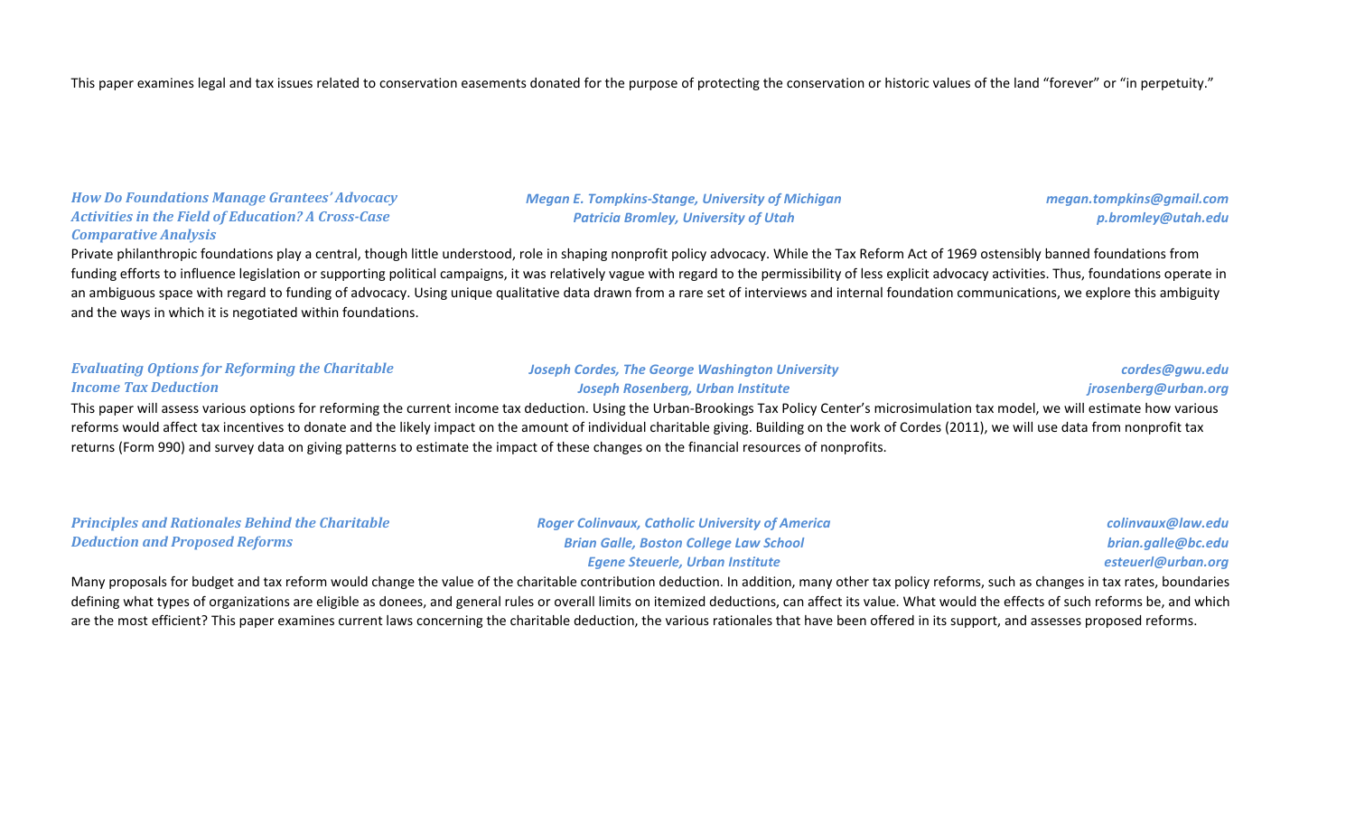This paper examines legal and tax issues related to conservation easements donated for the purpose of protecting the conservation or historic values of the land "forever" or "in perpetuity."

***How Do Foundations Manage Grantees' Advocacy Activities in the Field of Education? A Cross-Case Comparative Analysis***

*Megan E. Tompkins-Stange, University of Michigan* — *megan.tompkins@gmail.com*
*Patricia Bromley, University of Utah* — *p.bromley@utah.edu*

Private philanthropic foundations play a central, though little understood, role in shaping nonprofit policy advocacy. While the Tax Reform Act of 1969 ostensibly banned foundations from funding efforts to influence legislation or supporting political campaigns, it was relatively vague with regard to the permissibility of less explicit advocacy activities. Thus, foundations operate in an ambiguous space with regard to funding of advocacy. Using unique qualitative data drawn from a rare set of interviews and internal foundation communications, we explore this ambiguity and the ways in which it is negotiated within foundations.

***Evaluating Options for Reforming the Charitable Income Tax Deduction***

*Joseph Cordes, The George Washington University* — *cordes@gwu.edu*
*Joseph Rosenberg, Urban Institute* — *jrosenberg@urban.org*

This paper will assess various options for reforming the current income tax deduction. Using the Urban-Brookings Tax Policy Center's microsimulation tax model, we will estimate how various reforms would affect tax incentives to donate and the likely impact on the amount of individual charitable giving. Building on the work of Cordes (2011), we will use data from nonprofit tax returns (Form 990) and survey data on giving patterns to estimate the impact of these changes on the financial resources of nonprofits.

***Principles and Rationales Behind the Charitable Deduction and Proposed Reforms***

*Roger Colinvaux, Catholic University of America* — *colinvaux@law.edu*
*Brian Galle, Boston College Law School* — *brian.galle@bc.edu*
*Egene Steuerle, Urban Institute* — *esteuerl@urban.org*

Many proposals for budget and tax reform would change the value of the charitable contribution deduction. In addition, many other tax policy reforms, such as changes in tax rates, boundaries defining what types of organizations are eligible as donees, and general rules or overall limits on itemized deductions, can affect its value. What would the effects of such reforms be, and which are the most efficient? This paper examines current laws concerning the charitable deduction, the various rationales that have been offered in its support, and assesses proposed reforms.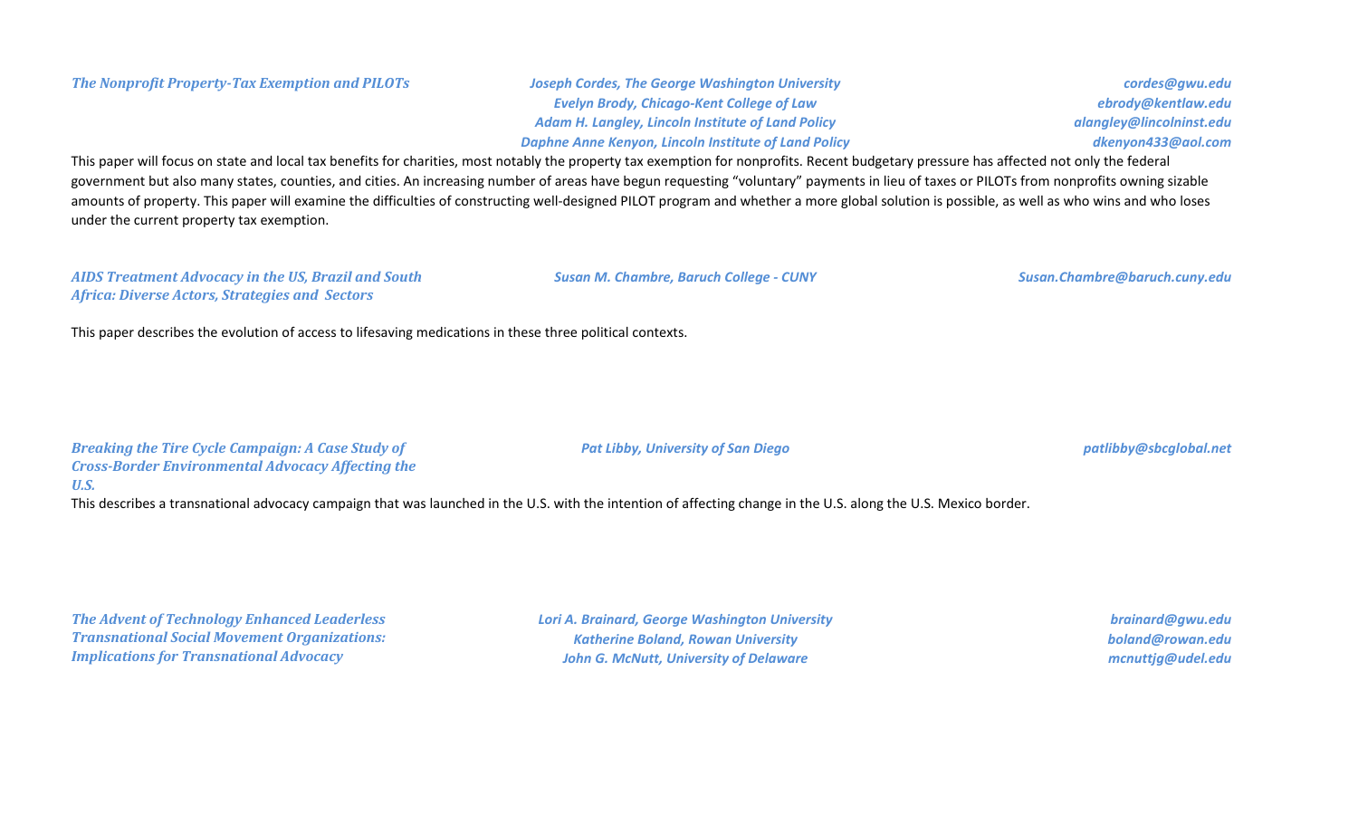***The Nonprofit Property-Tax Exemption and PILOTs***

*Joseph Cordes, The George Washington University* — *cordes@gwu.edu*
*Evelyn Brody, Chicago-Kent College of Law* — *ebrody@kentlaw.edu*
*Adam H. Langley, Lincoln Institute of Land Policy* — *alangley@lincolninst.edu*
*Daphne Anne Kenyon, Lincoln Institute of Land Policy* — *dkenyon433@aol.com*

This paper will focus on state and local tax benefits for charities, most notably the property tax exemption for nonprofits. Recent budgetary pressure has affected not only the federal government but also many states, counties, and cities. An increasing number of areas have begun requesting "voluntary" payments in lieu of taxes or PILOTs from nonprofits owning sizable amounts of property. This paper will examine the difficulties of constructing well-designed PILOT program and whether a more global solution is possible, as well as who wins and who loses under the current property tax exemption.

***AIDS Treatment Advocacy in the US, Brazil and South Africa: Diverse Actors, Strategies and Sectors***

*Susan M. Chambre, Baruch College - CUNY* — *Susan.Chambre@baruch.cuny.edu*

This paper describes the evolution of access to lifesaving medications in these three political contexts.

***Breaking the Tire Cycle Campaign: A Case Study of Cross-Border Environmental Advocacy Affecting the U.S.***

*Pat Libby, University of San Diego* — *patlibby@sbcglobal.net*

This describes a transnational advocacy campaign that was launched in the U.S. with the intention of affecting change in the U.S. along the U.S. Mexico border.

***The Advent of Technology Enhanced Leaderless Transnational Social Movement Organizations: Implications for Transnational Advocacy***

*Lori A. Brainard, George Washington University* — *brainard@gwu.edu*
*Katherine Boland, Rowan University* — *boland@rowan.edu*
*John G. McNutt, University of Delaware* — *mcnuttjg@udel.edu*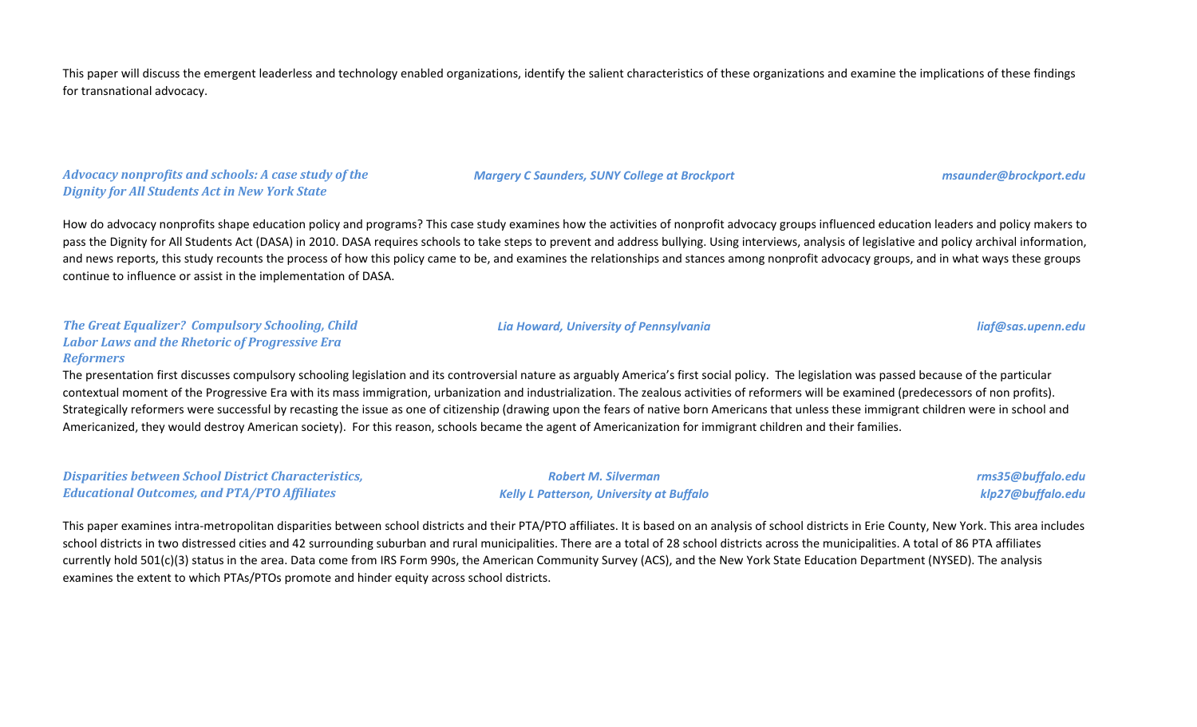This paper will discuss the emergent leaderless and technology enabled organizations, identify the salient characteristics of these organizations and examine the implications of these findings for transnational advocacy.

***Advocacy nonprofits and schools: A case study of the Dignity for All Students Act in New York State***

***Margery C Saunders, SUNY College at Brockport*** — ***msaunder@brockport.edu***

How do advocacy nonprofits shape education policy and programs? This case study examines how the activities of nonprofit advocacy groups influenced education leaders and policy makers to pass the Dignity for All Students Act (DASA) in 2010. DASA requires schools to take steps to prevent and address bullying. Using interviews, analysis of legislative and policy archival information, and news reports, this study recounts the process of how this policy came to be, and examines the relationships and stances among nonprofit advocacy groups, and in what ways these groups continue to influence or assist in the implementation of DASA.

***The Great Equalizer? Compulsory Schooling, Child Labor Laws and the Rhetoric of Progressive Era Reformers***

***Lia Howard, University of Pennsylvania*** — ***liaf@sas.upenn.edu***

The presentation first discusses compulsory schooling legislation and its controversial nature as arguably America's first social policy. The legislation was passed because of the particular contextual moment of the Progressive Era with its mass immigration, urbanization and industrialization. The zealous activities of reformers will be examined (predecessors of non profits). Strategically reformers were successful by recasting the issue as one of citizenship (drawing upon the fears of native born Americans that unless these immigrant children were in school and Americanized, they would destroy American society). For this reason, schools became the agent of Americanization for immigrant children and their families.

***Disparities between School District Characteristics, Educational Outcomes, and PTA/PTO Affiliates***

***Robert M. Silverman*** — ***rms35@buffalo.edu***
***Kelly L Patterson, University at Buffalo*** — ***klp27@buffalo.edu***

This paper examines intra-metropolitan disparities between school districts and their PTA/PTO affiliates. It is based on an analysis of school districts in Erie County, New York. This area includes school districts in two distressed cities and 42 surrounding suburban and rural municipalities. There are a total of 28 school districts across the municipalities. A total of 86 PTA affiliates currently hold 501(c)(3) status in the area. Data come from IRS Form 990s, the American Community Survey (ACS), and the New York State Education Department (NYSED). The analysis examines the extent to which PTAs/PTOs promote and hinder equity across school districts.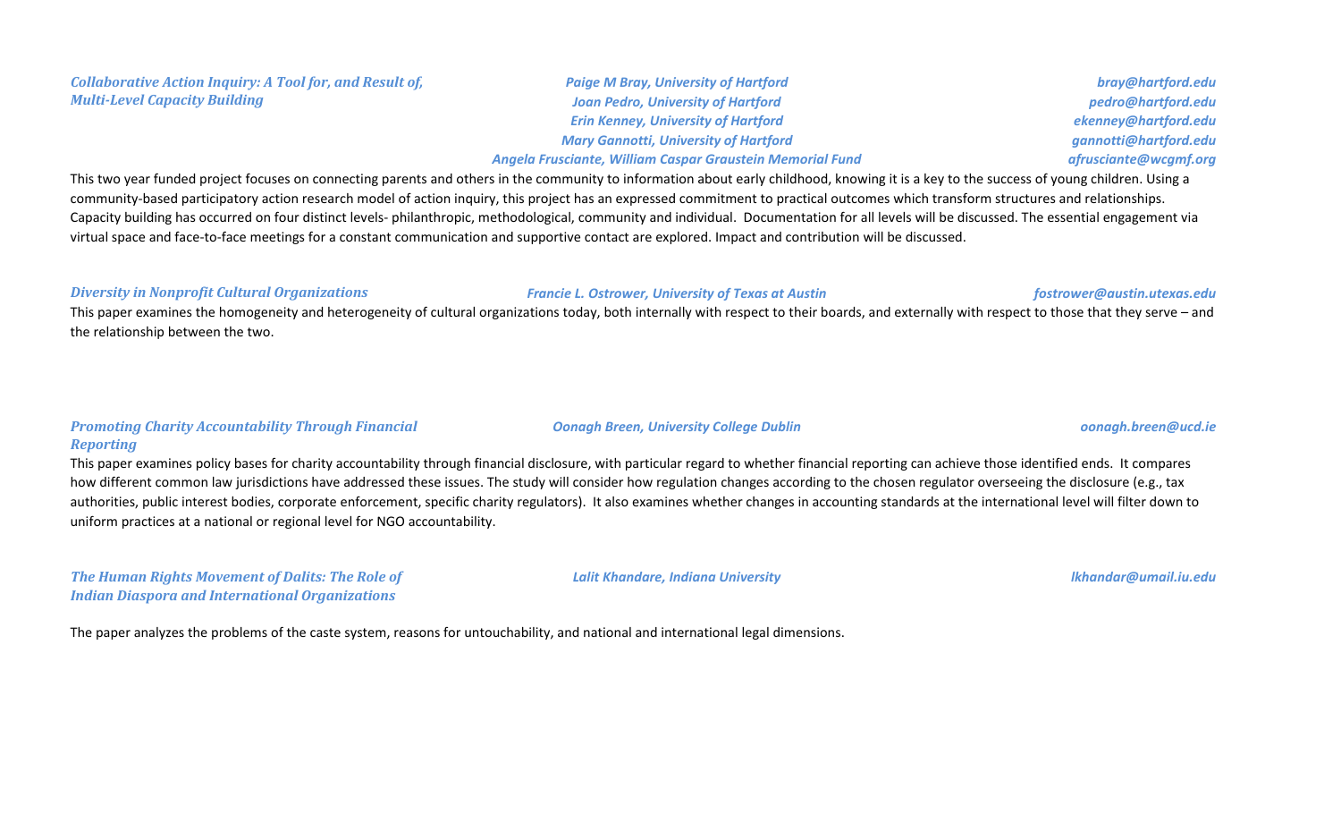### *Collaborative Action Inquiry: A Tool for, and Result of, Multi-Level Capacity Building*

***Paige M Bray, University of Hartford*** — *bray@hartford.edu*
***Joan Pedro, University of Hartford*** — *pedro@hartford.edu*
***Erin Kenney, University of Hartford*** — *ekenney@hartford.edu*
***Mary Gannotti, University of Hartford*** — *gannotti@hartford.edu*
***Angela Frusciante, William Caspar Graustein Memorial Fund*** — *afrusciante@wcgmf.org*

This two year funded project focuses on connecting parents and others in the community to information about early childhood, knowing it is a key to the success of young children. Using a community-based participatory action research model of action inquiry, this project has an expressed commitment to practical outcomes which transform structures and relationships. Capacity building has occurred on four distinct levels- philanthropic, methodological, community and individual. Documentation for all levels will be discussed. The essential engagement via virtual space and face-to-face meetings for a constant communication and supportive contact are explored. Impact and contribution will be discussed.

### *Diversity in Nonprofit Cultural Organizations*

***Francie L. Ostrower, University of Texas at Austin*** — *fostrower@austin.utexas.edu*

This paper examines the homogeneity and heterogeneity of cultural organizations today, both internally with respect to their boards, and externally with respect to those that they serve – and the relationship between the two.

### *Promoting Charity Accountability Through Financial Reporting*

***Oonagh Breen, University College Dublin*** — *oonagh.breen@ucd.ie*

This paper examines policy bases for charity accountability through financial disclosure, with particular regard to whether financial reporting can achieve those identified ends. It compares how different common law jurisdictions have addressed these issues. The study will consider how regulation changes according to the chosen regulator overseeing the disclosure (e.g., tax authorities, public interest bodies, corporate enforcement, specific charity regulators). It also examines whether changes in accounting standards at the international level will filter down to uniform practices at a national or regional level for NGO accountability.

### *The Human Rights Movement of Dalits: The Role of Indian Diaspora and International Organizations*

***Lalit Khandare, Indiana University*** — *lkhandar@umail.iu.edu*

The paper analyzes the problems of the caste system, reasons for untouchability, and national and international legal dimensions.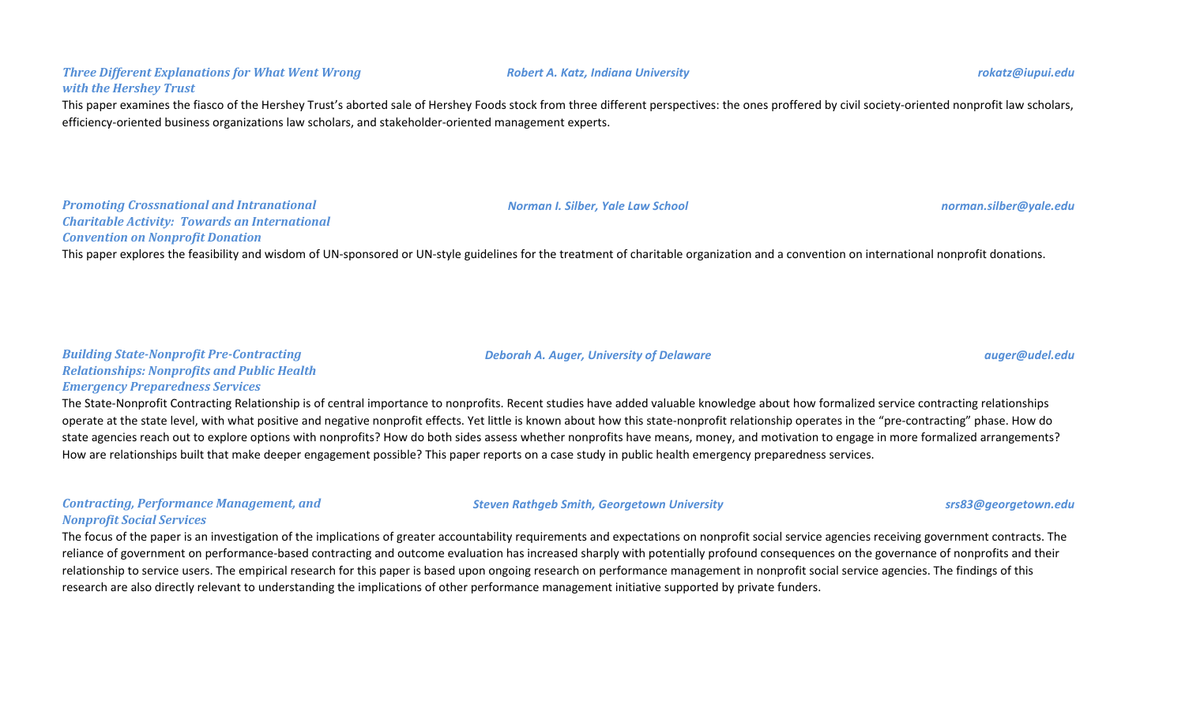***Three Different Explanations for What Went Wrong with the Hershey Trust***

***Robert A. Katz, Indiana University*** — ***rokatz@iupui.edu***

This paper examines the fiasco of the Hershey Trust's aborted sale of Hershey Foods stock from three different perspectives: the ones proffered by civil society-oriented nonprofit law scholars, efficiency-oriented business organizations law scholars, and stakeholder-oriented management experts.

***Promoting Crossnational and Intranational Charitable Activity: Towards an International Convention on Nonprofit Donation***

***Norman I. Silber, Yale Law School*** — ***norman.silber@yale.edu***

This paper explores the feasibility and wisdom of UN-sponsored or UN-style guidelines for the treatment of charitable organization and a convention on international nonprofit donations.

***Building State-Nonprofit Pre-Contracting Relationships: Nonprofits and Public Health Emergency Preparedness Services***

***Deborah A. Auger, University of Delaware*** — ***auger@udel.edu***

The State-Nonprofit Contracting Relationship is of central importance to nonprofits. Recent studies have added valuable knowledge about how formalized service contracting relationships operate at the state level, with what positive and negative nonprofit effects. Yet little is known about how this state-nonprofit relationship operates in the "pre-contracting" phase. How do state agencies reach out to explore options with nonprofits? How do both sides assess whether nonprofits have means, money, and motivation to engage in more formalized arrangements? How are relationships built that make deeper engagement possible? This paper reports on a case study in public health emergency preparedness services.

***Contracting, Performance Management, and Nonprofit Social Services***

***Steven Rathgeb Smith, Georgetown University*** — ***srs83@georgetown.edu***

The focus of the paper is an investigation of the implications of greater accountability requirements and expectations on nonprofit social service agencies receiving government contracts. The reliance of government on performance-based contracting and outcome evaluation has increased sharply with potentially profound consequences on the governance of nonprofits and their relationship to service users. The empirical research for this paper is based upon ongoing research on performance management in nonprofit social service agencies. The findings of this research are also directly relevant to understanding the implications of other performance management initiative supported by private funders.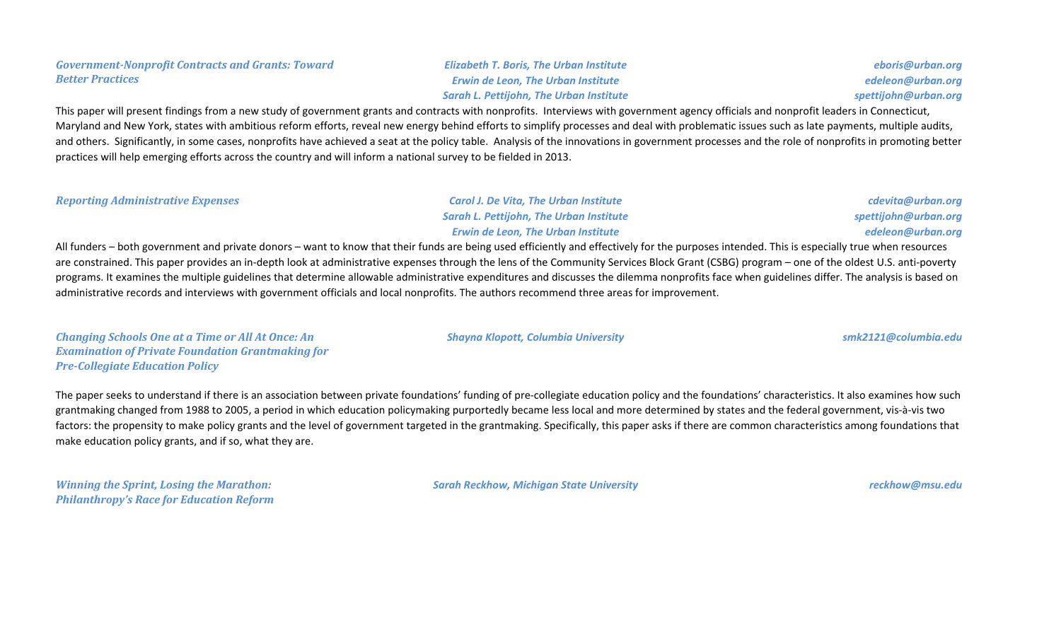***Government-Nonprofit Contracts and Grants: Toward Better Practices***

*Elizabeth T. Boris, The Urban Institute* — *eboris@urban.org*
*Erwin de Leon, The Urban Institute* — *edeleon@urban.org*
*Sarah L. Pettijohn, The Urban Institute* — *spettijohn@urban.org*

This paper will present findings from a new study of government grants and contracts with nonprofits. Interviews with government agency officials and nonprofit leaders in Connecticut, Maryland and New York, states with ambitious reform efforts, reveal new energy behind efforts to simplify processes and deal with problematic issues such as late payments, multiple audits, and others. Significantly, in some cases, nonprofits have achieved a seat at the policy table. Analysis of the innovations in government processes and the role of nonprofits in promoting better practices will help emerging efforts across the country and will inform a national survey to be fielded in 2013.

***Reporting Administrative Expenses***

*Carol J. De Vita, The Urban Institute* — *cdevita@urban.org*
*Sarah L. Pettijohn, The Urban Institute* — *spettijohn@urban.org*
*Erwin de Leon, The Urban Institute* — *edeleon@urban.org*

All funders – both government and private donors – want to know that their funds are being used efficiently and effectively for the purposes intended. This is especially true when resources are constrained. This paper provides an in-depth look at administrative expenses through the lens of the Community Services Block Grant (CSBG) program – one of the oldest U.S. anti-poverty programs. It examines the multiple guidelines that determine allowable administrative expenditures and discusses the dilemma nonprofits face when guidelines differ. The analysis is based on administrative records and interviews with government officials and local nonprofits. The authors recommend three areas for improvement.

***Changing Schools One at a Time or All At Once: An Examination of Private Foundation Grantmaking for Pre-Collegiate Education Policy***

*Shayna Klopott, Columbia University* — *smk2121@columbia.edu*

The paper seeks to understand if there is an association between private foundations' funding of pre-collegiate education policy and the foundations' characteristics. It also examines how such grantmaking changed from 1988 to 2005, a period in which education policymaking purportedly became less local and more determined by states and the federal government, vis-à-vis two factors: the propensity to make policy grants and the level of government targeted in the grantmaking. Specifically, this paper asks if there are common characteristics among foundations that make education policy grants, and if so, what they are.

***Winning the Sprint, Losing the Marathon: Philanthropy's Race for Education Reform***

*Sarah Reckhow, Michigan State University* — *reckhow@msu.edu*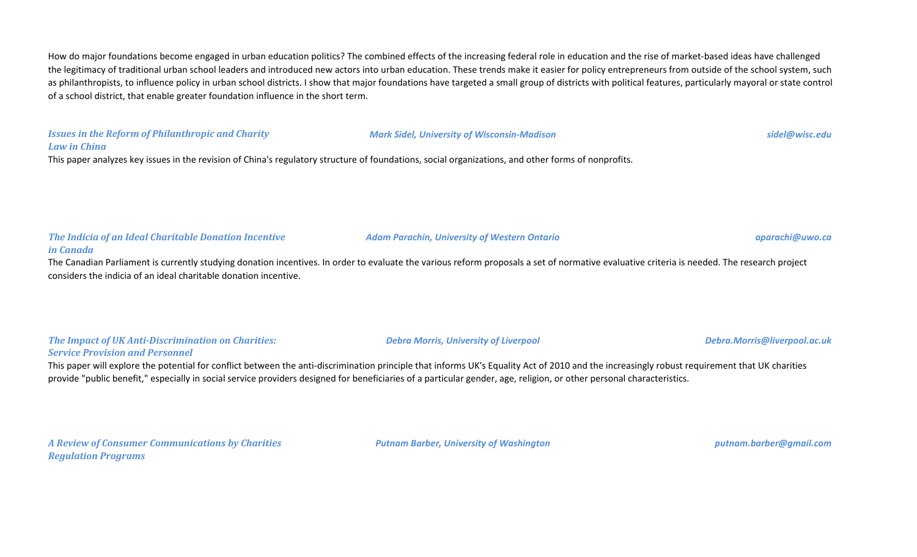How do major foundations become engaged in urban education politics? The combined effects of the increasing federal role in education and the rise of market-based ideas have challenged the legitimacy of traditional urban school leaders and introduced new actors into urban education. These trends make it easier for policy entrepreneurs from outside of the school system, such as philanthropists, to influence policy in urban school districts. I show that major foundations have targeted a small group of districts with political features, particularly mayoral or state control of a school district, that enable greater foundation influence in the short term.

***Issues in the Reform of Philanthropic and Charity Law in China*** — ***Mark Sidel, University of Wisconsin-Madison*** — ***sidel@wisc.edu***

This paper analyzes key issues in the revision of China's regulatory structure of foundations, social organizations, and other forms of nonprofits.

***The Indicia of an Ideal Charitable Donation Incentive in Canada*** — ***Adam Parachin, University of Western Ontario*** — ***aparachi@uwo.ca***

The Canadian Parliament is currently studying donation incentives. In order to evaluate the various reform proposals a set of normative evaluative criteria is needed. The research project considers the indicia of an ideal charitable donation incentive.

***The Impact of UK Anti-Discrimination on Charities: Service Provision and Personnel*** — ***Debra Morris, University of Liverpool*** — ***Debra.Morris@liverpool.ac.uk***

This paper will explore the potential for conflict between the anti-discrimination principle that informs UK's Equality Act of 2010 and the increasingly robust requirement that UK charities provide "public benefit," especially in social service providers designed for beneficiaries of a particular gender, age, religion, or other personal characteristics.

***A Review of Consumer Communications by Charities Regulation Programs*** — ***Putnam Barber, University of Washington*** — ***putnam.barber@gmail.com***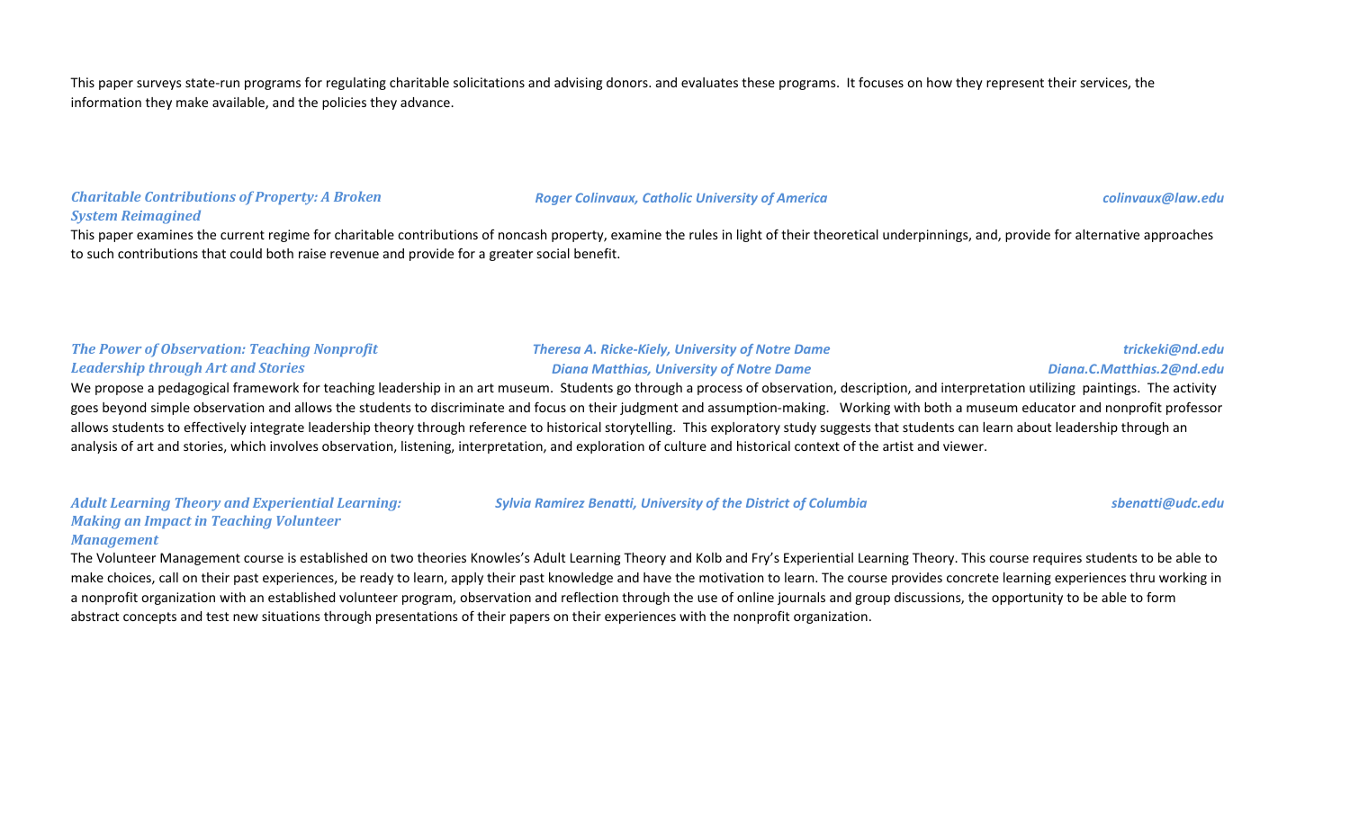This paper surveys state-run programs for regulating charitable solicitations and advising donors. and evaluates these programs. It focuses on how they represent their services, the information they make available, and the policies they advance.

***Charitable Contributions of Property: A Broken System Reimagined***

***Roger Colinvaux, Catholic University of America*** — ***colinvaux@law.edu***

This paper examines the current regime for charitable contributions of noncash property, examine the rules in light of their theoretical underpinnings, and, provide for alternative approaches to such contributions that could both raise revenue and provide for a greater social benefit.

***The Power of Observation: Teaching Nonprofit Leadership through Art and Stories***

***Theresa A. Ricke-Kiely, University of Notre Dame*** — ***trickeki@nd.edu***
***Diana Matthias, University of Notre Dame*** — ***Diana.C.Matthias.2@nd.edu***

We propose a pedagogical framework for teaching leadership in an art museum. Students go through a process of observation, description, and interpretation utilizing paintings. The activity goes beyond simple observation and allows the students to discriminate and focus on their judgment and assumption-making. Working with both a museum educator and nonprofit professor allows students to effectively integrate leadership theory through reference to historical storytelling. This exploratory study suggests that students can learn about leadership through an analysis of art and stories, which involves observation, listening, interpretation, and exploration of culture and historical context of the artist and viewer.

***Adult Learning Theory and Experiential Learning: Making an Impact in Teaching Volunteer Management***

***Sylvia Ramirez Benatti, University of the District of Columbia*** — ***sbenatti@udc.edu***

The Volunteer Management course is established on two theories Knowles's Adult Learning Theory and Kolb and Fry's Experiential Learning Theory. This course requires students to be able to make choices, call on their past experiences, be ready to learn, apply their past knowledge and have the motivation to learn. The course provides concrete learning experiences thru working in a nonprofit organization with an established volunteer program, observation and reflection through the use of online journals and group discussions, the opportunity to be able to form abstract concepts and test new situations through presentations of their papers on their experiences with the nonprofit organization.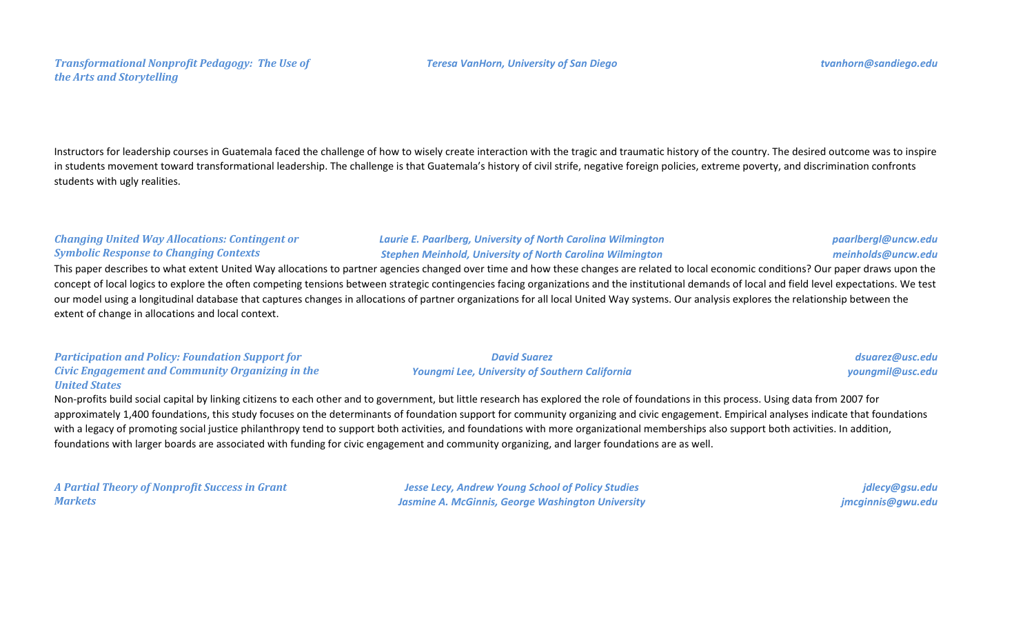***Transformational Nonprofit Pedagogy: The Use of the Arts and Storytelling***

***Teresa VanHorn, University of San Diego*** — ***tvanhorn@sandiego.edu***

Instructors for leadership courses in Guatemala faced the challenge of how to wisely create interaction with the tragic and traumatic history of the country. The desired outcome was to inspire in students movement toward transformational leadership. The challenge is that Guatemala's history of civil strife, negative foreign policies, extreme poverty, and discrimination confronts students with ugly realities.

***Changing United Way Allocations: Contingent or Symbolic Response to Changing Contexts***

***Laurie E. Paarlberg, University of North Carolina Wilmington*** — ***paarlbergl@uncw.edu***
***Stephen Meinhold, University of North Carolina Wilmington*** — ***meinholds@uncw.edu***

This paper describes to what extent United Way allocations to partner agencies changed over time and how these changes are related to local economic conditions? Our paper draws upon the concept of local logics to explore the often competing tensions between strategic contingencies facing organizations and the institutional demands of local and field level expectations. We test our model using a longitudinal database that captures changes in allocations of partner organizations for all local United Way systems. Our analysis explores the relationship between the extent of change in allocations and local context.

***Participation and Policy: Foundation Support for Civic Engagement and Community Organizing in the United States***

***David Suarez*** — ***dsuarez@usc.edu***
***Youngmi Lee, University of Southern California*** — ***youngmil@usc.edu***

Non-profits build social capital by linking citizens to each other and to government, but little research has explored the role of foundations in this process. Using data from 2007 for approximately 1,400 foundations, this study focuses on the determinants of foundation support for community organizing and civic engagement. Empirical analyses indicate that foundations with a legacy of promoting social justice philanthropy tend to support both activities, and foundations with more organizational memberships also support both activities. In addition, foundations with larger boards are associated with funding for civic engagement and community organizing, and larger foundations are as well.

***A Partial Theory of Nonprofit Success in Grant Markets***

***Jesse Lecy, Andrew Young School of Policy Studies*** — ***jdlecy@gsu.edu***
***Jasmine A. McGinnis, George Washington University*** — ***jmcginnis@gwu.edu***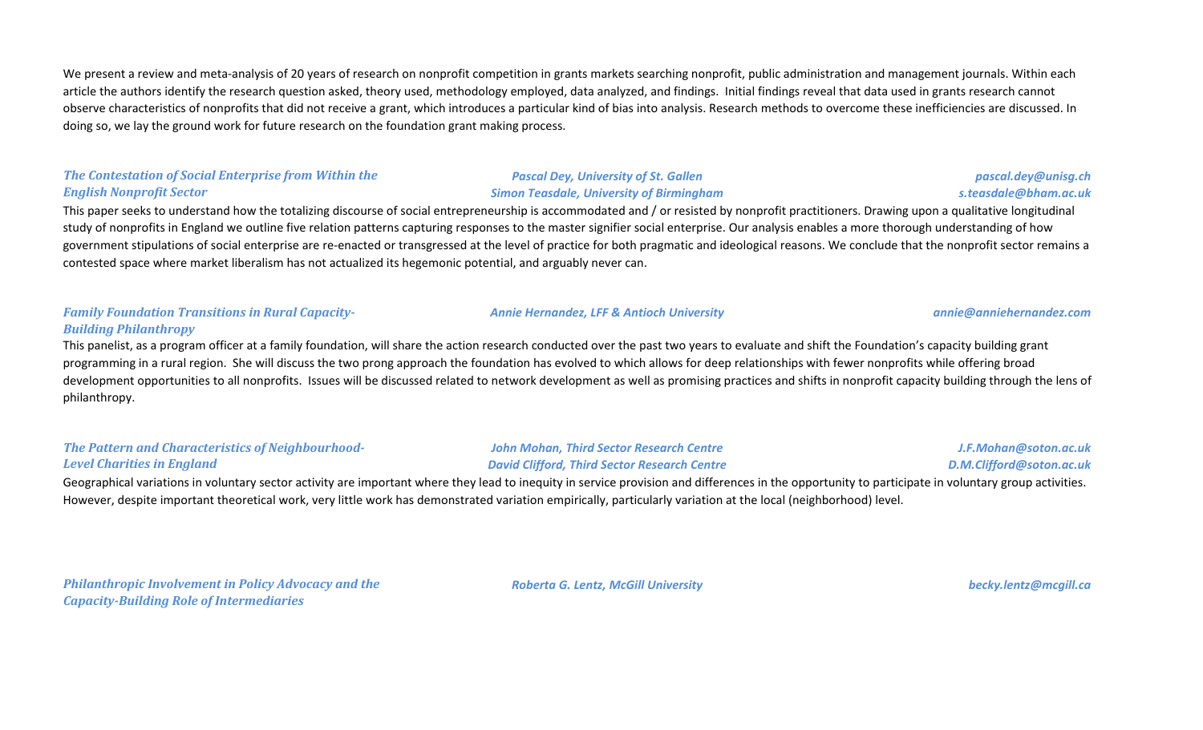We present a review and meta-analysis of 20 years of research on nonprofit competition in grants markets searching nonprofit, public administration and management journals. Within each article the authors identify the research question asked, theory used, methodology employed, data analyzed, and findings. Initial findings reveal that data used in grants research cannot observe characteristics of nonprofits that did not receive a grant, which introduces a particular kind of bias into analysis. Research methods to overcome these inefficiencies are discussed. In doing so, we lay the ground work for future research on the foundation grant making process.

***The Contestation of Social Enterprise from Within the English Nonprofit Sector***

*Pascal Dey, University of St. Gallen* — *pascal.dey@unisg.ch*
*Simon Teasdale, University of Birmingham* — *s.teasdale@bham.ac.uk*

This paper seeks to understand how the totalizing discourse of social entrepreneurship is accommodated and / or resisted by nonprofit practitioners. Drawing upon a qualitative longitudinal study of nonprofits in England we outline five relation patterns capturing responses to the master signifier social enterprise. Our analysis enables a more thorough understanding of how government stipulations of social enterprise are re-enacted or transgressed at the level of practice for both pragmatic and ideological reasons. We conclude that the nonprofit sector remains a contested space where market liberalism has not actualized its hegemonic potential, and arguably never can.

***Family Foundation Transitions in Rural Capacity-Building Philanthropy***

*Annie Hernandez, LFF & Antioch University* — *annie@anniehernandez.com*

This panelist, as a program officer at a family foundation, will share the action research conducted over the past two years to evaluate and shift the Foundation's capacity building grant programming in a rural region. She will discuss the two prong approach the foundation has evolved to which allows for deep relationships with fewer nonprofits while offering broad development opportunities to all nonprofits. Issues will be discussed related to network development as well as promising practices and shifts in nonprofit capacity building through the lens of philanthropy.

***The Pattern and Characteristics of Neighbourhood-Level Charities in England***

*John Mohan, Third Sector Research Centre* — *J.F.Mohan@soton.ac.uk*
*David Clifford, Third Sector Research Centre* — *D.M.Clifford@soton.ac.uk*

Geographical variations in voluntary sector activity are important where they lead to inequity in service provision and differences in the opportunity to participate in voluntary group activities. However, despite important theoretical work, very little work has demonstrated variation empirically, particularly variation at the local (neighborhood) level.

***Philanthropic Involvement in Policy Advocacy and the Capacity-Building Role of Intermediaries***

*Roberta G. Lentz, McGill University* — *becky.lentz@mcgill.ca*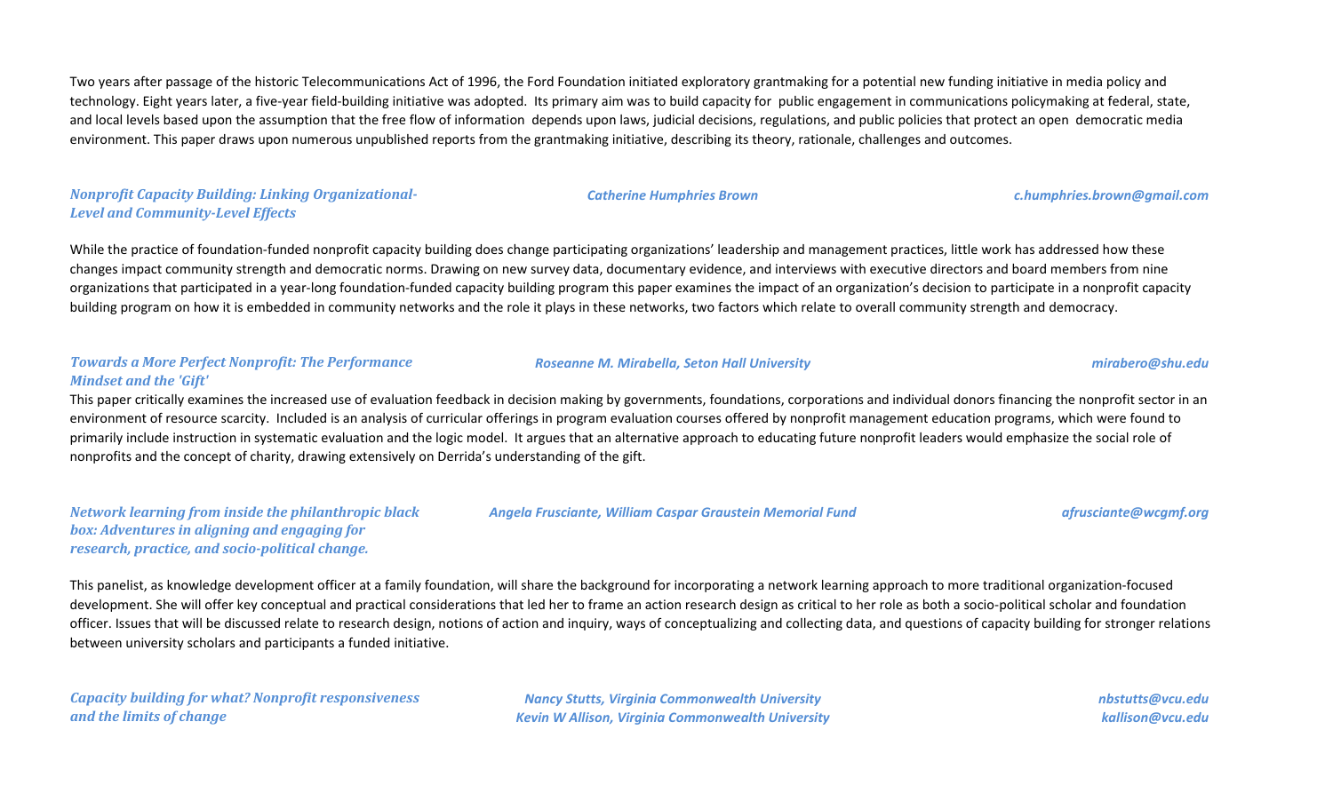Two years after passage of the historic Telecommunications Act of 1996, the Ford Foundation initiated exploratory grantmaking for a potential new funding initiative in media policy and technology. Eight years later, a five-year field-building initiative was adopted. Its primary aim was to build capacity for public engagement in communications policymaking at federal, state, and local levels based upon the assumption that the free flow of information depends upon laws, judicial decisions, regulations, and public policies that protect an open democratic media environment. This paper draws upon numerous unpublished reports from the grantmaking initiative, describing its theory, rationale, challenges and outcomes.

***Nonprofit Capacity Building: Linking Organizational-Level and Community-Level Effects*** — ***Catherine Humphries Brown*** — ***c.humphries.brown@gmail.com***

While the practice of foundation-funded nonprofit capacity building does change participating organizations' leadership and management practices, little work has addressed how these changes impact community strength and democratic norms. Drawing on new survey data, documentary evidence, and interviews with executive directors and board members from nine organizations that participated in a year-long foundation-funded capacity building program this paper examines the impact of an organization's decision to participate in a nonprofit capacity building program on how it is embedded in community networks and the role it plays in these networks, two factors which relate to overall community strength and democracy.

***Towards a More Perfect Nonprofit: The Performance Mindset and the 'Gift'*** — ***Roseanne M. Mirabella, Seton Hall University*** — ***mirabero@shu.edu***

This paper critically examines the increased use of evaluation feedback in decision making by governments, foundations, corporations and individual donors financing the nonprofit sector in an environment of resource scarcity. Included is an analysis of curricular offerings in program evaluation courses offered by nonprofit management education programs, which were found to primarily include instruction in systematic evaluation and the logic model. It argues that an alternative approach to educating future nonprofit leaders would emphasize the social role of nonprofits and the concept of charity, drawing extensively on Derrida's understanding of the gift.

***Network learning from inside the philanthropic black box: Adventures in aligning and engaging for research, practice, and socio-political change.*** — ***Angela Frusciante, William Caspar Graustein Memorial Fund*** — ***afrusciante@wcgmf.org***

This panelist, as knowledge development officer at a family foundation, will share the background for incorporating a network learning approach to more traditional organization-focused development. She will offer key conceptual and practical considerations that led her to frame an action research design as critical to her role as both a socio-political scholar and foundation officer. Issues that will be discussed relate to research design, notions of action and inquiry, ways of conceptualizing and collecting data, and questions of capacity building for stronger relations between university scholars and participants a funded initiative.

***Capacity building for what? Nonprofit responsiveness and the limits of change*** — ***Nancy Stutts, Virginia Commonwealth University*** — ***nbstutts@vcu.edu***; ***Kevin W Allison, Virginia Commonwealth University*** — ***kallison@vcu.edu***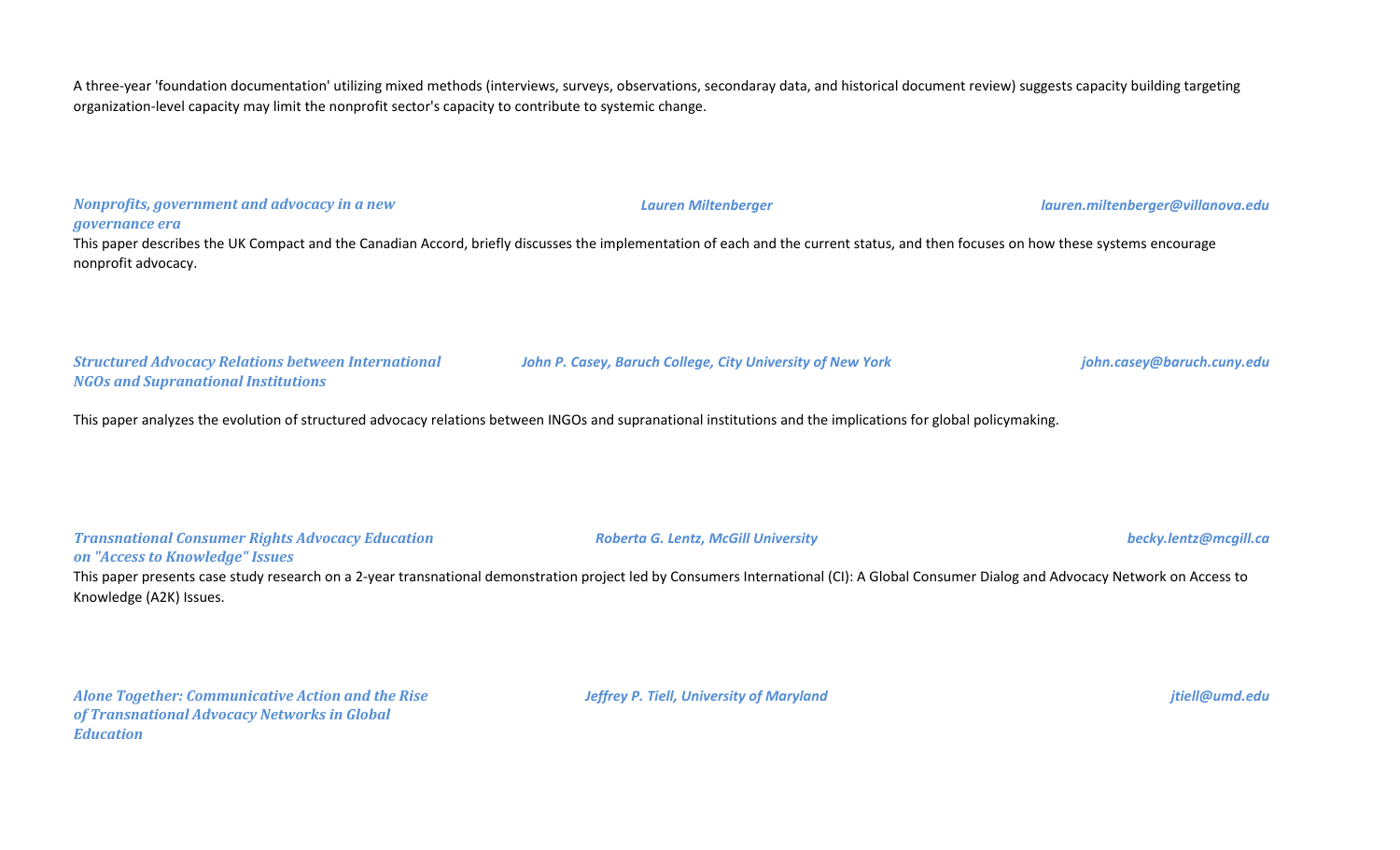A three-year 'foundation documentation' utilizing mixed methods (interviews, surveys, observations, secondaray data, and historical document review) suggests capacity building targeting organization-level capacity may limit the nonprofit sector's capacity to contribute to systemic change.

***Nonprofits, government and advocacy in a new governance era*** — *Lauren Miltenberger* — *lauren.miltenberger@villanova.edu*

This paper describes the UK Compact and the Canadian Accord, briefly discusses the implementation of each and the current status, and then focuses on how these systems encourage nonprofit advocacy.

***Structured Advocacy Relations between International NGOs and Supranational Institutions*** — *John P. Casey, Baruch College, City University of New York* — *john.casey@baruch.cuny.edu*

This paper analyzes the evolution of structured advocacy relations between INGOs and supranational institutions and the implications for global policymaking.

***Transnational Consumer Rights Advocacy Education on "Access to Knowledge" Issues*** — *Roberta G. Lentz, McGill University* — *becky.lentz@mcgill.ca*

This paper presents case study research on a 2-year transnational demonstration project led by Consumers International (CI): A Global Consumer Dialog and Advocacy Network on Access to Knowledge (A2K) Issues.

***Alone Together: Communicative Action and the Rise of Transnational Advocacy Networks in Global Education*** — *Jeffrey P. Tiell, University of Maryland* — *jtiell@umd.edu*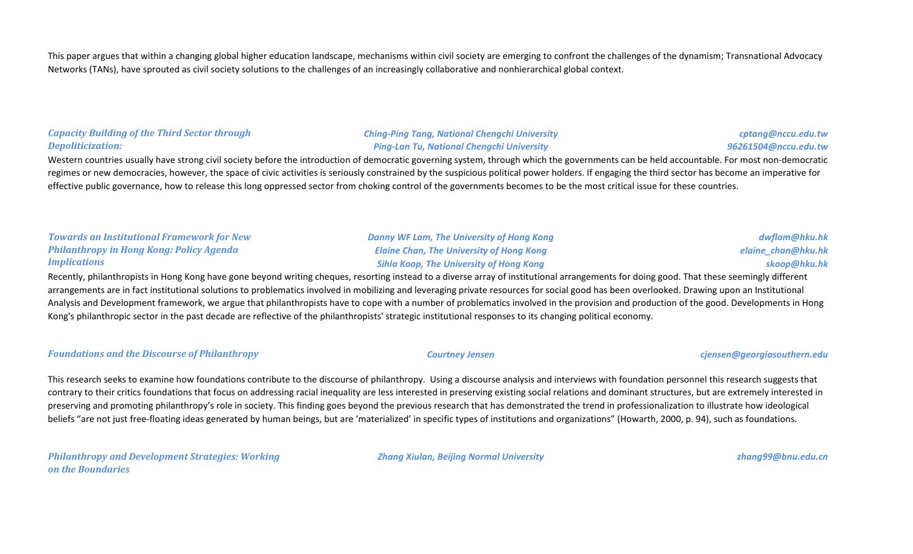This paper argues that within a changing global higher education landscape, mechanisms within civil society are emerging to confront the challenges of the dynamism; Transnational Advocacy Networks (TANs), have sprouted as civil society solutions to the challenges of an increasingly collaborative and nonhierarchical global context.

### *Capacity Building of the Third Sector through Depoliticization:*

*Ching-Ping Tang, National Chengchi University* — *cptang@nccu.edu.tw*
*Ping-Lan Tu, National Chengchi University* — *96261504@nccu.edu.tw*

Western countries usually have strong civil society before the introduction of democratic governing system, through which the governments can be held accountable. For most non-democratic regimes or new democracies, however, the space of civic activities is seriously constrained by the suspicious political power holders. If engaging the third sector has become an imperative for effective public governance, how to release this long oppressed sector from choking control of the governments becomes to be the most critical issue for these countries.

### *Towards an Institutional Framework for New Philanthropy in Hong Kong: Policy Agenda Implications*

*Danny WF Lam, The University of Hong Kong* — *dwflam@hku.hk*
*Elaine Chan, The University of Hong Kong* — *elaine_chan@hku.hk*
*Sihla Koop, The University of Hong Kong* — *skoop@hku.hk*

Recently, philanthropists in Hong Kong have gone beyond writing cheques, resorting instead to a diverse array of institutional arrangements for doing good. That these seemingly different arrangements are in fact institutional solutions to problematics involved in mobilizing and leveraging private resources for social good has been overlooked. Drawing upon an Institutional Analysis and Development framework, we argue that philanthropists have to cope with a number of problematics involved in the provision and production of the good. Developments in Hong Kong's philanthropic sector in the past decade are reflective of the philanthropists' strategic institutional responses to its changing political economy.

### *Foundations and the Discourse of Philanthropy*

*Courtney Jensen* — *cjensen@georgiasouthern.edu*

This research seeks to examine how foundations contribute to the discourse of philanthropy. Using a discourse analysis and interviews with foundation personnel this research suggests that contrary to their critics foundations that focus on addressing racial inequality are less interested in preserving existing social relations and dominant structures, but are extremely interested in preserving and promoting philanthropy's role in society. This finding goes beyond the previous research that has demonstrated the trend in professionalization to illustrate how ideological beliefs "are not just free-floating ideas generated by human beings, but are 'materialized' in specific types of institutions and organizations" (Howarth, 2000, p. 94), such as foundations.

### *Philanthropy and Development Strategies: Working on the Boundaries*

*Zhang Xiulan, Beijing Normal University* — *zhang99@bnu.edu.cn*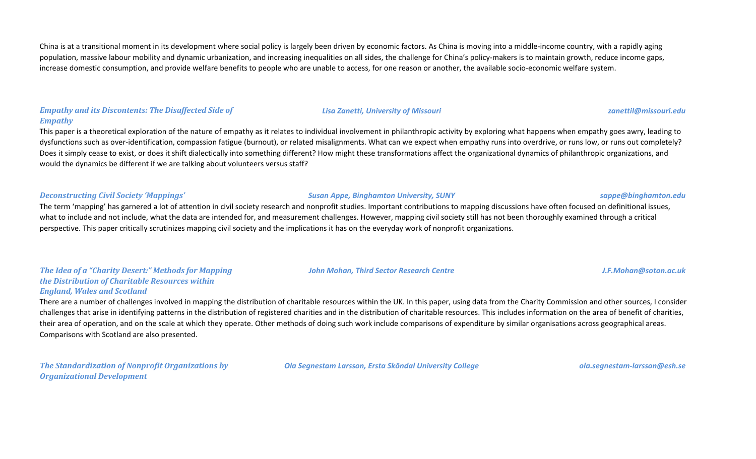China is at a transitional moment in its development where social policy is largely been driven by economic factors. As China is moving into a middle-income country, with a rapidly aging population, massive labour mobility and dynamic urbanization, and increasing inequalities on all sides, the challenge for China's policy-makers is to maintain growth, reduce income gaps, increase domestic consumption, and provide welfare benefits to people who are unable to access, for one reason or another, the available socio-economic welfare system.

***Empathy and its Discontents: The Disaffected Side of Empathy*** — *Lisa Zanetti, University of Missouri* — *zanettil@missouri.edu*

This paper is a theoretical exploration of the nature of empathy as it relates to individual involvement in philanthropic activity by exploring what happens when empathy goes awry, leading to dysfunctions such as over-identification, compassion fatigue (burnout), or related misalignments. What can we expect when empathy runs into overdrive, or runs low, or runs out completely? Does it simply cease to exist, or does it shift dialectically into something different? How might these transformations affect the organizational dynamics of philanthropic organizations, and would the dynamics be different if we are talking about volunteers versus staff?

***Deconstructing Civil Society 'Mappings'*** — *Susan Appe, Binghamton University, SUNY* — *sappe@binghamton.edu*

The term 'mapping' has garnered a lot of attention in civil society research and nonprofit studies. Important contributions to mapping discussions have often focused on definitional issues, what to include and not include, what the data are intended for, and measurement challenges. However, mapping civil society still has not been thoroughly examined through a critical perspective. This paper critically scrutinizes mapping civil society and the implications it has on the everyday work of nonprofit organizations.

***The Idea of a "Charity Desert:" Methods for Mapping the Distribution of Charitable Resources within England, Wales and Scotland*** — *John Mohan, Third Sector Research Centre* — *J.F.Mohan@soton.ac.uk*

There are a number of challenges involved in mapping the distribution of charitable resources within the UK. In this paper, using data from the Charity Commission and other sources, I consider challenges that arise in identifying patterns in the distribution of registered charities and in the distribution of charitable resources. This includes information on the area of benefit of charities, their area of operation, and on the scale at which they operate. Other methods of doing such work include comparisons of expenditure by similar organisations across geographical areas. Comparisons with Scotland are also presented.

***The Standardization of Nonprofit Organizations by Organizational Development*** — *Ola Segnestam Larsson, Ersta Sköndal University College* — *ola.segnestam-larsson@esh.se*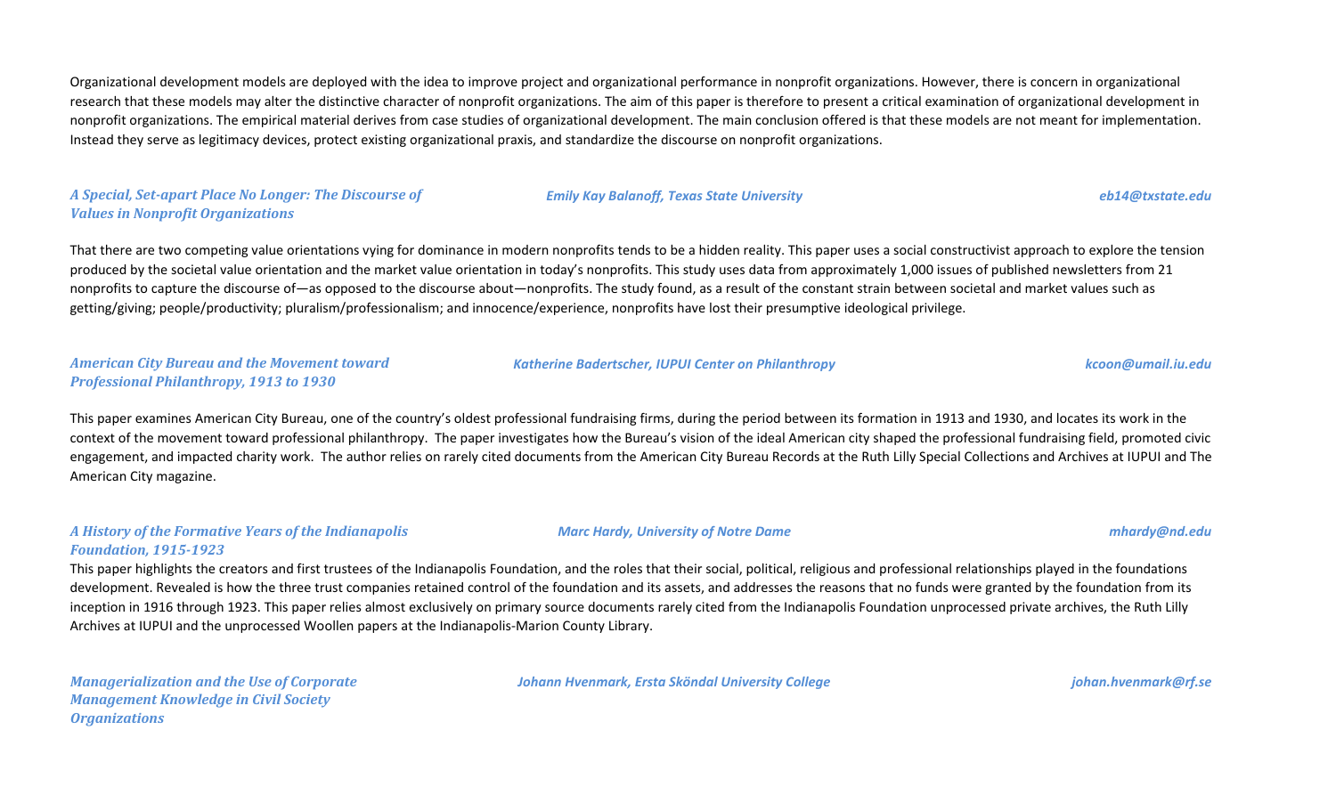Organizational development models are deployed with the idea to improve project and organizational performance in nonprofit organizations. However, there is concern in organizational research that these models may alter the distinctive character of nonprofit organizations. The aim of this paper is therefore to present a critical examination of organizational development in nonprofit organizations. The empirical material derives from case studies of organizational development. The main conclusion offered is that these models are not meant for implementation. Instead they serve as legitimacy devices, protect existing organizational praxis, and standardize the discourse on nonprofit organizations.

***A Special, Set-apart Place No Longer: The Discourse of Values in Nonprofit Organizations*** — ***Emily Kay Balanoff, Texas State University*** — ***eb14@txstate.edu***

That there are two competing value orientations vying for dominance in modern nonprofits tends to be a hidden reality. This paper uses a social constructivist approach to explore the tension produced by the societal value orientation and the market value orientation in today's nonprofits. This study uses data from approximately 1,000 issues of published newsletters from 21 nonprofits to capture the discourse of—as opposed to the discourse about—nonprofits. The study found, as a result of the constant strain between societal and market values such as getting/giving; people/productivity; pluralism/professionalism; and innocence/experience, nonprofits have lost their presumptive ideological privilege.

***American City Bureau and the Movement toward Professional Philanthropy, 1913 to 1930*** — ***Katherine Badertscher, IUPUI Center on Philanthropy*** — ***kcoon@umail.iu.edu***

This paper examines American City Bureau, one of the country's oldest professional fundraising firms, during the period between its formation in 1913 and 1930, and locates its work in the context of the movement toward professional philanthropy. The paper investigates how the Bureau's vision of the ideal American city shaped the professional fundraising field, promoted civic engagement, and impacted charity work. The author relies on rarely cited documents from the American City Bureau Records at the Ruth Lilly Special Collections and Archives at IUPUI and The American City magazine.

***A History of the Formative Years of the Indianapolis Foundation, 1915-1923*** — ***Marc Hardy, University of Notre Dame*** — ***mhardy@nd.edu***

This paper highlights the creators and first trustees of the Indianapolis Foundation, and the roles that their social, political, religious and professional relationships played in the foundations development. Revealed is how the three trust companies retained control of the foundation and its assets, and addresses the reasons that no funds were granted by the foundation from its inception in 1916 through 1923. This paper relies almost exclusively on primary source documents rarely cited from the Indianapolis Foundation unprocessed private archives, the Ruth Lilly Archives at IUPUI and the unprocessed Woollen papers at the Indianapolis-Marion County Library.

***Managerialization and the Use of Corporate Management Knowledge in Civil Society Organizations*** — ***Johann Hvenmark, Ersta Sköndal University College*** — ***johan.hvenmark@rf.se***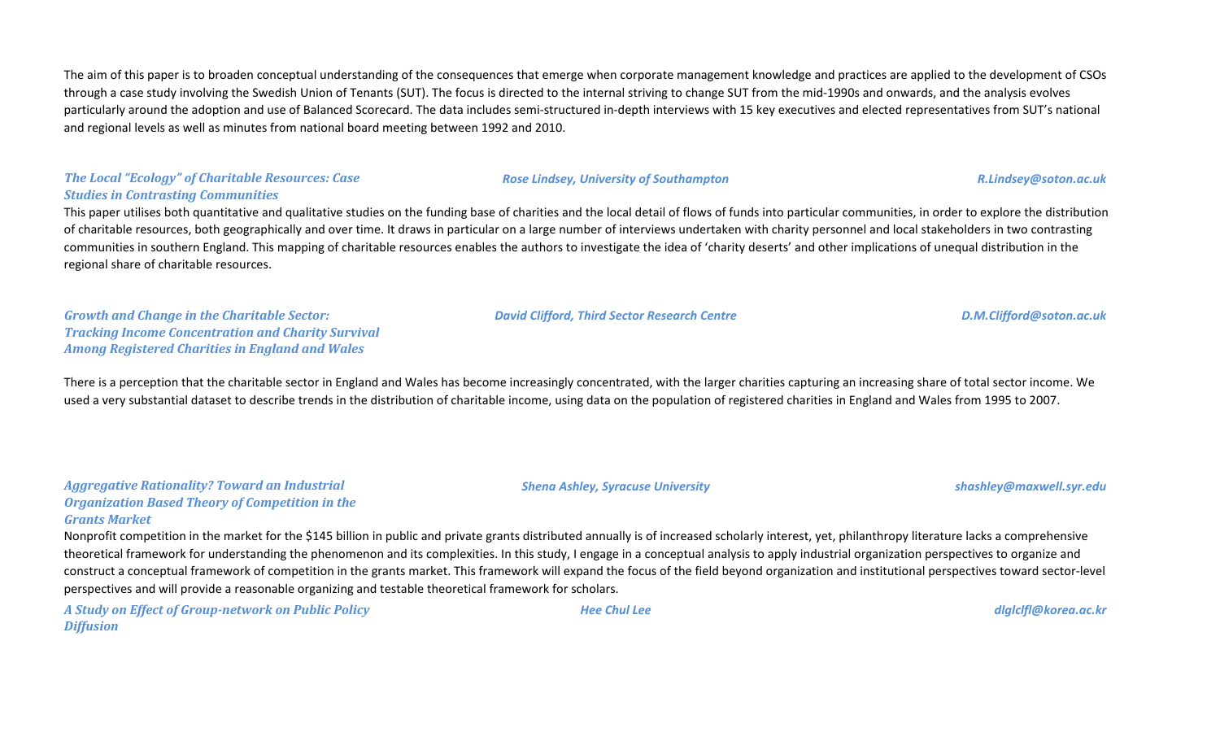The aim of this paper is to broaden conceptual understanding of the consequences that emerge when corporate management knowledge and practices are applied to the development of CSOs through a case study involving the Swedish Union of Tenants (SUT). The focus is directed to the internal striving to change SUT from the mid-1990s and onwards, and the analysis evolves particularly around the adoption and use of Balanced Scorecard. The data includes semi-structured in-depth interviews with 15 key executives and elected representatives from SUT's national and regional levels as well as minutes from national board meeting between 1992 and 2010.

***The Local "Ecology" of Charitable Resources: Case Studies in Contrasting Communities***

***Rose Lindsey, University of Southampton***

***R.Lindsey@soton.ac.uk***

This paper utilises both quantitative and qualitative studies on the funding base of charities and the local detail of flows of funds into particular communities, in order to explore the distribution of charitable resources, both geographically and over time. It draws in particular on a large number of interviews undertaken with charity personnel and local stakeholders in two contrasting communities in southern England. This mapping of charitable resources enables the authors to investigate the idea of 'charity deserts' and other implications of unequal distribution in the regional share of charitable resources.

***Growth and Change in the Charitable Sector: Tracking Income Concentration and Charity Survival Among Registered Charities in England and Wales***

***David Clifford, Third Sector Research Centre***

***D.M.Clifford@soton.ac.uk***

There is a perception that the charitable sector in England and Wales has become increasingly concentrated, with the larger charities capturing an increasing share of total sector income. We used a very substantial dataset to describe trends in the distribution of charitable income, using data on the population of registered charities in England and Wales from 1995 to 2007.

***Aggregative Rationality? Toward an Industrial Organization Based Theory of Competition in the Grants Market***

***Shena Ashley, Syracuse University***

***shashley@maxwell.syr.edu***

Nonprofit competition in the market for the $145 billion in public and private grants distributed annually is of increased scholarly interest, yet, philanthropy literature lacks a comprehensive theoretical framework for understanding the phenomenon and its complexities. In this study, I engage in a conceptual analysis to apply industrial organization perspectives to organize and construct a conceptual framework of competition in the grants market. This framework will expand the focus of the field beyond organization and institutional perspectives toward sector-level perspectives and will provide a reasonable organizing and testable theoretical framework for scholars.

***A Study on Effect of Group-network on Public Policy Diffusion***

***Hee Chul Lee***

***dlglclfl@korea.ac.kr***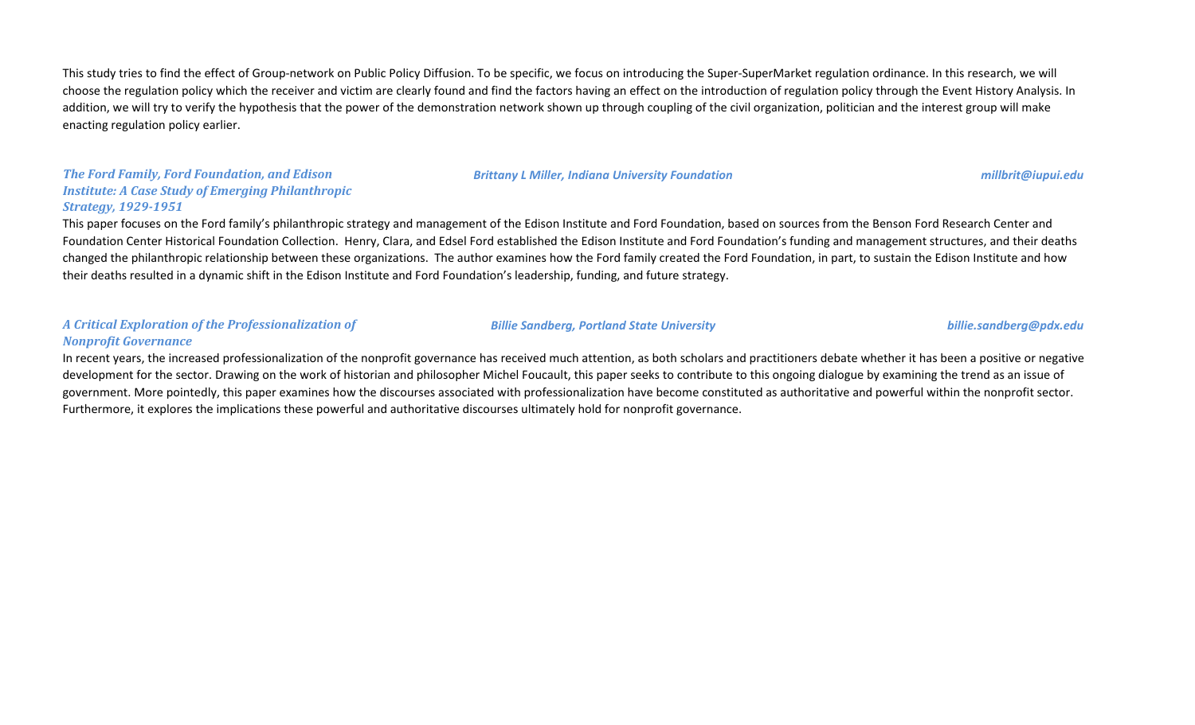This study tries to find the effect of Group-network on Public Policy Diffusion. To be specific, we focus on introducing the Super-SuperMarket regulation ordinance. In this research, we will choose the regulation policy which the receiver and victim are clearly found and find the factors having an effect on the introduction of regulation policy through the Event History Analysis. In addition, we will try to verify the hypothesis that the power of the demonstration network shown up through coupling of the civil organization, politician and the interest group will make enacting regulation policy earlier.

***The Ford Family, Ford Foundation, and Edison Institute: A Case Study of Emerging Philanthropic Strategy, 1929-1951***

***Brittany L Miller, Indiana University Foundation*** — ***millbrit@iupui.edu***

This paper focuses on the Ford family's philanthropic strategy and management of the Edison Institute and Ford Foundation, based on sources from the Benson Ford Research Center and Foundation Center Historical Foundation Collection. Henry, Clara, and Edsel Ford established the Edison Institute and Ford Foundation's funding and management structures, and their deaths changed the philanthropic relationship between these organizations. The author examines how the Ford family created the Ford Foundation, in part, to sustain the Edison Institute and how their deaths resulted in a dynamic shift in the Edison Institute and Ford Foundation's leadership, funding, and future strategy.

***A Critical Exploration of the Professionalization of Nonprofit Governance***

***Billie Sandberg, Portland State University*** — ***billie.sandberg@pdx.edu***

In recent years, the increased professionalization of the nonprofit governance has received much attention, as both scholars and practitioners debate whether it has been a positive or negative development for the sector. Drawing on the work of historian and philosopher Michel Foucault, this paper seeks to contribute to this ongoing dialogue by examining the trend as an issue of government. More pointedly, this paper examines how the discourses associated with professionalization have become constituted as authoritative and powerful within the nonprofit sector. Furthermore, it explores the implications these powerful and authoritative discourses ultimately hold for nonprofit governance.